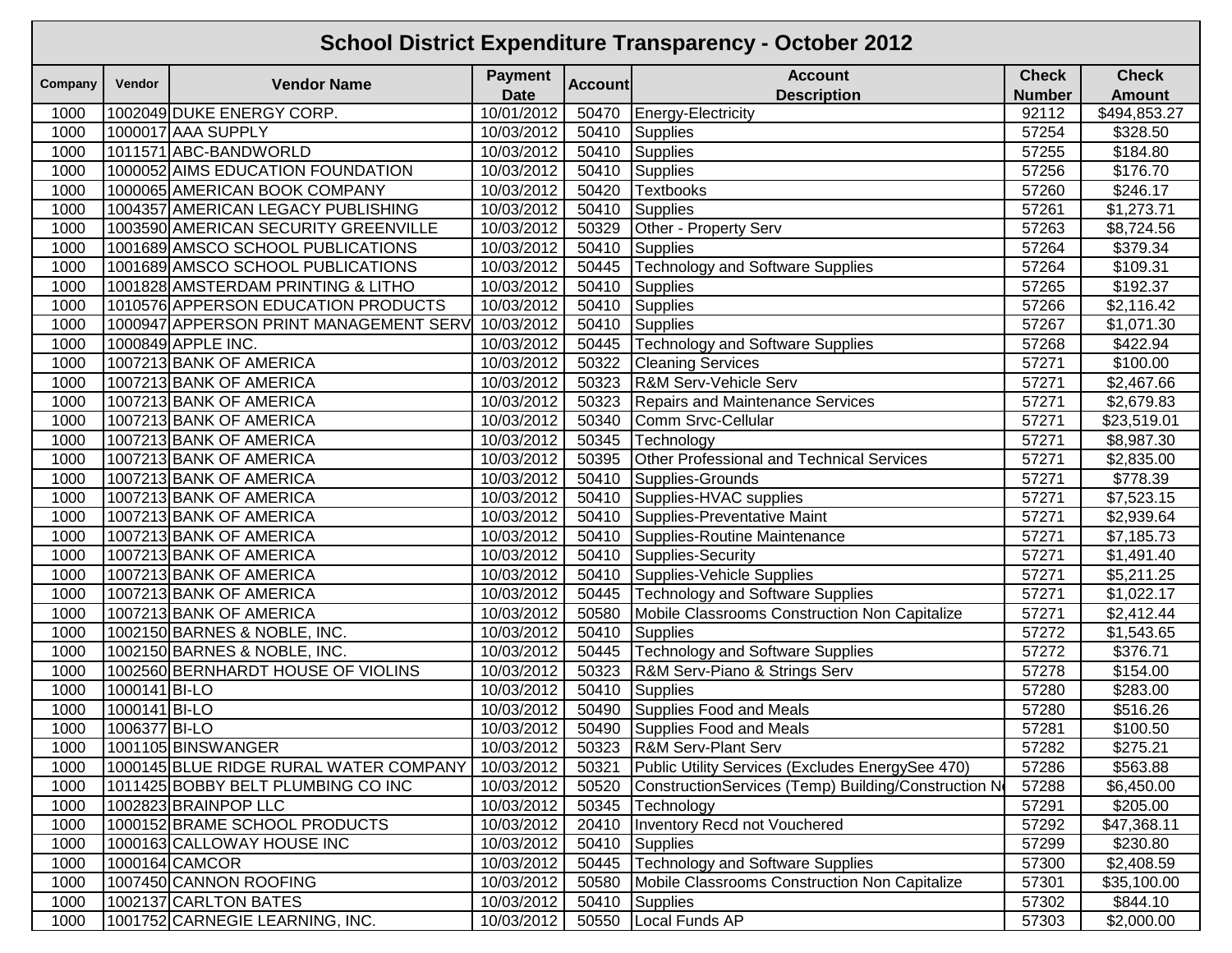# School District Expenditure Transparency - October 2012

| Company | Vendor | Vendor Name | Payment Date | Account | Account Description | Check Number | Check Amount |
|---|---|---|---|---|---|---|---|
| 1000 | 1002049 | DUKE ENERGY CORP. | 10/01/2012 | 50470 | Energy-Electricity | 92112 | $494,853.27 |
| 1000 | 1000017 | AAA SUPPLY | 10/03/2012 | 50410 | Supplies | 57254 | $328.50 |
| 1000 | 1011571 | ABC-BANDWORLD | 10/03/2012 | 50410 | Supplies | 57255 | $184.80 |
| 1000 | 1000052 | AIMS EDUCATION FOUNDATION | 10/03/2012 | 50410 | Supplies | 57256 | $176.70 |
| 1000 | 1000065 | AMERICAN BOOK COMPANY | 10/03/2012 | 50420 | Textbooks | 57260 | $246.17 |
| 1000 | 1004357 | AMERICAN LEGACY PUBLISHING | 10/03/2012 | 50410 | Supplies | 57261 | $1,273.71 |
| 1000 | 1003590 | AMERICAN SECURITY GREENVILLE | 10/03/2012 | 50329 | Other - Property Serv | 57263 | $8,724.56 |
| 1000 | 1001689 | AMSCO SCHOOL PUBLICATIONS | 10/03/2012 | 50410 | Supplies | 57264 | $379.34 |
| 1000 | 1001689 | AMSCO SCHOOL PUBLICATIONS | 10/03/2012 | 50445 | Technology and Software Supplies | 57264 | $109.31 |
| 1000 | 1001828 | AMSTERDAM PRINTING & LITHO | 10/03/2012 | 50410 | Supplies | 57265 | $192.37 |
| 1000 | 1010576 | APPERSON EDUCATION PRODUCTS | 10/03/2012 | 50410 | Supplies | 57266 | $2,116.42 |
| 1000 | 1000947 | APPERSON PRINT MANAGEMENT SERV | 10/03/2012 | 50410 | Supplies | 57267 | $1,071.30 |
| 1000 | 1000849 | APPLE INC. | 10/03/2012 | 50445 | Technology and Software Supplies | 57268 | $422.94 |
| 1000 | 1007213 | BANK OF AMERICA | 10/03/2012 | 50322 | Cleaning Services | 57271 | $100.00 |
| 1000 | 1007213 | BANK OF AMERICA | 10/03/2012 | 50323 | R&M Serv-Vehicle Serv | 57271 | $2,467.66 |
| 1000 | 1007213 | BANK OF AMERICA | 10/03/2012 | 50323 | Repairs and Maintenance Services | 57271 | $2,679.83 |
| 1000 | 1007213 | BANK OF AMERICA | 10/03/2012 | 50340 | Comm Srvc-Cellular | 57271 | $23,519.01 |
| 1000 | 1007213 | BANK OF AMERICA | 10/03/2012 | 50345 | Technology | 57271 | $8,987.30 |
| 1000 | 1007213 | BANK OF AMERICA | 10/03/2012 | 50395 | Other Professional and Technical Services | 57271 | $2,835.00 |
| 1000 | 1007213 | BANK OF AMERICA | 10/03/2012 | 50410 | Supplies-Grounds | 57271 | $778.39 |
| 1000 | 1007213 | BANK OF AMERICA | 10/03/2012 | 50410 | Supplies-HVAC supplies | 57271 | $7,523.15 |
| 1000 | 1007213 | BANK OF AMERICA | 10/03/2012 | 50410 | Supplies-Preventative Maint | 57271 | $2,939.64 |
| 1000 | 1007213 | BANK OF AMERICA | 10/03/2012 | 50410 | Supplies-Routine Maintenance | 57271 | $7,185.73 |
| 1000 | 1007213 | BANK OF AMERICA | 10/03/2012 | 50410 | Supplies-Security | 57271 | $1,491.40 |
| 1000 | 1007213 | BANK OF AMERICA | 10/03/2012 | 50410 | Supplies-Vehicle Supplies | 57271 | $5,211.25 |
| 1000 | 1007213 | BANK OF AMERICA | 10/03/2012 | 50445 | Technology and Software Supplies | 57271 | $1,022.17 |
| 1000 | 1007213 | BANK OF AMERICA | 10/03/2012 | 50580 | Mobile Classrooms Construction Non Capitalize | 57271 | $2,412.44 |
| 1000 | 1002150 | BARNES & NOBLE, INC. | 10/03/2012 | 50410 | Supplies | 57272 | $1,543.65 |
| 1000 | 1002150 | BARNES & NOBLE, INC. | 10/03/2012 | 50445 | Technology and Software Supplies | 57272 | $376.71 |
| 1000 | 1002560 | BERNHARDT HOUSE OF VIOLINS | 10/03/2012 | 50323 | R&M Serv-Piano & Strings Serv | 57278 | $154.00 |
| 1000 | 1000141 | BI-LO | 10/03/2012 | 50410 | Supplies | 57280 | $283.00 |
| 1000 | 1000141 | BI-LO | 10/03/2012 | 50490 | Supplies Food and Meals | 57280 | $516.26 |
| 1000 | 1006377 | BI-LO | 10/03/2012 | 50490 | Supplies Food and Meals | 57281 | $100.50 |
| 1000 | 1001105 | BINSWANGER | 10/03/2012 | 50323 | R&M Serv-Plant Serv | 57282 | $275.21 |
| 1000 | 1000145 | BLUE RIDGE RURAL WATER COMPANY | 10/03/2012 | 50321 | Public Utility Services (Excludes EnergySee 470) | 57286 | $563.88 |
| 1000 | 1011425 | BOBBY BELT PLUMBING CO INC | 10/03/2012 | 50520 | ConstructionServices (Temp) Building/Construction N | 57288 | $6,450.00 |
| 1000 | 1002823 | BRAINPOP LLC | 10/03/2012 | 50345 | Technology | 57291 | $205.00 |
| 1000 | 1000152 | BRAME SCHOOL PRODUCTS | 10/03/2012 | 20410 | Inventory Recd not Vouchered | 57292 | $47,368.11 |
| 1000 | 1000163 | CALLOWAY HOUSE INC | 10/03/2012 | 50410 | Supplies | 57299 | $230.80 |
| 1000 | 1000164 | CAMCOR | 10/03/2012 | 50445 | Technology and Software Supplies | 57300 | $2,408.59 |
| 1000 | 1007450 | CANNON ROOFING | 10/03/2012 | 50580 | Mobile Classrooms Construction Non Capitalize | 57301 | $35,100.00 |
| 1000 | 1002137 | CARLTON BATES | 10/03/2012 | 50410 | Supplies | 57302 | $844.10 |
| 1000 | 1001752 | CARNEGIE LEARNING, INC. | 10/03/2012 | 50550 | Local Funds AP | 57303 | $2,000.00 |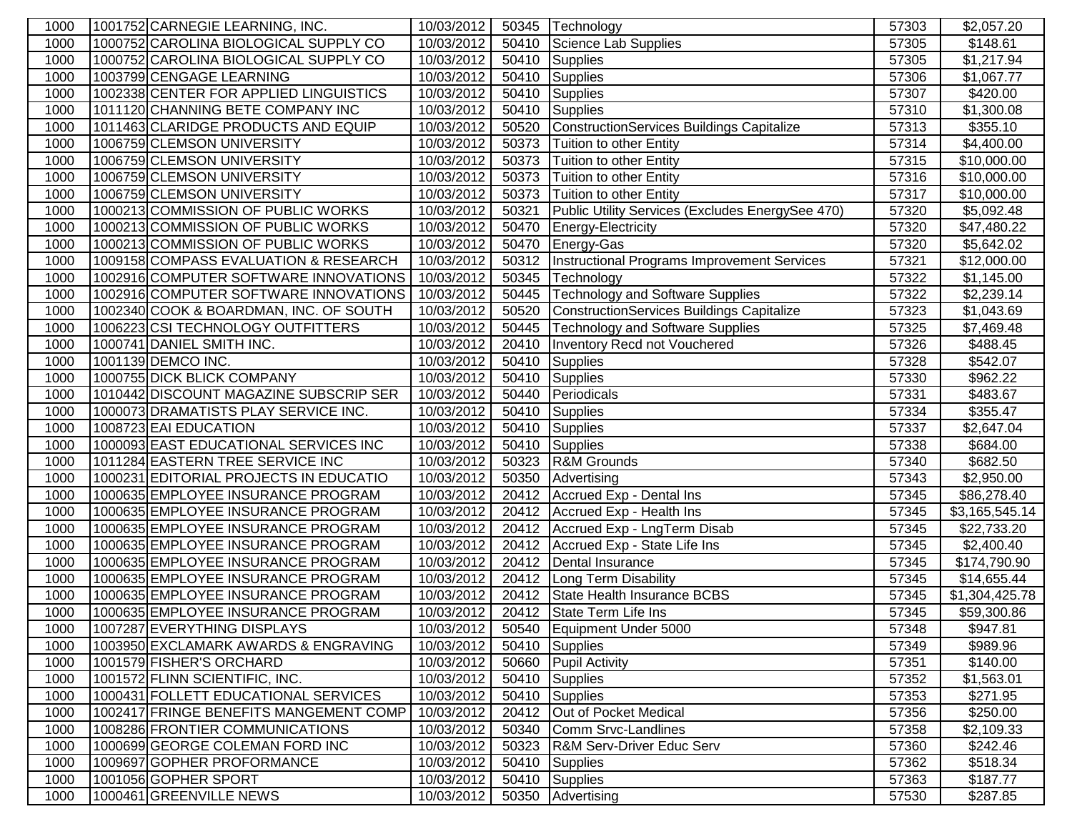| | | | | | | |
|---|---|---|---|---|---|---|
| 1000 | 1001752 CARNEGIE LEARNING, INC. | 10/03/2012 | 50345 | Technology | 57303 | $2,057.20 |
| 1000 | 1000752 CAROLINA BIOLOGICAL SUPPLY CO | 10/03/2012 | 50410 | Science Lab Supplies | 57305 | $148.61 |
| 1000 | 1000752 CAROLINA BIOLOGICAL SUPPLY CO | 10/03/2012 | 50410 | Supplies | 57305 | $1,217.94 |
| 1000 | 1003799 CENGAGE LEARNING | 10/03/2012 | 50410 | Supplies | 57306 | $1,067.77 |
| 1000 | 1002338 CENTER FOR APPLIED LINGUISTICS | 10/03/2012 | 50410 | Supplies | 57307 | $420.00 |
| 1000 | 1011120 CHANNING BETE COMPANY INC | 10/03/2012 | 50410 | Supplies | 57310 | $1,300.08 |
| 1000 | 1011463 CLARIDGE PRODUCTS AND EQUIP | 10/03/2012 | 50520 | ConstructionServices Buildings Capitalize | 57313 | $355.10 |
| 1000 | 1006759 CLEMSON UNIVERSITY | 10/03/2012 | 50373 | Tuition to other Entity | 57314 | $4,400.00 |
| 1000 | 1006759 CLEMSON UNIVERSITY | 10/03/2012 | 50373 | Tuition to other Entity | 57315 | $10,000.00 |
| 1000 | 1006759 CLEMSON UNIVERSITY | 10/03/2012 | 50373 | Tuition to other Entity | 57316 | $10,000.00 |
| 1000 | 1006759 CLEMSON UNIVERSITY | 10/03/2012 | 50373 | Tuition to other Entity | 57317 | $10,000.00 |
| 1000 | 1000213 COMMISSION OF PUBLIC WORKS | 10/03/2012 | 50321 | Public Utility Services (Excludes EnergySee 470) | 57320 | $5,092.48 |
| 1000 | 1000213 COMMISSION OF PUBLIC WORKS | 10/03/2012 | 50470 | Energy-Electricity | 57320 | $47,480.22 |
| 1000 | 1000213 COMMISSION OF PUBLIC WORKS | 10/03/2012 | 50470 | Energy-Gas | 57320 | $5,642.02 |
| 1000 | 1009158 COMPASS EVALUATION & RESEARCH | 10/03/2012 | 50312 | Instructional Programs Improvement Services | 57321 | $12,000.00 |
| 1000 | 1002916 COMPUTER SOFTWARE INNOVATIONS | 10/03/2012 | 50345 | Technology | 57322 | $1,145.00 |
| 1000 | 1002916 COMPUTER SOFTWARE INNOVATIONS | 10/03/2012 | 50445 | Technology and Software Supplies | 57322 | $2,239.14 |
| 1000 | 1002340 COOK & BOARDMAN, INC. OF SOUTH | 10/03/2012 | 50520 | ConstructionServices Buildings Capitalize | 57323 | $1,043.69 |
| 1000 | 1006223 CSI TECHNOLOGY OUTFITTERS | 10/03/2012 | 50445 | Technology and Software Supplies | 57325 | $7,469.48 |
| 1000 | 1000741 DANIEL SMITH INC. | 10/03/2012 | 20410 | Inventory Recd not Vouchered | 57326 | $488.45 |
| 1000 | 1001139 DEMCO INC. | 10/03/2012 | 50410 | Supplies | 57328 | $542.07 |
| 1000 | 1000755 DICK BLICK COMPANY | 10/03/2012 | 50410 | Supplies | 57330 | $962.22 |
| 1000 | 1010442 DISCOUNT MAGAZINE SUBSCRIP SER | 10/03/2012 | 50440 | Periodicals | 57331 | $483.67 |
| 1000 | 1000073 DRAMATISTS PLAY SERVICE INC. | 10/03/2012 | 50410 | Supplies | 57334 | $355.47 |
| 1000 | 1008723 EAI EDUCATION | 10/03/2012 | 50410 | Supplies | 57337 | $2,647.04 |
| 1000 | 1000093 EAST EDUCATIONAL SERVICES INC | 10/03/2012 | 50410 | Supplies | 57338 | $684.00 |
| 1000 | 1011284 EASTERN TREE SERVICE INC | 10/03/2012 | 50323 | R&M Grounds | 57340 | $682.50 |
| 1000 | 1000231 EDITORIAL PROJECTS IN EDUCATIO | 10/03/2012 | 50350 | Advertising | 57343 | $2,950.00 |
| 1000 | 1000635 EMPLOYEE INSURANCE PROGRAM | 10/03/2012 | 20412 | Accrued Exp - Dental Ins | 57345 | $86,278.40 |
| 1000 | 1000635 EMPLOYEE INSURANCE PROGRAM | 10/03/2012 | 20412 | Accrued Exp - Health Ins | 57345 | $3,165,545.14 |
| 1000 | 1000635 EMPLOYEE INSURANCE PROGRAM | 10/03/2012 | 20412 | Accrued Exp - LngTerm Disab | 57345 | $22,733.20 |
| 1000 | 1000635 EMPLOYEE INSURANCE PROGRAM | 10/03/2012 | 20412 | Accrued Exp - State Life Ins | 57345 | $2,400.40 |
| 1000 | 1000635 EMPLOYEE INSURANCE PROGRAM | 10/03/2012 | 20412 | Dental Insurance | 57345 | $174,790.90 |
| 1000 | 1000635 EMPLOYEE INSURANCE PROGRAM | 10/03/2012 | 20412 | Long Term Disability | 57345 | $14,655.44 |
| 1000 | 1000635 EMPLOYEE INSURANCE PROGRAM | 10/03/2012 | 20412 | State Health Insurance BCBS | 57345 | $1,304,425.78 |
| 1000 | 1000635 EMPLOYEE INSURANCE PROGRAM | 10/03/2012 | 20412 | State Term Life Ins | 57345 | $59,300.86 |
| 1000 | 1007287 EVERYTHING DISPLAYS | 10/03/2012 | 50540 | Equipment Under 5000 | 57348 | $947.81 |
| 1000 | 1003950 EXCLAMARK AWARDS & ENGRAVING | 10/03/2012 | 50410 | Supplies | 57349 | $989.96 |
| 1000 | 1001579 FISHER'S ORCHARD | 10/03/2012 | 50660 | Pupil Activity | 57351 | $140.00 |
| 1000 | 1001572 FLINN SCIENTIFIC, INC. | 10/03/2012 | 50410 | Supplies | 57352 | $1,563.01 |
| 1000 | 1000431 FOLLETT EDUCATIONAL SERVICES | 10/03/2012 | 50410 | Supplies | 57353 | $271.95 |
| 1000 | 1002417 FRINGE BENEFITS MANGEMENT COMP | 10/03/2012 | 20412 | Out of Pocket Medical | 57356 | $250.00 |
| 1000 | 1008286 FRONTIER COMMUNICATIONS | 10/03/2012 | 50340 | Comm Srvc-Landlines | 57358 | $2,109.33 |
| 1000 | 1000699 GEORGE COLEMAN FORD INC | 10/03/2012 | 50323 | R&M Serv-Driver Educ Serv | 57360 | $242.46 |
| 1000 | 1009697 GOPHER PROFORMANCE | 10/03/2012 | 50410 | Supplies | 57362 | $518.34 |
| 1000 | 1001056 GOPHER SPORT | 10/03/2012 | 50410 | Supplies | 57363 | $187.77 |
| 1000 | 1000461 GREENVILLE NEWS | 10/03/2012 | 50350 | Advertising | 57530 | $287.85 |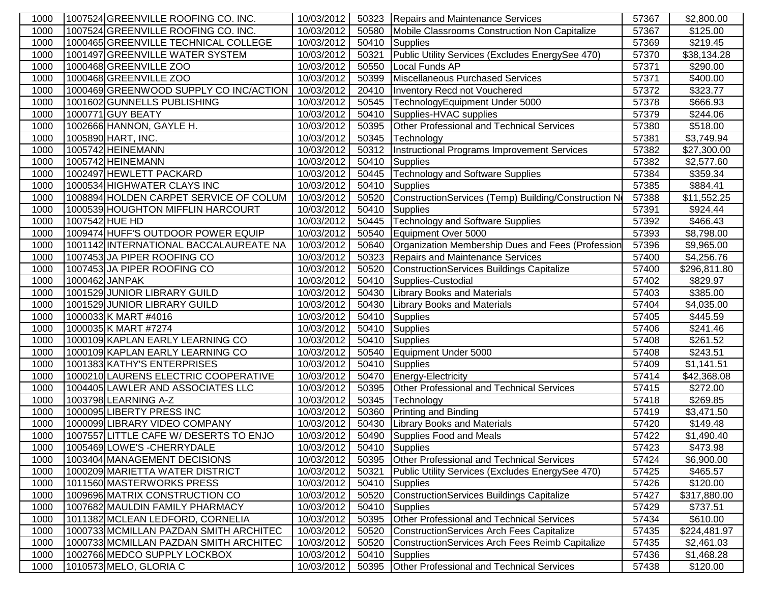| 1000 | 1007524 | GREENVILLE ROOFING CO. INC. | 10/03/2012 | 50323 | Repairs and Maintenance Services | 57367 | $2,800.00 |
|---|---|---|---|---|---|---|---|
| 1000 | 1007524 | GREENVILLE ROOFING CO. INC. | 10/03/2012 | 50580 | Mobile Classrooms Construction Non Capitalize | 57367 | $125.00 |
| 1000 | 1000465 | GREENVILLE TECHNICAL COLLEGE | 10/03/2012 | 50410 | Supplies | 57369 | $219.45 |
| 1000 | 1001497 | GREENVILLE WATER SYSTEM | 10/03/2012 | 50321 | Public Utility Services (Excludes EnergySee 470) | 57370 | $38,134.28 |
| 1000 | 1000468 | GREENVILLE ZOO | 10/03/2012 | 50550 | Local Funds AP | 57371 | $290.00 |
| 1000 | 1000468 | GREENVILLE ZOO | 10/03/2012 | 50399 | Miscellaneous Purchased Services | 57371 | $400.00 |
| 1000 | 1000469 | GREENWOOD SUPPLY CO INC/ACTION | 10/03/2012 | 20410 | Inventory Recd not Vouchered | 57372 | $323.77 |
| 1000 | 1001602 | GUNNELLS PUBLISHING | 10/03/2012 | 50545 | TechnologyEquipment Under 5000 | 57378 | $666.93 |
| 1000 | 1000771 | GUY BEATY | 10/03/2012 | 50410 | Supplies-HVAC supplies | 57379 | $244.06 |
| 1000 | 1002666 | HANNON, GAYLE H. | 10/03/2012 | 50395 | Other Professional and Technical Services | 57380 | $518.00 |
| 1000 | 1005890 | HART, INC. | 10/03/2012 | 50345 | Technology | 57381 | $3,749.94 |
| 1000 | 1005742 | HEINEMANN | 10/03/2012 | 50312 | Instructional Programs Improvement Services | 57382 | $27,300.00 |
| 1000 | 1005742 | HEINEMANN | 10/03/2012 | 50410 | Supplies | 57382 | $2,577.60 |
| 1000 | 1002497 | HEWLETT PACKARD | 10/03/2012 | 50445 | Technology and Software Supplies | 57384 | $359.34 |
| 1000 | 1000534 | HIGHWATER CLAYS INC | 10/03/2012 | 50410 | Supplies | 57385 | $884.41 |
| 1000 | 1008894 | HOLDEN CARPET SERVICE OF COLUM | 10/03/2012 | 50520 | ConstructionServices (Temp) Building/Construction N | 57388 | $11,552.25 |
| 1000 | 1000539 | HOUGHTON MIFFLIN HARCOURT | 10/03/2012 | 50410 | Supplies | 57391 | $924.44 |
| 1000 | 1007542 | HUE HD | 10/03/2012 | 50445 | Technology and Software Supplies | 57392 | $466.43 |
| 1000 | 1009474 | HUFF'S OUTDOOR POWER EQUIP | 10/03/2012 | 50540 | Equipment Over 5000 | 57393 | $8,798.00 |
| 1000 | 1001142 | INTERNATIONAL BACCALAUREATE NA | 10/03/2012 | 50640 | Organization Membership Dues and Fees (Profession | 57396 | $9,965.00 |
| 1000 | 1007453 | JA PIPER ROOFING CO | 10/03/2012 | 50323 | Repairs and Maintenance Services | 57400 | $4,256.76 |
| 1000 | 1007453 | JA PIPER ROOFING CO | 10/03/2012 | 50520 | ConstructionServices Buildings Capitalize | 57400 | $296,811.80 |
| 1000 | 1000462 | JANPAK | 10/03/2012 | 50410 | Supplies-Custodial | 57402 | $829.97 |
| 1000 | 1001529 | JUNIOR LIBRARY GUILD | 10/03/2012 | 50430 | Library Books and Materials | 57403 | $385.00 |
| 1000 | 1001529 | JUNIOR LIBRARY GUILD | 10/03/2012 | 50430 | Library Books and Materials | 57404 | $4,035.00 |
| 1000 | 1000033 | K MART #4016 | 10/03/2012 | 50410 | Supplies | 57405 | $445.59 |
| 1000 | 1000035 | K MART #7274 | 10/03/2012 | 50410 | Supplies | 57406 | $241.46 |
| 1000 | 1000109 | KAPLAN EARLY LEARNING CO | 10/03/2012 | 50410 | Supplies | 57408 | $261.52 |
| 1000 | 1000109 | KAPLAN EARLY LEARNING CO | 10/03/2012 | 50540 | Equipment Under 5000 | 57408 | $243.51 |
| 1000 | 1001383 | KATHY'S ENTERPRISES | 10/03/2012 | 50410 | Supplies | 57409 | $1,141.51 |
| 1000 | 1000210 | LAURENS ELECTRIC COOPERATIVE | 10/03/2012 | 50470 | Energy-Electricity | 57414 | $42,368.08 |
| 1000 | 1004405 | LAWLER AND ASSOCIATES LLC | 10/03/2012 | 50395 | Other Professional and Technical Services | 57415 | $272.00 |
| 1000 | 1003798 | LEARNING A-Z | 10/03/2012 | 50345 | Technology | 57418 | $269.85 |
| 1000 | 1000095 | LIBERTY PRESS INC | 10/03/2012 | 50360 | Printing and Binding | 57419 | $3,471.50 |
| 1000 | 1000099 | LIBRARY VIDEO COMPANY | 10/03/2012 | 50430 | Library Books and Materials | 57420 | $149.48 |
| 1000 | 1007557 | LITTLE CAFE W/ DESERTS TO ENJO | 10/03/2012 | 50490 | Supplies Food and Meals | 57422 | $1,490.40 |
| 1000 | 1005469 | LOWE'S -CHERRYDALE | 10/03/2012 | 50410 | Supplies | 57423 | $473.98 |
| 1000 | 1003404 | MANAGEMENT DECISIONS | 10/03/2012 | 50395 | Other Professional and Technical Services | 57424 | $6,900.00 |
| 1000 | 1000209 | MARIETTA WATER DISTRICT | 10/03/2012 | 50321 | Public Utility Services (Excludes EnergySee 470) | 57425 | $465.57 |
| 1000 | 1011560 | MASTERWORKS PRESS | 10/03/2012 | 50410 | Supplies | 57426 | $120.00 |
| 1000 | 1009696 | MATRIX CONSTRUCTION CO | 10/03/2012 | 50520 | ConstructionServices Buildings Capitalize | 57427 | $317,880.00 |
| 1000 | 1007682 | MAULDIN FAMILY PHARMACY | 10/03/2012 | 50410 | Supplies | 57429 | $737.51 |
| 1000 | 1011382 | MCLEAN LEDFORD, CORNELIA | 10/03/2012 | 50395 | Other Professional and Technical Services | 57434 | $610.00 |
| 1000 | 1000733 | MCMILLAN PAZDAN SMITH ARCHITEC | 10/03/2012 | 50520 | ConstructionServices Arch Fees Capitalize | 57435 | $224,481.97 |
| 1000 | 1000733 | MCMILLAN PAZDAN SMITH ARCHITEC | 10/03/2012 | 50520 | ConstructionServices Arch Fees Reimb Capitalize | 57435 | $2,461.03 |
| 1000 | 1002766 | MEDCO SUPPLY LOCKBOX | 10/03/2012 | 50410 | Supplies | 57436 | $1,468.28 |
| 1000 | 1010573 | MELO, GLORIA C | 10/03/2012 | 50395 | Other Professional and Technical Services | 57438 | $120.00 |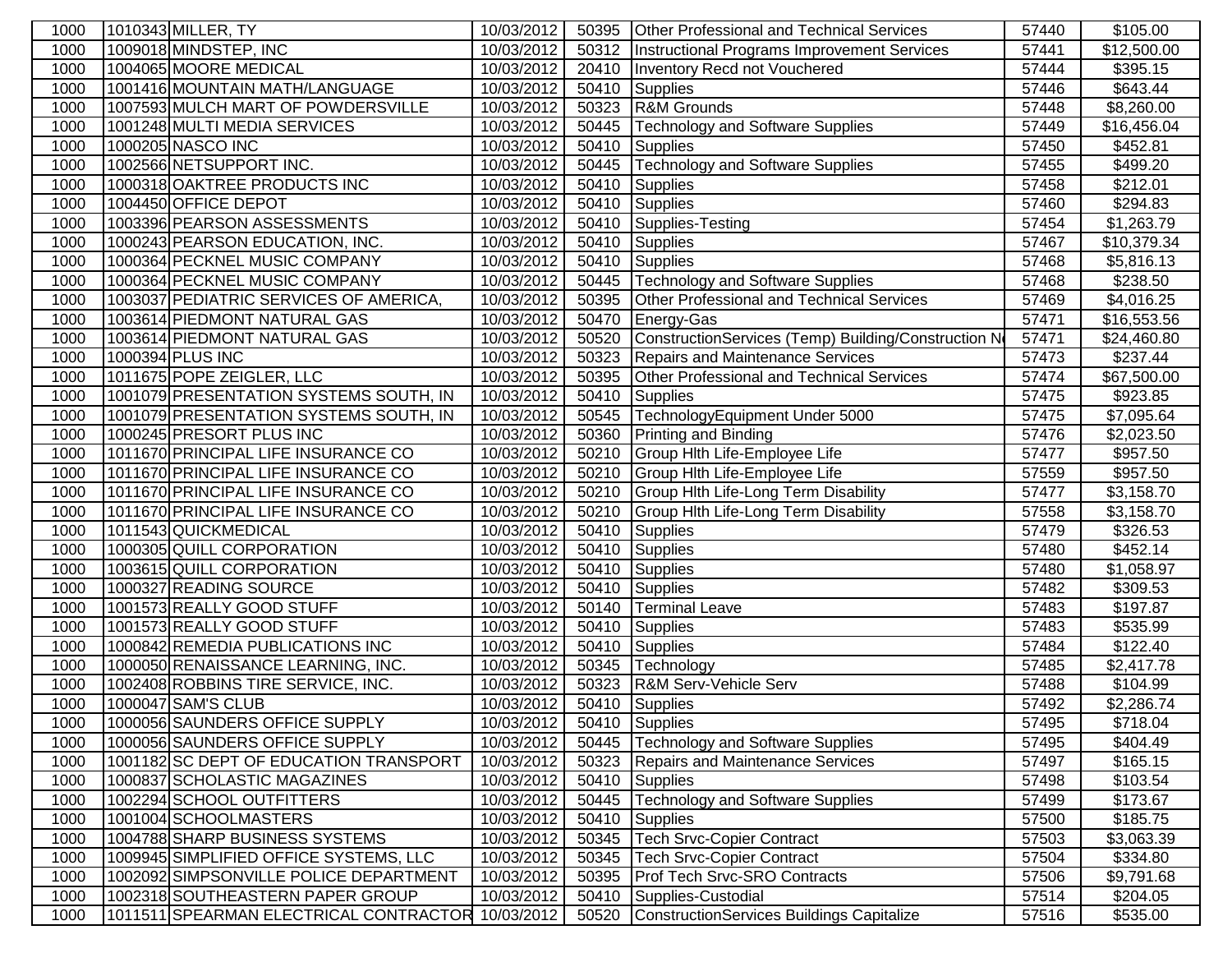| 1000 | 1010343 | MILLER, TY | 10/03/2012 | 50395 | Other Professional and Technical Services | 57440 | $105.00 |
|---|---|---|---|---|---|---|---|
| 1000 | 1009018 | MINDSTEP, INC | 10/03/2012 | 50312 | Instructional Programs Improvement Services | 57441 | $12,500.00 |
| 1000 | 1004065 | MOORE MEDICAL | 10/03/2012 | 20410 | Inventory Recd not Vouchered | 57444 | $395.15 |
| 1000 | 1001416 | MOUNTAIN MATH/LANGUAGE | 10/03/2012 | 50410 | Supplies | 57446 | $643.44 |
| 1000 | 1007593 | MULCH MART OF POWDERSVILLE | 10/03/2012 | 50323 | R&M Grounds | 57448 | $8,260.00 |
| 1000 | 1001248 | MULTI MEDIA SERVICES | 10/03/2012 | 50445 | Technology and Software Supplies | 57449 | $16,456.04 |
| 1000 | 1000205 | NASCO INC | 10/03/2012 | 50410 | Supplies | 57450 | $452.81 |
| 1000 | 1002566 | NETSUPPORT INC. | 10/03/2012 | 50445 | Technology and Software Supplies | 57455 | $499.20 |
| 1000 | 1000318 | OAKTREE PRODUCTS INC | 10/03/2012 | 50410 | Supplies | 57458 | $212.01 |
| 1000 | 1004450 | OFFICE DEPOT | 10/03/2012 | 50410 | Supplies | 57460 | $294.83 |
| 1000 | 1003396 | PEARSON ASSESSMENTS | 10/03/2012 | 50410 | Supplies-Testing | 57454 | $1,263.79 |
| 1000 | 1000243 | PEARSON EDUCATION, INC. | 10/03/2012 | 50410 | Supplies | 57467 | $10,379.34 |
| 1000 | 1000364 | PECKNEL MUSIC COMPANY | 10/03/2012 | 50410 | Supplies | 57468 | $5,816.13 |
| 1000 | 1000364 | PECKNEL MUSIC COMPANY | 10/03/2012 | 50445 | Technology and Software Supplies | 57468 | $238.50 |
| 1000 | 1003037 | PEDIATRIC SERVICES OF AMERICA, | 10/03/2012 | 50395 | Other Professional and Technical Services | 57469 | $4,016.25 |
| 1000 | 1003614 | PIEDMONT NATURAL GAS | 10/03/2012 | 50470 | Energy-Gas | 57471 | $16,553.56 |
| 1000 | 1003614 | PIEDMONT NATURAL GAS | 10/03/2012 | 50520 | ConstructionServices (Temp) Building/Construction N | 57471 | $24,460.80 |
| 1000 | 1000394 | PLUS INC | 10/03/2012 | 50323 | Repairs and Maintenance Services | 57473 | $237.44 |
| 1000 | 1011675 | POPE ZEIGLER, LLC | 10/03/2012 | 50395 | Other Professional and Technical Services | 57474 | $67,500.00 |
| 1000 | 1001079 | PRESENTATION SYSTEMS SOUTH, IN | 10/03/2012 | 50410 | Supplies | 57475 | $923.85 |
| 1000 | 1001079 | PRESENTATION SYSTEMS SOUTH, IN | 10/03/2012 | 50545 | TechnologyEquipment Under 5000 | 57475 | $7,095.64 |
| 1000 | 1000245 | PRESORT PLUS INC | 10/03/2012 | 50360 | Printing and Binding | 57476 | $2,023.50 |
| 1000 | 1011670 | PRINCIPAL LIFE INSURANCE CO | 10/03/2012 | 50210 | Group Hlth Life-Employee Life | 57477 | $957.50 |
| 1000 | 1011670 | PRINCIPAL LIFE INSURANCE CO | 10/03/2012 | 50210 | Group Hlth Life-Employee Life | 57559 | $957.50 |
| 1000 | 1011670 | PRINCIPAL LIFE INSURANCE CO | 10/03/2012 | 50210 | Group Hlth Life-Long Term Disability | 57477 | $3,158.70 |
| 1000 | 1011670 | PRINCIPAL LIFE INSURANCE CO | 10/03/2012 | 50210 | Group Hlth Life-Long Term Disability | 57558 | $3,158.70 |
| 1000 | 1011543 | QUICKMEDICAL | 10/03/2012 | 50410 | Supplies | 57479 | $326.53 |
| 1000 | 1000305 | QUILL CORPORATION | 10/03/2012 | 50410 | Supplies | 57480 | $452.14 |
| 1000 | 1003615 | QUILL CORPORATION | 10/03/2012 | 50410 | Supplies | 57480 | $1,058.97 |
| 1000 | 1000327 | READING SOURCE | 10/03/2012 | 50410 | Supplies | 57482 | $309.53 |
| 1000 | 1001573 | REALLY GOOD STUFF | 10/03/2012 | 50140 | Terminal Leave | 57483 | $197.87 |
| 1000 | 1001573 | REALLY GOOD STUFF | 10/03/2012 | 50410 | Supplies | 57483 | $535.99 |
| 1000 | 1000842 | REMEDIA PUBLICATIONS INC | 10/03/2012 | 50410 | Supplies | 57484 | $122.40 |
| 1000 | 1000050 | RENAISSANCE LEARNING, INC. | 10/03/2012 | 50345 | Technology | 57485 | $2,417.78 |
| 1000 | 1002408 | ROBBINS TIRE SERVICE, INC. | 10/03/2012 | 50323 | R&M Serv-Vehicle Serv | 57488 | $104.99 |
| 1000 | 1000047 | SAM'S CLUB | 10/03/2012 | 50410 | Supplies | 57492 | $2,286.74 |
| 1000 | 1000056 | SAUNDERS OFFICE SUPPLY | 10/03/2012 | 50410 | Supplies | 57495 | $718.04 |
| 1000 | 1000056 | SAUNDERS OFFICE SUPPLY | 10/03/2012 | 50445 | Technology and Software Supplies | 57495 | $404.49 |
| 1000 | 1001182 | SC DEPT OF EDUCATION TRANSPORT | 10/03/2012 | 50323 | Repairs and Maintenance Services | 57497 | $165.15 |
| 1000 | 1000837 | SCHOLASTIC MAGAZINES | 10/03/2012 | 50410 | Supplies | 57498 | $103.54 |
| 1000 | 1002294 | SCHOOL OUTFITTERS | 10/03/2012 | 50445 | Technology and Software Supplies | 57499 | $173.67 |
| 1000 | 1001004 | SCHOOLMASTERS | 10/03/2012 | 50410 | Supplies | 57500 | $185.75 |
| 1000 | 1004788 | SHARP BUSINESS SYSTEMS | 10/03/2012 | 50345 | Tech Srvc-Copier Contract | 57503 | $3,063.39 |
| 1000 | 1009945 | SIMPLIFIED OFFICE SYSTEMS, LLC | 10/03/2012 | 50345 | Tech Srvc-Copier Contract | 57504 | $334.80 |
| 1000 | 1002092 | SIMPSONVILLE POLICE DEPARTMENT | 10/03/2012 | 50395 | Prof Tech Srvc-SRO Contracts | 57506 | $9,791.68 |
| 1000 | 1002318 | SOUTHEASTERN PAPER GROUP | 10/03/2012 | 50410 | Supplies-Custodial | 57514 | $204.05 |
| 1000 | 1011511 | SPEARMAN ELECTRICAL CONTRACTOR | 10/03/2012 | 50520 | ConstructionServices Buildings Capitalize | 57516 | $535.00 |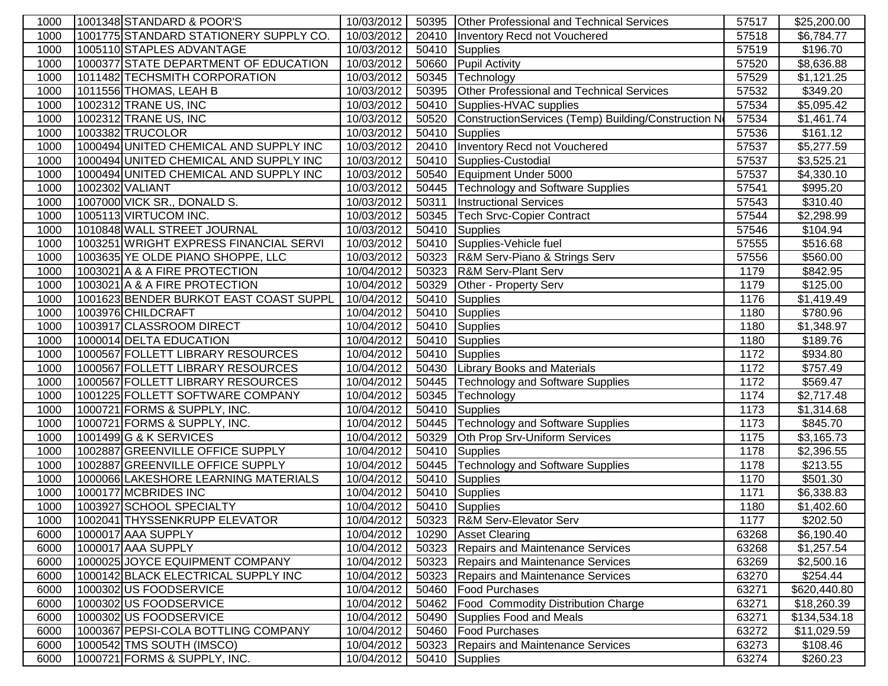| | | | | | | | |
|---|---|---|---|---|---|---|---|
| 1000 | 1001348 | STANDARD & POOR'S | 10/03/2012 | 50395 | Other Professional and Technical Services | 57517 | $25,200.00 |
| 1000 | 1001775 | STANDARD STATIONERY SUPPLY CO. | 10/03/2012 | 20410 | Inventory Recd not Vouchered | 57518 | $6,784.77 |
| 1000 | 1005110 | STAPLES ADVANTAGE | 10/03/2012 | 50410 | Supplies | 57519 | $196.70 |
| 1000 | 1000377 | STATE DEPARTMENT OF EDUCATION | 10/03/2012 | 50660 | Pupil Activity | 57520 | $8,636.88 |
| 1000 | 1011482 | TECHSMITH CORPORATION | 10/03/2012 | 50345 | Technology | 57529 | $1,121.25 |
| 1000 | 1011556 | THOMAS, LEAH B | 10/03/2012 | 50395 | Other Professional and Technical Services | 57532 | $349.20 |
| 1000 | 1002312 | TRANE US, INC | 10/03/2012 | 50410 | Supplies-HVAC supplies | 57534 | $5,095.42 |
| 1000 | 1002312 | TRANE US, INC | 10/03/2012 | 50520 | ConstructionServices (Temp) Building/Construction N | 57534 | $1,461.74 |
| 1000 | 1003382 | TRUCOLOR | 10/03/2012 | 50410 | Supplies | 57536 | $161.12 |
| 1000 | 1000494 | UNITED CHEMICAL AND SUPPLY INC | 10/03/2012 | 20410 | Inventory Recd not Vouchered | 57537 | $5,277.59 |
| 1000 | 1000494 | UNITED CHEMICAL AND SUPPLY INC | 10/03/2012 | 50410 | Supplies-Custodial | 57537 | $3,525.21 |
| 1000 | 1000494 | UNITED CHEMICAL AND SUPPLY INC | 10/03/2012 | 50540 | Equipment Under 5000 | 57537 | $4,330.10 |
| 1000 | 1002302 | VALIANT | 10/03/2012 | 50445 | Technology and Software Supplies | 57541 | $995.20 |
| 1000 | 1007000 | VICK SR., DONALD S. | 10/03/2012 | 50311 | Instructional Services | 57543 | $310.40 |
| 1000 | 1005113 | VIRTUCOM INC. | 10/03/2012 | 50345 | Tech Srvc-Copier Contract | 57544 | $2,298.99 |
| 1000 | 1010848 | WALL STREET JOURNAL | 10/03/2012 | 50410 | Supplies | 57546 | $104.94 |
| 1000 | 1003251 | WRIGHT EXPRESS FINANCIAL SERVI | 10/03/2012 | 50410 | Supplies-Vehicle fuel | 57555 | $516.68 |
| 1000 | 1003635 | YE OLDE PIANO SHOPPE, LLC | 10/03/2012 | 50323 | R&M Serv-Piano & Strings Serv | 57556 | $560.00 |
| 1000 | 1003021 | A & A FIRE PROTECTION | 10/04/2012 | 50323 | R&M Serv-Plant Serv | 1179 | $842.95 |
| 1000 | 1003021 | A & A FIRE PROTECTION | 10/04/2012 | 50329 | Other - Property Serv | 1179 | $125.00 |
| 1000 | 1001623 | BENDER BURKOT EAST COAST SUPPL | 10/04/2012 | 50410 | Supplies | 1176 | $1,419.49 |
| 1000 | 1003976 | CHILDCRAFT | 10/04/2012 | 50410 | Supplies | 1180 | $780.96 |
| 1000 | 1003917 | CLASSROOM DIRECT | 10/04/2012 | 50410 | Supplies | 1180 | $1,348.97 |
| 1000 | 1000014 | DELTA EDUCATION | 10/04/2012 | 50410 | Supplies | 1180 | $189.76 |
| 1000 | 1000567 | FOLLETT LIBRARY RESOURCES | 10/04/2012 | 50410 | Supplies | 1172 | $934.80 |
| 1000 | 1000567 | FOLLETT LIBRARY RESOURCES | 10/04/2012 | 50430 | Library Books and Materials | 1172 | $757.49 |
| 1000 | 1000567 | FOLLETT LIBRARY RESOURCES | 10/04/2012 | 50445 | Technology and Software Supplies | 1172 | $569.47 |
| 1000 | 1001225 | FOLLETT SOFTWARE COMPANY | 10/04/2012 | 50345 | Technology | 1174 | $2,717.48 |
| 1000 | 1000721 | FORMS & SUPPLY, INC. | 10/04/2012 | 50410 | Supplies | 1173 | $1,314.68 |
| 1000 | 1000721 | FORMS & SUPPLY, INC. | 10/04/2012 | 50445 | Technology and Software Supplies | 1173 | $845.70 |
| 1000 | 1001499 | G & K SERVICES | 10/04/2012 | 50329 | Oth Prop Srv-Uniform Services | 1175 | $3,165.73 |
| 1000 | 1002887 | GREENVILLE OFFICE SUPPLY | 10/04/2012 | 50410 | Supplies | 1178 | $2,396.55 |
| 1000 | 1002887 | GREENVILLE OFFICE SUPPLY | 10/04/2012 | 50445 | Technology and Software Supplies | 1178 | $213.55 |
| 1000 | 1000066 | LAKESHORE LEARNING MATERIALS | 10/04/2012 | 50410 | Supplies | 1170 | $501.30 |
| 1000 | 1000177 | MCBRIDES INC | 10/04/2012 | 50410 | Supplies | 1171 | $6,338.83 |
| 1000 | 1003927 | SCHOOL SPECIALTY | 10/04/2012 | 50410 | Supplies | 1180 | $1,402.60 |
| 1000 | 1002041 | THYSSENKRUPP ELEVATOR | 10/04/2012 | 50323 | R&M Serv-Elevator Serv | 1177 | $202.50 |
| 6000 | 1000017 | AAA SUPPLY | 10/04/2012 | 10290 | Asset Clearing | 63268 | $6,190.40 |
| 6000 | 1000017 | AAA SUPPLY | 10/04/2012 | 50323 | Repairs and Maintenance Services | 63268 | $1,257.54 |
| 6000 | 1000025 | JOYCE EQUIPMENT COMPANY | 10/04/2012 | 50323 | Repairs and Maintenance Services | 63269 | $2,500.16 |
| 6000 | 1000142 | BLACK ELECTRICAL SUPPLY INC | 10/04/2012 | 50323 | Repairs and Maintenance Services | 63270 | $254.44 |
| 6000 | 1000302 | US FOODSERVICE | 10/04/2012 | 50460 | Food Purchases | 63271 | $620,440.80 |
| 6000 | 1000302 | US FOODSERVICE | 10/04/2012 | 50462 | Food Commodity Distribution Charge | 63271 | $18,260.39 |
| 6000 | 1000302 | US FOODSERVICE | 10/04/2012 | 50490 | Supplies Food and Meals | 63271 | $134,534.18 |
| 6000 | 1000367 | PEPSI-COLA BOTTLING COMPANY | 10/04/2012 | 50460 | Food Purchases | 63272 | $11,029.59 |
| 6000 | 1000542 | TMS SOUTH (IMSCO) | 10/04/2012 | 50323 | Repairs and Maintenance Services | 63273 | $108.46 |
| 6000 | 1000721 | FORMS & SUPPLY, INC. | 10/04/2012 | 50410 | Supplies | 63274 | $260.23 |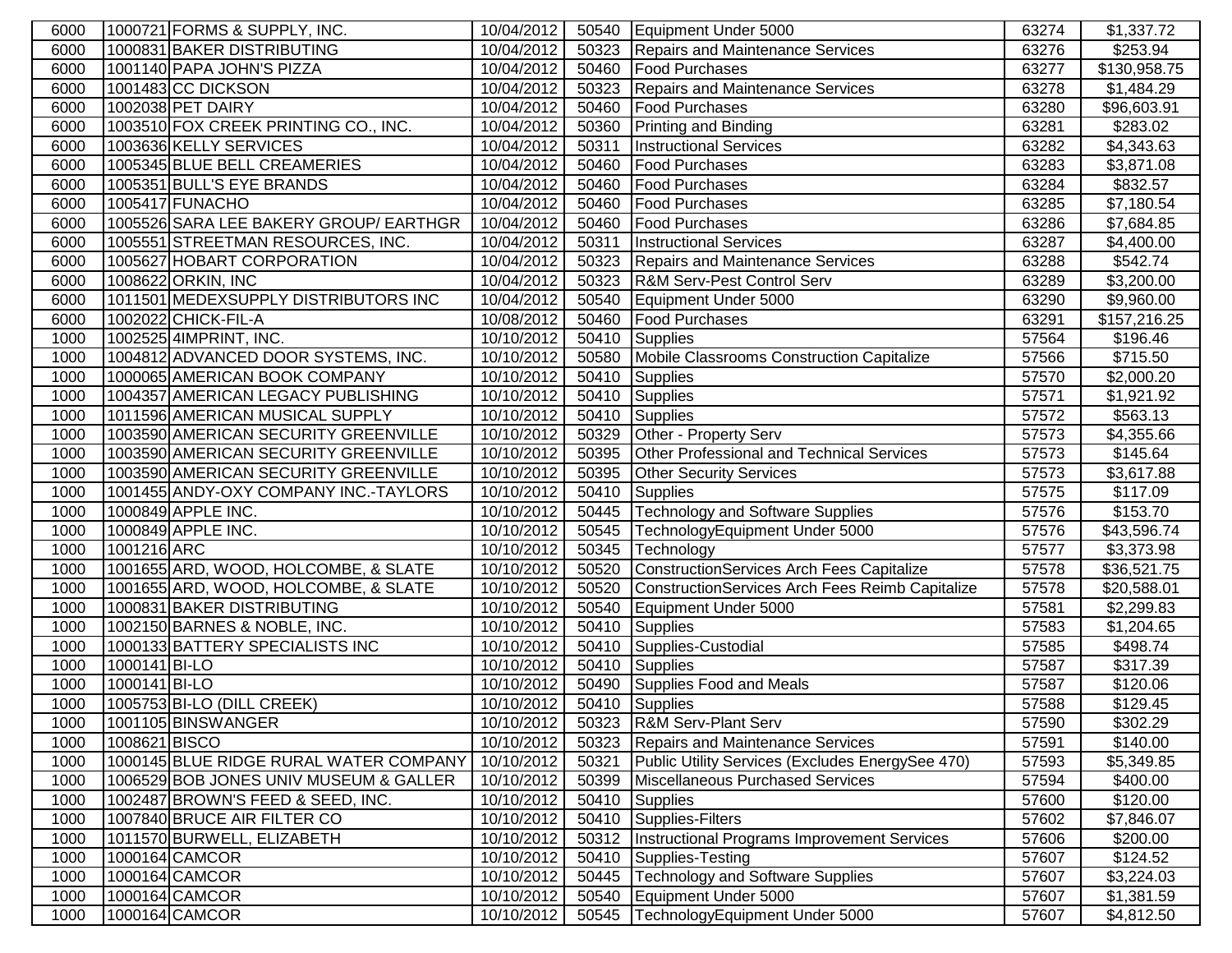| | | | | | | |
|---|---|---|---|---|---|---|
| 6000 | 1000721 FORMS & SUPPLY, INC. | 10/04/2012 | 50540 | Equipment Under 5000 | 63274 | $1,337.72 |
| 6000 | 1000831 BAKER DISTRIBUTING | 10/04/2012 | 50323 | Repairs and Maintenance Services | 63276 | $253.94 |
| 6000 | 1001140 PAPA JOHN'S PIZZA | 10/04/2012 | 50460 | Food Purchases | 63277 | $130,958.75 |
| 6000 | 1001483 CC DICKSON | 10/04/2012 | 50323 | Repairs and Maintenance Services | 63278 | $1,484.29 |
| 6000 | 1002038 PET DAIRY | 10/04/2012 | 50460 | Food Purchases | 63280 | $96,603.91 |
| 6000 | 1003510 FOX CREEK PRINTING CO., INC. | 10/04/2012 | 50360 | Printing and Binding | 63281 | $283.02 |
| 6000 | 1003636 KELLY SERVICES | 10/04/2012 | 50311 | Instructional Services | 63282 | $4,343.63 |
| 6000 | 1005345 BLUE BELL CREAMERIES | 10/04/2012 | 50460 | Food Purchases | 63283 | $3,871.08 |
| 6000 | 1005351 BULL'S EYE BRANDS | 10/04/2012 | 50460 | Food Purchases | 63284 | $832.57 |
| 6000 | 1005417 FUNACHO | 10/04/2012 | 50460 | Food Purchases | 63285 | $7,180.54 |
| 6000 | 1005526 SARA LEE BAKERY GROUP/ EARTHGR | 10/04/2012 | 50460 | Food Purchases | 63286 | $7,684.85 |
| 6000 | 1005551 STREETMAN RESOURCES, INC. | 10/04/2012 | 50311 | Instructional Services | 63287 | $4,400.00 |
| 6000 | 1005627 HOBART CORPORATION | 10/04/2012 | 50323 | Repairs and Maintenance Services | 63288 | $542.74 |
| 6000 | 1008622 ORKIN, INC | 10/04/2012 | 50323 | R&M Serv-Pest Control Serv | 63289 | $3,200.00 |
| 6000 | 1011501 MEDEXSUPPLY DISTRIBUTORS INC | 10/04/2012 | 50540 | Equipment Under 5000 | 63290 | $9,960.00 |
| 6000 | 1002022 CHICK-FIL-A | 10/08/2012 | 50460 | Food Purchases | 63291 | $157,216.25 |
| 1000 | 1002525 4IMPRINT, INC. | 10/10/2012 | 50410 | Supplies | 57564 | $196.46 |
| 1000 | 1004812 ADVANCED DOOR SYSTEMS, INC. | 10/10/2012 | 50580 | Mobile Classrooms Construction Capitalize | 57566 | $715.50 |
| 1000 | 1000065 AMERICAN BOOK COMPANY | 10/10/2012 | 50410 | Supplies | 57570 | $2,000.20 |
| 1000 | 1004357 AMERICAN LEGACY PUBLISHING | 10/10/2012 | 50410 | Supplies | 57571 | $1,921.92 |
| 1000 | 1011596 AMERICAN MUSICAL SUPPLY | 10/10/2012 | 50410 | Supplies | 57572 | $563.13 |
| 1000 | 1003590 AMERICAN SECURITY GREENVILLE | 10/10/2012 | 50329 | Other - Property Serv | 57573 | $4,355.66 |
| 1000 | 1003590 AMERICAN SECURITY GREENVILLE | 10/10/2012 | 50395 | Other Professional and Technical Services | 57573 | $145.64 |
| 1000 | 1003590 AMERICAN SECURITY GREENVILLE | 10/10/2012 | 50395 | Other Security Services | 57573 | $3,617.88 |
| 1000 | 1001455 ANDY-OXY COMPANY INC.-TAYLORS | 10/10/2012 | 50410 | Supplies | 57575 | $117.09 |
| 1000 | 1000849 APPLE INC. | 10/10/2012 | 50445 | Technology and Software Supplies | 57576 | $153.70 |
| 1000 | 1000849 APPLE INC. | 10/10/2012 | 50545 | TechnologyEquipment Under 5000 | 57576 | $43,596.74 |
| 1000 | 1001216 ARC | 10/10/2012 | 50345 | Technology | 57577 | $3,373.98 |
| 1000 | 1001655 ARD, WOOD, HOLCOMBE, & SLATE | 10/10/2012 | 50520 | ConstructionServices Arch Fees Capitalize | 57578 | $36,521.75 |
| 1000 | 1001655 ARD, WOOD, HOLCOMBE, & SLATE | 10/10/2012 | 50520 | ConstructionServices Arch Fees Reimb Capitalize | 57578 | $20,588.01 |
| 1000 | 1000831 BAKER DISTRIBUTING | 10/10/2012 | 50540 | Equipment Under 5000 | 57581 | $2,299.83 |
| 1000 | 1002150 BARNES & NOBLE, INC. | 10/10/2012 | 50410 | Supplies | 57583 | $1,204.65 |
| 1000 | 1000133 BATTERY SPECIALISTS INC | 10/10/2012 | 50410 | Supplies-Custodial | 57585 | $498.74 |
| 1000 | 1000141 BI-LO | 10/10/2012 | 50410 | Supplies | 57587 | $317.39 |
| 1000 | 1000141 BI-LO | 10/10/2012 | 50490 | Supplies Food and Meals | 57587 | $120.06 |
| 1000 | 1005753 BI-LO (DILL CREEK) | 10/10/2012 | 50410 | Supplies | 57588 | $129.45 |
| 1000 | 1001105 BINSWANGER | 10/10/2012 | 50323 | R&M Serv-Plant Serv | 57590 | $302.29 |
| 1000 | 1008621 BISCO | 10/10/2012 | 50323 | Repairs and Maintenance Services | 57591 | $140.00 |
| 1000 | 1000145 BLUE RIDGE RURAL WATER COMPANY | 10/10/2012 | 50321 | Public Utility Services (Excludes EnergySee 470) | 57593 | $5,349.85 |
| 1000 | 1006529 BOB JONES UNIV MUSEUM & GALLER | 10/10/2012 | 50399 | Miscellaneous Purchased Services | 57594 | $400.00 |
| 1000 | 1002487 BROWN'S FEED & SEED, INC. | 10/10/2012 | 50410 | Supplies | 57600 | $120.00 |
| 1000 | 1007840 BRUCE AIR FILTER CO | 10/10/2012 | 50410 | Supplies-Filters | 57602 | $7,846.07 |
| 1000 | 1011570 BURWELL, ELIZABETH | 10/10/2012 | 50312 | Instructional Programs Improvement Services | 57606 | $200.00 |
| 1000 | 1000164 CAMCOR | 10/10/2012 | 50410 | Supplies-Testing | 57607 | $124.52 |
| 1000 | 1000164 CAMCOR | 10/10/2012 | 50445 | Technology and Software Supplies | 57607 | $3,224.03 |
| 1000 | 1000164 CAMCOR | 10/10/2012 | 50540 | Equipment Under 5000 | 57607 | $1,381.59 |
| 1000 | 1000164 CAMCOR | 10/10/2012 | 50545 | TechnologyEquipment Under 5000 | 57607 | $4,812.50 |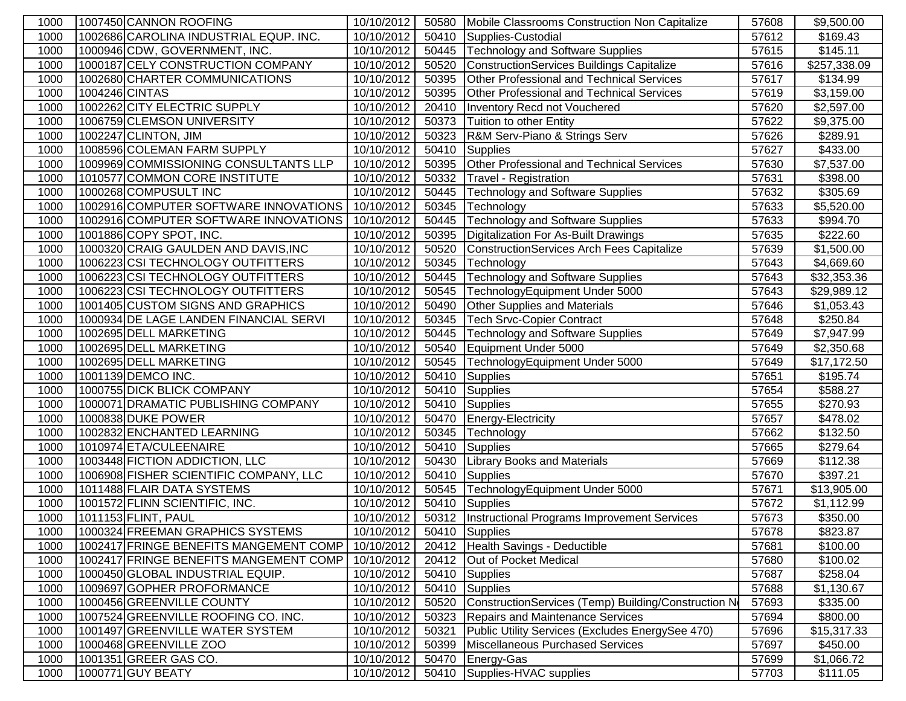| | | | | | | |
|---|---|---|---|---|---|---|
| 1000 | 1007450 CANNON ROOFING | 10/10/2012 | 50580 | Mobile Classrooms Construction Non Capitalize | 57608 | $9,500.00 |
| 1000 | 1002686 CAROLINA INDUSTRIAL EQUP. INC. | 10/10/2012 | 50410 | Supplies-Custodial | 57612 | $169.43 |
| 1000 | 1000946 CDW, GOVERNMENT, INC. | 10/10/2012 | 50445 | Technology and Software Supplies | 57615 | $145.11 |
| 1000 | 1000187 CELY CONSTRUCTION COMPANY | 10/10/2012 | 50520 | ConstructionServices Buildings Capitalize | 57616 | $257,338.09 |
| 1000 | 1002680 CHARTER COMMUNICATIONS | 10/10/2012 | 50395 | Other Professional and Technical Services | 57617 | $134.99 |
| 1000 | 1004246 CINTAS | 10/10/2012 | 50395 | Other Professional and Technical Services | 57619 | $3,159.00 |
| 1000 | 1002262 CITY ELECTRIC SUPPLY | 10/10/2012 | 20410 | Inventory Recd not Vouchered | 57620 | $2,597.00 |
| 1000 | 1006759 CLEMSON UNIVERSITY | 10/10/2012 | 50373 | Tuition to other Entity | 57622 | $9,375.00 |
| 1000 | 1002247 CLINTON, JIM | 10/10/2012 | 50323 | R&M Serv-Piano & Strings Serv | 57626 | $289.91 |
| 1000 | 1008596 COLEMAN FARM SUPPLY | 10/10/2012 | 50410 | Supplies | 57627 | $433.00 |
| 1000 | 1009969 COMMISSIONING CONSULTANTS LLP | 10/10/2012 | 50395 | Other Professional and Technical Services | 57630 | $7,537.00 |
| 1000 | 1010577 COMMON CORE INSTITUTE | 10/10/2012 | 50332 | Travel - Registration | 57631 | $398.00 |
| 1000 | 1000268 COMPUSULT INC | 10/10/2012 | 50445 | Technology and Software Supplies | 57632 | $305.69 |
| 1000 | 1002916 COMPUTER SOFTWARE INNOVATIONS | 10/10/2012 | 50345 | Technology | 57633 | $5,520.00 |
| 1000 | 1002916 COMPUTER SOFTWARE INNOVATIONS | 10/10/2012 | 50445 | Technology and Software Supplies | 57633 | $994.70 |
| 1000 | 1001886 COPY SPOT, INC. | 10/10/2012 | 50395 | Digitalization For As-Built Drawings | 57635 | $222.60 |
| 1000 | 1000320 CRAIG GAULDEN AND DAVIS,INC | 10/10/2012 | 50520 | ConstructionServices Arch Fees Capitalize | 57639 | $1,500.00 |
| 1000 | 1006223 CSI TECHNOLOGY OUTFITTERS | 10/10/2012 | 50345 | Technology | 57643 | $4,669.60 |
| 1000 | 1006223 CSI TECHNOLOGY OUTFITTERS | 10/10/2012 | 50445 | Technology and Software Supplies | 57643 | $32,353.36 |
| 1000 | 1006223 CSI TECHNOLOGY OUTFITTERS | 10/10/2012 | 50545 | TechnologyEquipment Under 5000 | 57643 | $29,989.12 |
| 1000 | 1001405 CUSTOM SIGNS AND GRAPHICS | 10/10/2012 | 50490 | Other Supplies and Materials | 57646 | $1,053.43 |
| 1000 | 1000934 DE LAGE LANDEN FINANCIAL SERVI | 10/10/2012 | 50345 | Tech Srvc-Copier Contract | 57648 | $250.84 |
| 1000 | 1002695 DELL MARKETING | 10/10/2012 | 50445 | Technology and Software Supplies | 57649 | $7,947.99 |
| 1000 | 1002695 DELL MARKETING | 10/10/2012 | 50540 | Equipment Under 5000 | 57649 | $2,350.68 |
| 1000 | 1002695 DELL MARKETING | 10/10/2012 | 50545 | TechnologyEquipment Under 5000 | 57649 | $17,172.50 |
| 1000 | 1001139 DEMCO INC. | 10/10/2012 | 50410 | Supplies | 57651 | $195.74 |
| 1000 | 1000755 DICK BLICK COMPANY | 10/10/2012 | 50410 | Supplies | 57654 | $588.27 |
| 1000 | 1000071 DRAMATIC PUBLISHING COMPANY | 10/10/2012 | 50410 | Supplies | 57655 | $270.93 |
| 1000 | 1000838 DUKE POWER | 10/10/2012 | 50470 | Energy-Electricity | 57657 | $478.02 |
| 1000 | 1002832 ENCHANTED LEARNING | 10/10/2012 | 50345 | Technology | 57662 | $132.50 |
| 1000 | 1010974 ETA/CULEENAIRE | 10/10/2012 | 50410 | Supplies | 57665 | $279.64 |
| 1000 | 1003448 FICTION ADDICTION, LLC | 10/10/2012 | 50430 | Library Books and Materials | 57669 | $112.38 |
| 1000 | 1006908 FISHER SCIENTIFIC COMPANY, LLC | 10/10/2012 | 50410 | Supplies | 57670 | $397.21 |
| 1000 | 1011488 FLAIR DATA SYSTEMS | 10/10/2012 | 50545 | TechnologyEquipment Under 5000 | 57671 | $13,905.00 |
| 1000 | 1001572 FLINN SCIENTIFIC, INC. | 10/10/2012 | 50410 | Supplies | 57672 | $1,112.99 |
| 1000 | 1011153 FLINT, PAUL | 10/10/2012 | 50312 | Instructional Programs Improvement Services | 57673 | $350.00 |
| 1000 | 1000324 FREEMAN GRAPHICS SYSTEMS | 10/10/2012 | 50410 | Supplies | 57678 | $823.87 |
| 1000 | 1002417 FRINGE BENEFITS MANGEMENT COMP | 10/10/2012 | 20412 | Health Savings - Deductible | 57681 | $100.00 |
| 1000 | 1002417 FRINGE BENEFITS MANGEMENT COMP | 10/10/2012 | 20412 | Out of Pocket Medical | 57680 | $100.02 |
| 1000 | 1000450 GLOBAL INDUSTRIAL EQUIP. | 10/10/2012 | 50410 | Supplies | 57687 | $258.04 |
| 1000 | 1009697 GOPHER PROFORMANCE | 10/10/2012 | 50410 | Supplies | 57688 | $1,130.67 |
| 1000 | 1000456 GREENVILLE COUNTY | 10/10/2012 | 50520 | ConstructionServices (Temp) Building/Construction N | 57693 | $335.00 |
| 1000 | 1007524 GREENVILLE ROOFING CO. INC. | 10/10/2012 | 50323 | Repairs and Maintenance Services | 57694 | $800.00 |
| 1000 | 1001497 GREENVILLE WATER SYSTEM | 10/10/2012 | 50321 | Public Utility Services (Excludes EnergySee 470) | 57696 | $15,317.33 |
| 1000 | 1000468 GREENVILLE ZOO | 10/10/2012 | 50399 | Miscellaneous Purchased Services | 57697 | $450.00 |
| 1000 | 1001351 GREER GAS CO. | 10/10/2012 | 50470 | Energy-Gas | 57699 | $1,066.72 |
| 1000 | 1000771 GUY BEATY | 10/10/2012 | 50410 | Supplies-HVAC supplies | 57703 | $111.05 |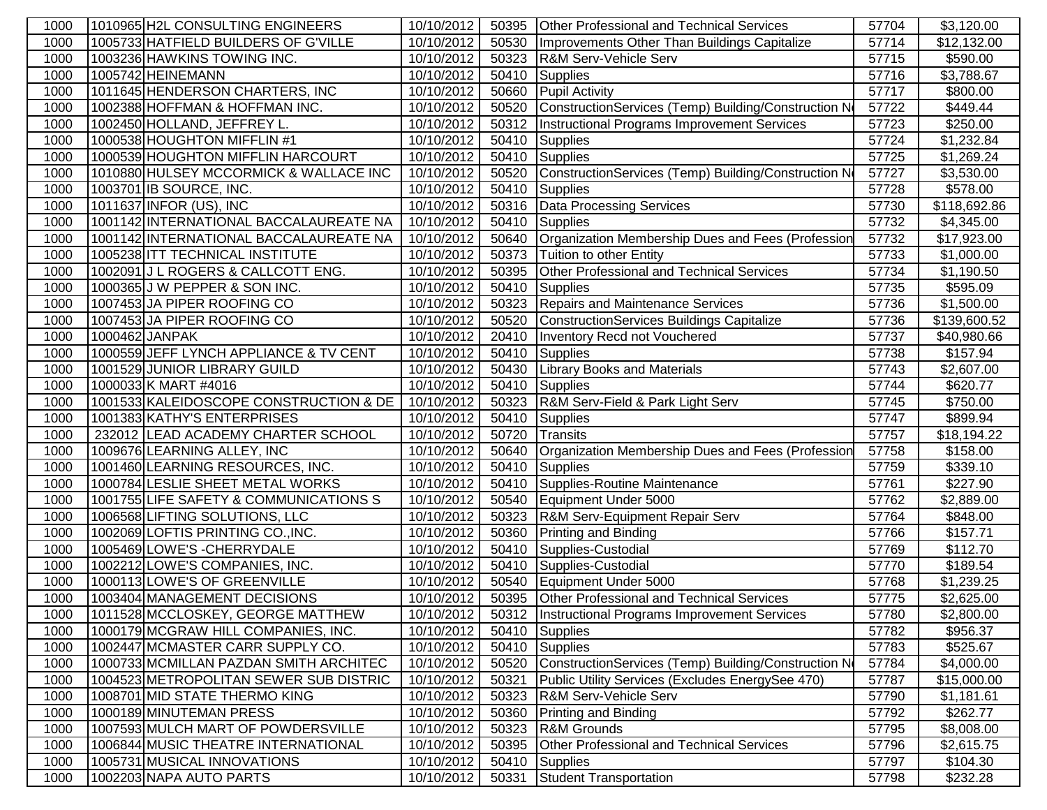| | | | | | | | |
|---|---|---|---|---|---|---|---|
| 1000 | 1010965 | H2L CONSULTING ENGINEERS | 10/10/2012 | 50395 | Other Professional and Technical Services | 57704 | $3,120.00 |
| 1000 | 1005733 | HATFIELD BUILDERS OF G'VILLE | 10/10/2012 | 50530 | Improvements Other Than Buildings Capitalize | 57714 | $12,132.00 |
| 1000 | 1003236 | HAWKINS TOWING INC. | 10/10/2012 | 50323 | R&M Serv-Vehicle Serv | 57715 | $590.00 |
| 1000 | 1005742 | HEINEMANN | 10/10/2012 | 50410 | Supplies | 57716 | $3,788.67 |
| 1000 | 1011645 | HENDERSON CHARTERS, INC | 10/10/2012 | 50660 | Pupil Activity | 57717 | $800.00 |
| 1000 | 1002388 | HOFFMAN & HOFFMAN INC. | 10/10/2012 | 50520 | ConstructionServices (Temp) Building/Construction N | 57722 | $449.44 |
| 1000 | 1002450 | HOLLAND, JEFFREY L. | 10/10/2012 | 50312 | Instructional Programs Improvement Services | 57723 | $250.00 |
| 1000 | 1000538 | HOUGHTON MIFFLIN #1 | 10/10/2012 | 50410 | Supplies | 57724 | $1,232.84 |
| 1000 | 1000539 | HOUGHTON MIFFLIN HARCOURT | 10/10/2012 | 50410 | Supplies | 57725 | $1,269.24 |
| 1000 | 1010880 | HULSEY MCCORMICK & WALLACE INC | 10/10/2012 | 50520 | ConstructionServices (Temp) Building/Construction N | 57727 | $3,530.00 |
| 1000 | 1003701 | IB SOURCE, INC. | 10/10/2012 | 50410 | Supplies | 57728 | $578.00 |
| 1000 | 1011637 | INFOR (US), INC | 10/10/2012 | 50316 | Data Processing Services | 57730 | $118,692.86 |
| 1000 | 1001142 | INTERNATIONAL BACCALAUREATE NA | 10/10/2012 | 50410 | Supplies | 57732 | $4,345.00 |
| 1000 | 1001142 | INTERNATIONAL BACCALAUREATE NA | 10/10/2012 | 50640 | Organization Membership Dues and Fees (Profession | 57732 | $17,923.00 |
| 1000 | 1005238 | ITT TECHNICAL INSTITUTE | 10/10/2012 | 50373 | Tuition to other Entity | 57733 | $1,000.00 |
| 1000 | 1002091 | J L ROGERS & CALLCOTT ENG. | 10/10/2012 | 50395 | Other Professional and Technical Services | 57734 | $1,190.50 |
| 1000 | 1000365 | J W PEPPER & SON INC. | 10/10/2012 | 50410 | Supplies | 57735 | $595.09 |
| 1000 | 1007453 | JA PIPER ROOFING CO | 10/10/2012 | 50323 | Repairs and Maintenance Services | 57736 | $1,500.00 |
| 1000 | 1007453 | JA PIPER ROOFING CO | 10/10/2012 | 50520 | ConstructionServices Buildings Capitalize | 57736 | $139,600.52 |
| 1000 | 1000462 | JANPAK | 10/10/2012 | 20410 | Inventory Recd not Vouchered | 57737 | $40,980.66 |
| 1000 | 1000559 | JEFF LYNCH APPLIANCE & TV CENT | 10/10/2012 | 50410 | Supplies | 57738 | $157.94 |
| 1000 | 1001529 | JUNIOR LIBRARY GUILD | 10/10/2012 | 50430 | Library Books and Materials | 57743 | $2,607.00 |
| 1000 | 1000033 | K MART #4016 | 10/10/2012 | 50410 | Supplies | 57744 | $620.77 |
| 1000 | 1001533 | KALEIDOSCOPE CONSTRUCTION & DE | 10/10/2012 | 50323 | R&M Serv-Field & Park Light Serv | 57745 | $750.00 |
| 1000 | 1001383 | KATHY'S ENTERPRISES | 10/10/2012 | 50410 | Supplies | 57747 | $899.94 |
| 1000 | 232012 | LEAD ACADEMY CHARTER SCHOOL | 10/10/2012 | 50720 | Transits | 57757 | $18,194.22 |
| 1000 | 1009676 | LEARNING ALLEY, INC | 10/10/2012 | 50640 | Organization Membership Dues and Fees (Profession | 57758 | $158.00 |
| 1000 | 1001460 | LEARNING RESOURCES, INC. | 10/10/2012 | 50410 | Supplies | 57759 | $339.10 |
| 1000 | 1000784 | LESLIE SHEET METAL WORKS | 10/10/2012 | 50410 | Supplies-Routine Maintenance | 57761 | $227.90 |
| 1000 | 1001755 | LIFE SAFETY & COMMUNICATIONS S | 10/10/2012 | 50540 | Equipment Under 5000 | 57762 | $2,889.00 |
| 1000 | 1006568 | LIFTING SOLUTIONS, LLC | 10/10/2012 | 50323 | R&M Serv-Equipment Repair Serv | 57764 | $848.00 |
| 1000 | 1002069 | LOFTIS PRINTING CO.,INC. | 10/10/2012 | 50360 | Printing and Binding | 57766 | $157.71 |
| 1000 | 1005469 | LOWE'S -CHERRYDALE | 10/10/2012 | 50410 | Supplies-Custodial | 57769 | $112.70 |
| 1000 | 1002212 | LOWE'S COMPANIES, INC. | 10/10/2012 | 50410 | Supplies-Custodial | 57770 | $189.54 |
| 1000 | 1000113 | LOWE'S OF GREENVILLE | 10/10/2012 | 50540 | Equipment Under 5000 | 57768 | $1,239.25 |
| 1000 | 1003404 | MANAGEMENT DECISIONS | 10/10/2012 | 50395 | Other Professional and Technical Services | 57775 | $2,625.00 |
| 1000 | 1011528 | MCCLOSKEY, GEORGE MATTHEW | 10/10/2012 | 50312 | Instructional Programs Improvement Services | 57780 | $2,800.00 |
| 1000 | 1000179 | MCGRAW HILL COMPANIES, INC. | 10/10/2012 | 50410 | Supplies | 57782 | $956.37 |
| 1000 | 1002447 | MCMASTER CARR SUPPLY CO. | 10/10/2012 | 50410 | Supplies | 57783 | $525.67 |
| 1000 | 1000733 | MCMILLAN PAZDAN SMITH ARCHITEC | 10/10/2012 | 50520 | ConstructionServices (Temp) Building/Construction N | 57784 | $4,000.00 |
| 1000 | 1004523 | METROPOLITAN SEWER SUB DISTRIC | 10/10/2012 | 50321 | Public Utility Services (Excludes EnergySee 470) | 57787 | $15,000.00 |
| 1000 | 1008701 | MID STATE THERMO KING | 10/10/2012 | 50323 | R&M Serv-Vehicle Serv | 57790 | $1,181.61 |
| 1000 | 1000189 | MINUTEMAN PRESS | 10/10/2012 | 50360 | Printing and Binding | 57792 | $262.77 |
| 1000 | 1007593 | MULCH MART OF POWDERSVILLE | 10/10/2012 | 50323 | R&M Grounds | 57795 | $8,008.00 |
| 1000 | 1006844 | MUSIC THEATRE INTERNATIONAL | 10/10/2012 | 50395 | Other Professional and Technical Services | 57796 | $2,615.75 |
| 1000 | 1005731 | MUSICAL INNOVATIONS | 10/10/2012 | 50410 | Supplies | 57797 | $104.30 |
| 1000 | 1002203 | NAPA AUTO PARTS | 10/10/2012 | 50331 | Student Transportation | 57798 | $232.28 |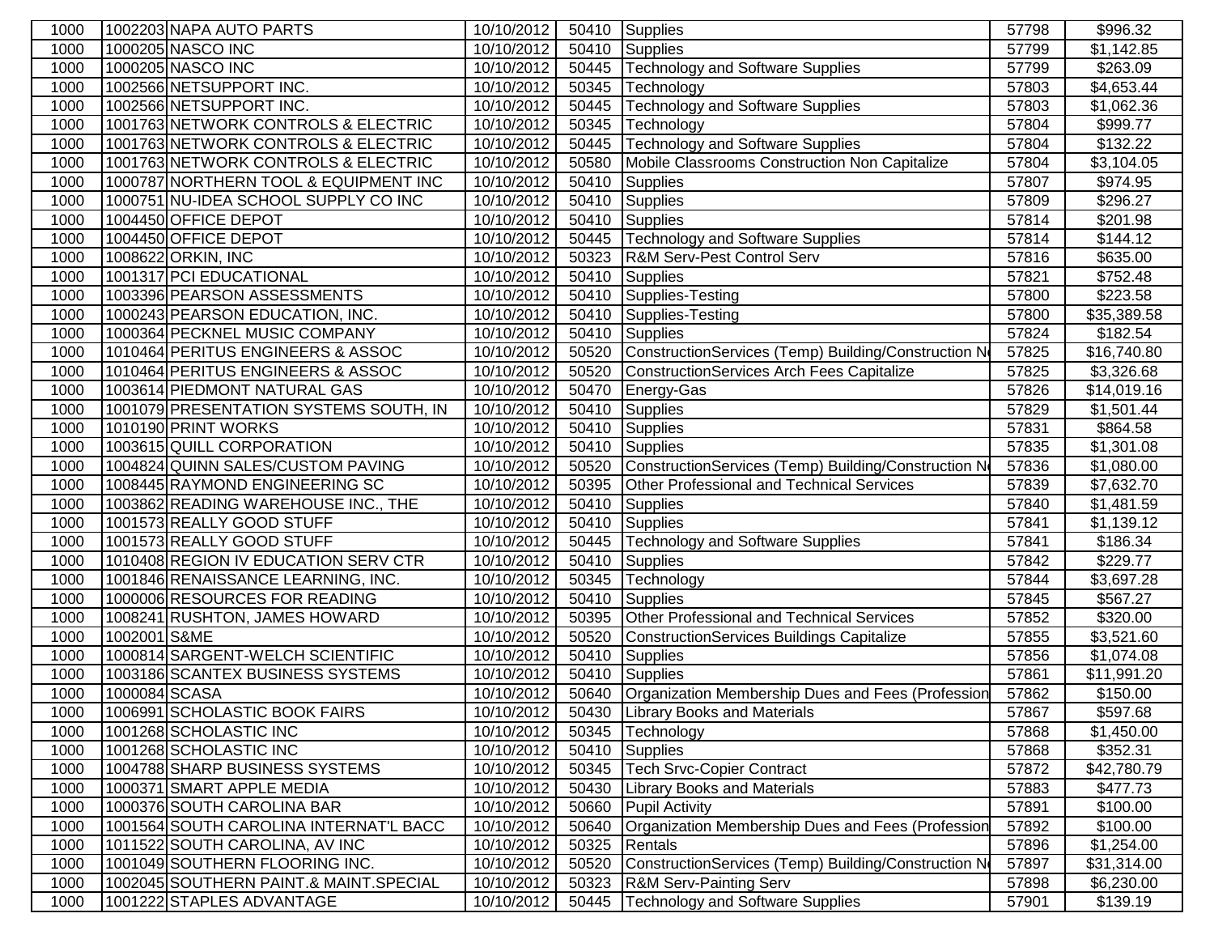| 1000 | 1002203 | NAPA AUTO PARTS | 10/10/2012 | 50410 | Supplies | 57798 | $996.32 |
|---|---|---|---|---|---|---|---|
| 1000 | 1000205 | NASCO INC | 10/10/2012 | 50410 | Supplies | 57799 | $1,142.85 |
| 1000 | 1000205 | NASCO INC | 10/10/2012 | 50445 | Technology and Software Supplies | 57799 | $263.09 |
| 1000 | 1002566 | NETSUPPORT INC. | 10/10/2012 | 50345 | Technology | 57803 | $4,653.44 |
| 1000 | 1002566 | NETSUPPORT INC. | 10/10/2012 | 50445 | Technology and Software Supplies | 57803 | $1,062.36 |
| 1000 | 1001763 | NETWORK CONTROLS & ELECTRIC | 10/10/2012 | 50345 | Technology | 57804 | $999.77 |
| 1000 | 1001763 | NETWORK CONTROLS & ELECTRIC | 10/10/2012 | 50445 | Technology and Software Supplies | 57804 | $132.22 |
| 1000 | 1001763 | NETWORK CONTROLS & ELECTRIC | 10/10/2012 | 50580 | Mobile Classrooms Construction Non Capitalize | 57804 | $3,104.05 |
| 1000 | 1000787 | NORTHERN TOOL & EQUIPMENT INC | 10/10/2012 | 50410 | Supplies | 57807 | $974.95 |
| 1000 | 1000751 | NU-IDEA SCHOOL SUPPLY CO INC | 10/10/2012 | 50410 | Supplies | 57809 | $296.27 |
| 1000 | 1004450 | OFFICE DEPOT | 10/10/2012 | 50410 | Supplies | 57814 | $201.98 |
| 1000 | 1004450 | OFFICE DEPOT | 10/10/2012 | 50445 | Technology and Software Supplies | 57814 | $144.12 |
| 1000 | 1008622 | ORKIN, INC | 10/10/2012 | 50323 | R&M Serv-Pest Control Serv | 57816 | $635.00 |
| 1000 | 1001317 | PCI EDUCATIONAL | 10/10/2012 | 50410 | Supplies | 57821 | $752.48 |
| 1000 | 1003396 | PEARSON ASSESSMENTS | 10/10/2012 | 50410 | Supplies-Testing | 57800 | $223.58 |
| 1000 | 1000243 | PEARSON EDUCATION, INC. | 10/10/2012 | 50410 | Supplies-Testing | 57800 | $35,389.58 |
| 1000 | 1000364 | PECKNEL MUSIC COMPANY | 10/10/2012 | 50410 | Supplies | 57824 | $182.54 |
| 1000 | 1010464 | PERITUS ENGINEERS & ASSOC | 10/10/2012 | 50520 | ConstructionServices (Temp) Building/Construction N | 57825 | $16,740.80 |
| 1000 | 1010464 | PERITUS ENGINEERS & ASSOC | 10/10/2012 | 50520 | ConstructionServices Arch Fees Capitalize | 57825 | $3,326.68 |
| 1000 | 1003614 | PIEDMONT NATURAL GAS | 10/10/2012 | 50470 | Energy-Gas | 57826 | $14,019.16 |
| 1000 | 1001079 | PRESENTATION SYSTEMS SOUTH, IN | 10/10/2012 | 50410 | Supplies | 57829 | $1,501.44 |
| 1000 | 1010190 | PRINT WORKS | 10/10/2012 | 50410 | Supplies | 57831 | $864.58 |
| 1000 | 1003615 | QUILL CORPORATION | 10/10/2012 | 50410 | Supplies | 57835 | $1,301.08 |
| 1000 | 1004824 | QUINN SALES/CUSTOM PAVING | 10/10/2012 | 50520 | ConstructionServices (Temp) Building/Construction N | 57836 | $1,080.00 |
| 1000 | 1008445 | RAYMOND ENGINEERING SC | 10/10/2012 | 50395 | Other Professional and Technical Services | 57839 | $7,632.70 |
| 1000 | 1003862 | READING WAREHOUSE INC., THE | 10/10/2012 | 50410 | Supplies | 57840 | $1,481.59 |
| 1000 | 1001573 | REALLY GOOD STUFF | 10/10/2012 | 50410 | Supplies | 57841 | $1,139.12 |
| 1000 | 1001573 | REALLY GOOD STUFF | 10/10/2012 | 50445 | Technology and Software Supplies | 57841 | $186.34 |
| 1000 | 1010408 | REGION IV EDUCATION SERV CTR | 10/10/2012 | 50410 | Supplies | 57842 | $229.77 |
| 1000 | 1001846 | RENAISSANCE LEARNING, INC. | 10/10/2012 | 50345 | Technology | 57844 | $3,697.28 |
| 1000 | 1000006 | RESOURCES FOR READING | 10/10/2012 | 50410 | Supplies | 57845 | $567.27 |
| 1000 | 1008241 | RUSHTON, JAMES HOWARD | 10/10/2012 | 50395 | Other Professional and Technical Services | 57852 | $320.00 |
| 1000 | 1002001 | S&ME | 10/10/2012 | 50520 | ConstructionServices Buildings Capitalize | 57855 | $3,521.60 |
| 1000 | 1000814 | SARGENT-WELCH SCIENTIFIC | 10/10/2012 | 50410 | Supplies | 57856 | $1,074.08 |
| 1000 | 1003186 | SCANTEX BUSINESS SYSTEMS | 10/10/2012 | 50410 | Supplies | 57861 | $11,991.20 |
| 1000 | 1000084 | SCASA | 10/10/2012 | 50640 | Organization Membership Dues and Fees (Profession | 57862 | $150.00 |
| 1000 | 1006991 | SCHOLASTIC BOOK FAIRS | 10/10/2012 | 50430 | Library Books and Materials | 57867 | $597.68 |
| 1000 | 1001268 | SCHOLASTIC INC | 10/10/2012 | 50345 | Technology | 57868 | $1,450.00 |
| 1000 | 1001268 | SCHOLASTIC INC | 10/10/2012 | 50410 | Supplies | 57868 | $352.31 |
| 1000 | 1004788 | SHARP BUSINESS SYSTEMS | 10/10/2012 | 50345 | Tech Srvc-Copier Contract | 57872 | $42,780.79 |
| 1000 | 1000371 | SMART APPLE MEDIA | 10/10/2012 | 50430 | Library Books and Materials | 57883 | $477.73 |
| 1000 | 1000376 | SOUTH CAROLINA BAR | 10/10/2012 | 50660 | Pupil Activity | 57891 | $100.00 |
| 1000 | 1001564 | SOUTH CAROLINA INTERNAT'L BACC | 10/10/2012 | 50640 | Organization Membership Dues and Fees (Profession | 57892 | $100.00 |
| 1000 | 1011522 | SOUTH CAROLINA, AV INC | 10/10/2012 | 50325 | Rentals | 57896 | $1,254.00 |
| 1000 | 1001049 | SOUTHERN FLOORING INC. | 10/10/2012 | 50520 | ConstructionServices (Temp) Building/Construction N | 57897 | $31,314.00 |
| 1000 | 1002045 | SOUTHERN PAINT.& MAINT.SPECIAL | 10/10/2012 | 50323 | R&M Serv-Painting Serv | 57898 | $6,230.00 |
| 1000 | 1001222 | STAPLES ADVANTAGE | 10/10/2012 | 50445 | Technology and Software Supplies | 57901 | $139.19 |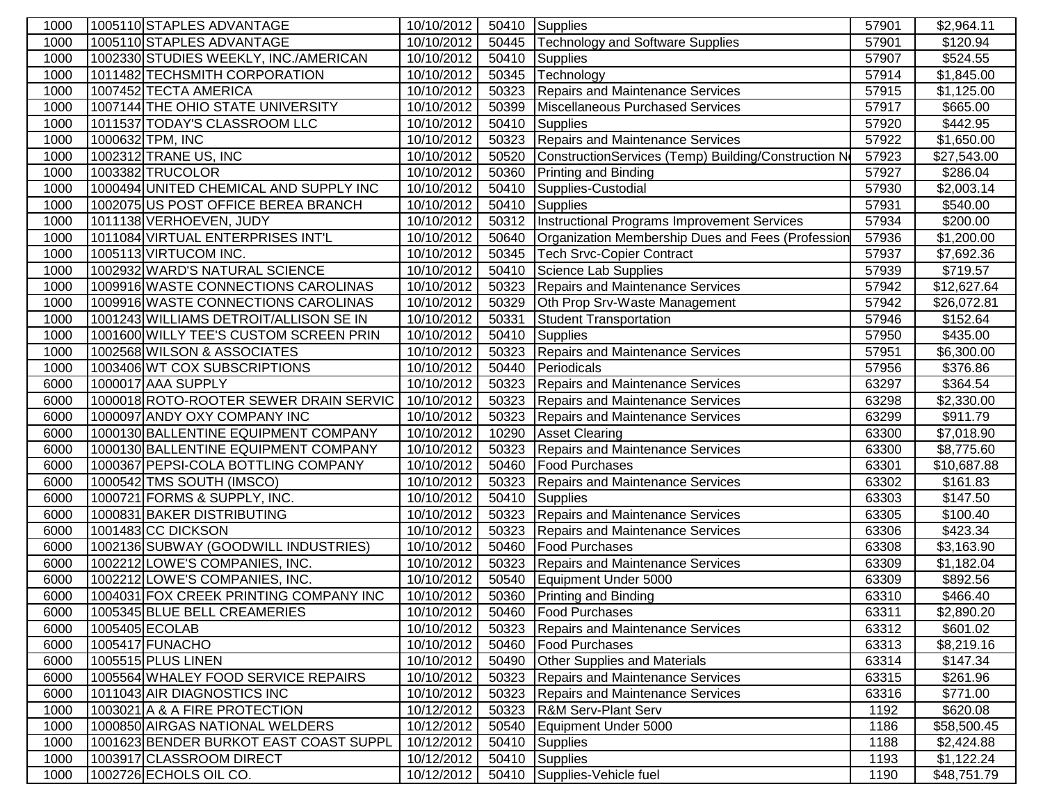| | | | | | | |
|---|---|---|---|---|---|---|
| 1000 | 1005110 STAPLES ADVANTAGE | 10/10/2012 | 50410 | Supplies | 57901 | $2,964.11 |
| 1000 | 1005110 STAPLES ADVANTAGE | 10/10/2012 | 50445 | Technology and Software Supplies | 57901 | $120.94 |
| 1000 | 1002330 STUDIES WEEKLY, INC./AMERICAN | 10/10/2012 | 50410 | Supplies | 57907 | $524.55 |
| 1000 | 1011482 TECHSMITH CORPORATION | 10/10/2012 | 50345 | Technology | 57914 | $1,845.00 |
| 1000 | 1007452 TECTA AMERICA | 10/10/2012 | 50323 | Repairs and Maintenance Services | 57915 | $1,125.00 |
| 1000 | 1007144 THE OHIO STATE UNIVERSITY | 10/10/2012 | 50399 | Miscellaneous Purchased Services | 57917 | $665.00 |
| 1000 | 1011537 TODAY'S CLASSROOM LLC | 10/10/2012 | 50410 | Supplies | 57920 | $442.95 |
| 1000 | 1000632 TPM, INC | 10/10/2012 | 50323 | Repairs and Maintenance Services | 57922 | $1,650.00 |
| 1000 | 1002312 TRANE US, INC | 10/10/2012 | 50520 | ConstructionServices (Temp) Building/Construction N | 57923 | $27,543.00 |
| 1000 | 1003382 TRUCOLOR | 10/10/2012 | 50360 | Printing and Binding | 57927 | $286.04 |
| 1000 | 1000494 UNITED CHEMICAL AND SUPPLY INC | 10/10/2012 | 50410 | Supplies-Custodial | 57930 | $2,003.14 |
| 1000 | 1002075 US POST OFFICE BEREA BRANCH | 10/10/2012 | 50410 | Supplies | 57931 | $540.00 |
| 1000 | 1011138 VERHOEVEN, JUDY | 10/10/2012 | 50312 | Instructional Programs Improvement Services | 57934 | $200.00 |
| 1000 | 1011084 VIRTUAL ENTERPRISES INT'L | 10/10/2012 | 50640 | Organization Membership Dues and Fees (Profession | 57936 | $1,200.00 |
| 1000 | 1005113 VIRTUCOM INC. | 10/10/2012 | 50345 | Tech Srvc-Copier Contract | 57937 | $7,692.36 |
| 1000 | 1002932 WARD'S NATURAL SCIENCE | 10/10/2012 | 50410 | Science Lab Supplies | 57939 | $719.57 |
| 1000 | 1009916 WASTE CONNECTIONS CAROLINAS | 10/10/2012 | 50323 | Repairs and Maintenance Services | 57942 | $12,627.64 |
| 1000 | 1009916 WASTE CONNECTIONS CAROLINAS | 10/10/2012 | 50329 | Oth Prop Srv-Waste Management | 57942 | $26,072.81 |
| 1000 | 1001243 WILLIAMS DETROIT/ALLISON SE IN | 10/10/2012 | 50331 | Student Transportation | 57946 | $152.64 |
| 1000 | 1001600 WILLY TEE'S CUSTOM SCREEN PRIN | 10/10/2012 | 50410 | Supplies | 57950 | $435.00 |
| 1000 | 1002568 WILSON & ASSOCIATES | 10/10/2012 | 50323 | Repairs and Maintenance Services | 57951 | $6,300.00 |
| 1000 | 1003406 WT COX SUBSCRIPTIONS | 10/10/2012 | 50440 | Periodicals | 57956 | $376.86 |
| 6000 | 1000017 AAA SUPPLY | 10/10/2012 | 50323 | Repairs and Maintenance Services | 63297 | $364.54 |
| 6000 | 1000018 ROTO-ROOTER SEWER DRAIN SERVIC | 10/10/2012 | 50323 | Repairs and Maintenance Services | 63298 | $2,330.00 |
| 6000 | 1000097 ANDY OXY COMPANY INC | 10/10/2012 | 50323 | Repairs and Maintenance Services | 63299 | $911.79 |
| 6000 | 1000130 BALLENTINE EQUIPMENT COMPANY | 10/10/2012 | 10290 | Asset Clearing | 63300 | $7,018.90 |
| 6000 | 1000130 BALLENTINE EQUIPMENT COMPANY | 10/10/2012 | 50323 | Repairs and Maintenance Services | 63300 | $8,775.60 |
| 6000 | 1000367 PEPSI-COLA BOTTLING COMPANY | 10/10/2012 | 50460 | Food Purchases | 63301 | $10,687.88 |
| 6000 | 1000542 TMS SOUTH (IMSCO) | 10/10/2012 | 50323 | Repairs and Maintenance Services | 63302 | $161.83 |
| 6000 | 1000721 FORMS & SUPPLY, INC. | 10/10/2012 | 50410 | Supplies | 63303 | $147.50 |
| 6000 | 1000831 BAKER DISTRIBUTING | 10/10/2012 | 50323 | Repairs and Maintenance Services | 63305 | $100.40 |
| 6000 | 1001483 CC DICKSON | 10/10/2012 | 50323 | Repairs and Maintenance Services | 63306 | $423.34 |
| 6000 | 1002136 SUBWAY (GOODWILL INDUSTRIES) | 10/10/2012 | 50460 | Food Purchases | 63308 | $3,163.90 |
| 6000 | 1002212 LOWE'S COMPANIES, INC. | 10/10/2012 | 50323 | Repairs and Maintenance Services | 63309 | $1,182.04 |
| 6000 | 1002212 LOWE'S COMPANIES, INC. | 10/10/2012 | 50540 | Equipment Under 5000 | 63309 | $892.56 |
| 6000 | 1004031 FOX CREEK PRINTING COMPANY INC | 10/10/2012 | 50360 | Printing and Binding | 63310 | $466.40 |
| 6000 | 1005345 BLUE BELL CREAMERIES | 10/10/2012 | 50460 | Food Purchases | 63311 | $2,890.20 |
| 6000 | 1005405 ECOLAB | 10/10/2012 | 50323 | Repairs and Maintenance Services | 63312 | $601.02 |
| 6000 | 1005417 FUNACHO | 10/10/2012 | 50460 | Food Purchases | 63313 | $8,219.16 |
| 6000 | 1005515 PLUS LINEN | 10/10/2012 | 50490 | Other Supplies and Materials | 63314 | $147.34 |
| 6000 | 1005564 WHALEY FOOD SERVICE REPAIRS | 10/10/2012 | 50323 | Repairs and Maintenance Services | 63315 | $261.96 |
| 6000 | 1011043 AIR DIAGNOSTICS INC | 10/10/2012 | 50323 | Repairs and Maintenance Services | 63316 | $771.00 |
| 1000 | 1003021 A & A FIRE PROTECTION | 10/12/2012 | 50323 | R&M Serv-Plant Serv | 1192 | $620.08 |
| 1000 | 1000850 AIRGAS NATIONAL WELDERS | 10/12/2012 | 50540 | Equipment Under 5000 | 1186 | $58,500.45 |
| 1000 | 1001623 BENDER BURKOT EAST COAST SUPPL | 10/12/2012 | 50410 | Supplies | 1188 | $2,424.88 |
| 1000 | 1003917 CLASSROOM DIRECT | 10/12/2012 | 50410 | Supplies | 1193 | $1,122.24 |
| 1000 | 1002726 ECHOLS OIL CO. | 10/12/2012 | 50410 | Supplies-Vehicle fuel | 1190 | $48,751.79 |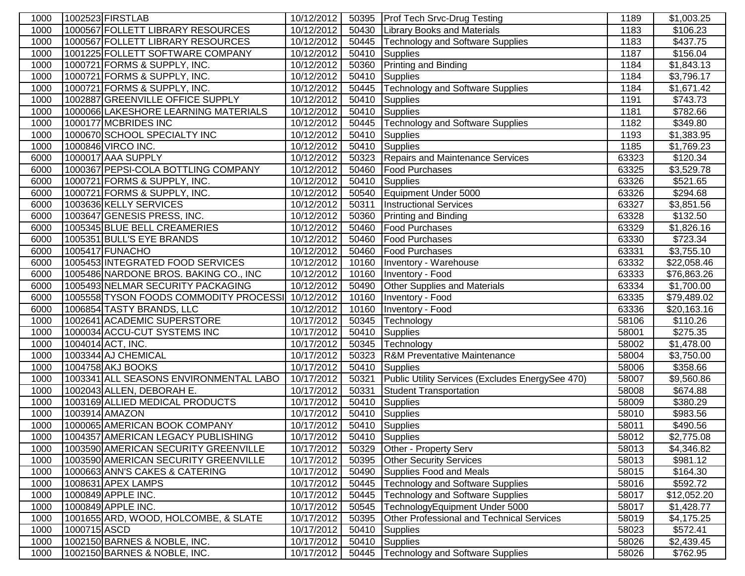| | | | | | | |
|---|---|---|---|---|---|---|
| 1000 | 1002523 FIRSTLAB | 10/12/2012 | 50395 | Prof Tech Srvc-Drug Testing | 1189 | $1,003.25 |
| 1000 | 1000567 FOLLETT LIBRARY RESOURCES | 10/12/2012 | 50430 | Library Books and Materials | 1183 | $106.23 |
| 1000 | 1000567 FOLLETT LIBRARY RESOURCES | 10/12/2012 | 50445 | Technology and Software Supplies | 1183 | $437.75 |
| 1000 | 1001225 FOLLETT SOFTWARE COMPANY | 10/12/2012 | 50410 | Supplies | 1187 | $156.04 |
| 1000 | 1000721 FORMS & SUPPLY, INC. | 10/12/2012 | 50360 | Printing and Binding | 1184 | $1,843.13 |
| 1000 | 1000721 FORMS & SUPPLY, INC. | 10/12/2012 | 50410 | Supplies | 1184 | $3,796.17 |
| 1000 | 1000721 FORMS & SUPPLY, INC. | 10/12/2012 | 50445 | Technology and Software Supplies | 1184 | $1,671.42 |
| 1000 | 1002887 GREENVILLE OFFICE SUPPLY | 10/12/2012 | 50410 | Supplies | 1191 | $743.73 |
| 1000 | 1000066 LAKESHORE LEARNING MATERIALS | 10/12/2012 | 50410 | Supplies | 1181 | $782.66 |
| 1000 | 1000177 MCBRIDES INC | 10/12/2012 | 50445 | Technology and Software Supplies | 1182 | $349.80 |
| 1000 | 1000670 SCHOOL SPECIALTY INC | 10/12/2012 | 50410 | Supplies | 1193 | $1,383.95 |
| 1000 | 1000846 VIRCO INC. | 10/12/2012 | 50410 | Supplies | 1185 | $1,769.23 |
| 6000 | 1000017 AAA SUPPLY | 10/12/2012 | 50323 | Repairs and Maintenance Services | 63323 | $120.34 |
| 6000 | 1000367 PEPSI-COLA BOTTLING COMPANY | 10/12/2012 | 50460 | Food Purchases | 63325 | $3,529.78 |
| 6000 | 1000721 FORMS & SUPPLY, INC. | 10/12/2012 | 50410 | Supplies | 63326 | $521.65 |
| 6000 | 1000721 FORMS & SUPPLY, INC. | 10/12/2012 | 50540 | Equipment Under 5000 | 63326 | $294.68 |
| 6000 | 1003636 KELLY SERVICES | 10/12/2012 | 50311 | Instructional Services | 63327 | $3,851.56 |
| 6000 | 1003647 GENESIS PRESS, INC. | 10/12/2012 | 50360 | Printing and Binding | 63328 | $132.50 |
| 6000 | 1005345 BLUE BELL CREAMERIES | 10/12/2012 | 50460 | Food Purchases | 63329 | $1,826.16 |
| 6000 | 1005351 BULL'S EYE BRANDS | 10/12/2012 | 50460 | Food Purchases | 63330 | $723.34 |
| 6000 | 1005417 FUNACHO | 10/12/2012 | 50460 | Food Purchases | 63331 | $3,755.10 |
| 6000 | 1005453 INTEGRATED FOOD SERVICES | 10/12/2012 | 10160 | Inventory - Warehouse | 63332 | $22,058.46 |
| 6000 | 1005486 NARDONE BROS. BAKING CO., INC | 10/12/2012 | 10160 | Inventory - Food | 63333 | $76,863.26 |
| 6000 | 1005493 NELMAR SECURITY PACKAGING | 10/12/2012 | 50490 | Other Supplies and Materials | 63334 | $1,700.00 |
| 6000 | 1005558 TYSON FOODS COMMODITY PROCESSI | 10/12/2012 | 10160 | Inventory - Food | 63335 | $79,489.02 |
| 6000 | 1006854 TASTY BRANDS, LLC | 10/12/2012 | 10160 | Inventory - Food | 63336 | $20,163.16 |
| 1000 | 1002641 ACADEMIC SUPERSTORE | 10/17/2012 | 50345 | Technology | 58106 | $110.26 |
| 1000 | 1000034 ACCU-CUT SYSTEMS INC | 10/17/2012 | 50410 | Supplies | 58001 | $275.35 |
| 1000 | 1004014 ACT, INC. | 10/17/2012 | 50345 | Technology | 58002 | $1,478.00 |
| 1000 | 1003344 AJ CHEMICAL | 10/17/2012 | 50323 | R&M Preventative Maintenance | 58004 | $3,750.00 |
| 1000 | 1004758 AKJ BOOKS | 10/17/2012 | 50410 | Supplies | 58006 | $358.66 |
| 1000 | 1003341 ALL SEASONS ENVIRONMENTAL LABO | 10/17/2012 | 50321 | Public Utility Services (Excludes EnergySee 470) | 58007 | $9,560.86 |
| 1000 | 1002043 ALLEN, DEBORAH E. | 10/17/2012 | 50331 | Student Transportation | 58008 | $674.88 |
| 1000 | 1003169 ALLIED MEDICAL PRODUCTS | 10/17/2012 | 50410 | Supplies | 58009 | $380.29 |
| 1000 | 1003914 AMAZON | 10/17/2012 | 50410 | Supplies | 58010 | $983.56 |
| 1000 | 1000065 AMERICAN BOOK COMPANY | 10/17/2012 | 50410 | Supplies | 58011 | $490.56 |
| 1000 | 1004357 AMERICAN LEGACY PUBLISHING | 10/17/2012 | 50410 | Supplies | 58012 | $2,775.08 |
| 1000 | 1003590 AMERICAN SECURITY GREENVILLE | 10/17/2012 | 50329 | Other - Property Serv | 58013 | $4,346.82 |
| 1000 | 1003590 AMERICAN SECURITY GREENVILLE | 10/17/2012 | 50395 | Other Security Services | 58013 | $981.12 |
| 1000 | 1000663 ANN'S CAKES & CATERING | 10/17/2012 | 50490 | Supplies Food and Meals | 58015 | $164.30 |
| 1000 | 1008631 APEX LAMPS | 10/17/2012 | 50445 | Technology and Software Supplies | 58016 | $592.72 |
| 1000 | 1000849 APPLE INC. | 10/17/2012 | 50445 | Technology and Software Supplies | 58017 | $12,052.20 |
| 1000 | 1000849 APPLE INC. | 10/17/2012 | 50545 | TechnologyEquipment Under 5000 | 58017 | $1,428.77 |
| 1000 | 1001655 ARD, WOOD, HOLCOMBE, & SLATE | 10/17/2012 | 50395 | Other Professional and Technical Services | 58019 | $4,175.25 |
| 1000 | 1000715 ASCD | 10/17/2012 | 50410 | Supplies | 58023 | $572.41 |
| 1000 | 1002150 BARNES & NOBLE, INC. | 10/17/2012 | 50410 | Supplies | 58026 | $2,439.45 |
| 1000 | 1002150 BARNES & NOBLE, INC. | 10/17/2012 | 50445 | Technology and Software Supplies | 58026 | $762.95 |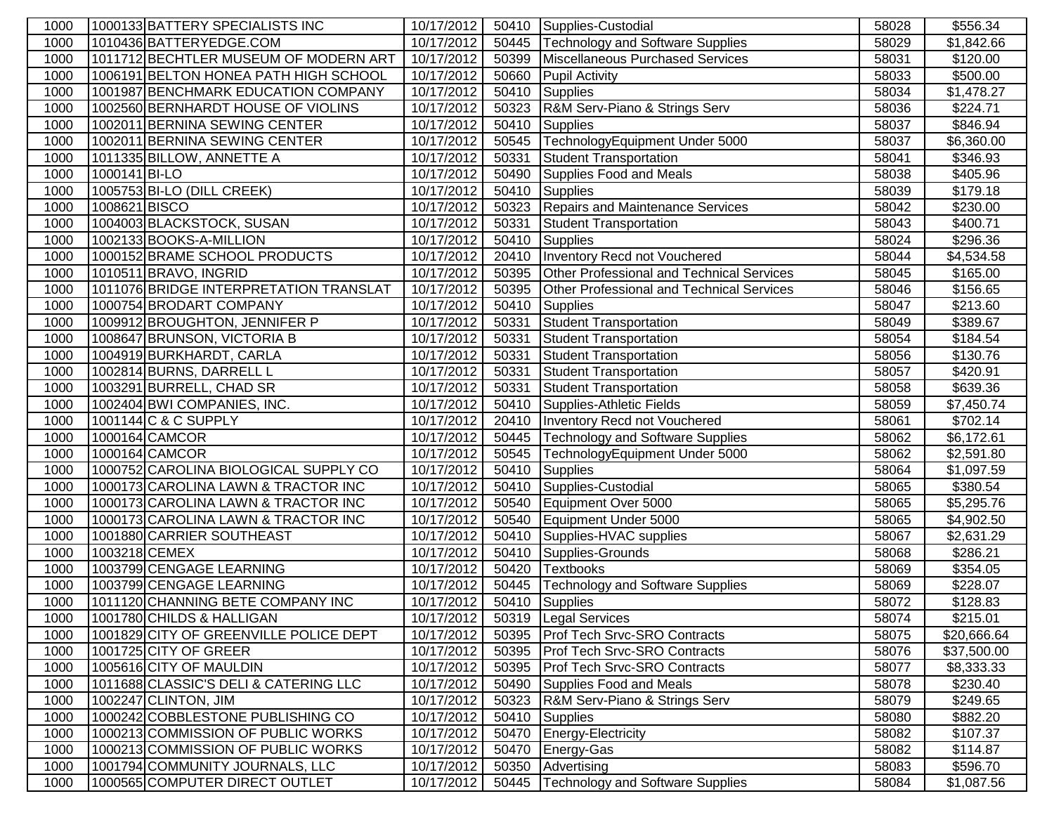| 1000 | 1000133 | BATTERY SPECIALISTS INC | 10/17/2012 | 50410 | Supplies-Custodial | 58028 | $556.34 |
|---|---|---|---|---|---|---|---|
| 1000 | 1010436 | BATTERYEDGE.COM | 10/17/2012 | 50445 | Technology and Software Supplies | 58029 | $1,842.66 |
| 1000 | 1011712 | BECHTLER MUSEUM OF MODERN ART | 10/17/2012 | 50399 | Miscellaneous Purchased Services | 58031 | $120.00 |
| 1000 | 1006191 | BELTON HONEA PATH HIGH SCHOOL | 10/17/2012 | 50660 | Pupil Activity | 58033 | $500.00 |
| 1000 | 1001987 | BENCHMARK EDUCATION COMPANY | 10/17/2012 | 50410 | Supplies | 58034 | $1,478.27 |
| 1000 | 1002560 | BERNHARDT HOUSE OF VIOLINS | 10/17/2012 | 50323 | R&M Serv-Piano & Strings Serv | 58036 | $224.71 |
| 1000 | 1002011 | BERNINA SEWING CENTER | 10/17/2012 | 50410 | Supplies | 58037 | $846.94 |
| 1000 | 1002011 | BERNINA SEWING CENTER | 10/17/2012 | 50545 | TechnologyEquipment Under 5000 | 58037 | $6,360.00 |
| 1000 | 1011335 | BILLOW, ANNETTE A | 10/17/2012 | 50331 | Student Transportation | 58041 | $346.93 |
| 1000 | 1000141 | BI-LO | 10/17/2012 | 50490 | Supplies Food and Meals | 58038 | $405.96 |
| 1000 | 1005753 | BI-LO (DILL CREEK) | 10/17/2012 | 50410 | Supplies | 58039 | $179.18 |
| 1000 | 1008621 | BISCO | 10/17/2012 | 50323 | Repairs and Maintenance Services | 58042 | $230.00 |
| 1000 | 1004003 | BLACKSTOCK, SUSAN | 10/17/2012 | 50331 | Student Transportation | 58043 | $400.71 |
| 1000 | 1002133 | BOOKS-A-MILLION | 10/17/2012 | 50410 | Supplies | 58024 | $296.36 |
| 1000 | 1000152 | BRAME SCHOOL PRODUCTS | 10/17/2012 | 20410 | Inventory Recd not Vouchered | 58044 | $4,534.58 |
| 1000 | 1010511 | BRAVO, INGRID | 10/17/2012 | 50395 | Other Professional and Technical Services | 58045 | $165.00 |
| 1000 | 1011076 | BRIDGE INTERPRETATION TRANSLAT | 10/17/2012 | 50395 | Other Professional and Technical Services | 58046 | $156.65 |
| 1000 | 1000754 | BRODART COMPANY | 10/17/2012 | 50410 | Supplies | 58047 | $213.60 |
| 1000 | 1009912 | BROUGHTON, JENNIFER P | 10/17/2012 | 50331 | Student Transportation | 58049 | $389.67 |
| 1000 | 1008647 | BRUNSON, VICTORIA B | 10/17/2012 | 50331 | Student Transportation | 58054 | $184.54 |
| 1000 | 1004919 | BURKHARDT, CARLA | 10/17/2012 | 50331 | Student Transportation | 58056 | $130.76 |
| 1000 | 1002814 | BURNS, DARRELL L | 10/17/2012 | 50331 | Student Transportation | 58057 | $420.91 |
| 1000 | 1003291 | BURRELL, CHAD SR | 10/17/2012 | 50331 | Student Transportation | 58058 | $639.36 |
| 1000 | 1002404 | BWI COMPANIES, INC. | 10/17/2012 | 50410 | Supplies-Athletic Fields | 58059 | $7,450.74 |
| 1000 | 1001144 | C & C SUPPLY | 10/17/2012 | 20410 | Inventory Recd not Vouchered | 58061 | $702.14 |
| 1000 | 1000164 | CAMCOR | 10/17/2012 | 50445 | Technology and Software Supplies | 58062 | $6,172.61 |
| 1000 | 1000164 | CAMCOR | 10/17/2012 | 50545 | TechnologyEquipment Under 5000 | 58062 | $2,591.80 |
| 1000 | 1000752 | CAROLINA BIOLOGICAL SUPPLY CO | 10/17/2012 | 50410 | Supplies | 58064 | $1,097.59 |
| 1000 | 1000173 | CAROLINA LAWN & TRACTOR INC | 10/17/2012 | 50410 | Supplies-Custodial | 58065 | $380.54 |
| 1000 | 1000173 | CAROLINA LAWN & TRACTOR INC | 10/17/2012 | 50540 | Equipment Over 5000 | 58065 | $5,295.76 |
| 1000 | 1000173 | CAROLINA LAWN & TRACTOR INC | 10/17/2012 | 50540 | Equipment Under 5000 | 58065 | $4,902.50 |
| 1000 | 1001880 | CARRIER SOUTHEAST | 10/17/2012 | 50410 | Supplies-HVAC supplies | 58067 | $2,631.29 |
| 1000 | 1003218 | CEMEX | 10/17/2012 | 50410 | Supplies-Grounds | 58068 | $286.21 |
| 1000 | 1003799 | CENGAGE LEARNING | 10/17/2012 | 50420 | Textbooks | 58069 | $354.05 |
| 1000 | 1003799 | CENGAGE LEARNING | 10/17/2012 | 50445 | Technology and Software Supplies | 58069 | $228.07 |
| 1000 | 1011120 | CHANNING BETE COMPANY INC | 10/17/2012 | 50410 | Supplies | 58072 | $128.83 |
| 1000 | 1001780 | CHILDS & HALLIGAN | 10/17/2012 | 50319 | Legal Services | 58074 | $215.01 |
| 1000 | 1001829 | CITY OF GREENVILLE POLICE DEPT | 10/17/2012 | 50395 | Prof Tech Srvc-SRO Contracts | 58075 | $20,666.64 |
| 1000 | 1001725 | CITY OF GREER | 10/17/2012 | 50395 | Prof Tech Srvc-SRO Contracts | 58076 | $37,500.00 |
| 1000 | 1005616 | CITY OF MAULDIN | 10/17/2012 | 50395 | Prof Tech Srvc-SRO Contracts | 58077 | $8,333.33 |
| 1000 | 1011688 | CLASSIC'S DELI & CATERING LLC | 10/17/2012 | 50490 | Supplies Food and Meals | 58078 | $230.40 |
| 1000 | 1002247 | CLINTON, JIM | 10/17/2012 | 50323 | R&M Serv-Piano & Strings Serv | 58079 | $249.65 |
| 1000 | 1000242 | COBBLESTONE PUBLISHING CO | 10/17/2012 | 50410 | Supplies | 58080 | $882.20 |
| 1000 | 1000213 | COMMISSION OF PUBLIC WORKS | 10/17/2012 | 50470 | Energy-Electricity | 58082 | $107.37 |
| 1000 | 1000213 | COMMISSION OF PUBLIC WORKS | 10/17/2012 | 50470 | Energy-Gas | 58082 | $114.87 |
| 1000 | 1001794 | COMMUNITY JOURNALS, LLC | 10/17/2012 | 50350 | Advertising | 58083 | $596.70 |
| 1000 | 1000565 | COMPUTER DIRECT OUTLET | 10/17/2012 | 50445 | Technology and Software Supplies | 58084 | $1,087.56 |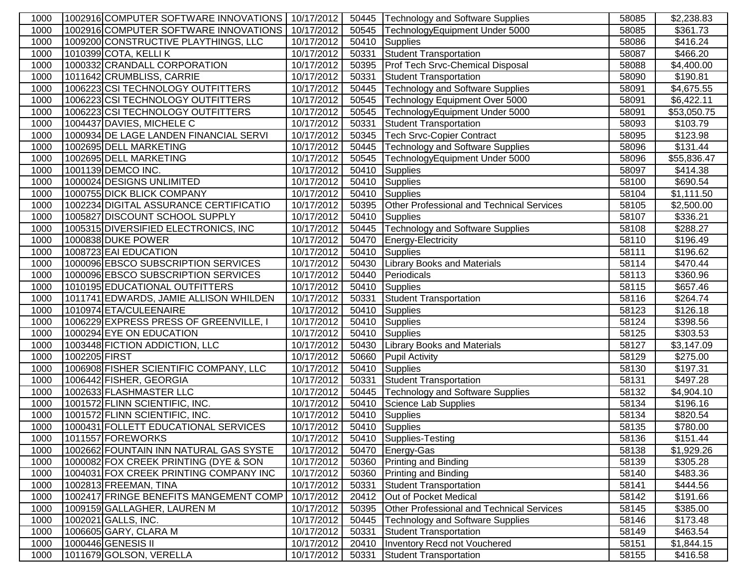| | | | | | | | |
|---|---|---|---|---|---|---|---|
| 1000 | 1002916 | COMPUTER SOFTWARE INNOVATIONS | 10/17/2012 | 50445 | Technology and Software Supplies | 58085 | $2,238.83 |
| 1000 | 1002916 | COMPUTER SOFTWARE INNOVATIONS | 10/17/2012 | 50545 | TechnologyEquipment Under 5000 | 58085 | $361.73 |
| 1000 | 1009200 | CONSTRUCTIVE PLAYTHINGS, LLC | 10/17/2012 | 50410 | Supplies | 58086 | $416.24 |
| 1000 | 1010399 | COTA, KELLI K | 10/17/2012 | 50331 | Student Transportation | 58087 | $466.20 |
| 1000 | 1000332 | CRANDALL CORPORATION | 10/17/2012 | 50395 | Prof Tech Srvc-Chemical Disposal | 58088 | $4,400.00 |
| 1000 | 1011642 | CRUMBLISS, CARRIE | 10/17/2012 | 50331 | Student Transportation | 58090 | $190.81 |
| 1000 | 1006223 | CSI TECHNOLOGY OUTFITTERS | 10/17/2012 | 50445 | Technology and Software Supplies | 58091 | $4,675.55 |
| 1000 | 1006223 | CSI TECHNOLOGY OUTFITTERS | 10/17/2012 | 50545 | Technology Equipment Over 5000 | 58091 | $6,422.11 |
| 1000 | 1006223 | CSI TECHNOLOGY OUTFITTERS | 10/17/2012 | 50545 | TechnologyEquipment Under 5000 | 58091 | $53,050.75 |
| 1000 | 1004437 | DAVIES, MICHELE C | 10/17/2012 | 50331 | Student Transportation | 58093 | $103.79 |
| 1000 | 1000934 | DE LAGE LANDEN FINANCIAL SERVI | 10/17/2012 | 50345 | Tech Srvc-Copier Contract | 58095 | $123.98 |
| 1000 | 1002695 | DELL MARKETING | 10/17/2012 | 50445 | Technology and Software Supplies | 58096 | $131.44 |
| 1000 | 1002695 | DELL MARKETING | 10/17/2012 | 50545 | TechnologyEquipment Under 5000 | 58096 | $55,836.47 |
| 1000 | 1001139 | DEMCO INC. | 10/17/2012 | 50410 | Supplies | 58097 | $414.38 |
| 1000 | 1000024 | DESIGNS UNLIMITED | 10/17/2012 | 50410 | Supplies | 58100 | $690.54 |
| 1000 | 1000755 | DICK BLICK COMPANY | 10/17/2012 | 50410 | Supplies | 58104 | $1,111.50 |
| 1000 | 1002234 | DIGITAL ASSURANCE CERTIFICATIO | 10/17/2012 | 50395 | Other Professional and Technical Services | 58105 | $2,500.00 |
| 1000 | 1005827 | DISCOUNT SCHOOL SUPPLY | 10/17/2012 | 50410 | Supplies | 58107 | $336.21 |
| 1000 | 1005315 | DIVERSIFIED ELECTRONICS, INC | 10/17/2012 | 50445 | Technology and Software Supplies | 58108 | $288.27 |
| 1000 | 1000838 | DUKE POWER | 10/17/2012 | 50470 | Energy-Electricity | 58110 | $196.49 |
| 1000 | 1008723 | EAI EDUCATION | 10/17/2012 | 50410 | Supplies | 58111 | $196.62 |
| 1000 | 1000096 | EBSCO SUBSCRIPTION SERVICES | 10/17/2012 | 50430 | Library Books and Materials | 58114 | $470.44 |
| 1000 | 1000096 | EBSCO SUBSCRIPTION SERVICES | 10/17/2012 | 50440 | Periodicals | 58113 | $360.96 |
| 1000 | 1010195 | EDUCATIONAL OUTFITTERS | 10/17/2012 | 50410 | Supplies | 58115 | $657.46 |
| 1000 | 1011741 | EDWARDS, JAMIE ALLISON WHILDEN | 10/17/2012 | 50331 | Student Transportation | 58116 | $264.74 |
| 1000 | 1010974 | ETA/CULEENAIRE | 10/17/2012 | 50410 | Supplies | 58123 | $126.18 |
| 1000 | 1006229 | EXPRESS PRESS OF GREENVILLE, I | 10/17/2012 | 50410 | Supplies | 58124 | $398.56 |
| 1000 | 1000294 | EYE ON EDUCATION | 10/17/2012 | 50410 | Supplies | 58125 | $303.53 |
| 1000 | 1003448 | FICTION ADDICTION, LLC | 10/17/2012 | 50430 | Library Books and Materials | 58127 | $3,147.09 |
| 1000 | 1002205 | FIRST | 10/17/2012 | 50660 | Pupil Activity | 58129 | $275.00 |
| 1000 | 1006908 | FISHER SCIENTIFIC COMPANY, LLC | 10/17/2012 | 50410 | Supplies | 58130 | $197.31 |
| 1000 | 1006442 | FISHER, GEORGIA | 10/17/2012 | 50331 | Student Transportation | 58131 | $497.28 |
| 1000 | 1002633 | FLASHMASTER LLC | 10/17/2012 | 50445 | Technology and Software Supplies | 58132 | $4,904.10 |
| 1000 | 1001572 | FLINN SCIENTIFIC, INC. | 10/17/2012 | 50410 | Science Lab Supplies | 58134 | $196.16 |
| 1000 | 1001572 | FLINN SCIENTIFIC, INC. | 10/17/2012 | 50410 | Supplies | 58134 | $820.54 |
| 1000 | 1000431 | FOLLETT EDUCATIONAL SERVICES | 10/17/2012 | 50410 | Supplies | 58135 | $780.00 |
| 1000 | 1011557 | FOREWORKS | 10/17/2012 | 50410 | Supplies-Testing | 58136 | $151.44 |
| 1000 | 1002662 | FOUNTAIN INN NATURAL GAS SYSTE | 10/17/2012 | 50470 | Energy-Gas | 58138 | $1,929.26 |
| 1000 | 1000082 | FOX CREEK PRINTING (DYE & SON | 10/17/2012 | 50360 | Printing and Binding | 58139 | $305.28 |
| 1000 | 1004031 | FOX CREEK PRINTING COMPANY INC | 10/17/2012 | 50360 | Printing and Binding | 58140 | $483.36 |
| 1000 | 1002813 | FREEMAN, TINA | 10/17/2012 | 50331 | Student Transportation | 58141 | $444.56 |
| 1000 | 1002417 | FRINGE BENEFITS MANGEMENT COMP | 10/17/2012 | 20412 | Out of Pocket Medical | 58142 | $191.66 |
| 1000 | 1009159 | GALLAGHER, LAUREN M | 10/17/2012 | 50395 | Other Professional and Technical Services | 58145 | $385.00 |
| 1000 | 1002021 | GALLS, INC. | 10/17/2012 | 50445 | Technology and Software Supplies | 58146 | $173.48 |
| 1000 | 1006605 | GARY, CLARA M | 10/17/2012 | 50331 | Student Transportation | 58149 | $463.54 |
| 1000 | 1000446 | GENESIS II | 10/17/2012 | 20410 | Inventory Recd not Vouchered | 58151 | $1,844.15 |
| 1000 | 1011679 | GOLSON, VERELLA | 10/17/2012 | 50331 | Student Transportation | 58155 | $416.58 |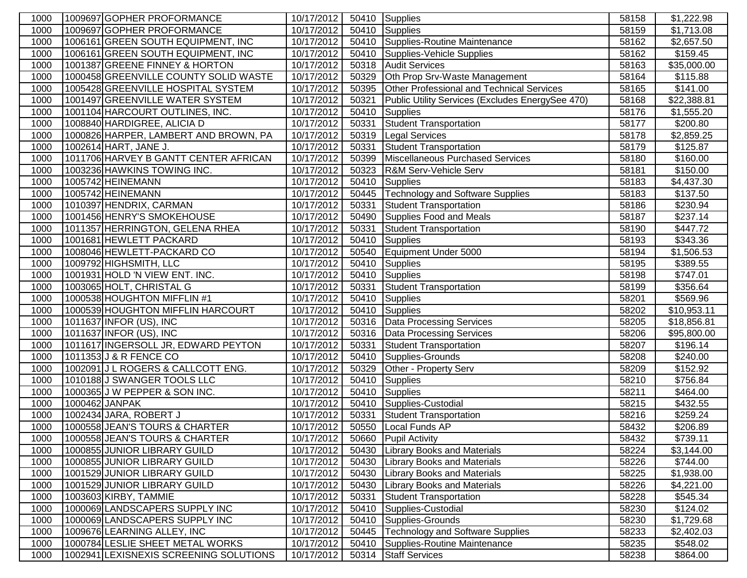| 1000 | 1009697 | GOPHER PROFORMANCE | 10/17/2012 | 50410 | Supplies | 58158 | $1,222.98 |
|---|---|---|---|---|---|---|---|
| 1000 | 1009697 | GOPHER PROFORMANCE | 10/17/2012 | 50410 | Supplies | 58159 | $1,713.08 |
| 1000 | 1006161 | GREEN SOUTH EQUIPMENT, INC | 10/17/2012 | 50410 | Supplies-Routine Maintenance | 58162 | $2,657.50 |
| 1000 | 1006161 | GREEN SOUTH EQUIPMENT, INC | 10/17/2012 | 50410 | Supplies-Vehicle Supplies | 58162 | $159.45 |
| 1000 | 1001387 | GREENE FINNEY & HORTON | 10/17/2012 | 50318 | Audit Services | 58163 | $35,000.00 |
| 1000 | 1000458 | GREENVILLE COUNTY SOLID WASTE | 10/17/2012 | 50329 | Oth Prop Srv-Waste Management | 58164 | $115.88 |
| 1000 | 1005428 | GREENVILLE HOSPITAL SYSTEM | 10/17/2012 | 50395 | Other Professional and Technical Services | 58165 | $141.00 |
| 1000 | 1001497 | GREENVILLE WATER SYSTEM | 10/17/2012 | 50321 | Public Utility Services (Excludes EnergySee 470) | 58168 | $22,388.81 |
| 1000 | 1001104 | HARCOURT OUTLINES, INC. | 10/17/2012 | 50410 | Supplies | 58176 | $1,555.20 |
| 1000 | 1008840 | HARDIGREE, ALICIA D | 10/17/2012 | 50331 | Student Transportation | 58177 | $200.80 |
| 1000 | 1000826 | HARPER, LAMBERT AND BROWN, PA | 10/17/2012 | 50319 | Legal Services | 58178 | $2,859.25 |
| 1000 | 1002614 | HART, JANE J. | 10/17/2012 | 50331 | Student Transportation | 58179 | $125.87 |
| 1000 | 1011706 | HARVEY B GANTT CENTER AFRICAN | 10/17/2012 | 50399 | Miscellaneous Purchased Services | 58180 | $160.00 |
| 1000 | 1003236 | HAWKINS TOWING INC. | 10/17/2012 | 50323 | R&M Serv-Vehicle Serv | 58181 | $150.00 |
| 1000 | 1005742 | HEINEMANN | 10/17/2012 | 50410 | Supplies | 58183 | $4,437.30 |
| 1000 | 1005742 | HEINEMANN | 10/17/2012 | 50445 | Technology and Software Supplies | 58183 | $137.50 |
| 1000 | 1010397 | HENDRIX, CARMAN | 10/17/2012 | 50331 | Student Transportation | 58186 | $230.94 |
| 1000 | 1001456 | HENRY'S SMOKEHOUSE | 10/17/2012 | 50490 | Supplies Food and Meals | 58187 | $237.14 |
| 1000 | 1011357 | HERRINGTON, GELENA RHEA | 10/17/2012 | 50331 | Student Transportation | 58190 | $447.72 |
| 1000 | 1001681 | HEWLETT PACKARD | 10/17/2012 | 50410 | Supplies | 58193 | $343.36 |
| 1000 | 1008046 | HEWLETT-PACKARD CO | 10/17/2012 | 50540 | Equipment Under 5000 | 58194 | $1,506.53 |
| 1000 | 1009792 | HIGHSMITH, LLC | 10/17/2012 | 50410 | Supplies | 58195 | $389.55 |
| 1000 | 1001931 | HOLD 'N VIEW ENT. INC. | 10/17/2012 | 50410 | Supplies | 58198 | $747.01 |
| 1000 | 1003065 | HOLT, CHRISTAL G | 10/17/2012 | 50331 | Student Transportation | 58199 | $356.64 |
| 1000 | 1000538 | HOUGHTON MIFFLIN #1 | 10/17/2012 | 50410 | Supplies | 58201 | $569.96 |
| 1000 | 1000539 | HOUGHTON MIFFLIN HARCOURT | 10/17/2012 | 50410 | Supplies | 58202 | $10,953.11 |
| 1000 | 1011637 | INFOR (US), INC | 10/17/2012 | 50316 | Data Processing Services | 58205 | $18,856.81 |
| 1000 | 1011637 | INFOR (US), INC | 10/17/2012 | 50316 | Data Processing Services | 58206 | $95,800.00 |
| 1000 | 1011617 | INGERSOLL JR, EDWARD PEYTON | 10/17/2012 | 50331 | Student Transportation | 58207 | $196.14 |
| 1000 | 1011353 | J & R FENCE CO | 10/17/2012 | 50410 | Supplies-Grounds | 58208 | $240.00 |
| 1000 | 1002091 | J L ROGERS & CALLCOTT ENG. | 10/17/2012 | 50329 | Other - Property Serv | 58209 | $152.92 |
| 1000 | 1010188 | J SWANGER TOOLS LLC | 10/17/2012 | 50410 | Supplies | 58210 | $756.84 |
| 1000 | 1000365 | J W PEPPER & SON INC. | 10/17/2012 | 50410 | Supplies | 58211 | $464.00 |
| 1000 | 1000462 | JANPAK | 10/17/2012 | 50410 | Supplies-Custodial | 58215 | $432.55 |
| 1000 | 1002434 | JARA, ROBERT J | 10/17/2012 | 50331 | Student Transportation | 58216 | $259.24 |
| 1000 | 1000558 | JEAN'S TOURS & CHARTER | 10/17/2012 | 50550 | Local Funds AP | 58432 | $206.89 |
| 1000 | 1000558 | JEAN'S TOURS & CHARTER | 10/17/2012 | 50660 | Pupil Activity | 58432 | $739.11 |
| 1000 | 1000855 | JUNIOR LIBRARY GUILD | 10/17/2012 | 50430 | Library Books and Materials | 58224 | $3,144.00 |
| 1000 | 1000855 | JUNIOR LIBRARY GUILD | 10/17/2012 | 50430 | Library Books and Materials | 58226 | $744.00 |
| 1000 | 1001529 | JUNIOR LIBRARY GUILD | 10/17/2012 | 50430 | Library Books and Materials | 58225 | $1,938.00 |
| 1000 | 1001529 | JUNIOR LIBRARY GUILD | 10/17/2012 | 50430 | Library Books and Materials | 58226 | $4,221.00 |
| 1000 | 1003603 | KIRBY, TAMMIE | 10/17/2012 | 50331 | Student Transportation | 58228 | $545.34 |
| 1000 | 1000069 | LANDSCAPERS SUPPLY INC | 10/17/2012 | 50410 | Supplies-Custodial | 58230 | $124.02 |
| 1000 | 1000069 | LANDSCAPERS SUPPLY INC | 10/17/2012 | 50410 | Supplies-Grounds | 58230 | $1,729.68 |
| 1000 | 1009676 | LEARNING ALLEY, INC | 10/17/2012 | 50445 | Technology and Software Supplies | 58233 | $2,402.03 |
| 1000 | 1000784 | LESLIE SHEET METAL WORKS | 10/17/2012 | 50410 | Supplies-Routine Maintenance | 58235 | $548.02 |
| 1000 | 1002941 | LEXISNEXIS SCREENING SOLUTIONS | 10/17/2012 | 50314 | Staff Services | 58238 | $864.00 |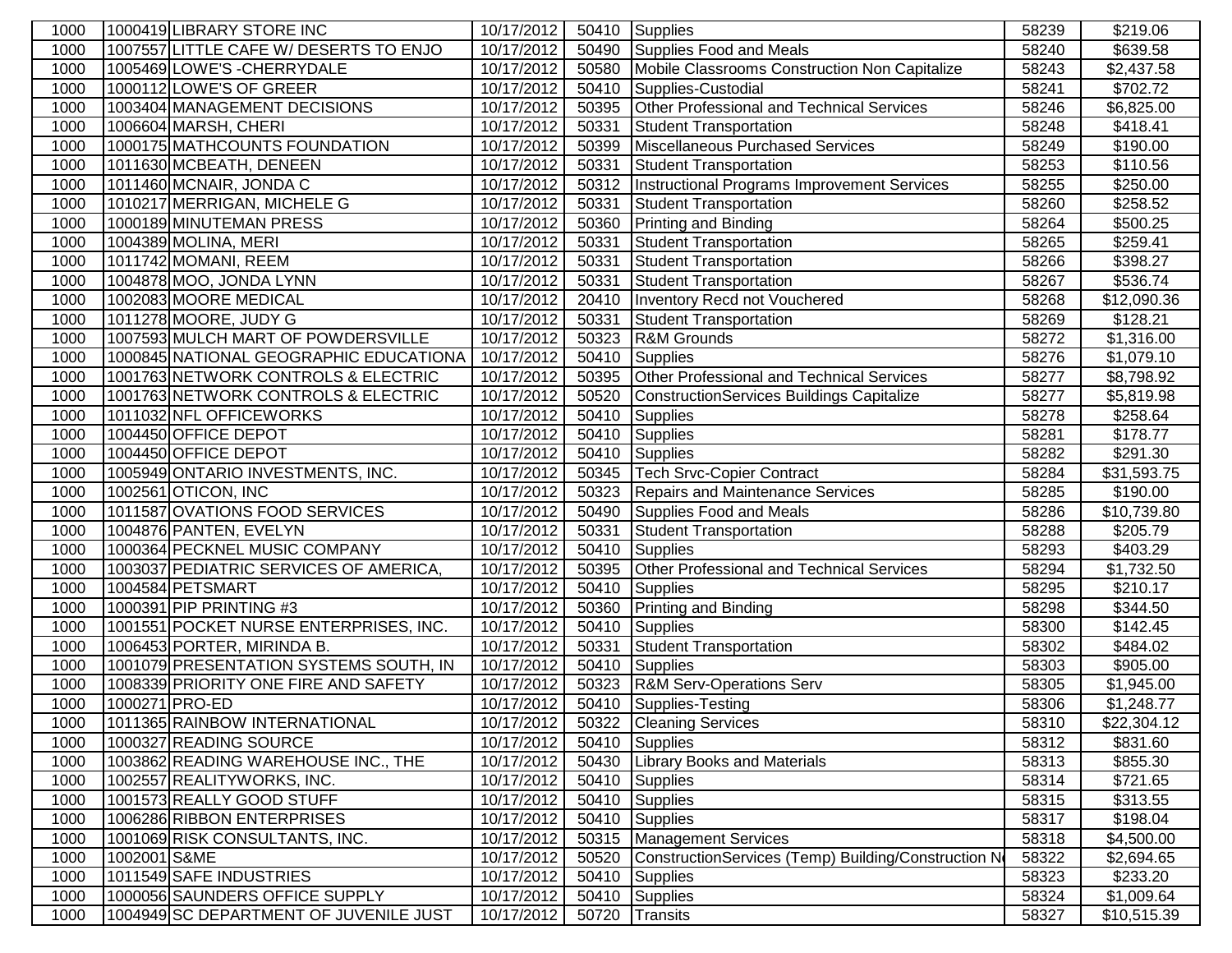| 1000 | 1000419 | LIBRARY STORE INC | 10/17/2012 | 50410 | Supplies | 58239 | $219.06 |
|---|---|---|---|---|---|---|---|
| 1000 | 1007557 | LITTLE CAFE W/ DESERTS TO ENJO | 10/17/2012 | 50490 | Supplies Food and Meals | 58240 | $639.58 |
| 1000 | 1005469 | LOWE'S -CHERRYDALE | 10/17/2012 | 50580 | Mobile Classrooms Construction Non Capitalize | 58243 | $2,437.58 |
| 1000 | 1000112 | LOWE'S OF GREER | 10/17/2012 | 50410 | Supplies-Custodial | 58241 | $702.72 |
| 1000 | 1003404 | MANAGEMENT DECISIONS | 10/17/2012 | 50395 | Other Professional and Technical Services | 58246 | $6,825.00 |
| 1000 | 1006604 | MARSH, CHERI | 10/17/2012 | 50331 | Student Transportation | 58248 | $418.41 |
| 1000 | 1000175 | MATHCOUNTS FOUNDATION | 10/17/2012 | 50399 | Miscellaneous Purchased Services | 58249 | $190.00 |
| 1000 | 1011630 | MCBEATH, DENEEN | 10/17/2012 | 50331 | Student Transportation | 58253 | $110.56 |
| 1000 | 1011460 | MCNAIR, JONDA C | 10/17/2012 | 50312 | Instructional Programs Improvement Services | 58255 | $250.00 |
| 1000 | 1010217 | MERRIGAN, MICHELE G | 10/17/2012 | 50331 | Student Transportation | 58260 | $258.52 |
| 1000 | 1000189 | MINUTEMAN PRESS | 10/17/2012 | 50360 | Printing and Binding | 58264 | $500.25 |
| 1000 | 1004389 | MOLINA, MERI | 10/17/2012 | 50331 | Student Transportation | 58265 | $259.41 |
| 1000 | 1011742 | MOMANI, REEM | 10/17/2012 | 50331 | Student Transportation | 58266 | $398.27 |
| 1000 | 1004878 | MOO, JONDA LYNN | 10/17/2012 | 50331 | Student Transportation | 58267 | $536.74 |
| 1000 | 1002083 | MOORE MEDICAL | 10/17/2012 | 20410 | Inventory Recd not Vouchered | 58268 | $12,090.36 |
| 1000 | 1011278 | MOORE, JUDY G | 10/17/2012 | 50331 | Student Transportation | 58269 | $128.21 |
| 1000 | 1007593 | MULCH MART OF POWDERSVILLE | 10/17/2012 | 50323 | R&M Grounds | 58272 | $1,316.00 |
| 1000 | 1000845 | NATIONAL GEOGRAPHIC EDUCATIONA | 10/17/2012 | 50410 | Supplies | 58276 | $1,079.10 |
| 1000 | 1001763 | NETWORK CONTROLS & ELECTRIC | 10/17/2012 | 50395 | Other Professional and Technical Services | 58277 | $8,798.92 |
| 1000 | 1001763 | NETWORK CONTROLS & ELECTRIC | 10/17/2012 | 50520 | ConstructionServices Buildings Capitalize | 58277 | $5,819.98 |
| 1000 | 1011032 | NFL OFFICEWORKS | 10/17/2012 | 50410 | Supplies | 58278 | $258.64 |
| 1000 | 1004450 | OFFICE DEPOT | 10/17/2012 | 50410 | Supplies | 58281 | $178.77 |
| 1000 | 1004450 | OFFICE DEPOT | 10/17/2012 | 50410 | Supplies | 58282 | $291.30 |
| 1000 | 1005949 | ONTARIO INVESTMENTS, INC. | 10/17/2012 | 50345 | Tech Srvc-Copier Contract | 58284 | $31,593.75 |
| 1000 | 1002561 | OTICON, INC | 10/17/2012 | 50323 | Repairs and Maintenance Services | 58285 | $190.00 |
| 1000 | 1011587 | OVATIONS FOOD SERVICES | 10/17/2012 | 50490 | Supplies Food and Meals | 58286 | $10,739.80 |
| 1000 | 1004876 | PANTEN, EVELYN | 10/17/2012 | 50331 | Student Transportation | 58288 | $205.79 |
| 1000 | 1000364 | PECKNEL MUSIC COMPANY | 10/17/2012 | 50410 | Supplies | 58293 | $403.29 |
| 1000 | 1003037 | PEDIATRIC SERVICES OF AMERICA, | 10/17/2012 | 50395 | Other Professional and Technical Services | 58294 | $1,732.50 |
| 1000 | 1004584 | PETSMART | 10/17/2012 | 50410 | Supplies | 58295 | $210.17 |
| 1000 | 1000391 | PIP PRINTING #3 | 10/17/2012 | 50360 | Printing and Binding | 58298 | $344.50 |
| 1000 | 1001551 | POCKET NURSE ENTERPRISES, INC. | 10/17/2012 | 50410 | Supplies | 58300 | $142.45 |
| 1000 | 1006453 | PORTER, MIRINDA B. | 10/17/2012 | 50331 | Student Transportation | 58302 | $484.02 |
| 1000 | 1001079 | PRESENTATION SYSTEMS SOUTH, IN | 10/17/2012 | 50410 | Supplies | 58303 | $905.00 |
| 1000 | 1008339 | PRIORITY ONE FIRE AND SAFETY | 10/17/2012 | 50323 | R&M Serv-Operations Serv | 58305 | $1,945.00 |
| 1000 | 1000271 | PRO-ED | 10/17/2012 | 50410 | Supplies-Testing | 58306 | $1,248.77 |
| 1000 | 1011365 | RAINBOW INTERNATIONAL | 10/17/2012 | 50322 | Cleaning Services | 58310 | $22,304.12 |
| 1000 | 1000327 | READING SOURCE | 10/17/2012 | 50410 | Supplies | 58312 | $831.60 |
| 1000 | 1003862 | READING WAREHOUSE INC., THE | 10/17/2012 | 50430 | Library Books and Materials | 58313 | $855.30 |
| 1000 | 1002557 | REALITYWORKS, INC. | 10/17/2012 | 50410 | Supplies | 58314 | $721.65 |
| 1000 | 1001573 | REALLY GOOD STUFF | 10/17/2012 | 50410 | Supplies | 58315 | $313.55 |
| 1000 | 1006286 | RIBBON ENTERPRISES | 10/17/2012 | 50410 | Supplies | 58317 | $198.04 |
| 1000 | 1001069 | RISK CONSULTANTS, INC. | 10/17/2012 | 50315 | Management Services | 58318 | $4,500.00 |
| 1000 | 1002001 | S&ME | 10/17/2012 | 50520 | ConstructionServices (Temp) Building/Construction N | 58322 | $2,694.65 |
| 1000 | 1011549 | SAFE INDUSTRIES | 10/17/2012 | 50410 | Supplies | 58323 | $233.20 |
| 1000 | 1000056 | SAUNDERS OFFICE SUPPLY | 10/17/2012 | 50410 | Supplies | 58324 | $1,009.64 |
| 1000 | 1004949 | SC DEPARTMENT OF JUVENILE JUST | 10/17/2012 | 50720 | Transits | 58327 | $10,515.39 |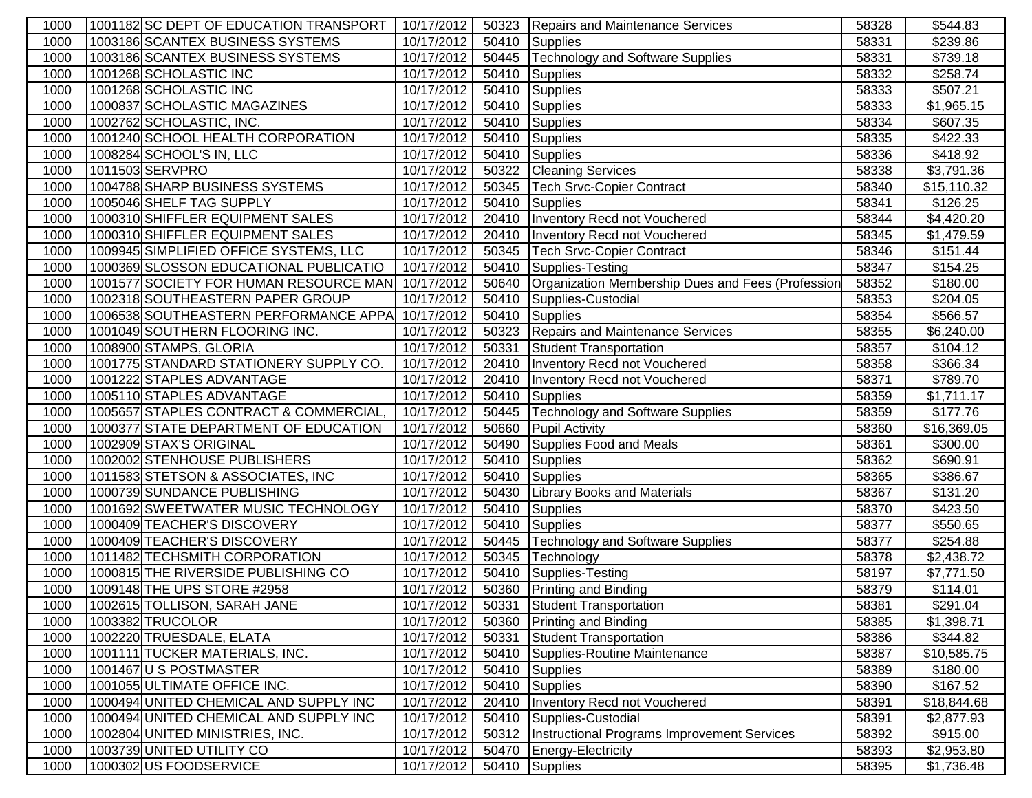| | | | | | | | |
|---|---|---|---|---|---|---|---|
| 1000 | 1001182 | SC DEPT OF EDUCATION TRANSPORT | 10/17/2012 | 50323 | Repairs and Maintenance Services | 58328 | $544.83 |
| 1000 | 1003186 | SCANTEX BUSINESS SYSTEMS | 10/17/2012 | 50410 | Supplies | 58331 | $239.86 |
| 1000 | 1003186 | SCANTEX BUSINESS SYSTEMS | 10/17/2012 | 50445 | Technology and Software Supplies | 58331 | $739.18 |
| 1000 | 1001268 | SCHOLASTIC INC | 10/17/2012 | 50410 | Supplies | 58332 | $258.74 |
| 1000 | 1001268 | SCHOLASTIC INC | 10/17/2012 | 50410 | Supplies | 58333 | $507.21 |
| 1000 | 1000837 | SCHOLASTIC MAGAZINES | 10/17/2012 | 50410 | Supplies | 58333 | $1,965.15 |
| 1000 | 1002762 | SCHOLASTIC, INC. | 10/17/2012 | 50410 | Supplies | 58334 | $607.35 |
| 1000 | 1001240 | SCHOOL HEALTH CORPORATION | 10/17/2012 | 50410 | Supplies | 58335 | $422.33 |
| 1000 | 1008284 | SCHOOL'S IN, LLC | 10/17/2012 | 50410 | Supplies | 58336 | $418.92 |
| 1000 | 1011503 | SERVPRO | 10/17/2012 | 50322 | Cleaning Services | 58338 | $3,791.36 |
| 1000 | 1004788 | SHARP BUSINESS SYSTEMS | 10/17/2012 | 50345 | Tech Srvc-Copier Contract | 58340 | $15,110.32 |
| 1000 | 1005046 | SHELF TAG SUPPLY | 10/17/2012 | 50410 | Supplies | 58341 | $126.25 |
| 1000 | 1000310 | SHIFFLER EQUIPMENT SALES | 10/17/2012 | 20410 | Inventory Recd not Vouchered | 58344 | $4,420.20 |
| 1000 | 1000310 | SHIFFLER EQUIPMENT SALES | 10/17/2012 | 20410 | Inventory Recd not Vouchered | 58345 | $1,479.59 |
| 1000 | 1009945 | SIMPLIFIED OFFICE SYSTEMS, LLC | 10/17/2012 | 50345 | Tech Srvc-Copier Contract | 58346 | $151.44 |
| 1000 | 1000369 | SLOSSON EDUCATIONAL PUBLICATIO | 10/17/2012 | 50410 | Supplies-Testing | 58347 | $154.25 |
| 1000 | 1001577 | SOCIETY FOR HUMAN RESOURCE MAN | 10/17/2012 | 50640 | Organization Membership Dues and Fees (Profession | 58352 | $180.00 |
| 1000 | 1002318 | SOUTHEASTERN PAPER GROUP | 10/17/2012 | 50410 | Supplies-Custodial | 58353 | $204.05 |
| 1000 | 1006538 | SOUTHEASTERN PERFORMANCE APPA | 10/17/2012 | 50410 | Supplies | 58354 | $566.57 |
| 1000 | 1001049 | SOUTHERN FLOORING INC. | 10/17/2012 | 50323 | Repairs and Maintenance Services | 58355 | $6,240.00 |
| 1000 | 1008900 | STAMPS, GLORIA | 10/17/2012 | 50331 | Student Transportation | 58357 | $104.12 |
| 1000 | 1001775 | STANDARD STATIONERY SUPPLY CO. | 10/17/2012 | 20410 | Inventory Recd not Vouchered | 58358 | $366.34 |
| 1000 | 1001222 | STAPLES ADVANTAGE | 10/17/2012 | 20410 | Inventory Recd not Vouchered | 58371 | $789.70 |
| 1000 | 1005110 | STAPLES ADVANTAGE | 10/17/2012 | 50410 | Supplies | 58359 | $1,711.17 |
| 1000 | 1005657 | STAPLES CONTRACT & COMMERCIAL, | 10/17/2012 | 50445 | Technology and Software Supplies | 58359 | $177.76 |
| 1000 | 1000377 | STATE DEPARTMENT OF EDUCATION | 10/17/2012 | 50660 | Pupil Activity | 58360 | $16,369.05 |
| 1000 | 1002909 | STAX'S ORIGINAL | 10/17/2012 | 50490 | Supplies Food and Meals | 58361 | $300.00 |
| 1000 | 1002002 | STENHOUSE PUBLISHERS | 10/17/2012 | 50410 | Supplies | 58362 | $690.91 |
| 1000 | 1011583 | STETSON & ASSOCIATES, INC | 10/17/2012 | 50410 | Supplies | 58365 | $386.67 |
| 1000 | 1000739 | SUNDANCE PUBLISHING | 10/17/2012 | 50430 | Library Books and Materials | 58367 | $131.20 |
| 1000 | 1001692 | SWEETWATER MUSIC TECHNOLOGY | 10/17/2012 | 50410 | Supplies | 58370 | $423.50 |
| 1000 | 1000409 | TEACHER'S DISCOVERY | 10/17/2012 | 50410 | Supplies | 58377 | $550.65 |
| 1000 | 1000409 | TEACHER'S DISCOVERY | 10/17/2012 | 50445 | Technology and Software Supplies | 58377 | $254.88 |
| 1000 | 1011482 | TECHSMITH CORPORATION | 10/17/2012 | 50345 | Technology | 58378 | $2,438.72 |
| 1000 | 1000815 | THE RIVERSIDE PUBLISHING CO | 10/17/2012 | 50410 | Supplies-Testing | 58197 | $7,771.50 |
| 1000 | 1009148 | THE UPS STORE #2958 | 10/17/2012 | 50360 | Printing and Binding | 58379 | $114.01 |
| 1000 | 1002615 | TOLLISON, SARAH JANE | 10/17/2012 | 50331 | Student Transportation | 58381 | $291.04 |
| 1000 | 1003382 | TRUCOLOR | 10/17/2012 | 50360 | Printing and Binding | 58385 | $1,398.71 |
| 1000 | 1002220 | TRUESDALE, ELATA | 10/17/2012 | 50331 | Student Transportation | 58386 | $344.82 |
| 1000 | 1001111 | TUCKER MATERIALS, INC. | 10/17/2012 | 50410 | Supplies-Routine Maintenance | 58387 | $10,585.75 |
| 1000 | 1001467 | U S POSTMASTER | 10/17/2012 | 50410 | Supplies | 58389 | $180.00 |
| 1000 | 1001055 | ULTIMATE OFFICE INC. | 10/17/2012 | 50410 | Supplies | 58390 | $167.52 |
| 1000 | 1000494 | UNITED CHEMICAL AND SUPPLY INC | 10/17/2012 | 20410 | Inventory Recd not Vouchered | 58391 | $18,844.68 |
| 1000 | 1000494 | UNITED CHEMICAL AND SUPPLY INC | 10/17/2012 | 50410 | Supplies-Custodial | 58391 | $2,877.93 |
| 1000 | 1002804 | UNITED MINISTRIES, INC. | 10/17/2012 | 50312 | Instructional Programs Improvement Services | 58392 | $915.00 |
| 1000 | 1003739 | UNITED UTILITY CO | 10/17/2012 | 50470 | Energy-Electricity | 58393 | $2,953.80 |
| 1000 | 1000302 | US FOODSERVICE | 10/17/2012 | 50410 | Supplies | 58395 | $1,736.48 |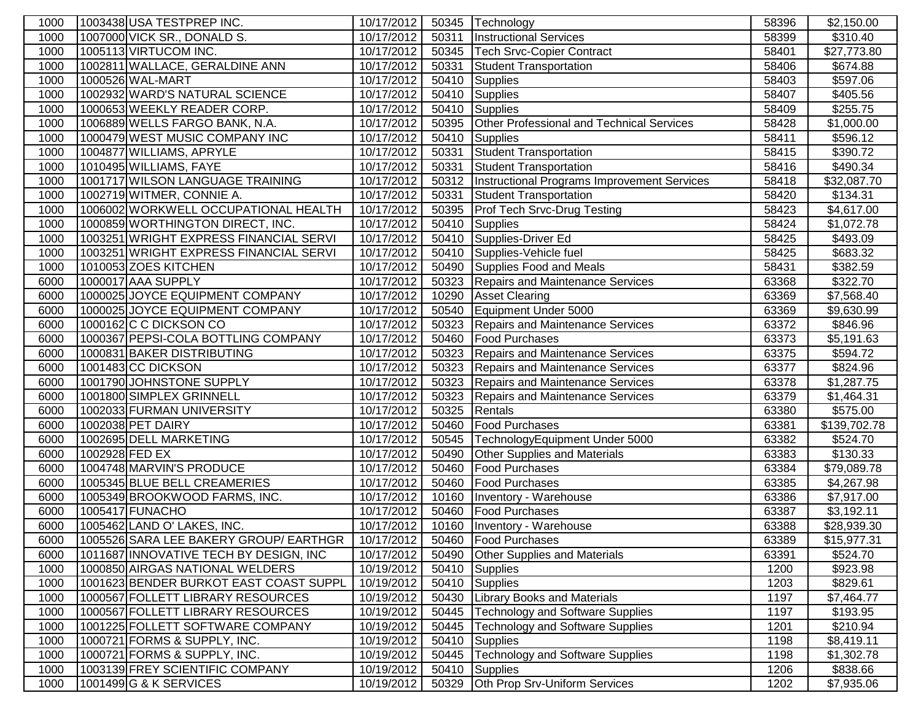| | | | | | | |
|---|---|---|---|---|---|---|
| 1000 | 1003438 USA TESTPREP INC. | 10/17/2012 | 50345 | Technology | 58396 | $2,150.00 |
| 1000 | 1007000 VICK SR., DONALD S. | 10/17/2012 | 50311 | Instructional Services | 58399 | $310.40 |
| 1000 | 1005113 VIRTUCOM INC. | 10/17/2012 | 50345 | Tech Srvc-Copier Contract | 58401 | $27,773.80 |
| 1000 | 1002811 WALLACE, GERALDINE ANN | 10/17/2012 | 50331 | Student Transportation | 58406 | $674.88 |
| 1000 | 1000526 WAL-MART | 10/17/2012 | 50410 | Supplies | 58403 | $597.06 |
| 1000 | 1002932 WARD'S NATURAL SCIENCE | 10/17/2012 | 50410 | Supplies | 58407 | $405.56 |
| 1000 | 1000653 WEEKLY READER CORP. | 10/17/2012 | 50410 | Supplies | 58409 | $255.75 |
| 1000 | 1006889 WELLS FARGO BANK, N.A. | 10/17/2012 | 50395 | Other Professional and Technical Services | 58428 | $1,000.00 |
| 1000 | 1000479 WEST MUSIC COMPANY INC | 10/17/2012 | 50410 | Supplies | 58411 | $596.12 |
| 1000 | 1004877 WILLIAMS, APRYLE | 10/17/2012 | 50331 | Student Transportation | 58415 | $390.72 |
| 1000 | 1010495 WILLIAMS, FAYE | 10/17/2012 | 50331 | Student Transportation | 58416 | $490.34 |
| 1000 | 1001717 WILSON LANGUAGE TRAINING | 10/17/2012 | 50312 | Instructional Programs Improvement Services | 58418 | $32,087.70 |
| 1000 | 1002719 WITMER, CONNIE A. | 10/17/2012 | 50331 | Student Transportation | 58420 | $134.31 |
| 1000 | 1006002 WORKWELL OCCUPATIONAL HEALTH | 10/17/2012 | 50395 | Prof Tech Srvc-Drug Testing | 58423 | $4,617.00 |
| 1000 | 1000859 WORTHINGTON DIRECT, INC. | 10/17/2012 | 50410 | Supplies | 58424 | $1,072.78 |
| 1000 | 1003251 WRIGHT EXPRESS FINANCIAL SERVI | 10/17/2012 | 50410 | Supplies-Driver Ed | 58425 | $493.09 |
| 1000 | 1003251 WRIGHT EXPRESS FINANCIAL SERVI | 10/17/2012 | 50410 | Supplies-Vehicle fuel | 58425 | $683.32 |
| 1000 | 1010053 ZOES KITCHEN | 10/17/2012 | 50490 | Supplies Food and Meals | 58431 | $382.59 |
| 6000 | 1000017 AAA SUPPLY | 10/17/2012 | 50323 | Repairs and Maintenance Services | 63368 | $322.70 |
| 6000 | 1000025 JOYCE EQUIPMENT COMPANY | 10/17/2012 | 10290 | Asset Clearing | 63369 | $7,568.40 |
| 6000 | 1000025 JOYCE EQUIPMENT COMPANY | 10/17/2012 | 50540 | Equipment Under 5000 | 63369 | $9,630.99 |
| 6000 | 1000162 C C DICKSON CO | 10/17/2012 | 50323 | Repairs and Maintenance Services | 63372 | $846.96 |
| 6000 | 1000367 PEPSI-COLA BOTTLING COMPANY | 10/17/2012 | 50460 | Food Purchases | 63373 | $5,191.63 |
| 6000 | 1000831 BAKER DISTRIBUTING | 10/17/2012 | 50323 | Repairs and Maintenance Services | 63375 | $594.72 |
| 6000 | 1001483 CC DICKSON | 10/17/2012 | 50323 | Repairs and Maintenance Services | 63377 | $824.96 |
| 6000 | 1001790 JOHNSTONE SUPPLY | 10/17/2012 | 50323 | Repairs and Maintenance Services | 63378 | $1,287.75 |
| 6000 | 1001800 SIMPLEX GRINNELL | 10/17/2012 | 50323 | Repairs and Maintenance Services | 63379 | $1,464.31 |
| 6000 | 1002033 FURMAN UNIVERSITY | 10/17/2012 | 50325 | Rentals | 63380 | $575.00 |
| 6000 | 1002038 PET DAIRY | 10/17/2012 | 50460 | Food Purchases | 63381 | $139,702.78 |
| 6000 | 1002695 DELL MARKETING | 10/17/2012 | 50545 | TechnologyEquipment Under 5000 | 63382 | $524.70 |
| 6000 | 1002928 FED EX | 10/17/2012 | 50490 | Other Supplies and Materials | 63383 | $130.33 |
| 6000 | 1004748 MARVIN'S PRODUCE | 10/17/2012 | 50460 | Food Purchases | 63384 | $79,089.78 |
| 6000 | 1005345 BLUE BELL CREAMERIES | 10/17/2012 | 50460 | Food Purchases | 63385 | $4,267.98 |
| 6000 | 1005349 BROOKWOOD FARMS, INC. | 10/17/2012 | 10160 | Inventory - Warehouse | 63386 | $7,917.00 |
| 6000 | 1005417 FUNACHO | 10/17/2012 | 50460 | Food Purchases | 63387 | $3,192.11 |
| 6000 | 1005462 LAND O' LAKES, INC. | 10/17/2012 | 10160 | Inventory - Warehouse | 63388 | $28,939.30 |
| 6000 | 1005526 SARA LEE BAKERY GROUP/ EARTHGR | 10/17/2012 | 50460 | Food Purchases | 63389 | $15,977.31 |
| 6000 | 1011687 INNOVATIVE TECH BY DESIGN, INC | 10/17/2012 | 50490 | Other Supplies and Materials | 63391 | $524.70 |
| 1000 | 1000850 AIRGAS NATIONAL WELDERS | 10/19/2012 | 50410 | Supplies | 1200 | $923.98 |
| 1000 | 1001623 BENDER BURKOT EAST COAST SUPPL | 10/19/2012 | 50410 | Supplies | 1203 | $829.61 |
| 1000 | 1000567 FOLLETT LIBRARY RESOURCES | 10/19/2012 | 50430 | Library Books and Materials | 1197 | $7,464.77 |
| 1000 | 1000567 FOLLETT LIBRARY RESOURCES | 10/19/2012 | 50445 | Technology and Software Supplies | 1197 | $193.95 |
| 1000 | 1001225 FOLLETT SOFTWARE COMPANY | 10/19/2012 | 50445 | Technology and Software Supplies | 1201 | $210.94 |
| 1000 | 1000721 FORMS & SUPPLY, INC. | 10/19/2012 | 50410 | Supplies | 1198 | $8,419.11 |
| 1000 | 1000721 FORMS & SUPPLY, INC. | 10/19/2012 | 50445 | Technology and Software Supplies | 1198 | $1,302.78 |
| 1000 | 1003139 FREY SCIENTIFIC COMPANY | 10/19/2012 | 50410 | Supplies | 1206 | $838.66 |
| 1000 | 1001499 G & K SERVICES | 10/19/2012 | 50329 | Oth Prop Srv-Uniform Services | 1202 | $7,935.06 |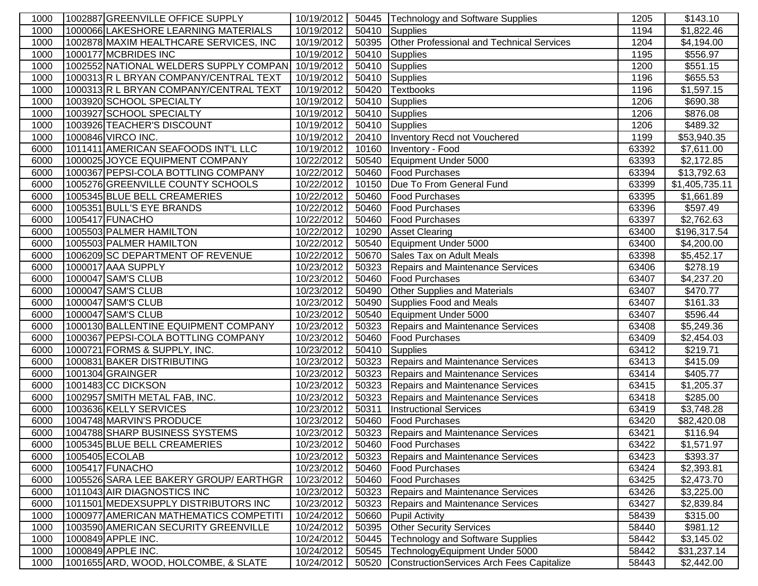| | | | | | | | |
|---|---|---|---|---|---|---|---|
| 1000 | 1002887 | GREENVILLE OFFICE SUPPLY | 10/19/2012 | 50445 | Technology and Software Supplies | 1205 | $143.10 |
| 1000 | 1000066 | LAKESHORE LEARNING MATERIALS | 10/19/2012 | 50410 | Supplies | 1194 | $1,822.46 |
| 1000 | 1002878 | MAXIM HEALTHCARE SERVICES, INC | 10/19/2012 | 50395 | Other Professional and Technical Services | 1204 | $4,194.00 |
| 1000 | 1000177 | MCBRIDES INC | 10/19/2012 | 50410 | Supplies | 1195 | $556.97 |
| 1000 | 1002552 | NATIONAL WELDERS SUPPLY COMPAN | 10/19/2012 | 50410 | Supplies | 1200 | $551.15 |
| 1000 | 1000313 | R L BRYAN COMPANY/CENTRAL TEXT | 10/19/2012 | 50410 | Supplies | 1196 | $655.53 |
| 1000 | 1000313 | R L BRYAN COMPANY/CENTRAL TEXT | 10/19/2012 | 50420 | Textbooks | 1196 | $1,597.15 |
| 1000 | 1003920 | SCHOOL SPECIALTY | 10/19/2012 | 50410 | Supplies | 1206 | $690.38 |
| 1000 | 1003927 | SCHOOL SPECIALTY | 10/19/2012 | 50410 | Supplies | 1206 | $876.08 |
| 1000 | 1003926 | TEACHER'S DISCOUNT | 10/19/2012 | 50410 | Supplies | 1206 | $489.32 |
| 1000 | 1000846 | VIRCO INC. | 10/19/2012 | 20410 | Inventory Recd not Vouchered | 1199 | $53,940.35 |
| 6000 | 1011411 | AMERICAN SEAFOODS INT'L LLC | 10/19/2012 | 10160 | Inventory - Food | 63392 | $7,611.00 |
| 6000 | 1000025 | JOYCE EQUIPMENT COMPANY | 10/22/2012 | 50540 | Equipment Under 5000 | 63393 | $2,172.85 |
| 6000 | 1000367 | PEPSI-COLA BOTTLING COMPANY | 10/22/2012 | 50460 | Food Purchases | 63394 | $13,792.63 |
| 6000 | 1005276 | GREENVILLE COUNTY SCHOOLS | 10/22/2012 | 10150 | Due To From General Fund | 63399 | $1,405,735.11 |
| 6000 | 1005345 | BLUE BELL CREAMERIES | 10/22/2012 | 50460 | Food Purchases | 63395 | $1,661.89 |
| 6000 | 1005351 | BULL'S EYE BRANDS | 10/22/2012 | 50460 | Food Purchases | 63396 | $597.49 |
| 6000 | 1005417 | FUNACHO | 10/22/2012 | 50460 | Food Purchases | 63397 | $2,762.63 |
| 6000 | 1005503 | PALMER HAMILTON | 10/22/2012 | 10290 | Asset Clearing | 63400 | $196,317.54 |
| 6000 | 1005503 | PALMER HAMILTON | 10/22/2012 | 50540 | Equipment Under 5000 | 63400 | $4,200.00 |
| 6000 | 1006209 | SC DEPARTMENT OF REVENUE | 10/22/2012 | 50670 | Sales Tax on Adult Meals | 63398 | $5,452.17 |
| 6000 | 1000017 | AAA SUPPLY | 10/23/2012 | 50323 | Repairs and Maintenance Services | 63406 | $278.19 |
| 6000 | 1000047 | SAM'S CLUB | 10/23/2012 | 50460 | Food Purchases | 63407 | $4,237.20 |
| 6000 | 1000047 | SAM'S CLUB | 10/23/2012 | 50490 | Other Supplies and Materials | 63407 | $470.77 |
| 6000 | 1000047 | SAM'S CLUB | 10/23/2012 | 50490 | Supplies Food and Meals | 63407 | $161.33 |
| 6000 | 1000047 | SAM'S CLUB | 10/23/2012 | 50540 | Equipment Under 5000 | 63407 | $596.44 |
| 6000 | 1000130 | BALLENTINE EQUIPMENT COMPANY | 10/23/2012 | 50323 | Repairs and Maintenance Services | 63408 | $5,249.36 |
| 6000 | 1000367 | PEPSI-COLA BOTTLING COMPANY | 10/23/2012 | 50460 | Food Purchases | 63409 | $2,454.03 |
| 6000 | 1000721 | FORMS & SUPPLY, INC. | 10/23/2012 | 50410 | Supplies | 63412 | $219.71 |
| 6000 | 1000831 | BAKER DISTRIBUTING | 10/23/2012 | 50323 | Repairs and Maintenance Services | 63413 | $415.09 |
| 6000 | 1001304 | GRAINGER | 10/23/2012 | 50323 | Repairs and Maintenance Services | 63414 | $405.77 |
| 6000 | 1001483 | CC DICKSON | 10/23/2012 | 50323 | Repairs and Maintenance Services | 63415 | $1,205.37 |
| 6000 | 1002957 | SMITH METAL FAB, INC. | 10/23/2012 | 50323 | Repairs and Maintenance Services | 63418 | $285.00 |
| 6000 | 1003636 | KELLY SERVICES | 10/23/2012 | 50311 | Instructional Services | 63419 | $3,748.28 |
| 6000 | 1004748 | MARVIN'S PRODUCE | 10/23/2012 | 50460 | Food Purchases | 63420 | $82,420.08 |
| 6000 | 1004788 | SHARP BUSINESS SYSTEMS | 10/23/2012 | 50323 | Repairs and Maintenance Services | 63421 | $116.94 |
| 6000 | 1005345 | BLUE BELL CREAMERIES | 10/23/2012 | 50460 | Food Purchases | 63422 | $1,571.97 |
| 6000 | 1005405 | ECOLAB | 10/23/2012 | 50323 | Repairs and Maintenance Services | 63423 | $393.37 |
| 6000 | 1005417 | FUNACHO | 10/23/2012 | 50460 | Food Purchases | 63424 | $2,393.81 |
| 6000 | 1005526 | SARA LEE BAKERY GROUP/ EARTHGR | 10/23/2012 | 50460 | Food Purchases | 63425 | $2,473.70 |
| 6000 | 1011043 | AIR DIAGNOSTICS INC | 10/23/2012 | 50323 | Repairs and Maintenance Services | 63426 | $3,225.00 |
| 6000 | 1011501 | MEDEXSUPPLY DISTRIBUTORS INC | 10/23/2012 | 50323 | Repairs and Maintenance Services | 63427 | $2,839.84 |
| 1000 | 1000977 | AMERICAN MATHEMATICS COMPETITI | 10/24/2012 | 50660 | Pupil Activity | 58439 | $315.00 |
| 1000 | 1003590 | AMERICAN SECURITY GREENVILLE | 10/24/2012 | 50395 | Other Security Services | 58440 | $981.12 |
| 1000 | 1000849 | APPLE INC. | 10/24/2012 | 50445 | Technology and Software Supplies | 58442 | $3,145.02 |
| 1000 | 1000849 | APPLE INC. | 10/24/2012 | 50545 | TechnologyEquipment Under 5000 | 58442 | $31,237.14 |
| 1000 | 1001655 | ARD, WOOD, HOLCOMBE, & SLATE | 10/24/2012 | 50520 | ConstructionServices Arch Fees Capitalize | 58443 | $2,442.00 |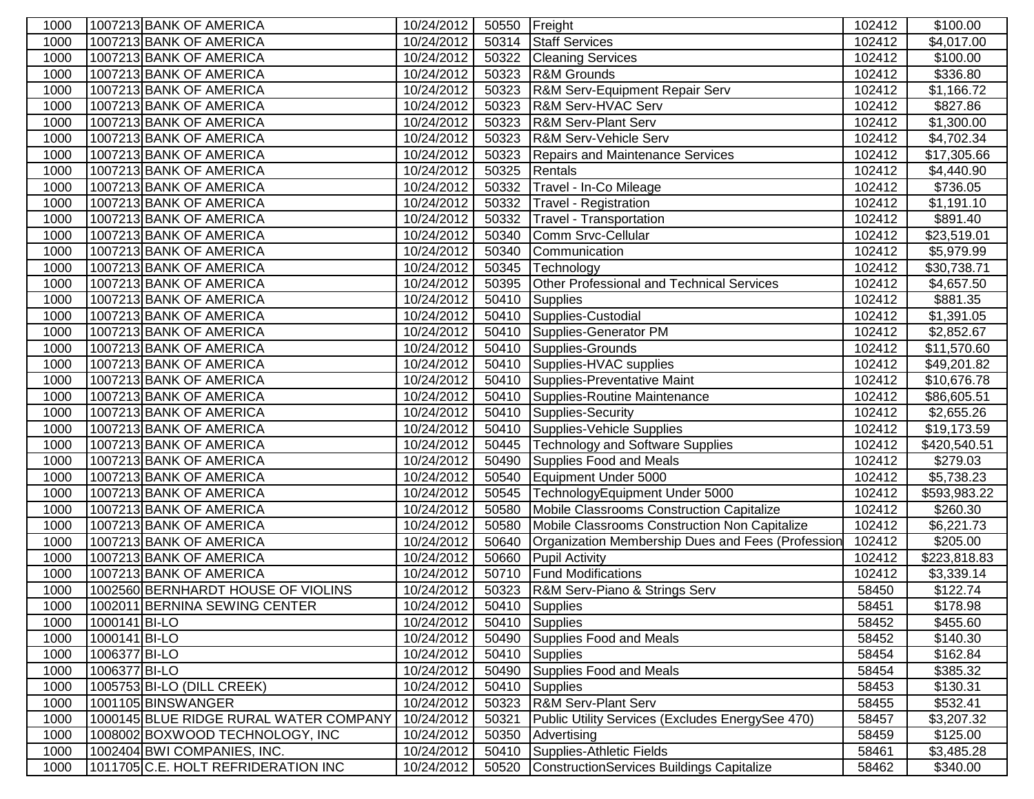| | | | | | | | |
|---|---|---|---|---|---|---|---|
| 1000 | 1007213 | BANK OF AMERICA | 10/24/2012 | 50550 | Freight | 102412 | $100.00 |
| 1000 | 1007213 | BANK OF AMERICA | 10/24/2012 | 50314 | Staff Services | 102412 | $4,017.00 |
| 1000 | 1007213 | BANK OF AMERICA | 10/24/2012 | 50322 | Cleaning Services | 102412 | $100.00 |
| 1000 | 1007213 | BANK OF AMERICA | 10/24/2012 | 50323 | R&M Grounds | 102412 | $336.80 |
| 1000 | 1007213 | BANK OF AMERICA | 10/24/2012 | 50323 | R&M Serv-Equipment Repair Serv | 102412 | $1,166.72 |
| 1000 | 1007213 | BANK OF AMERICA | 10/24/2012 | 50323 | R&M Serv-HVAC Serv | 102412 | $827.86 |
| 1000 | 1007213 | BANK OF AMERICA | 10/24/2012 | 50323 | R&M Serv-Plant Serv | 102412 | $1,300.00 |
| 1000 | 1007213 | BANK OF AMERICA | 10/24/2012 | 50323 | R&M Serv-Vehicle Serv | 102412 | $4,702.34 |
| 1000 | 1007213 | BANK OF AMERICA | 10/24/2012 | 50323 | Repairs and Maintenance Services | 102412 | $17,305.66 |
| 1000 | 1007213 | BANK OF AMERICA | 10/24/2012 | 50325 | Rentals | 102412 | $4,440.90 |
| 1000 | 1007213 | BANK OF AMERICA | 10/24/2012 | 50332 | Travel - In-Co Mileage | 102412 | $736.05 |
| 1000 | 1007213 | BANK OF AMERICA | 10/24/2012 | 50332 | Travel - Registration | 102412 | $1,191.10 |
| 1000 | 1007213 | BANK OF AMERICA | 10/24/2012 | 50332 | Travel - Transportation | 102412 | $891.40 |
| 1000 | 1007213 | BANK OF AMERICA | 10/24/2012 | 50340 | Comm Srvc-Cellular | 102412 | $23,519.01 |
| 1000 | 1007213 | BANK OF AMERICA | 10/24/2012 | 50340 | Communication | 102412 | $5,979.99 |
| 1000 | 1007213 | BANK OF AMERICA | 10/24/2012 | 50345 | Technology | 102412 | $30,738.71 |
| 1000 | 1007213 | BANK OF AMERICA | 10/24/2012 | 50395 | Other Professional and Technical Services | 102412 | $4,657.50 |
| 1000 | 1007213 | BANK OF AMERICA | 10/24/2012 | 50410 | Supplies | 102412 | $881.35 |
| 1000 | 1007213 | BANK OF AMERICA | 10/24/2012 | 50410 | Supplies-Custodial | 102412 | $1,391.05 |
| 1000 | 1007213 | BANK OF AMERICA | 10/24/2012 | 50410 | Supplies-Generator PM | 102412 | $2,852.67 |
| 1000 | 1007213 | BANK OF AMERICA | 10/24/2012 | 50410 | Supplies-Grounds | 102412 | $11,570.60 |
| 1000 | 1007213 | BANK OF AMERICA | 10/24/2012 | 50410 | Supplies-HVAC supplies | 102412 | $49,201.82 |
| 1000 | 1007213 | BANK OF AMERICA | 10/24/2012 | 50410 | Supplies-Preventative Maint | 102412 | $10,676.78 |
| 1000 | 1007213 | BANK OF AMERICA | 10/24/2012 | 50410 | Supplies-Routine Maintenance | 102412 | $86,605.51 |
| 1000 | 1007213 | BANK OF AMERICA | 10/24/2012 | 50410 | Supplies-Security | 102412 | $2,655.26 |
| 1000 | 1007213 | BANK OF AMERICA | 10/24/2012 | 50410 | Supplies-Vehicle Supplies | 102412 | $19,173.59 |
| 1000 | 1007213 | BANK OF AMERICA | 10/24/2012 | 50445 | Technology and Software Supplies | 102412 | $420,540.51 |
| 1000 | 1007213 | BANK OF AMERICA | 10/24/2012 | 50490 | Supplies Food and Meals | 102412 | $279.03 |
| 1000 | 1007213 | BANK OF AMERICA | 10/24/2012 | 50540 | Equipment Under 5000 | 102412 | $5,738.23 |
| 1000 | 1007213 | BANK OF AMERICA | 10/24/2012 | 50545 | TechnologyEquipment Under 5000 | 102412 | $593,983.22 |
| 1000 | 1007213 | BANK OF AMERICA | 10/24/2012 | 50580 | Mobile Classrooms Construction Capitalize | 102412 | $260.30 |
| 1000 | 1007213 | BANK OF AMERICA | 10/24/2012 | 50580 | Mobile Classrooms Construction Non Capitalize | 102412 | $6,221.73 |
| 1000 | 1007213 | BANK OF AMERICA | 10/24/2012 | 50640 | Organization Membership Dues and Fees (Profession | 102412 | $205.00 |
| 1000 | 1007213 | BANK OF AMERICA | 10/24/2012 | 50660 | Pupil Activity | 102412 | $223,818.83 |
| 1000 | 1007213 | BANK OF AMERICA | 10/24/2012 | 50710 | Fund Modifications | 102412 | $3,339.14 |
| 1000 | 1002560 | BERNHARDT HOUSE OF VIOLINS | 10/24/2012 | 50323 | R&M Serv-Piano & Strings Serv | 58450 | $122.74 |
| 1000 | 1002011 | BERNINA SEWING CENTER | 10/24/2012 | 50410 | Supplies | 58451 | $178.98 |
| 1000 | 1000141 | BI-LO | 10/24/2012 | 50410 | Supplies | 58452 | $455.60 |
| 1000 | 1000141 | BI-LO | 10/24/2012 | 50490 | Supplies Food and Meals | 58452 | $140.30 |
| 1000 | 1006377 | BI-LO | 10/24/2012 | 50410 | Supplies | 58454 | $162.84 |
| 1000 | 1006377 | BI-LO | 10/24/2012 | 50490 | Supplies Food and Meals | 58454 | $385.32 |
| 1000 | 1005753 | BI-LO (DILL CREEK) | 10/24/2012 | 50410 | Supplies | 58453 | $130.31 |
| 1000 | 1001105 | BINSWANGER | 10/24/2012 | 50323 | R&M Serv-Plant Serv | 58455 | $532.41 |
| 1000 | 1000145 | BLUE RIDGE RURAL WATER COMPANY | 10/24/2012 | 50321 | Public Utility Services (Excludes EnergySee 470) | 58457 | $3,207.32 |
| 1000 | 1008002 | BOXWOOD TECHNOLOGY, INC | 10/24/2012 | 50350 | Advertising | 58459 | $125.00 |
| 1000 | 1002404 | BWI COMPANIES, INC. | 10/24/2012 | 50410 | Supplies-Athletic Fields | 58461 | $3,485.28 |
| 1000 | 1011705 | C.E. HOLT REFRIDERATION INC | 10/24/2012 | 50520 | ConstructionServices Buildings Capitalize | 58462 | $340.00 |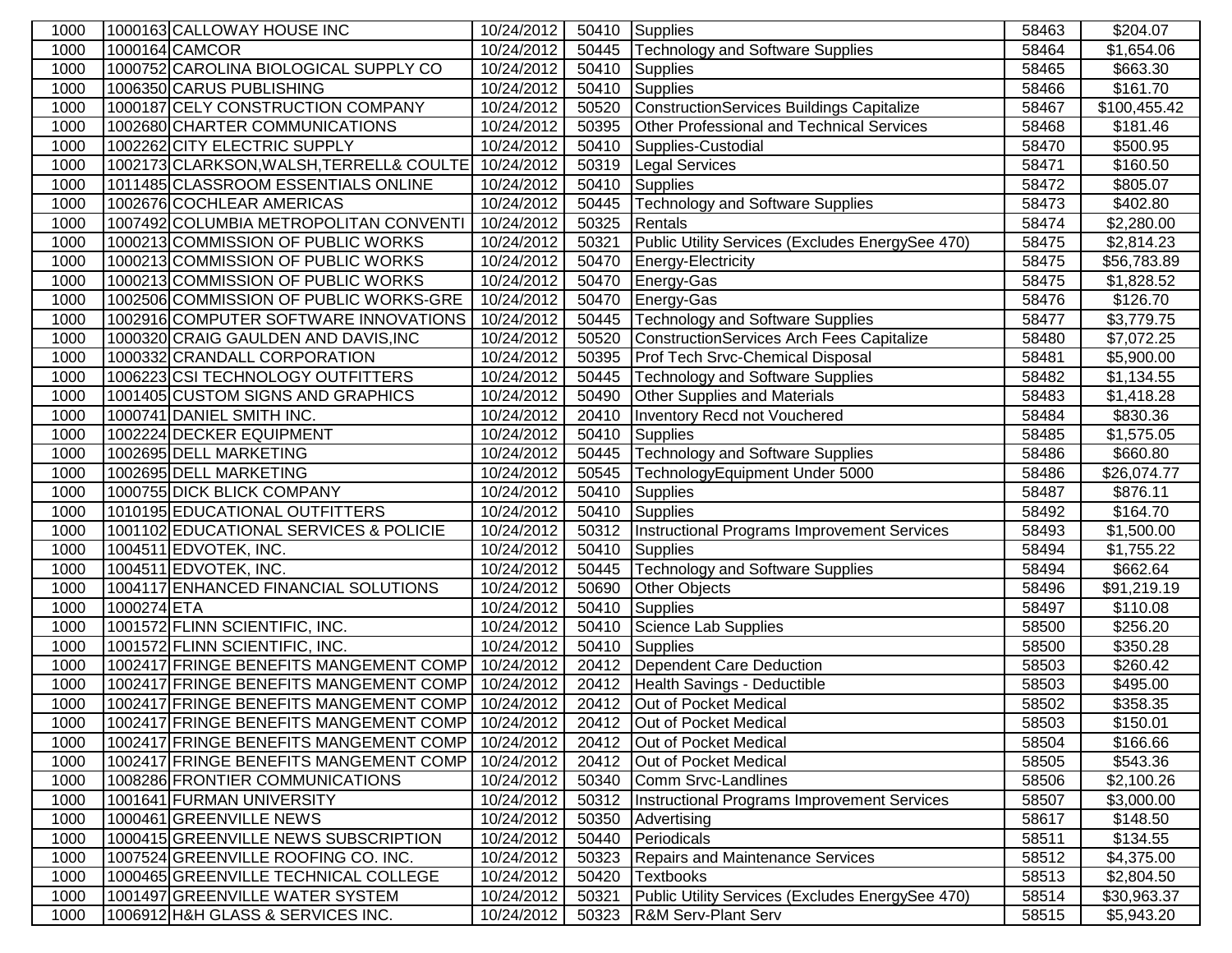| 1000 | 1000163 | CALLOWAY HOUSE INC | 10/24/2012 | 50410 | Supplies | 58463 | $204.07 |
|---|---|---|---|---|---|---|---|
| 1000 | 1000164 | CAMCOR | 10/24/2012 | 50445 | Technology and Software Supplies | 58464 | $1,654.06 |
| 1000 | 1000752 | CAROLINA BIOLOGICAL SUPPLY CO | 10/24/2012 | 50410 | Supplies | 58465 | $663.30 |
| 1000 | 1006350 | CARUS PUBLISHING | 10/24/2012 | 50410 | Supplies | 58466 | $161.70 |
| 1000 | 1000187 | CELY CONSTRUCTION COMPANY | 10/24/2012 | 50520 | ConstructionServices Buildings Capitalize | 58467 | $100,455.42 |
| 1000 | 1002680 | CHARTER COMMUNICATIONS | 10/24/2012 | 50395 | Other Professional and Technical Services | 58468 | $181.46 |
| 1000 | 1002262 | CITY ELECTRIC SUPPLY | 10/24/2012 | 50410 | Supplies-Custodial | 58470 | $500.95 |
| 1000 | 1002173 | CLARKSON,WALSH,TERRELL& COULTE | 10/24/2012 | 50319 | Legal Services | 58471 | $160.50 |
| 1000 | 1011485 | CLASSROOM ESSENTIALS ONLINE | 10/24/2012 | 50410 | Supplies | 58472 | $805.07 |
| 1000 | 1002676 | COCHLEAR AMERICAS | 10/24/2012 | 50445 | Technology and Software Supplies | 58473 | $402.80 |
| 1000 | 1007492 | COLUMBIA METROPOLITAN CONVENTI | 10/24/2012 | 50325 | Rentals | 58474 | $2,280.00 |
| 1000 | 1000213 | COMMISSION OF PUBLIC WORKS | 10/24/2012 | 50321 | Public Utility Services (Excludes EnergySee 470) | 58475 | $2,814.23 |
| 1000 | 1000213 | COMMISSION OF PUBLIC WORKS | 10/24/2012 | 50470 | Energy-Electricity | 58475 | $56,783.89 |
| 1000 | 1000213 | COMMISSION OF PUBLIC WORKS | 10/24/2012 | 50470 | Energy-Gas | 58475 | $1,828.52 |
| 1000 | 1002506 | COMMISSION OF PUBLIC WORKS-GRE | 10/24/2012 | 50470 | Energy-Gas | 58476 | $126.70 |
| 1000 | 1002916 | COMPUTER SOFTWARE INNOVATIONS | 10/24/2012 | 50445 | Technology and Software Supplies | 58477 | $3,779.75 |
| 1000 | 1000320 | CRAIG GAULDEN AND DAVIS,INC | 10/24/2012 | 50520 | ConstructionServices Arch Fees Capitalize | 58480 | $7,072.25 |
| 1000 | 1000332 | CRANDALL CORPORATION | 10/24/2012 | 50395 | Prof Tech Srvc-Chemical Disposal | 58481 | $5,900.00 |
| 1000 | 1006223 | CSI TECHNOLOGY OUTFITTERS | 10/24/2012 | 50445 | Technology and Software Supplies | 58482 | $1,134.55 |
| 1000 | 1001405 | CUSTOM SIGNS AND GRAPHICS | 10/24/2012 | 50490 | Other Supplies and Materials | 58483 | $1,418.28 |
| 1000 | 1000741 | DANIEL SMITH INC. | 10/24/2012 | 20410 | Inventory Recd not Vouchered | 58484 | $830.36 |
| 1000 | 1002224 | DECKER EQUIPMENT | 10/24/2012 | 50410 | Supplies | 58485 | $1,575.05 |
| 1000 | 1002695 | DELL MARKETING | 10/24/2012 | 50445 | Technology and Software Supplies | 58486 | $660.80 |
| 1000 | 1002695 | DELL MARKETING | 10/24/2012 | 50545 | TechnologyEquipment Under 5000 | 58486 | $26,074.77 |
| 1000 | 1000755 | DICK BLICK COMPANY | 10/24/2012 | 50410 | Supplies | 58487 | $876.11 |
| 1000 | 1010195 | EDUCATIONAL OUTFITTERS | 10/24/2012 | 50410 | Supplies | 58492 | $164.70 |
| 1000 | 1001102 | EDUCATIONAL SERVICES & POLICIE | 10/24/2012 | 50312 | Instructional Programs Improvement Services | 58493 | $1,500.00 |
| 1000 | 1004511 | EDVOTEK, INC. | 10/24/2012 | 50410 | Supplies | 58494 | $1,755.22 |
| 1000 | 1004511 | EDVOTEK, INC. | 10/24/2012 | 50445 | Technology and Software Supplies | 58494 | $662.64 |
| 1000 | 1004117 | ENHANCED FINANCIAL SOLUTIONS | 10/24/2012 | 50690 | Other Objects | 58496 | $91,219.19 |
| 1000 | 1000274 | ETA | 10/24/2012 | 50410 | Supplies | 58497 | $110.08 |
| 1000 | 1001572 | FLINN SCIENTIFIC, INC. | 10/24/2012 | 50410 | Science Lab Supplies | 58500 | $256.20 |
| 1000 | 1001572 | FLINN SCIENTIFIC, INC. | 10/24/2012 | 50410 | Supplies | 58500 | $350.28 |
| 1000 | 1002417 | FRINGE BENEFITS MANGEMENT COMP | 10/24/2012 | 20412 | Dependent Care Deduction | 58503 | $260.42 |
| 1000 | 1002417 | FRINGE BENEFITS MANGEMENT COMP | 10/24/2012 | 20412 | Health Savings - Deductible | 58503 | $495.00 |
| 1000 | 1002417 | FRINGE BENEFITS MANGEMENT COMP | 10/24/2012 | 20412 | Out of Pocket Medical | 58502 | $358.35 |
| 1000 | 1002417 | FRINGE BENEFITS MANGEMENT COMP | 10/24/2012 | 20412 | Out of Pocket Medical | 58503 | $150.01 |
| 1000 | 1002417 | FRINGE BENEFITS MANGEMENT COMP | 10/24/2012 | 20412 | Out of Pocket Medical | 58504 | $166.66 |
| 1000 | 1002417 | FRINGE BENEFITS MANGEMENT COMP | 10/24/2012 | 20412 | Out of Pocket Medical | 58505 | $543.36 |
| 1000 | 1008286 | FRONTIER COMMUNICATIONS | 10/24/2012 | 50340 | Comm Srvc-Landlines | 58506 | $2,100.26 |
| 1000 | 1001641 | FURMAN UNIVERSITY | 10/24/2012 | 50312 | Instructional Programs Improvement Services | 58507 | $3,000.00 |
| 1000 | 1000461 | GREENVILLE NEWS | 10/24/2012 | 50350 | Advertising | 58617 | $148.50 |
| 1000 | 1000415 | GREENVILLE NEWS SUBSCRIPTION | 10/24/2012 | 50440 | Periodicals | 58511 | $134.55 |
| 1000 | 1007524 | GREENVILLE ROOFING CO. INC. | 10/24/2012 | 50323 | Repairs and Maintenance Services | 58512 | $4,375.00 |
| 1000 | 1000465 | GREENVILLE TECHNICAL COLLEGE | 10/24/2012 | 50420 | Textbooks | 58513 | $2,804.50 |
| 1000 | 1001497 | GREENVILLE WATER SYSTEM | 10/24/2012 | 50321 | Public Utility Services (Excludes EnergySee 470) | 58514 | $30,963.37 |
| 1000 | 1006912 | H&H GLASS & SERVICES INC. | 10/24/2012 | 50323 | R&M Serv-Plant Serv | 58515 | $5,943.20 |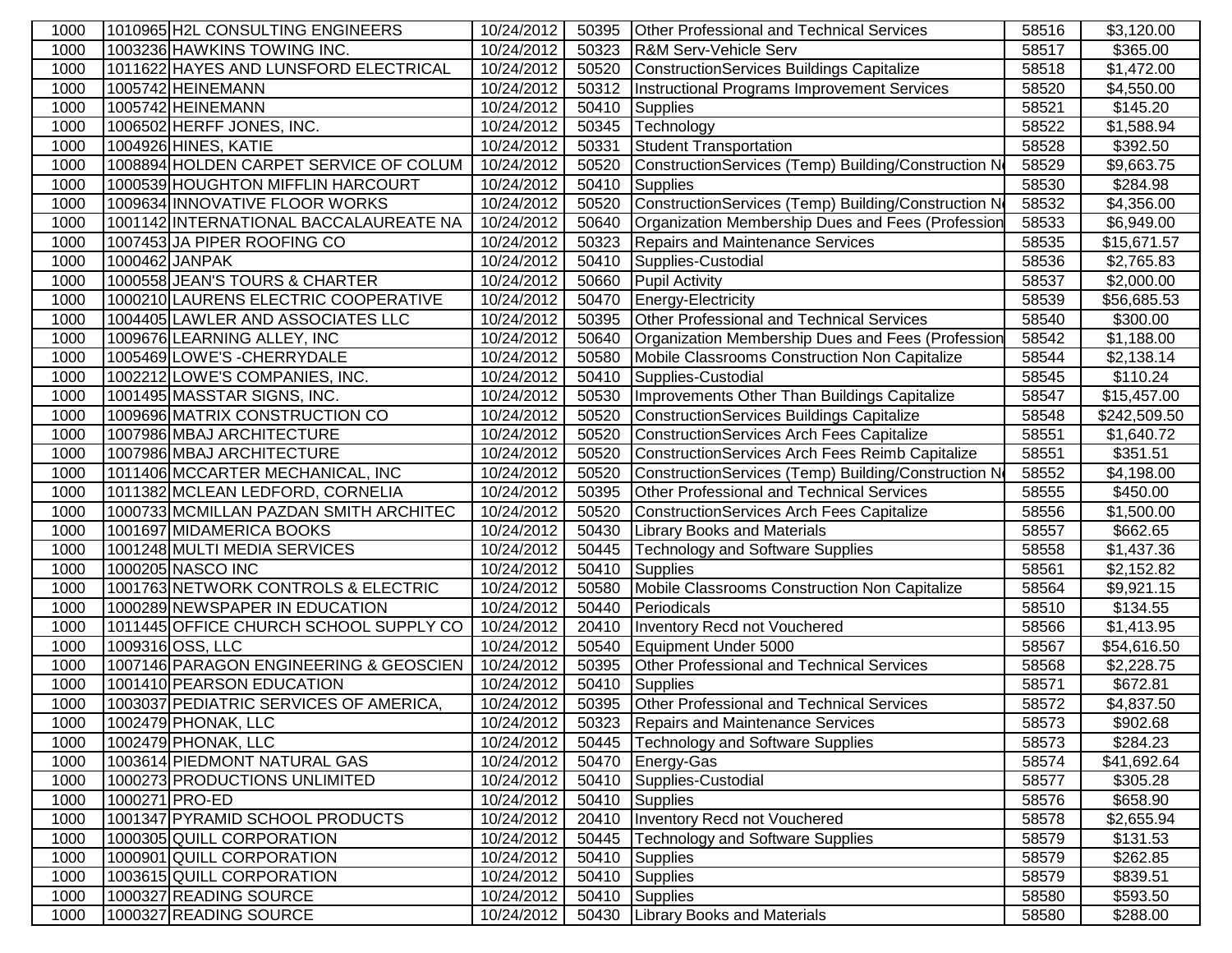| 1000 | 1010965 | H2L CONSULTING ENGINEERS | 10/24/2012 | 50395 | Other Professional and Technical Services | 58516 | $3,120.00 |
|---|---|---|---|---|---|---|---|
| 1000 | 1003236 | HAWKINS TOWING INC. | 10/24/2012 | 50323 | R&M Serv-Vehicle Serv | 58517 | $365.00 |
| 1000 | 1011622 | HAYES AND LUNSFORD ELECTRICAL | 10/24/2012 | 50520 | ConstructionServices Buildings Capitalize | 58518 | $1,472.00 |
| 1000 | 1005742 | HEINEMANN | 10/24/2012 | 50312 | Instructional Programs Improvement Services | 58520 | $4,550.00 |
| 1000 | 1005742 | HEINEMANN | 10/24/2012 | 50410 | Supplies | 58521 | $145.20 |
| 1000 | 1006502 | HERFF JONES, INC. | 10/24/2012 | 50345 | Technology | 58522 | $1,588.94 |
| 1000 | 1004926 | HINES, KATIE | 10/24/2012 | 50331 | Student Transportation | 58528 | $392.50 |
| 1000 | 1008894 | HOLDEN CARPET SERVICE OF COLUM | 10/24/2012 | 50520 | ConstructionServices (Temp) Building/Construction N | 58529 | $9,663.75 |
| 1000 | 1000539 | HOUGHTON MIFFLIN HARCOURT | 10/24/2012 | 50410 | Supplies | 58530 | $284.98 |
| 1000 | 1009634 | INNOVATIVE FLOOR WORKS | 10/24/2012 | 50520 | ConstructionServices (Temp) Building/Construction N | 58532 | $4,356.00 |
| 1000 | 1001142 | INTERNATIONAL BACCALAUREATE NA | 10/24/2012 | 50640 | Organization Membership Dues and Fees (Profession | 58533 | $6,949.00 |
| 1000 | 1007453 | JA PIPER ROOFING CO | 10/24/2012 | 50323 | Repairs and Maintenance Services | 58535 | $15,671.57 |
| 1000 | 1000462 | JANPAK | 10/24/2012 | 50410 | Supplies-Custodial | 58536 | $2,765.83 |
| 1000 | 1000558 | JEAN'S TOURS & CHARTER | 10/24/2012 | 50660 | Pupil Activity | 58537 | $2,000.00 |
| 1000 | 1000210 | LAURENS ELECTRIC COOPERATIVE | 10/24/2012 | 50470 | Energy-Electricity | 58539 | $56,685.53 |
| 1000 | 1004405 | LAWLER AND ASSOCIATES LLC | 10/24/2012 | 50395 | Other Professional and Technical Services | 58540 | $300.00 |
| 1000 | 1009676 | LEARNING ALLEY, INC | 10/24/2012 | 50640 | Organization Membership Dues and Fees (Profession | 58542 | $1,188.00 |
| 1000 | 1005469 | LOWE'S -CHERRYDALE | 10/24/2012 | 50580 | Mobile Classrooms Construction Non Capitalize | 58544 | $2,138.14 |
| 1000 | 1002212 | LOWE'S COMPANIES, INC. | 10/24/2012 | 50410 | Supplies-Custodial | 58545 | $110.24 |
| 1000 | 1001495 | MASSTAR SIGNS, INC. | 10/24/2012 | 50530 | Improvements Other Than Buildings Capitalize | 58547 | $15,457.00 |
| 1000 | 1009696 | MATRIX CONSTRUCTION CO | 10/24/2012 | 50520 | ConstructionServices Buildings Capitalize | 58548 | $242,509.50 |
| 1000 | 1007986 | MBAJ ARCHITECTURE | 10/24/2012 | 50520 | ConstructionServices Arch Fees Capitalize | 58551 | $1,640.72 |
| 1000 | 1007986 | MBAJ ARCHITECTURE | 10/24/2012 | 50520 | ConstructionServices Arch Fees Reimb Capitalize | 58551 | $351.51 |
| 1000 | 1011406 | MCCARTER MECHANICAL, INC | 10/24/2012 | 50520 | ConstructionServices (Temp) Building/Construction N | 58552 | $4,198.00 |
| 1000 | 1011382 | MCLEAN LEDFORD, CORNELIA | 10/24/2012 | 50395 | Other Professional and Technical Services | 58555 | $450.00 |
| 1000 | 1000733 | MCMILLAN PAZDAN SMITH ARCHITEC | 10/24/2012 | 50520 | ConstructionServices Arch Fees Capitalize | 58556 | $1,500.00 |
| 1000 | 1001697 | MIDAMERICA BOOKS | 10/24/2012 | 50430 | Library Books and Materials | 58557 | $662.65 |
| 1000 | 1001248 | MULTI MEDIA SERVICES | 10/24/2012 | 50445 | Technology and Software Supplies | 58558 | $1,437.36 |
| 1000 | 1000205 | NASCO INC | 10/24/2012 | 50410 | Supplies | 58561 | $2,152.82 |
| 1000 | 1001763 | NETWORK CONTROLS & ELECTRIC | 10/24/2012 | 50580 | Mobile Classrooms Construction Non Capitalize | 58564 | $9,921.15 |
| 1000 | 1000289 | NEWSPAPER IN EDUCATION | 10/24/2012 | 50440 | Periodicals | 58510 | $134.55 |
| 1000 | 1011445 | OFFICE CHURCH SCHOOL SUPPLY CO | 10/24/2012 | 20410 | Inventory Recd not Vouchered | 58566 | $1,413.95 |
| 1000 | 1009316 | OSS, LLC | 10/24/2012 | 50540 | Equipment Under 5000 | 58567 | $54,616.50 |
| 1000 | 1007146 | PARAGON ENGINEERING & GEOSCIEN | 10/24/2012 | 50395 | Other Professional and Technical Services | 58568 | $2,228.75 |
| 1000 | 1001410 | PEARSON EDUCATION | 10/24/2012 | 50410 | Supplies | 58571 | $672.81 |
| 1000 | 1003037 | PEDIATRIC SERVICES OF AMERICA, | 10/24/2012 | 50395 | Other Professional and Technical Services | 58572 | $4,837.50 |
| 1000 | 1002479 | PHONAK, LLC | 10/24/2012 | 50323 | Repairs and Maintenance Services | 58573 | $902.68 |
| 1000 | 1002479 | PHONAK, LLC | 10/24/2012 | 50445 | Technology and Software Supplies | 58573 | $284.23 |
| 1000 | 1003614 | PIEDMONT NATURAL GAS | 10/24/2012 | 50470 | Energy-Gas | 58574 | $41,692.64 |
| 1000 | 1000273 | PRODUCTIONS UNLIMITED | 10/24/2012 | 50410 | Supplies-Custodial | 58577 | $305.28 |
| 1000 | 1000271 | PRO-ED | 10/24/2012 | 50410 | Supplies | 58576 | $658.90 |
| 1000 | 1001347 | PYRAMID SCHOOL PRODUCTS | 10/24/2012 | 20410 | Inventory Recd not Vouchered | 58578 | $2,655.94 |
| 1000 | 1000305 | QUILL CORPORATION | 10/24/2012 | 50445 | Technology and Software Supplies | 58579 | $131.53 |
| 1000 | 1000901 | QUILL CORPORATION | 10/24/2012 | 50410 | Supplies | 58579 | $262.85 |
| 1000 | 1003615 | QUILL CORPORATION | 10/24/2012 | 50410 | Supplies | 58579 | $839.51 |
| 1000 | 1000327 | READING SOURCE | 10/24/2012 | 50410 | Supplies | 58580 | $593.50 |
| 1000 | 1000327 | READING SOURCE | 10/24/2012 | 50430 | Library Books and Materials | 58580 | $288.00 |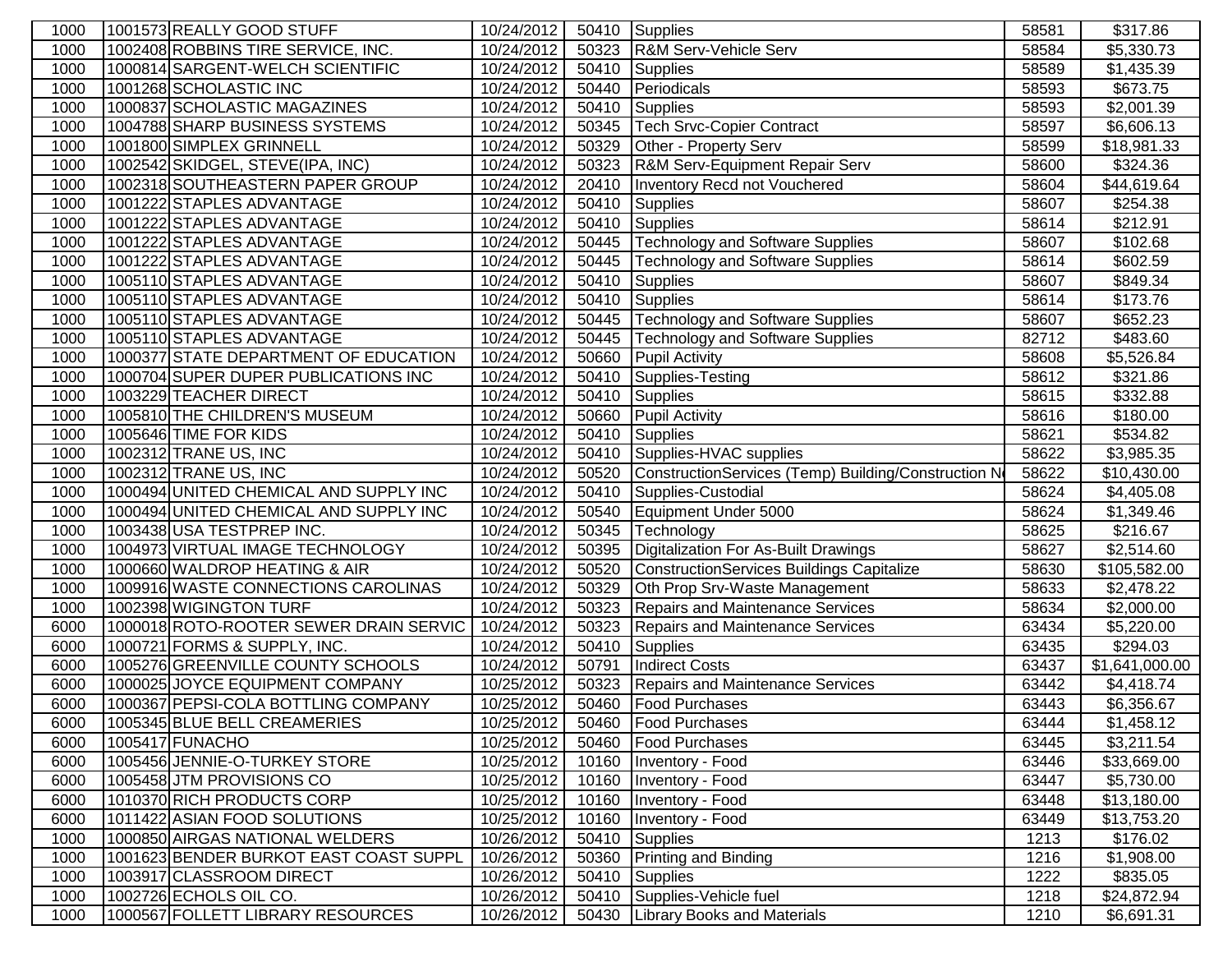| | | | | | | |
|---|---|---|---|---|---|---|
| 1000 | 1001573 REALLY GOOD STUFF | 10/24/2012 | 50410 | Supplies | 58581 | $317.86 |
| 1000 | 1002408 ROBBINS TIRE SERVICE, INC. | 10/24/2012 | 50323 | R&M Serv-Vehicle Serv | 58584 | $5,330.73 |
| 1000 | 1000814 SARGENT-WELCH SCIENTIFIC | 10/24/2012 | 50410 | Supplies | 58589 | $1,435.39 |
| 1000 | 1001268 SCHOLASTIC INC | 10/24/2012 | 50440 | Periodicals | 58593 | $673.75 |
| 1000 | 1000837 SCHOLASTIC MAGAZINES | 10/24/2012 | 50410 | Supplies | 58593 | $2,001.39 |
| 1000 | 1004788 SHARP BUSINESS SYSTEMS | 10/24/2012 | 50345 | Tech Srvc-Copier Contract | 58597 | $6,606.13 |
| 1000 | 1001800 SIMPLEX GRINNELL | 10/24/2012 | 50329 | Other - Property Serv | 58599 | $18,981.33 |
| 1000 | 1002542 SKIDGEL, STEVE(IPA, INC) | 10/24/2012 | 50323 | R&M Serv-Equipment Repair Serv | 58600 | $324.36 |
| 1000 | 1002318 SOUTHEASTERN PAPER GROUP | 10/24/2012 | 20410 | Inventory Recd not Vouchered | 58604 | $44,619.64 |
| 1000 | 1001222 STAPLES ADVANTAGE | 10/24/2012 | 50410 | Supplies | 58607 | $254.38 |
| 1000 | 1001222 STAPLES ADVANTAGE | 10/24/2012 | 50410 | Supplies | 58614 | $212.91 |
| 1000 | 1001222 STAPLES ADVANTAGE | 10/24/2012 | 50445 | Technology and Software Supplies | 58607 | $102.68 |
| 1000 | 1001222 STAPLES ADVANTAGE | 10/24/2012 | 50445 | Technology and Software Supplies | 58614 | $602.59 |
| 1000 | 1005110 STAPLES ADVANTAGE | 10/24/2012 | 50410 | Supplies | 58607 | $849.34 |
| 1000 | 1005110 STAPLES ADVANTAGE | 10/24/2012 | 50410 | Supplies | 58614 | $173.76 |
| 1000 | 1005110 STAPLES ADVANTAGE | 10/24/2012 | 50445 | Technology and Software Supplies | 58607 | $652.23 |
| 1000 | 1005110 STAPLES ADVANTAGE | 10/24/2012 | 50445 | Technology and Software Supplies | 82712 | $483.60 |
| 1000 | 1000377 STATE DEPARTMENT OF EDUCATION | 10/24/2012 | 50660 | Pupil Activity | 58608 | $5,526.84 |
| 1000 | 1000704 SUPER DUPER PUBLICATIONS INC | 10/24/2012 | 50410 | Supplies-Testing | 58612 | $321.86 |
| 1000 | 1003229 TEACHER DIRECT | 10/24/2012 | 50410 | Supplies | 58615 | $332.88 |
| 1000 | 1005810 THE CHILDREN'S MUSEUM | 10/24/2012 | 50660 | Pupil Activity | 58616 | $180.00 |
| 1000 | 1005646 TIME FOR KIDS | 10/24/2012 | 50410 | Supplies | 58621 | $534.82 |
| 1000 | 1002312 TRANE US, INC | 10/24/2012 | 50410 | Supplies-HVAC supplies | 58622 | $3,985.35 |
| 1000 | 1002312 TRANE US, INC | 10/24/2012 | 50520 | ConstructionServices (Temp) Building/Construction N | 58622 | $10,430.00 |
| 1000 | 1000494 UNITED CHEMICAL AND SUPPLY INC | 10/24/2012 | 50410 | Supplies-Custodial | 58624 | $4,405.08 |
| 1000 | 1000494 UNITED CHEMICAL AND SUPPLY INC | 10/24/2012 | 50540 | Equipment Under 5000 | 58624 | $1,349.46 |
| 1000 | 1003438 USA TESTPREP INC. | 10/24/2012 | 50345 | Technology | 58625 | $216.67 |
| 1000 | 1004973 VIRTUAL IMAGE TECHNOLOGY | 10/24/2012 | 50395 | Digitalization For As-Built Drawings | 58627 | $2,514.60 |
| 1000 | 1000660 WALDROP HEATING & AIR | 10/24/2012 | 50520 | ConstructionServices Buildings Capitalize | 58630 | $105,582.00 |
| 1000 | 1009916 WASTE CONNECTIONS CAROLINAS | 10/24/2012 | 50329 | Oth Prop Srv-Waste Management | 58633 | $2,478.22 |
| 1000 | 1002398 WIGINGTON TURF | 10/24/2012 | 50323 | Repairs and Maintenance Services | 58634 | $2,000.00 |
| 6000 | 1000018 ROTO-ROOTER SEWER DRAIN SERVIC | 10/24/2012 | 50323 | Repairs and Maintenance Services | 63434 | $5,220.00 |
| 6000 | 1000721 FORMS & SUPPLY, INC. | 10/24/2012 | 50410 | Supplies | 63435 | $294.03 |
| 6000 | 1005276 GREENVILLE COUNTY SCHOOLS | 10/24/2012 | 50791 | Indirect Costs | 63437 | $1,641,000.00 |
| 6000 | 1000025 JOYCE EQUIPMENT COMPANY | 10/25/2012 | 50323 | Repairs and Maintenance Services | 63442 | $4,418.74 |
| 6000 | 1000367 PEPSI-COLA BOTTLING COMPANY | 10/25/2012 | 50460 | Food Purchases | 63443 | $6,356.67 |
| 6000 | 1005345 BLUE BELL CREAMERIES | 10/25/2012 | 50460 | Food Purchases | 63444 | $1,458.12 |
| 6000 | 1005417 FUNACHO | 10/25/2012 | 50460 | Food Purchases | 63445 | $3,211.54 |
| 6000 | 1005456 JENNIE-O-TURKEY STORE | 10/25/2012 | 10160 | Inventory - Food | 63446 | $33,669.00 |
| 6000 | 1005458 JTM PROVISIONS CO | 10/25/2012 | 10160 | Inventory - Food | 63447 | $5,730.00 |
| 6000 | 1010370 RICH PRODUCTS CORP | 10/25/2012 | 10160 | Inventory - Food | 63448 | $13,180.00 |
| 6000 | 1011422 ASIAN FOOD SOLUTIONS | 10/25/2012 | 10160 | Inventory - Food | 63449 | $13,753.20 |
| 1000 | 1000850 AIRGAS NATIONAL WELDERS | 10/26/2012 | 50410 | Supplies | 1213 | $176.02 |
| 1000 | 1001623 BENDER BURKOT EAST COAST SUPPL | 10/26/2012 | 50360 | Printing and Binding | 1216 | $1,908.00 |
| 1000 | 1003917 CLASSROOM DIRECT | 10/26/2012 | 50410 | Supplies | 1222 | $835.05 |
| 1000 | 1002726 ECHOLS OIL CO. | 10/26/2012 | 50410 | Supplies-Vehicle fuel | 1218 | $24,872.94 |
| 1000 | 1000567 FOLLETT LIBRARY RESOURCES | 10/26/2012 | 50430 | Library Books and Materials | 1210 | $6,691.31 |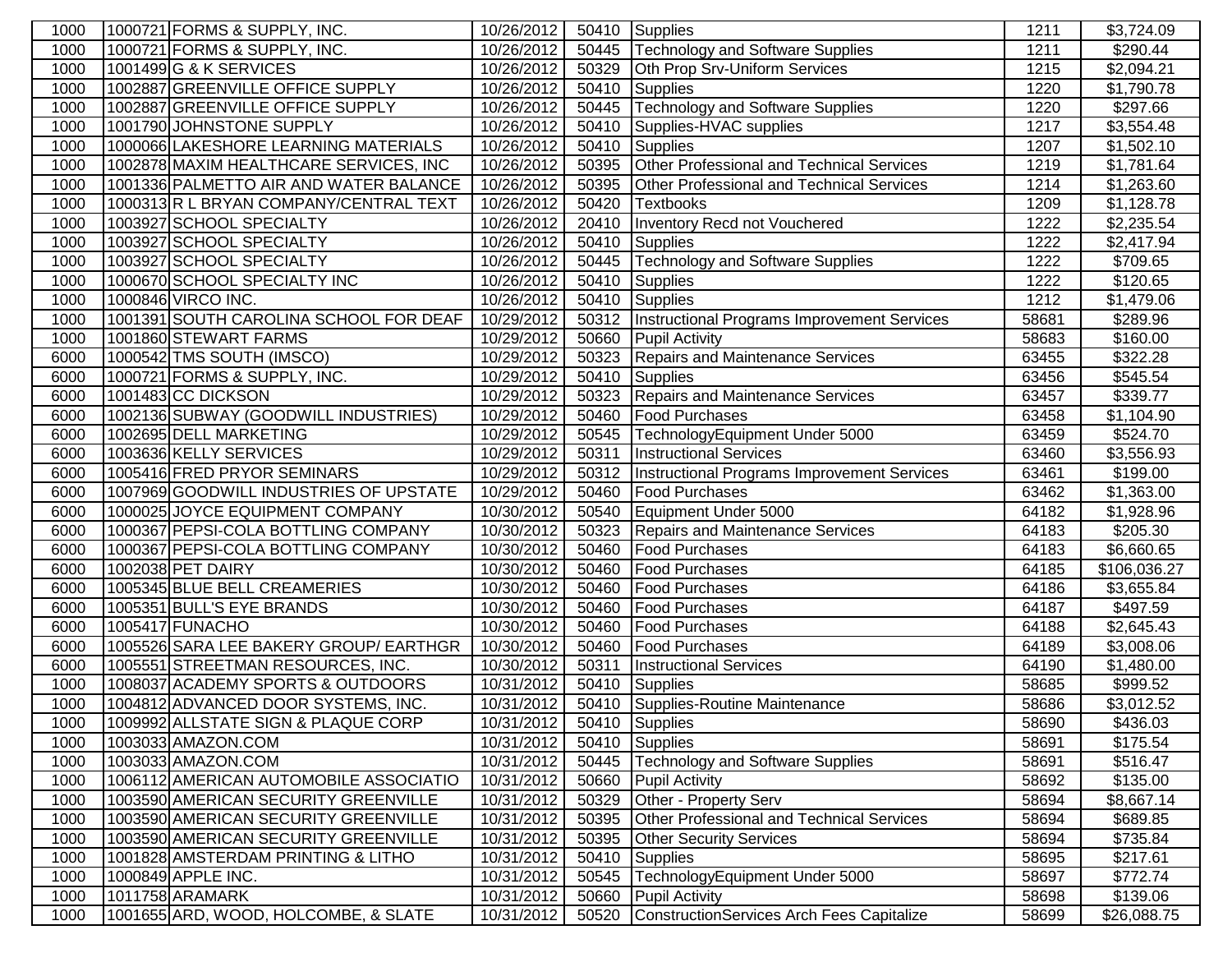| | | | | | | |
|---|---|---|---|---|---|---|
| 1000 | 1000721 FORMS & SUPPLY, INC. | 10/26/2012 | 50410 | Supplies | 1211 | $3,724.09 |
| 1000 | 1000721 FORMS & SUPPLY, INC. | 10/26/2012 | 50445 | Technology and Software Supplies | 1211 | $290.44 |
| 1000 | 1001499 G & K SERVICES | 10/26/2012 | 50329 | Oth Prop Srv-Uniform Services | 1215 | $2,094.21 |
| 1000 | 1002887 GREENVILLE OFFICE SUPPLY | 10/26/2012 | 50410 | Supplies | 1220 | $1,790.78 |
| 1000 | 1002887 GREENVILLE OFFICE SUPPLY | 10/26/2012 | 50445 | Technology and Software Supplies | 1220 | $297.66 |
| 1000 | 1001790 JOHNSTONE SUPPLY | 10/26/2012 | 50410 | Supplies-HVAC supplies | 1217 | $3,554.48 |
| 1000 | 1000066 LAKESHORE LEARNING MATERIALS | 10/26/2012 | 50410 | Supplies | 1207 | $1,502.10 |
| 1000 | 1002878 MAXIM HEALTHCARE SERVICES, INC | 10/26/2012 | 50395 | Other Professional and Technical Services | 1219 | $1,781.64 |
| 1000 | 1001336 PALMETTO AIR AND WATER BALANCE | 10/26/2012 | 50395 | Other Professional and Technical Services | 1214 | $1,263.60 |
| 1000 | 1000313 R L BRYAN COMPANY/CENTRAL TEXT | 10/26/2012 | 50420 | Textbooks | 1209 | $1,128.78 |
| 1000 | 1003927 SCHOOL SPECIALTY | 10/26/2012 | 20410 | Inventory Recd not Vouchered | 1222 | $2,235.54 |
| 1000 | 1003927 SCHOOL SPECIALTY | 10/26/2012 | 50410 | Supplies | 1222 | $2,417.94 |
| 1000 | 1003927 SCHOOL SPECIALTY | 10/26/2012 | 50445 | Technology and Software Supplies | 1222 | $709.65 |
| 1000 | 1000670 SCHOOL SPECIALTY INC | 10/26/2012 | 50410 | Supplies | 1222 | $120.65 |
| 1000 | 1000846 VIRCO INC. | 10/26/2012 | 50410 | Supplies | 1212 | $1,479.06 |
| 1000 | 1001391 SOUTH CAROLINA SCHOOL FOR DEAF | 10/29/2012 | 50312 | Instructional Programs Improvement Services | 58681 | $289.96 |
| 1000 | 1001860 STEWART FARMS | 10/29/2012 | 50660 | Pupil Activity | 58683 | $160.00 |
| 6000 | 1000542 TMS SOUTH (IMSCO) | 10/29/2012 | 50323 | Repairs and Maintenance Services | 63455 | $322.28 |
| 6000 | 1000721 FORMS & SUPPLY, INC. | 10/29/2012 | 50410 | Supplies | 63456 | $545.54 |
| 6000 | 1001483 CC DICKSON | 10/29/2012 | 50323 | Repairs and Maintenance Services | 63457 | $339.77 |
| 6000 | 1002136 SUBWAY (GOODWILL INDUSTRIES) | 10/29/2012 | 50460 | Food Purchases | 63458 | $1,104.90 |
| 6000 | 1002695 DELL MARKETING | 10/29/2012 | 50545 | TechnologyEquipment Under 5000 | 63459 | $524.70 |
| 6000 | 1003636 KELLY SERVICES | 10/29/2012 | 50311 | Instructional Services | 63460 | $3,556.93 |
| 6000 | 1005416 FRED PRYOR SEMINARS | 10/29/2012 | 50312 | Instructional Programs Improvement Services | 63461 | $199.00 |
| 6000 | 1007969 GOODWILL INDUSTRIES OF UPSTATE | 10/29/2012 | 50460 | Food Purchases | 63462 | $1,363.00 |
| 6000 | 1000025 JOYCE EQUIPMENT COMPANY | 10/30/2012 | 50540 | Equipment Under 5000 | 64182 | $1,928.96 |
| 6000 | 1000367 PEPSI-COLA BOTTLING COMPANY | 10/30/2012 | 50323 | Repairs and Maintenance Services | 64183 | $205.30 |
| 6000 | 1000367 PEPSI-COLA BOTTLING COMPANY | 10/30/2012 | 50460 | Food Purchases | 64183 | $6,660.65 |
| 6000 | 1002038 PET DAIRY | 10/30/2012 | 50460 | Food Purchases | 64185 | $106,036.27 |
| 6000 | 1005345 BLUE BELL CREAMERIES | 10/30/2012 | 50460 | Food Purchases | 64186 | $3,655.84 |
| 6000 | 1005351 BULL'S EYE BRANDS | 10/30/2012 | 50460 | Food Purchases | 64187 | $497.59 |
| 6000 | 1005417 FUNACHO | 10/30/2012 | 50460 | Food Purchases | 64188 | $2,645.43 |
| 6000 | 1005526 SARA LEE BAKERY GROUP/ EARTHGR | 10/30/2012 | 50460 | Food Purchases | 64189 | $3,008.06 |
| 6000 | 1005551 STREETMAN RESOURCES, INC. | 10/30/2012 | 50311 | Instructional Services | 64190 | $1,480.00 |
| 1000 | 1008037 ACADEMY SPORTS & OUTDOORS | 10/31/2012 | 50410 | Supplies | 58685 | $999.52 |
| 1000 | 1004812 ADVANCED DOOR SYSTEMS, INC. | 10/31/2012 | 50410 | Supplies-Routine Maintenance | 58686 | $3,012.52 |
| 1000 | 1009992 ALLSTATE SIGN & PLAQUE CORP | 10/31/2012 | 50410 | Supplies | 58690 | $436.03 |
| 1000 | 1003033 AMAZON.COM | 10/31/2012 | 50410 | Supplies | 58691 | $175.54 |
| 1000 | 1003033 AMAZON.COM | 10/31/2012 | 50445 | Technology and Software Supplies | 58691 | $516.47 |
| 1000 | 1006112 AMERICAN AUTOMOBILE ASSOCIATIO | 10/31/2012 | 50660 | Pupil Activity | 58692 | $135.00 |
| 1000 | 1003590 AMERICAN SECURITY GREENVILLE | 10/31/2012 | 50329 | Other - Property Serv | 58694 | $8,667.14 |
| 1000 | 1003590 AMERICAN SECURITY GREENVILLE | 10/31/2012 | 50395 | Other Professional and Technical Services | 58694 | $689.85 |
| 1000 | 1003590 AMERICAN SECURITY GREENVILLE | 10/31/2012 | 50395 | Other Security Services | 58694 | $735.84 |
| 1000 | 1001828 AMSTERDAM PRINTING & LITHO | 10/31/2012 | 50410 | Supplies | 58695 | $217.61 |
| 1000 | 1000849 APPLE INC. | 10/31/2012 | 50545 | TechnologyEquipment Under 5000 | 58697 | $772.74 |
| 1000 | 1011758 ARAMARK | 10/31/2012 | 50660 | Pupil Activity | 58698 | $139.06 |
| 1000 | 1001655 ARD, WOOD, HOLCOMBE, & SLATE | 10/31/2012 | 50520 | ConstructionServices Arch Fees Capitalize | 58699 | $26,088.75 |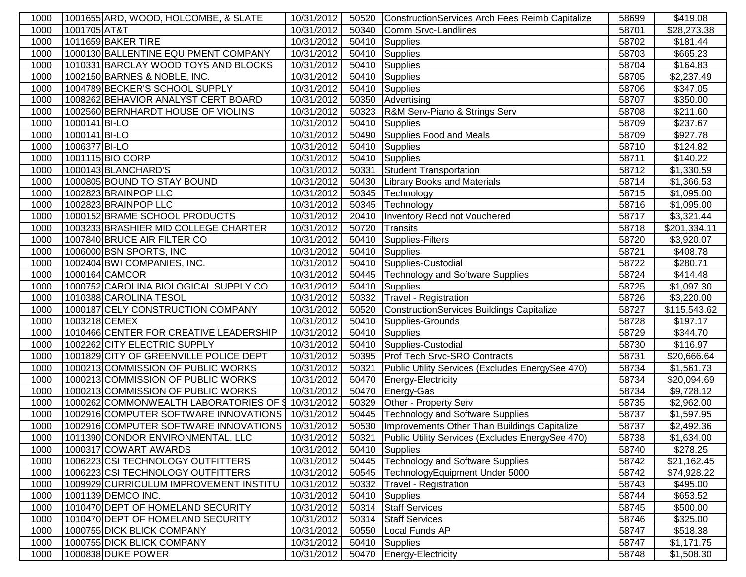| 1000 | 1001655 | ARD, WOOD, HOLCOMBE, & SLATE | 10/31/2012 | 50520 | ConstructionServices Arch Fees Reimb Capitalize | 58699 | $419.08 |
|---|---|---|---|---|---|---|---|
| 1000 | 1001705 | AT&T | 10/31/2012 | 50340 | Comm Srvc-Landlines | 58701 | $28,273.38 |
| 1000 | 1011659 | BAKER TIRE | 10/31/2012 | 50410 | Supplies | 58702 | $181.44 |
| 1000 | 1000130 | BALLENTINE EQUIPMENT COMPANY | 10/31/2012 | 50410 | Supplies | 58703 | $665.23 |
| 1000 | 1010331 | BARCLAY WOOD TOYS AND BLOCKS | 10/31/2012 | 50410 | Supplies | 58704 | $164.83 |
| 1000 | 1002150 | BARNES & NOBLE, INC. | 10/31/2012 | 50410 | Supplies | 58705 | $2,237.49 |
| 1000 | 1004789 | BECKER'S SCHOOL SUPPLY | 10/31/2012 | 50410 | Supplies | 58706 | $347.05 |
| 1000 | 1008262 | BEHAVIOR ANALYST CERT BOARD | 10/31/2012 | 50350 | Advertising | 58707 | $350.00 |
| 1000 | 1002560 | BERNHARDT HOUSE OF VIOLINS | 10/31/2012 | 50323 | R&M Serv-Piano & Strings Serv | 58708 | $211.60 |
| 1000 | 1000141 | BI-LO | 10/31/2012 | 50410 | Supplies | 58709 | $237.67 |
| 1000 | 1000141 | BI-LO | 10/31/2012 | 50490 | Supplies Food and Meals | 58709 | $927.78 |
| 1000 | 1006377 | BI-LO | 10/31/2012 | 50410 | Supplies | 58710 | $124.82 |
| 1000 | 1001115 | BIO CORP | 10/31/2012 | 50410 | Supplies | 58711 | $140.22 |
| 1000 | 1000143 | BLANCHARD'S | 10/31/2012 | 50331 | Student Transportation | 58712 | $1,330.59 |
| 1000 | 1000805 | BOUND TO STAY BOUND | 10/31/2012 | 50430 | Library Books and Materials | 58714 | $1,366.53 |
| 1000 | 1002823 | BRAINPOP LLC | 10/31/2012 | 50345 | Technology | 58715 | $1,095.00 |
| 1000 | 1002823 | BRAINPOP LLC | 10/31/2012 | 50345 | Technology | 58716 | $1,095.00 |
| 1000 | 1000152 | BRAME SCHOOL PRODUCTS | 10/31/2012 | 20410 | Inventory Recd not Vouchered | 58717 | $3,321.44 |
| 1000 | 1003233 | BRASHIER MID COLLEGE CHARTER | 10/31/2012 | 50720 | Transits | 58718 | $201,334.11 |
| 1000 | 1007840 | BRUCE AIR FILTER CO | 10/31/2012 | 50410 | Supplies-Filters | 58720 | $3,920.07 |
| 1000 | 1006000 | BSN SPORTS, INC | 10/31/2012 | 50410 | Supplies | 58721 | $408.78 |
| 1000 | 1002404 | BWI COMPANIES, INC. | 10/31/2012 | 50410 | Supplies-Custodial | 58722 | $280.71 |
| 1000 | 1000164 | CAMCOR | 10/31/2012 | 50445 | Technology and Software Supplies | 58724 | $414.48 |
| 1000 | 1000752 | CAROLINA BIOLOGICAL SUPPLY CO | 10/31/2012 | 50410 | Supplies | 58725 | $1,097.30 |
| 1000 | 1010388 | CAROLINA TESOL | 10/31/2012 | 50332 | Travel - Registration | 58726 | $3,220.00 |
| 1000 | 1000187 | CELY CONSTRUCTION COMPANY | 10/31/2012 | 50520 | ConstructionServices Buildings Capitalize | 58727 | $115,543.62 |
| 1000 | 1003218 | CEMEX | 10/31/2012 | 50410 | Supplies-Grounds | 58728 | $197.17 |
| 1000 | 1010466 | CENTER FOR CREATIVE LEADERSHIP | 10/31/2012 | 50410 | Supplies | 58729 | $344.70 |
| 1000 | 1002262 | CITY ELECTRIC SUPPLY | 10/31/2012 | 50410 | Supplies-Custodial | 58730 | $116.97 |
| 1000 | 1001829 | CITY OF GREENVILLE POLICE DEPT | 10/31/2012 | 50395 | Prof Tech Srvc-SRO Contracts | 58731 | $20,666.64 |
| 1000 | 1000213 | COMMISSION OF PUBLIC WORKS | 10/31/2012 | 50321 | Public Utility Services (Excludes EnergySee 470) | 58734 | $1,561.73 |
| 1000 | 1000213 | COMMISSION OF PUBLIC WORKS | 10/31/2012 | 50470 | Energy-Electricity | 58734 | $20,094.69 |
| 1000 | 1000213 | COMMISSION OF PUBLIC WORKS | 10/31/2012 | 50470 | Energy-Gas | 58734 | $9,728.12 |
| 1000 | 1000262 | COMMONWEALTH LABORATORIES OF S | 10/31/2012 | 50329 | Other - Property Serv | 58735 | $2,962.00 |
| 1000 | 1002916 | COMPUTER SOFTWARE INNOVATIONS | 10/31/2012 | 50445 | Technology and Software Supplies | 58737 | $1,597.95 |
| 1000 | 1002916 | COMPUTER SOFTWARE INNOVATIONS | 10/31/2012 | 50530 | Improvements Other Than Buildings Capitalize | 58737 | $2,492.36 |
| 1000 | 1011390 | CONDOR ENVIRONMENTAL, LLC | 10/31/2012 | 50321 | Public Utility Services (Excludes EnergySee 470) | 58738 | $1,634.00 |
| 1000 | 1000317 | COWART AWARDS | 10/31/2012 | 50410 | Supplies | 58740 | $278.25 |
| 1000 | 1006223 | CSI TECHNOLOGY OUTFITTERS | 10/31/2012 | 50445 | Technology and Software Supplies | 58742 | $21,162.45 |
| 1000 | 1006223 | CSI TECHNOLOGY OUTFITTERS | 10/31/2012 | 50545 | TechnologyEquipment Under 5000 | 58742 | $74,928.22 |
| 1000 | 1009929 | CURRICULUM IMPROVEMENT INSTITU | 10/31/2012 | 50332 | Travel - Registration | 58743 | $495.00 |
| 1000 | 1001139 | DEMCO INC. | 10/31/2012 | 50410 | Supplies | 58744 | $653.52 |
| 1000 | 1010470 | DEPT OF HOMELAND SECURITY | 10/31/2012 | 50314 | Staff Services | 58745 | $500.00 |
| 1000 | 1010470 | DEPT OF HOMELAND SECURITY | 10/31/2012 | 50314 | Staff Services | 58746 | $325.00 |
| 1000 | 1000755 | DICK BLICK COMPANY | 10/31/2012 | 50550 | Local Funds AP | 58747 | $518.38 |
| 1000 | 1000755 | DICK BLICK COMPANY | 10/31/2012 | 50410 | Supplies | 58747 | $1,171.75 |
| 1000 | 1000838 | DUKE POWER | 10/31/2012 | 50470 | Energy-Electricity | 58748 | $1,508.30 |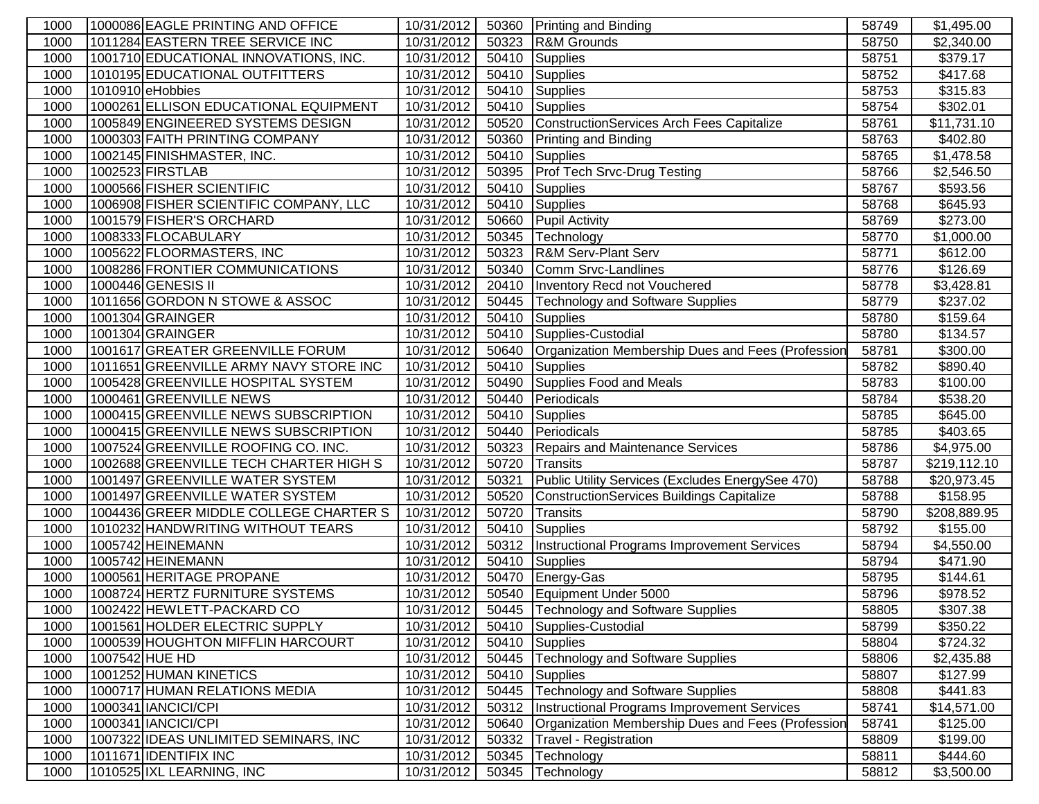| 1000 | 1000086 | EAGLE PRINTING AND OFFICE | 10/31/2012 | 50360 | Printing and Binding | 58749 | $1,495.00 |
|---|---|---|---|---|---|---|---|
| 1000 | 1011284 | EASTERN TREE SERVICE INC | 10/31/2012 | 50323 | R&M Grounds | 58750 | $2,340.00 |
| 1000 | 1001710 | EDUCATIONAL INNOVATIONS, INC. | 10/31/2012 | 50410 | Supplies | 58751 | $379.17 |
| 1000 | 1010195 | EDUCATIONAL OUTFITTERS | 10/31/2012 | 50410 | Supplies | 58752 | $417.68 |
| 1000 | 1010910 | eHobbies | 10/31/2012 | 50410 | Supplies | 58753 | $315.83 |
| 1000 | 1000261 | ELLISON EDUCATIONAL EQUIPMENT | 10/31/2012 | 50410 | Supplies | 58754 | $302.01 |
| 1000 | 1005849 | ENGINEERED SYSTEMS DESIGN | 10/31/2012 | 50520 | ConstructionServices Arch Fees Capitalize | 58761 | $11,731.10 |
| 1000 | 1000303 | FAITH PRINTING COMPANY | 10/31/2012 | 50360 | Printing and Binding | 58763 | $402.80 |
| 1000 | 1002145 | FINISHMASTER, INC. | 10/31/2012 | 50410 | Supplies | 58765 | $1,478.58 |
| 1000 | 1002523 | FIRSTLAB | 10/31/2012 | 50395 | Prof Tech Srvc-Drug Testing | 58766 | $2,546.50 |
| 1000 | 1000566 | FISHER SCIENTIFIC | 10/31/2012 | 50410 | Supplies | 58767 | $593.56 |
| 1000 | 1006908 | FISHER SCIENTIFIC COMPANY, LLC | 10/31/2012 | 50410 | Supplies | 58768 | $645.93 |
| 1000 | 1001579 | FISHER'S ORCHARD | 10/31/2012 | 50660 | Pupil Activity | 58769 | $273.00 |
| 1000 | 1008333 | FLOCABULARY | 10/31/2012 | 50345 | Technology | 58770 | $1,000.00 |
| 1000 | 1005622 | FLOORMASTERS, INC | 10/31/2012 | 50323 | R&M Serv-Plant Serv | 58771 | $612.00 |
| 1000 | 1008286 | FRONTIER COMMUNICATIONS | 10/31/2012 | 50340 | Comm Srvc-Landlines | 58776 | $126.69 |
| 1000 | 1000446 | GENESIS II | 10/31/2012 | 20410 | Inventory Recd not Vouchered | 58778 | $3,428.81 |
| 1000 | 1011656 | GORDON N STOWE & ASSOC | 10/31/2012 | 50445 | Technology and Software Supplies | 58779 | $237.02 |
| 1000 | 1001304 | GRAINGER | 10/31/2012 | 50410 | Supplies | 58780 | $159.64 |
| 1000 | 1001304 | GRAINGER | 10/31/2012 | 50410 | Supplies-Custodial | 58780 | $134.57 |
| 1000 | 1001617 | GREATER GREENVILLE FORUM | 10/31/2012 | 50640 | Organization Membership Dues and Fees (Profession | 58781 | $300.00 |
| 1000 | 1011651 | GREENVILLE ARMY NAVY STORE INC | 10/31/2012 | 50410 | Supplies | 58782 | $890.40 |
| 1000 | 1005428 | GREENVILLE HOSPITAL SYSTEM | 10/31/2012 | 50490 | Supplies Food and Meals | 58783 | $100.00 |
| 1000 | 1000461 | GREENVILLE NEWS | 10/31/2012 | 50440 | Periodicals | 58784 | $538.20 |
| 1000 | 1000415 | GREENVILLE NEWS SUBSCRIPTION | 10/31/2012 | 50410 | Supplies | 58785 | $645.00 |
| 1000 | 1000415 | GREENVILLE NEWS SUBSCRIPTION | 10/31/2012 | 50440 | Periodicals | 58785 | $403.65 |
| 1000 | 1007524 | GREENVILLE ROOFING CO. INC. | 10/31/2012 | 50323 | Repairs and Maintenance Services | 58786 | $4,975.00 |
| 1000 | 1002688 | GREENVILLE TECH CHARTER HIGH S | 10/31/2012 | 50720 | Transits | 58787 | $219,112.10 |
| 1000 | 1001497 | GREENVILLE WATER SYSTEM | 10/31/2012 | 50321 | Public Utility Services (Excludes EnergySee 470) | 58788 | $20,973.45 |
| 1000 | 1001497 | GREENVILLE WATER SYSTEM | 10/31/2012 | 50520 | ConstructionServices Buildings Capitalize | 58788 | $158.95 |
| 1000 | 1004436 | GREER MIDDLE COLLEGE CHARTER S | 10/31/2012 | 50720 | Transits | 58790 | $208,889.95 |
| 1000 | 1010232 | HANDWRITING WITHOUT TEARS | 10/31/2012 | 50410 | Supplies | 58792 | $155.00 |
| 1000 | 1005742 | HEINEMANN | 10/31/2012 | 50312 | Instructional Programs Improvement Services | 58794 | $4,550.00 |
| 1000 | 1005742 | HEINEMANN | 10/31/2012 | 50410 | Supplies | 58794 | $471.90 |
| 1000 | 1000561 | HERITAGE PROPANE | 10/31/2012 | 50470 | Energy-Gas | 58795 | $144.61 |
| 1000 | 1008724 | HERTZ FURNITURE SYSTEMS | 10/31/2012 | 50540 | Equipment Under 5000 | 58796 | $978.52 |
| 1000 | 1002422 | HEWLETT-PACKARD CO | 10/31/2012 | 50445 | Technology and Software Supplies | 58805 | $307.38 |
| 1000 | 1001561 | HOLDER ELECTRIC SUPPLY | 10/31/2012 | 50410 | Supplies-Custodial | 58799 | $350.22 |
| 1000 | 1000539 | HOUGHTON MIFFLIN HARCOURT | 10/31/2012 | 50410 | Supplies | 58804 | $724.32 |
| 1000 | 1007542 | HUE HD | 10/31/2012 | 50445 | Technology and Software Supplies | 58806 | $2,435.88 |
| 1000 | 1001252 | HUMAN KINETICS | 10/31/2012 | 50410 | Supplies | 58807 | $127.99 |
| 1000 | 1000717 | HUMAN RELATIONS MEDIA | 10/31/2012 | 50445 | Technology and Software Supplies | 58808 | $441.83 |
| 1000 | 1000341 | IANCICI/CPI | 10/31/2012 | 50312 | Instructional Programs Improvement Services | 58741 | $14,571.00 |
| 1000 | 1000341 | IANCICI/CPI | 10/31/2012 | 50640 | Organization Membership Dues and Fees (Profession | 58741 | $125.00 |
| 1000 | 1007322 | IDEAS UNLIMITED SEMINARS, INC | 10/31/2012 | 50332 | Travel - Registration | 58809 | $199.00 |
| 1000 | 1011671 | IDENTIFIX INC | 10/31/2012 | 50345 | Technology | 58811 | $444.60 |
| 1000 | 1010525 | IXL LEARNING, INC | 10/31/2012 | 50345 | Technology | 58812 | $3,500.00 |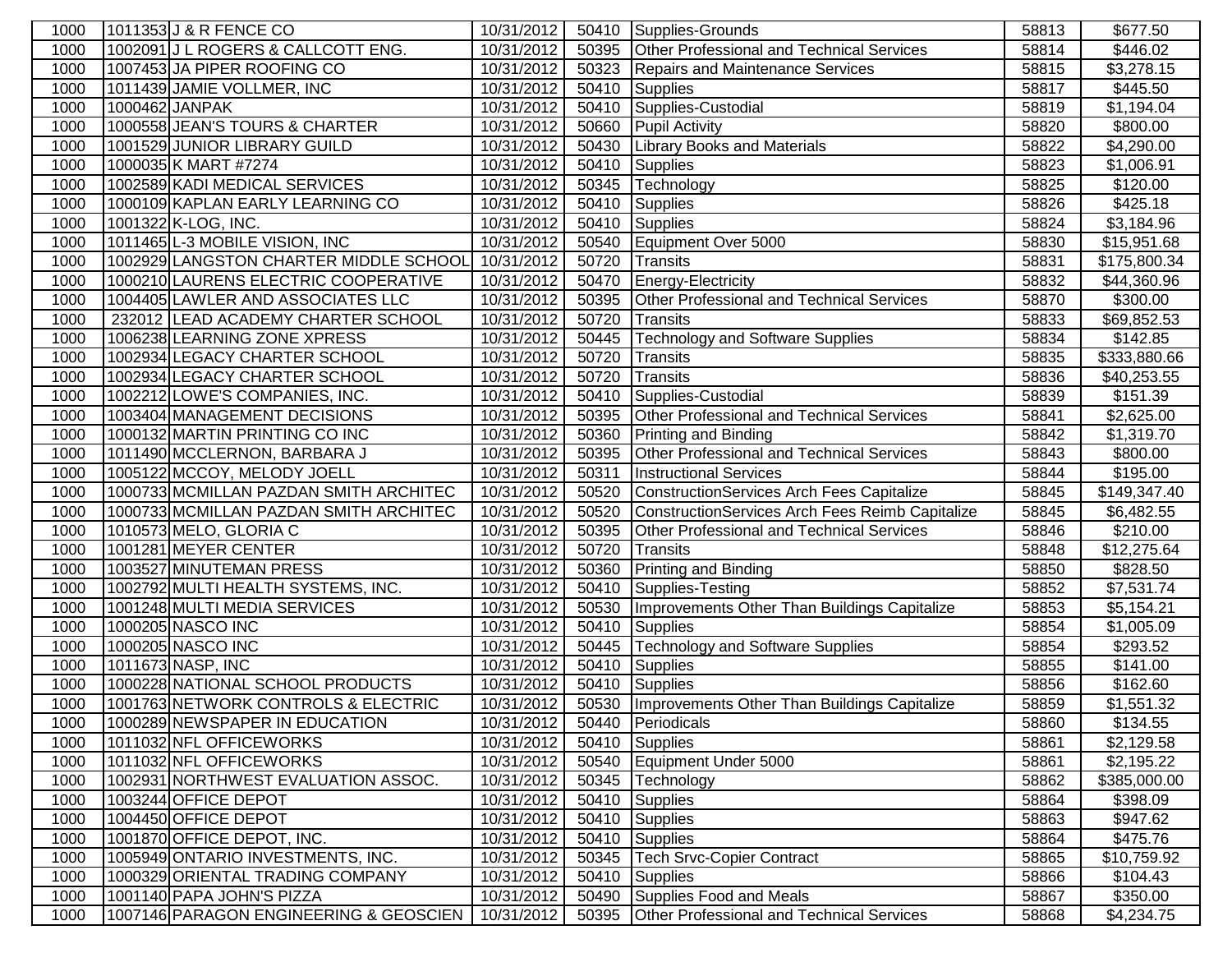| 1000 | 1011353 | J & R FENCE CO | 10/31/2012 | 50410 | Supplies-Grounds | 58813 | $677.50 |
|---|---|---|---|---|---|---|---|
| 1000 | 1002091 | J L ROGERS & CALLCOTT ENG. | 10/31/2012 | 50395 | Other Professional and Technical Services | 58814 | $446.02 |
| 1000 | 1007453 | JA PIPER ROOFING CO | 10/31/2012 | 50323 | Repairs and Maintenance Services | 58815 | $3,278.15 |
| 1000 | 1011439 | JAMIE VOLLMER, INC | 10/31/2012 | 50410 | Supplies | 58817 | $445.50 |
| 1000 | 1000462 | JANPAK | 10/31/2012 | 50410 | Supplies-Custodial | 58819 | $1,194.04 |
| 1000 | 1000558 | JEAN'S TOURS & CHARTER | 10/31/2012 | 50660 | Pupil Activity | 58820 | $800.00 |
| 1000 | 1001529 | JUNIOR LIBRARY GUILD | 10/31/2012 | 50430 | Library Books and Materials | 58822 | $4,290.00 |
| 1000 | 1000035 | K MART #7274 | 10/31/2012 | 50410 | Supplies | 58823 | $1,006.91 |
| 1000 | 1002589 | KADI MEDICAL SERVICES | 10/31/2012 | 50345 | Technology | 58825 | $120.00 |
| 1000 | 1000109 | KAPLAN EARLY LEARNING CO | 10/31/2012 | 50410 | Supplies | 58826 | $425.18 |
| 1000 | 1001322 | K-LOG, INC. | 10/31/2012 | 50410 | Supplies | 58824 | $3,184.96 |
| 1000 | 1011465 | L-3 MOBILE VISION, INC | 10/31/2012 | 50540 | Equipment Over 5000 | 58830 | $15,951.68 |
| 1000 | 1002929 | LANGSTON CHARTER MIDDLE SCHOOL | 10/31/2012 | 50720 | Transits | 58831 | $175,800.34 |
| 1000 | 1000210 | LAURENS ELECTRIC COOPERATIVE | 10/31/2012 | 50470 | Energy-Electricity | 58832 | $44,360.96 |
| 1000 | 1004405 | LAWLER AND ASSOCIATES LLC | 10/31/2012 | 50395 | Other Professional and Technical Services | 58870 | $300.00 |
| 1000 | 232012 | LEAD ACADEMY CHARTER SCHOOL | 10/31/2012 | 50720 | Transits | 58833 | $69,852.53 |
| 1000 | 1006238 | LEARNING ZONE XPRESS | 10/31/2012 | 50445 | Technology and Software Supplies | 58834 | $142.85 |
| 1000 | 1002934 | LEGACY CHARTER SCHOOL | 10/31/2012 | 50720 | Transits | 58835 | $333,880.66 |
| 1000 | 1002934 | LEGACY CHARTER SCHOOL | 10/31/2012 | 50720 | Transits | 58836 | $40,253.55 |
| 1000 | 1002212 | LOWE'S COMPANIES, INC. | 10/31/2012 | 50410 | Supplies-Custodial | 58839 | $151.39 |
| 1000 | 1003404 | MANAGEMENT DECISIONS | 10/31/2012 | 50395 | Other Professional and Technical Services | 58841 | $2,625.00 |
| 1000 | 1000132 | MARTIN PRINTING CO INC | 10/31/2012 | 50360 | Printing and Binding | 58842 | $1,319.70 |
| 1000 | 1011490 | MCCLERNON, BARBARA J | 10/31/2012 | 50395 | Other Professional and Technical Services | 58843 | $800.00 |
| 1000 | 1005122 | MCCOY, MELODY JOELL | 10/31/2012 | 50311 | Instructional Services | 58844 | $195.00 |
| 1000 | 1000733 | MCMILLAN PAZDAN SMITH ARCHITEC | 10/31/2012 | 50520 | ConstructionServices Arch Fees Capitalize | 58845 | $149,347.40 |
| 1000 | 1000733 | MCMILLAN PAZDAN SMITH ARCHITEC | 10/31/2012 | 50520 | ConstructionServices Arch Fees Reimb Capitalize | 58845 | $6,482.55 |
| 1000 | 1010573 | MELO, GLORIA C | 10/31/2012 | 50395 | Other Professional and Technical Services | 58846 | $210.00 |
| 1000 | 1001281 | MEYER CENTER | 10/31/2012 | 50720 | Transits | 58848 | $12,275.64 |
| 1000 | 1003527 | MINUTEMAN PRESS | 10/31/2012 | 50360 | Printing and Binding | 58850 | $828.50 |
| 1000 | 1002792 | MULTI HEALTH SYSTEMS, INC. | 10/31/2012 | 50410 | Supplies-Testing | 58852 | $7,531.74 |
| 1000 | 1001248 | MULTI MEDIA SERVICES | 10/31/2012 | 50530 | Improvements Other Than Buildings Capitalize | 58853 | $5,154.21 |
| 1000 | 1000205 | NASCO INC | 10/31/2012 | 50410 | Supplies | 58854 | $1,005.09 |
| 1000 | 1000205 | NASCO INC | 10/31/2012 | 50445 | Technology and Software Supplies | 58854 | $293.52 |
| 1000 | 1011673 | NASP, INC | 10/31/2012 | 50410 | Supplies | 58855 | $141.00 |
| 1000 | 1000228 | NATIONAL SCHOOL PRODUCTS | 10/31/2012 | 50410 | Supplies | 58856 | $162.60 |
| 1000 | 1001763 | NETWORK CONTROLS & ELECTRIC | 10/31/2012 | 50530 | Improvements Other Than Buildings Capitalize | 58859 | $1,551.32 |
| 1000 | 1000289 | NEWSPAPER IN EDUCATION | 10/31/2012 | 50440 | Periodicals | 58860 | $134.55 |
| 1000 | 1011032 | NFL OFFICEWORKS | 10/31/2012 | 50410 | Supplies | 58861 | $2,129.58 |
| 1000 | 1011032 | NFL OFFICEWORKS | 10/31/2012 | 50540 | Equipment Under 5000 | 58861 | $2,195.22 |
| 1000 | 1002931 | NORTHWEST EVALUATION ASSOC. | 10/31/2012 | 50345 | Technology | 58862 | $385,000.00 |
| 1000 | 1003244 | OFFICE DEPOT | 10/31/2012 | 50410 | Supplies | 58864 | $398.09 |
| 1000 | 1004450 | OFFICE DEPOT | 10/31/2012 | 50410 | Supplies | 58863 | $947.62 |
| 1000 | 1001870 | OFFICE DEPOT, INC. | 10/31/2012 | 50410 | Supplies | 58864 | $475.76 |
| 1000 | 1005949 | ONTARIO INVESTMENTS, INC. | 10/31/2012 | 50345 | Tech Srvc-Copier Contract | 58865 | $10,759.92 |
| 1000 | 1000329 | ORIENTAL TRADING COMPANY | 10/31/2012 | 50410 | Supplies | 58866 | $104.43 |
| 1000 | 1001140 | PAPA JOHN'S PIZZA | 10/31/2012 | 50490 | Supplies Food and Meals | 58867 | $350.00 |
| 1000 | 1007146 | PARAGON ENGINEERING & GEOSCIEN | 10/31/2012 | 50395 | Other Professional and Technical Services | 58868 | $4,234.75 |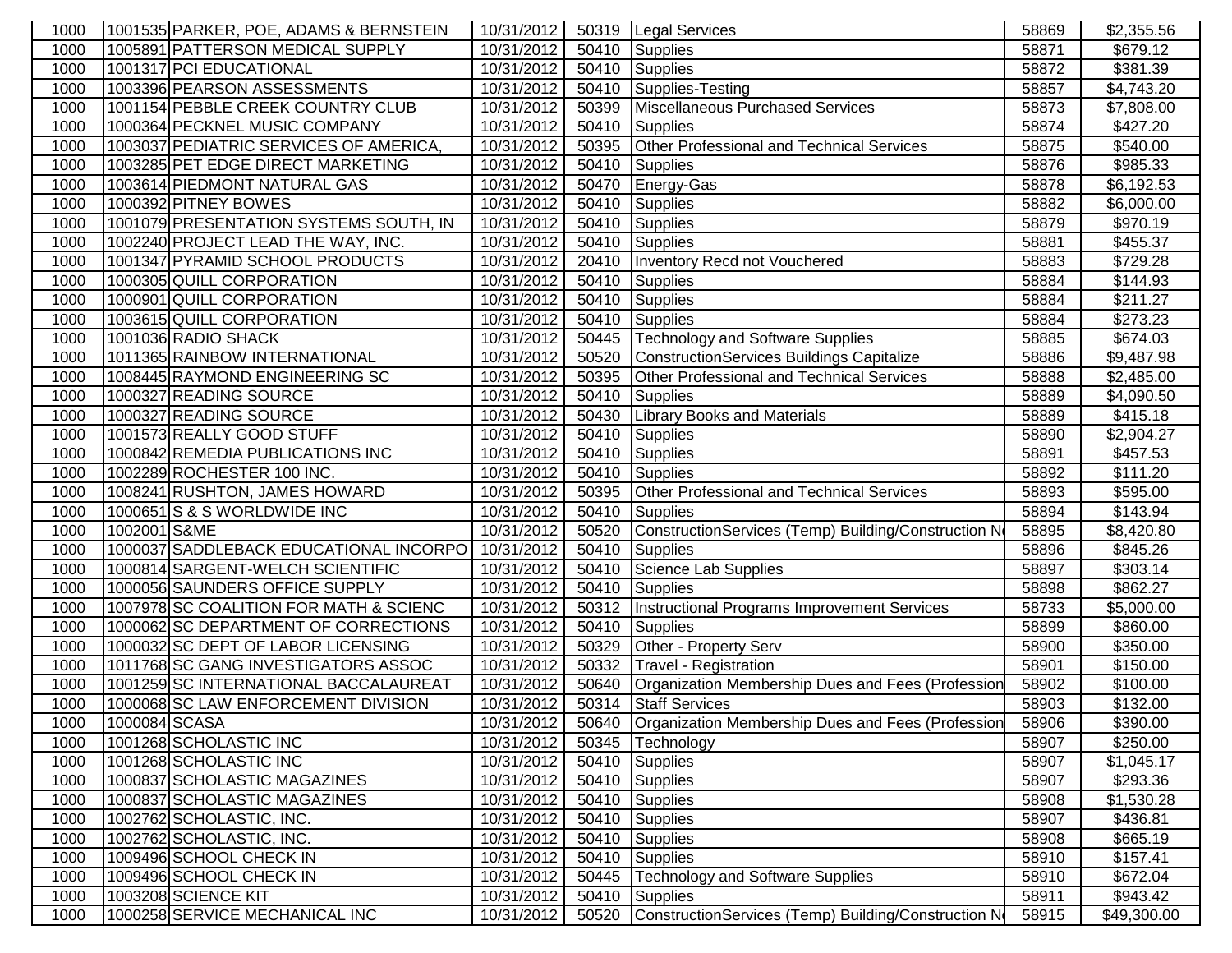| 1000 | 1001535 | PARKER, POE, ADAMS & BERNSTEIN | 10/31/2012 | 50319 | Legal Services | 58869 | $2,355.56 |
|---|---|---|---|---|---|---|---|
| 1000 | 1005891 | PATTERSON MEDICAL SUPPLY | 10/31/2012 | 50410 | Supplies | 58871 | $679.12 |
| 1000 | 1001317 | PCI EDUCATIONAL | 10/31/2012 | 50410 | Supplies | 58872 | $381.39 |
| 1000 | 1003396 | PEARSON ASSESSMENTS | 10/31/2012 | 50410 | Supplies-Testing | 58857 | $4,743.20 |
| 1000 | 1001154 | PEBBLE CREEK COUNTRY CLUB | 10/31/2012 | 50399 | Miscellaneous Purchased Services | 58873 | $7,808.00 |
| 1000 | 1000364 | PECKNEL MUSIC COMPANY | 10/31/2012 | 50410 | Supplies | 58874 | $427.20 |
| 1000 | 1003037 | PEDIATRIC SERVICES OF AMERICA, | 10/31/2012 | 50395 | Other Professional and Technical Services | 58875 | $540.00 |
| 1000 | 1003285 | PET EDGE DIRECT MARKETING | 10/31/2012 | 50410 | Supplies | 58876 | $985.33 |
| 1000 | 1003614 | PIEDMONT NATURAL GAS | 10/31/2012 | 50470 | Energy-Gas | 58878 | $6,192.53 |
| 1000 | 1000392 | PITNEY BOWES | 10/31/2012 | 50410 | Supplies | 58882 | $6,000.00 |
| 1000 | 1001079 | PRESENTATION SYSTEMS SOUTH, IN | 10/31/2012 | 50410 | Supplies | 58879 | $970.19 |
| 1000 | 1002240 | PROJECT LEAD THE WAY, INC. | 10/31/2012 | 50410 | Supplies | 58881 | $455.37 |
| 1000 | 1001347 | PYRAMID SCHOOL PRODUCTS | 10/31/2012 | 20410 | Inventory Recd not Vouchered | 58883 | $729.28 |
| 1000 | 1000305 | QUILL CORPORATION | 10/31/2012 | 50410 | Supplies | 58884 | $144.93 |
| 1000 | 1000901 | QUILL CORPORATION | 10/31/2012 | 50410 | Supplies | 58884 | $211.27 |
| 1000 | 1003615 | QUILL CORPORATION | 10/31/2012 | 50410 | Supplies | 58884 | $273.23 |
| 1000 | 1001036 | RADIO SHACK | 10/31/2012 | 50445 | Technology and Software Supplies | 58885 | $674.03 |
| 1000 | 1011365 | RAINBOW INTERNATIONAL | 10/31/2012 | 50520 | ConstructionServices Buildings Capitalize | 58886 | $9,487.98 |
| 1000 | 1008445 | RAYMOND ENGINEERING SC | 10/31/2012 | 50395 | Other Professional and Technical Services | 58888 | $2,485.00 |
| 1000 | 1000327 | READING SOURCE | 10/31/2012 | 50410 | Supplies | 58889 | $4,090.50 |
| 1000 | 1000327 | READING SOURCE | 10/31/2012 | 50430 | Library Books and Materials | 58889 | $415.18 |
| 1000 | 1001573 | REALLY GOOD STUFF | 10/31/2012 | 50410 | Supplies | 58890 | $2,904.27 |
| 1000 | 1000842 | REMEDIA PUBLICATIONS INC | 10/31/2012 | 50410 | Supplies | 58891 | $457.53 |
| 1000 | 1002289 | ROCHESTER 100 INC. | 10/31/2012 | 50410 | Supplies | 58892 | $111.20 |
| 1000 | 1008241 | RUSHTON, JAMES HOWARD | 10/31/2012 | 50395 | Other Professional and Technical Services | 58893 | $595.00 |
| 1000 | 1000651 | S & S WORLDWIDE INC | 10/31/2012 | 50410 | Supplies | 58894 | $143.94 |
| 1000 | 1002001 | S&ME | 10/31/2012 | 50520 | ConstructionServices (Temp) Building/Construction N | 58895 | $8,420.80 |
| 1000 | 1000037 | SADDLEBACK EDUCATIONAL INCORPO | 10/31/2012 | 50410 | Supplies | 58896 | $845.26 |
| 1000 | 1000814 | SARGENT-WELCH SCIENTIFIC | 10/31/2012 | 50410 | Science Lab Supplies | 58897 | $303.14 |
| 1000 | 1000056 | SAUNDERS OFFICE SUPPLY | 10/31/2012 | 50410 | Supplies | 58898 | $862.27 |
| 1000 | 1007978 | SC COALITION FOR MATH & SCIENC | 10/31/2012 | 50312 | Instructional Programs Improvement Services | 58733 | $5,000.00 |
| 1000 | 1000062 | SC DEPARTMENT OF CORRECTIONS | 10/31/2012 | 50410 | Supplies | 58899 | $860.00 |
| 1000 | 1000032 | SC DEPT OF LABOR LICENSING | 10/31/2012 | 50329 | Other - Property Serv | 58900 | $350.00 |
| 1000 | 1011768 | SC GANG INVESTIGATORS ASSOC | 10/31/2012 | 50332 | Travel - Registration | 58901 | $150.00 |
| 1000 | 1001259 | SC INTERNATIONAL BACCALAUREAT | 10/31/2012 | 50640 | Organization Membership Dues and Fees (Profession | 58902 | $100.00 |
| 1000 | 1000068 | SC LAW ENFORCEMENT DIVISION | 10/31/2012 | 50314 | Staff Services | 58903 | $132.00 |
| 1000 | 1000084 | SCASA | 10/31/2012 | 50640 | Organization Membership Dues and Fees (Profession | 58906 | $390.00 |
| 1000 | 1001268 | SCHOLASTIC INC | 10/31/2012 | 50345 | Technology | 58907 | $250.00 |
| 1000 | 1001268 | SCHOLASTIC INC | 10/31/2012 | 50410 | Supplies | 58907 | $1,045.17 |
| 1000 | 1000837 | SCHOLASTIC MAGAZINES | 10/31/2012 | 50410 | Supplies | 58907 | $293.36 |
| 1000 | 1000837 | SCHOLASTIC MAGAZINES | 10/31/2012 | 50410 | Supplies | 58908 | $1,530.28 |
| 1000 | 1002762 | SCHOLASTIC, INC. | 10/31/2012 | 50410 | Supplies | 58907 | $436.81 |
| 1000 | 1002762 | SCHOLASTIC, INC. | 10/31/2012 | 50410 | Supplies | 58908 | $665.19 |
| 1000 | 1009496 | SCHOOL CHECK IN | 10/31/2012 | 50410 | Supplies | 58910 | $157.41 |
| 1000 | 1009496 | SCHOOL CHECK IN | 10/31/2012 | 50445 | Technology and Software Supplies | 58910 | $672.04 |
| 1000 | 1003208 | SCIENCE KIT | 10/31/2012 | 50410 | Supplies | 58911 | $943.42 |
| 1000 | 1000258 | SERVICE MECHANICAL INC | 10/31/2012 | 50520 | ConstructionServices (Temp) Building/Construction N | 58915 | $49,300.00 |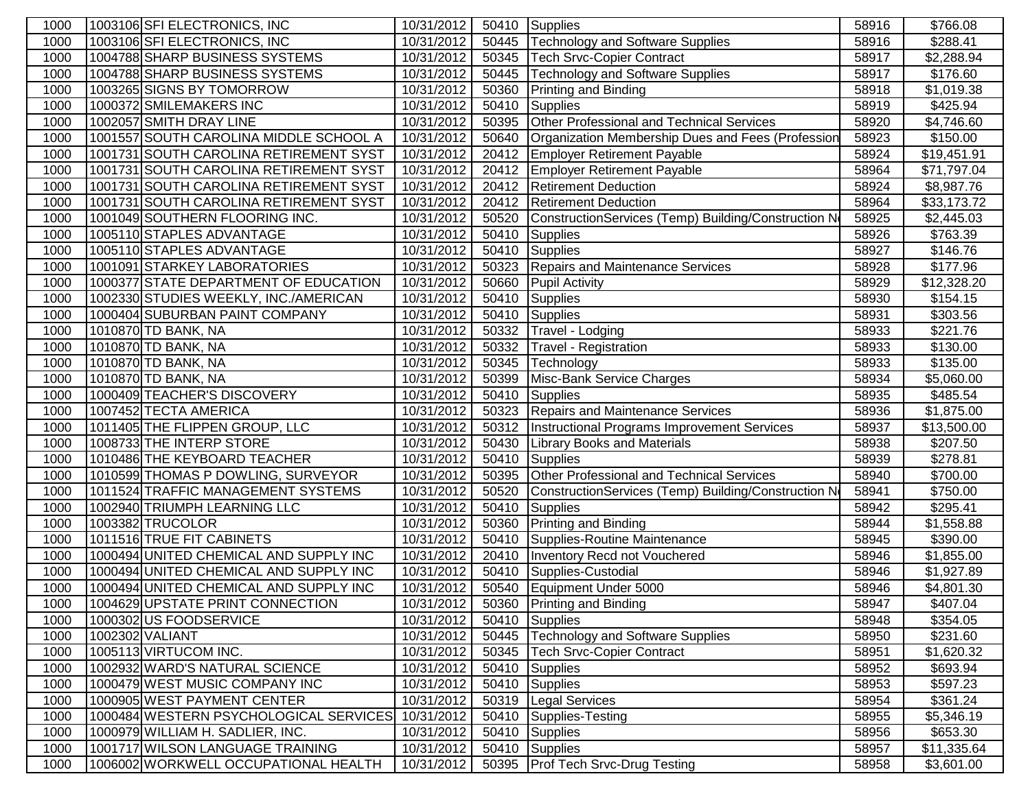| 1000 | 1003106 | SFI ELECTRONICS, INC | 10/31/2012 | 50410 | Supplies | 58916 | $766.08 |
|---|---|---|---|---|---|---|---|
| 1000 | 1003106 | SFI ELECTRONICS, INC | 10/31/2012 | 50445 | Technology and Software Supplies | 58916 | $288.41 |
| 1000 | 1004788 | SHARP BUSINESS SYSTEMS | 10/31/2012 | 50345 | Tech Srvc-Copier Contract | 58917 | $2,288.94 |
| 1000 | 1004788 | SHARP BUSINESS SYSTEMS | 10/31/2012 | 50445 | Technology and Software Supplies | 58917 | $176.60 |
| 1000 | 1003265 | SIGNS BY TOMORROW | 10/31/2012 | 50360 | Printing and Binding | 58918 | $1,019.38 |
| 1000 | 1000372 | SMILEMAKERS INC | 10/31/2012 | 50410 | Supplies | 58919 | $425.94 |
| 1000 | 1002057 | SMITH DRAY LINE | 10/31/2012 | 50395 | Other Professional and Technical Services | 58920 | $4,746.60 |
| 1000 | 1001557 | SOUTH CAROLINA MIDDLE SCHOOL A | 10/31/2012 | 50640 | Organization Membership Dues and Fees (Profession | 58923 | $150.00 |
| 1000 | 1001731 | SOUTH CAROLINA RETIREMENT SYST | 10/31/2012 | 20412 | Employer Retirement Payable | 58924 | $19,451.91 |
| 1000 | 1001731 | SOUTH CAROLINA RETIREMENT SYST | 10/31/2012 | 20412 | Employer Retirement Payable | 58964 | $71,797.04 |
| 1000 | 1001731 | SOUTH CAROLINA RETIREMENT SYST | 10/31/2012 | 20412 | Retirement Deduction | 58924 | $8,987.76 |
| 1000 | 1001731 | SOUTH CAROLINA RETIREMENT SYST | 10/31/2012 | 20412 | Retirement Deduction | 58964 | $33,173.72 |
| 1000 | 1001049 | SOUTHERN FLOORING INC. | 10/31/2012 | 50520 | ConstructionServices (Temp) Building/Construction N | 58925 | $2,445.03 |
| 1000 | 1005110 | STAPLES ADVANTAGE | 10/31/2012 | 50410 | Supplies | 58926 | $763.39 |
| 1000 | 1005110 | STAPLES ADVANTAGE | 10/31/2012 | 50410 | Supplies | 58927 | $146.76 |
| 1000 | 1001091 | STARKEY LABORATORIES | 10/31/2012 | 50323 | Repairs and Maintenance Services | 58928 | $177.96 |
| 1000 | 1000377 | STATE DEPARTMENT OF EDUCATION | 10/31/2012 | 50660 | Pupil Activity | 58929 | $12,328.20 |
| 1000 | 1002330 | STUDIES WEEKLY, INC./AMERICAN | 10/31/2012 | 50410 | Supplies | 58930 | $154.15 |
| 1000 | 1000404 | SUBURBAN PAINT COMPANY | 10/31/2012 | 50410 | Supplies | 58931 | $303.56 |
| 1000 | 1010870 | TD BANK, NA | 10/31/2012 | 50332 | Travel - Lodging | 58933 | $221.76 |
| 1000 | 1010870 | TD BANK, NA | 10/31/2012 | 50332 | Travel - Registration | 58933 | $130.00 |
| 1000 | 1010870 | TD BANK, NA | 10/31/2012 | 50345 | Technology | 58933 | $135.00 |
| 1000 | 1010870 | TD BANK, NA | 10/31/2012 | 50399 | Misc-Bank Service Charges | 58934 | $5,060.00 |
| 1000 | 1000409 | TEACHER'S DISCOVERY | 10/31/2012 | 50410 | Supplies | 58935 | $485.54 |
| 1000 | 1007452 | TECTA AMERICA | 10/31/2012 | 50323 | Repairs and Maintenance Services | 58936 | $1,875.00 |
| 1000 | 1011405 | THE FLIPPEN GROUP, LLC | 10/31/2012 | 50312 | Instructional Programs Improvement Services | 58937 | $13,500.00 |
| 1000 | 1008733 | THE INTERP STORE | 10/31/2012 | 50430 | Library Books and Materials | 58938 | $207.50 |
| 1000 | 1010486 | THE KEYBOARD TEACHER | 10/31/2012 | 50410 | Supplies | 58939 | $278.81 |
| 1000 | 1010599 | THOMAS P DOWLING, SURVEYOR | 10/31/2012 | 50395 | Other Professional and Technical Services | 58940 | $700.00 |
| 1000 | 1011524 | TRAFFIC MANAGEMENT SYSTEMS | 10/31/2012 | 50520 | ConstructionServices (Temp) Building/Construction N | 58941 | $750.00 |
| 1000 | 1002940 | TRIUMPH LEARNING LLC | 10/31/2012 | 50410 | Supplies | 58942 | $295.41 |
| 1000 | 1003382 | TRUCOLOR | 10/31/2012 | 50360 | Printing and Binding | 58944 | $1,558.88 |
| 1000 | 1011516 | TRUE FIT CABINETS | 10/31/2012 | 50410 | Supplies-Routine Maintenance | 58945 | $390.00 |
| 1000 | 1000494 | UNITED CHEMICAL AND SUPPLY INC | 10/31/2012 | 20410 | Inventory Recd not Vouchered | 58946 | $1,855.00 |
| 1000 | 1000494 | UNITED CHEMICAL AND SUPPLY INC | 10/31/2012 | 50410 | Supplies-Custodial | 58946 | $1,927.89 |
| 1000 | 1000494 | UNITED CHEMICAL AND SUPPLY INC | 10/31/2012 | 50540 | Equipment Under 5000 | 58946 | $4,801.30 |
| 1000 | 1004629 | UPSTATE PRINT CONNECTION | 10/31/2012 | 50360 | Printing and Binding | 58947 | $407.04 |
| 1000 | 1000302 | US FOODSERVICE | 10/31/2012 | 50410 | Supplies | 58948 | $354.05 |
| 1000 | 1002302 | VALIANT | 10/31/2012 | 50445 | Technology and Software Supplies | 58950 | $231.60 |
| 1000 | 1005113 | VIRTUCOM INC. | 10/31/2012 | 50345 | Tech Srvc-Copier Contract | 58951 | $1,620.32 |
| 1000 | 1002932 | WARD'S NATURAL SCIENCE | 10/31/2012 | 50410 | Supplies | 58952 | $693.94 |
| 1000 | 1000479 | WEST MUSIC COMPANY INC | 10/31/2012 | 50410 | Supplies | 58953 | $597.23 |
| 1000 | 1000905 | WEST PAYMENT CENTER | 10/31/2012 | 50319 | Legal Services | 58954 | $361.24 |
| 1000 | 1000484 | WESTERN PSYCHOLOGICAL SERVICES | 10/31/2012 | 50410 | Supplies-Testing | 58955 | $5,346.19 |
| 1000 | 1000979 | WILLIAM H. SADLIER, INC. | 10/31/2012 | 50410 | Supplies | 58956 | $653.30 |
| 1000 | 1001717 | WILSON LANGUAGE TRAINING | 10/31/2012 | 50410 | Supplies | 58957 | $11,335.64 |
| 1000 | 1006002 | WORKWELL OCCUPATIONAL HEALTH | 10/31/2012 | 50395 | Prof Tech Srvc-Drug Testing | 58958 | $3,601.00 |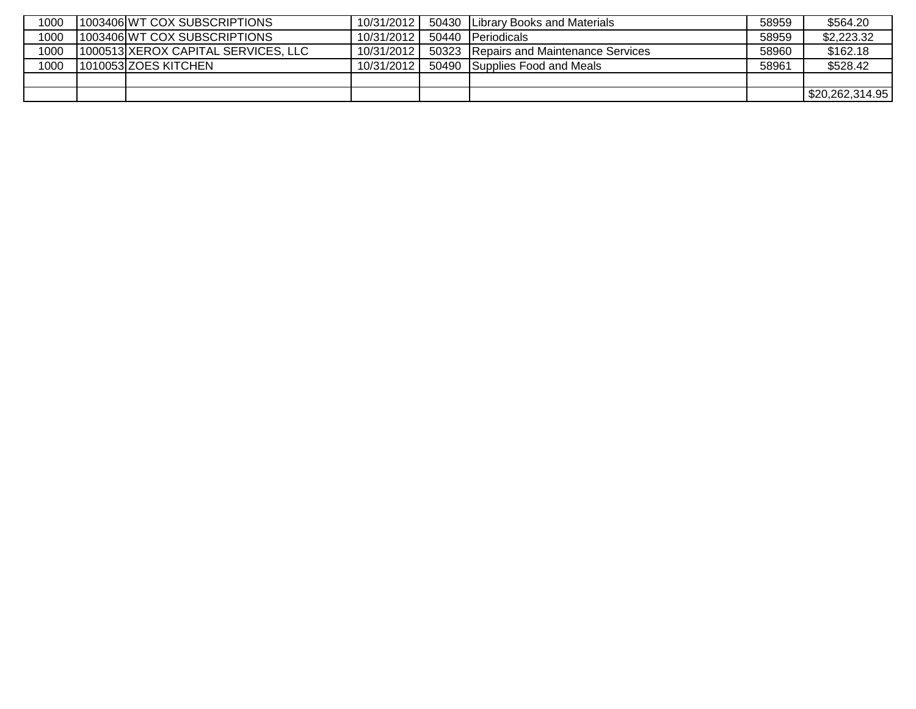| | | | | | | | |
|---|---|---|---|---|---|---|---|
| 1000 | 1003406 | WT COX SUBSCRIPTIONS | 10/31/2012 | 50430 | Library Books and Materials | 58959 | $564.20 |
| 1000 | 1003406 | WT COX SUBSCRIPTIONS | 10/31/2012 | 50440 | Periodicals | 58959 | $2,223.32 |
| 1000 | 1000513 | XEROX CAPITAL SERVICES, LLC | 10/31/2012 | 50323 | Repairs and Maintenance Services | 58960 | $162.18 |
| 1000 | 1010053 | ZOES KITCHEN | 10/31/2012 | 50490 | Supplies Food and Meals | 58961 | $528.42 |
| | | | | | | | |
| | | | | | | | $20,262,314.95 |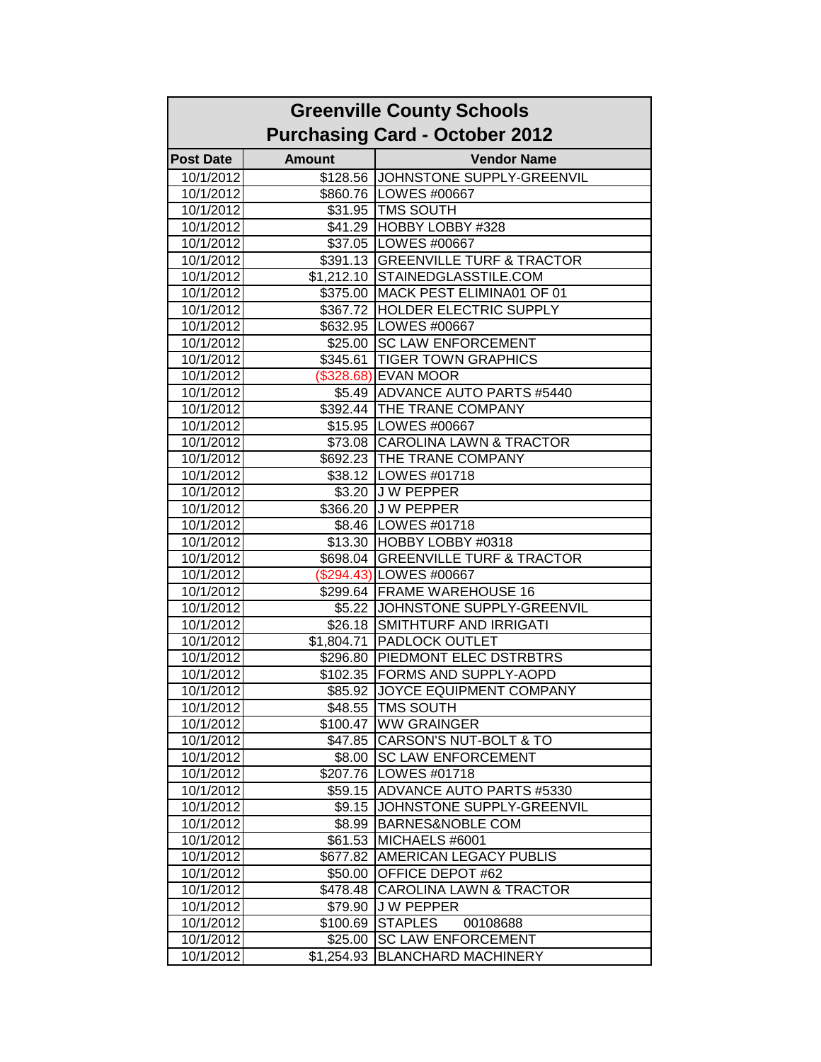# Greenville County Schools
## Purchasing Card - October 2012

| Post Date | Amount | Vendor Name |
|---|---|---|
| 10/1/2012 | $128.56 | JOHNSTONE SUPPLY-GREENVIL |
| 10/1/2012 | $860.76 | LOWES #00667 |
| 10/1/2012 | $31.95 | TMS SOUTH |
| 10/1/2012 | $41.29 | HOBBY LOBBY #328 |
| 10/1/2012 | $37.05 | LOWES #00667 |
| 10/1/2012 | $391.13 | GREENVILLE TURF & TRACTOR |
| 10/1/2012 | $1,212.10 | STAINEDGLASSTILE.COM |
| 10/1/2012 | $375.00 | MACK PEST ELIMINA01 OF 01 |
| 10/1/2012 | $367.72 | HOLDER ELECTRIC SUPPLY |
| 10/1/2012 | $632.95 | LOWES #00667 |
| 10/1/2012 | $25.00 | SC LAW ENFORCEMENT |
| 10/1/2012 | $345.61 | TIGER TOWN GRAPHICS |
| 10/1/2012 | ($328.68) | EVAN MOOR |
| 10/1/2012 | $5.49 | ADVANCE AUTO PARTS #5440 |
| 10/1/2012 | $392.44 | THE TRANE COMPANY |
| 10/1/2012 | $15.95 | LOWES #00667 |
| 10/1/2012 | $73.08 | CAROLINA LAWN & TRACTOR |
| 10/1/2012 | $692.23 | THE TRANE COMPANY |
| 10/1/2012 | $38.12 | LOWES #01718 |
| 10/1/2012 | $3.20 | J W PEPPER |
| 10/1/2012 | $366.20 | J W PEPPER |
| 10/1/2012 | $8.46 | LOWES #01718 |
| 10/1/2012 | $13.30 | HOBBY LOBBY #0318 |
| 10/1/2012 | $698.04 | GREENVILLE TURF & TRACTOR |
| 10/1/2012 | ($294.43) | LOWES #00667 |
| 10/1/2012 | $299.64 | FRAME WAREHOUSE 16 |
| 10/1/2012 | $5.22 | JOHNSTONE SUPPLY-GREENVIL |
| 10/1/2012 | $26.18 | SMITHTURF AND IRRIGATI |
| 10/1/2012 | $1,804.71 | PADLOCK OUTLET |
| 10/1/2012 | $296.80 | PIEDMONT ELEC DSTRBTRS |
| 10/1/2012 | $102.35 | FORMS AND SUPPLY-AOPD |
| 10/1/2012 | $85.92 | JOYCE EQUIPMENT COMPANY |
| 10/1/2012 | $48.55 | TMS SOUTH |
| 10/1/2012 | $100.47 | WW GRAINGER |
| 10/1/2012 | $47.85 | CARSON'S NUT-BOLT & TO |
| 10/1/2012 | $8.00 | SC LAW ENFORCEMENT |
| 10/1/2012 | $207.76 | LOWES #01718 |
| 10/1/2012 | $59.15 | ADVANCE AUTO PARTS #5330 |
| 10/1/2012 | $9.15 | JOHNSTONE SUPPLY-GREENVIL |
| 10/1/2012 | $8.99 | BARNES&NOBLE COM |
| 10/1/2012 | $61.53 | MICHAELS #6001 |
| 10/1/2012 | $677.82 | AMERICAN LEGACY PUBLIS |
| 10/1/2012 | $50.00 | OFFICE DEPOT #62 |
| 10/1/2012 | $478.48 | CAROLINA LAWN & TRACTOR |
| 10/1/2012 | $79.90 | J W PEPPER |
| 10/1/2012 | $100.69 | STAPLES 00108688 |
| 10/1/2012 | $25.00 | SC LAW ENFORCEMENT |
| 10/1/2012 | $1,254.93 | BLANCHARD MACHINERY |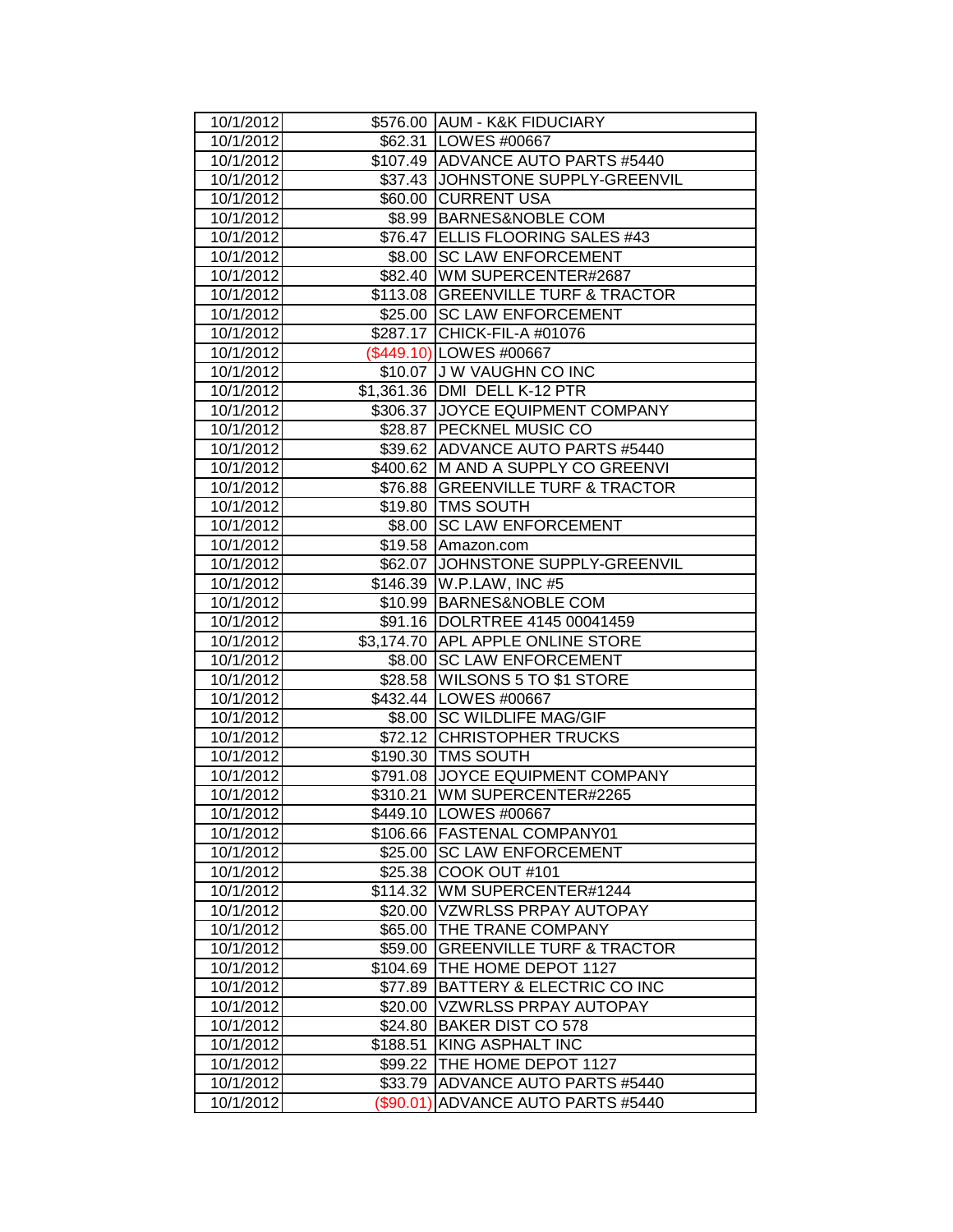| 10/1/2012 | $576.00 | AUM - K&K FIDUCIARY |
|---|---|---|
| 10/1/2012 | $62.31 | LOWES #00667 |
| 10/1/2012 | $107.49 | ADVANCE AUTO PARTS #5440 |
| 10/1/2012 | $37.43 | JOHNSTONE SUPPLY-GREENVIL |
| 10/1/2012 | $60.00 | CURRENT USA |
| 10/1/2012 | $8.99 | BARNES&NOBLE COM |
| 10/1/2012 | $76.47 | ELLIS FLOORING SALES #43 |
| 10/1/2012 | $8.00 | SC LAW ENFORCEMENT |
| 10/1/2012 | $82.40 | WM SUPERCENTER#2687 |
| 10/1/2012 | $113.08 | GREENVILLE TURF & TRACTOR |
| 10/1/2012 | $25.00 | SC LAW ENFORCEMENT |
| 10/1/2012 | $287.17 | CHICK-FIL-A #01076 |
| 10/1/2012 | ($449.10) | LOWES #00667 |
| 10/1/2012 | $10.07 | J W VAUGHN CO INC |
| 10/1/2012 | $1,361.36 | DMI DELL K-12 PTR |
| 10/1/2012 | $306.37 | JOYCE EQUIPMENT COMPANY |
| 10/1/2012 | $28.87 | PECKNEL MUSIC CO |
| 10/1/2012 | $39.62 | ADVANCE AUTO PARTS #5440 |
| 10/1/2012 | $400.62 | M AND A SUPPLY CO GREENVI |
| 10/1/2012 | $76.88 | GREENVILLE TURF & TRACTOR |
| 10/1/2012 | $19.80 | TMS SOUTH |
| 10/1/2012 | $8.00 | SC LAW ENFORCEMENT |
| 10/1/2012 | $19.58 | Amazon.com |
| 10/1/2012 | $62.07 | JOHNSTONE SUPPLY-GREENVIL |
| 10/1/2012 | $146.39 | W.P.LAW, INC #5 |
| 10/1/2012 | $10.99 | BARNES&NOBLE COM |
| 10/1/2012 | $91.16 | DOLRTREE 4145 00041459 |
| 10/1/2012 | $3,174.70 | APL APPLE ONLINE STORE |
| 10/1/2012 | $8.00 | SC LAW ENFORCEMENT |
| 10/1/2012 | $28.58 | WILSONS 5 TO $1 STORE |
| 10/1/2012 | $432.44 | LOWES #00667 |
| 10/1/2012 | $8.00 | SC WILDLIFE MAG/GIF |
| 10/1/2012 | $72.12 | CHRISTOPHER TRUCKS |
| 10/1/2012 | $190.30 | TMS SOUTH |
| 10/1/2012 | $791.08 | JOYCE EQUIPMENT COMPANY |
| 10/1/2012 | $310.21 | WM SUPERCENTER#2265 |
| 10/1/2012 | $449.10 | LOWES #00667 |
| 10/1/2012 | $106.66 | FASTENAL COMPANY01 |
| 10/1/2012 | $25.00 | SC LAW ENFORCEMENT |
| 10/1/2012 | $25.38 | COOK OUT #101 |
| 10/1/2012 | $114.32 | WM SUPERCENTER#1244 |
| 10/1/2012 | $20.00 | VZWRLSS PRPAY AUTOPAY |
| 10/1/2012 | $65.00 | THE TRANE COMPANY |
| 10/1/2012 | $59.00 | GREENVILLE TURF & TRACTOR |
| 10/1/2012 | $104.69 | THE HOME DEPOT 1127 |
| 10/1/2012 | $77.89 | BATTERY & ELECTRIC CO INC |
| 10/1/2012 | $20.00 | VZWRLSS PRPAY AUTOPAY |
| 10/1/2012 | $24.80 | BAKER DIST CO 578 |
| 10/1/2012 | $188.51 | KING ASPHALT INC |
| 10/1/2012 | $99.22 | THE HOME DEPOT 1127 |
| 10/1/2012 | $33.79 | ADVANCE AUTO PARTS #5440 |
| 10/1/2012 | ($90.01) | ADVANCE AUTO PARTS #5440 |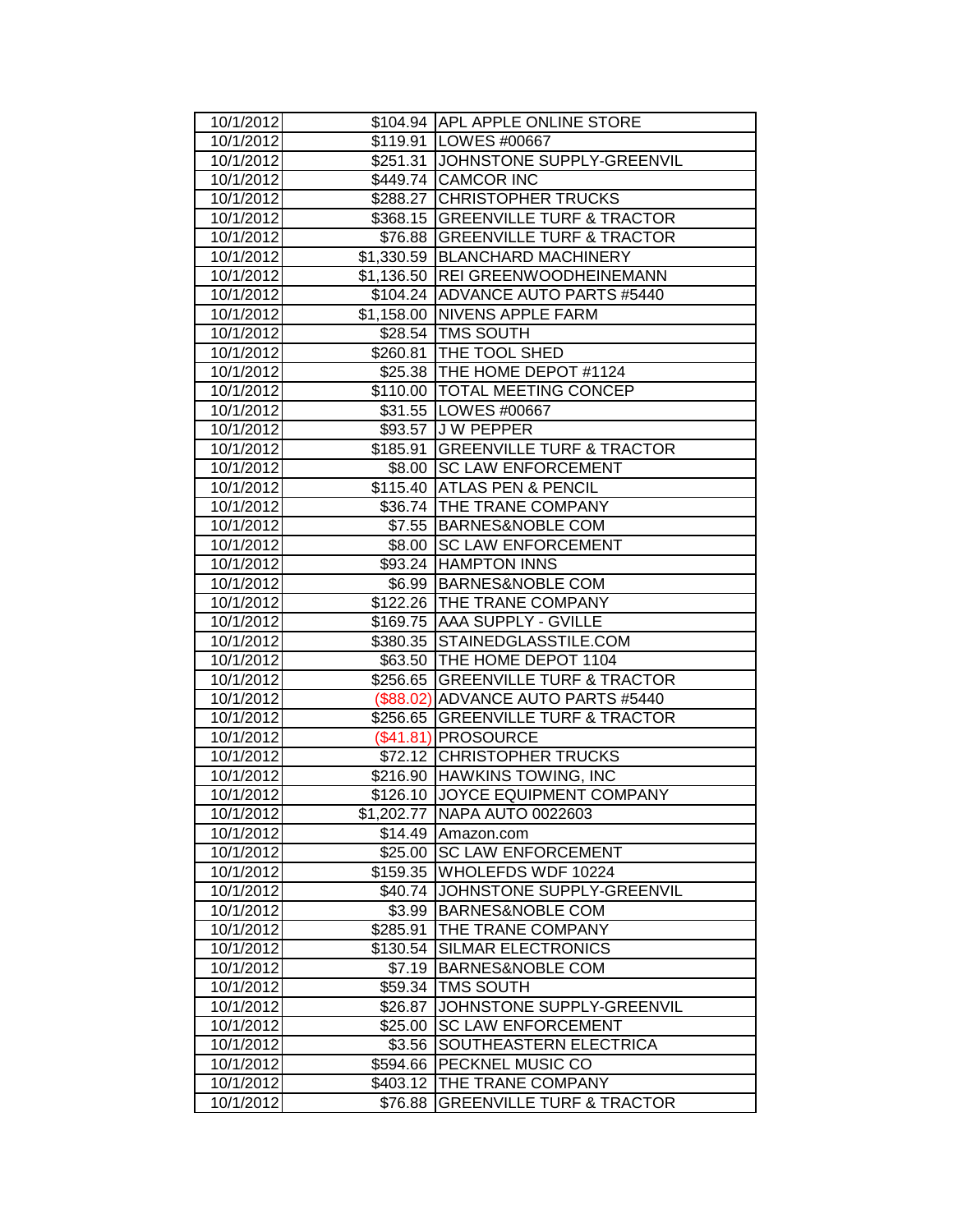| | | |
|---|---|---|
| 10/1/2012 | $104.94 | APL APPLE ONLINE STORE |
| 10/1/2012 | $119.91 | LOWES #00667 |
| 10/1/2012 | $251.31 | JOHNSTONE SUPPLY-GREENVIL |
| 10/1/2012 | $449.74 | CAMCOR INC |
| 10/1/2012 | $288.27 | CHRISTOPHER TRUCKS |
| 10/1/2012 | $368.15 | GREENVILLE TURF & TRACTOR |
| 10/1/2012 | $76.88 | GREENVILLE TURF & TRACTOR |
| 10/1/2012 | $1,330.59 | BLANCHARD MACHINERY |
| 10/1/2012 | $1,136.50 | REI GREENWOODHEINEMANN |
| 10/1/2012 | $104.24 | ADVANCE AUTO PARTS #5440 |
| 10/1/2012 | $1,158.00 | NIVENS APPLE FARM |
| 10/1/2012 | $28.54 | TMS SOUTH |
| 10/1/2012 | $260.81 | THE TOOL SHED |
| 10/1/2012 | $25.38 | THE HOME DEPOT #1124 |
| 10/1/2012 | $110.00 | TOTAL MEETING CONCEP |
| 10/1/2012 | $31.55 | LOWES #00667 |
| 10/1/2012 | $93.57 | J W PEPPER |
| 10/1/2012 | $185.91 | GREENVILLE TURF & TRACTOR |
| 10/1/2012 | $8.00 | SC LAW ENFORCEMENT |
| 10/1/2012 | $115.40 | ATLAS PEN & PENCIL |
| 10/1/2012 | $36.74 | THE TRANE COMPANY |
| 10/1/2012 | $7.55 | BARNES&NOBLE COM |
| 10/1/2012 | $8.00 | SC LAW ENFORCEMENT |
| 10/1/2012 | $93.24 | HAMPTON INNS |
| 10/1/2012 | $6.99 | BARNES&NOBLE COM |
| 10/1/2012 | $122.26 | THE TRANE COMPANY |
| 10/1/2012 | $169.75 | AAA SUPPLY - GVILLE |
| 10/1/2012 | $380.35 | STAINEDGLASSTILE.COM |
| 10/1/2012 | $63.50 | THE HOME DEPOT 1104 |
| 10/1/2012 | $256.65 | GREENVILLE TURF & TRACTOR |
| 10/1/2012 | ($88.02) | ADVANCE AUTO PARTS #5440 |
| 10/1/2012 | $256.65 | GREENVILLE TURF & TRACTOR |
| 10/1/2012 | ($41.81) | PROSOURCE |
| 10/1/2012 | $72.12 | CHRISTOPHER TRUCKS |
| 10/1/2012 | $216.90 | HAWKINS TOWING, INC |
| 10/1/2012 | $126.10 | JOYCE EQUIPMENT COMPANY |
| 10/1/2012 | $1,202.77 | NAPA AUTO 0022603 |
| 10/1/2012 | $14.49 | Amazon.com |
| 10/1/2012 | $25.00 | SC LAW ENFORCEMENT |
| 10/1/2012 | $159.35 | WHOLEFDS WDF 10224 |
| 10/1/2012 | $40.74 | JOHNSTONE SUPPLY-GREENVIL |
| 10/1/2012 | $3.99 | BARNES&NOBLE COM |
| 10/1/2012 | $285.91 | THE TRANE COMPANY |
| 10/1/2012 | $130.54 | SILMAR ELECTRONICS |
| 10/1/2012 | $7.19 | BARNES&NOBLE COM |
| 10/1/2012 | $59.34 | TMS SOUTH |
| 10/1/2012 | $26.87 | JOHNSTONE SUPPLY-GREENVIL |
| 10/1/2012 | $25.00 | SC LAW ENFORCEMENT |
| 10/1/2012 | $3.56 | SOUTHEASTERN ELECTRICA |
| 10/1/2012 | $594.66 | PECKNEL MUSIC CO |
| 10/1/2012 | $403.12 | THE TRANE COMPANY |
| 10/1/2012 | $76.88 | GREENVILLE TURF & TRACTOR |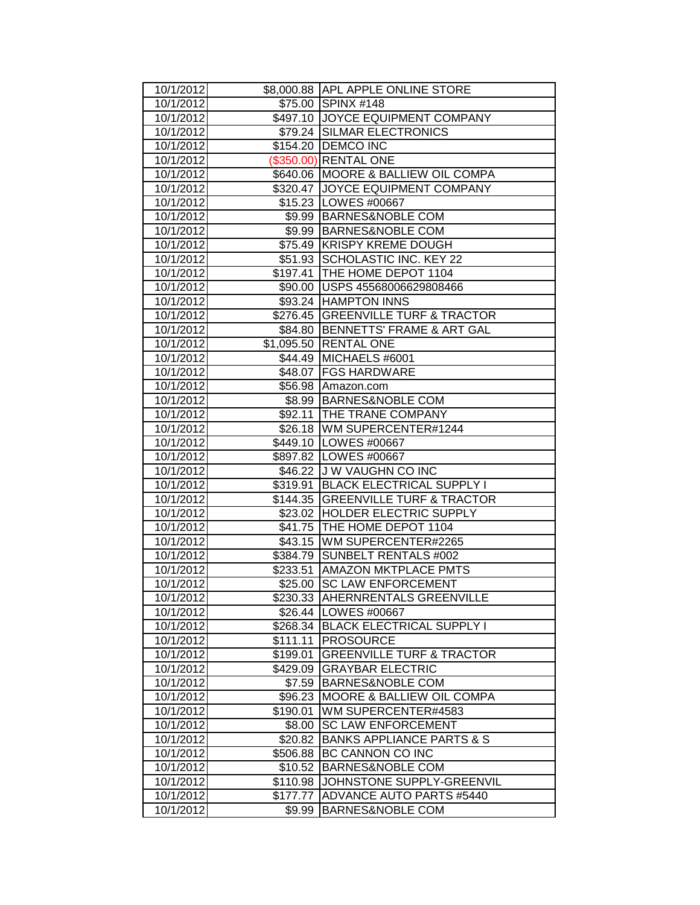| | | |
|---|---|---|
| 10/1/2012 | $8,000.88 | APL APPLE ONLINE STORE |
| 10/1/2012 | $75.00 | SPINX #148 |
| 10/1/2012 | $497.10 | JOYCE EQUIPMENT COMPANY |
| 10/1/2012 | $79.24 | SILMAR ELECTRONICS |
| 10/1/2012 | $154.20 | DEMCO INC |
| 10/1/2012 | ($350.00) | RENTAL ONE |
| 10/1/2012 | $640.06 | MOORE & BALLIEW OIL COMPA |
| 10/1/2012 | $320.47 | JOYCE EQUIPMENT COMPANY |
| 10/1/2012 | $15.23 | LOWES #00667 |
| 10/1/2012 | $9.99 | BARNES&NOBLE COM |
| 10/1/2012 | $9.99 | BARNES&NOBLE COM |
| 10/1/2012 | $75.49 | KRISPY KREME DOUGH |
| 10/1/2012 | $51.93 | SCHOLASTIC INC. KEY 22 |
| 10/1/2012 | $197.41 | THE HOME DEPOT 1104 |
| 10/1/2012 | $90.00 | USPS 45568006629808466 |
| 10/1/2012 | $93.24 | HAMPTON INNS |
| 10/1/2012 | $276.45 | GREENVILLE TURF & TRACTOR |
| 10/1/2012 | $84.80 | BENNETTS' FRAME & ART GAL |
| 10/1/2012 | $1,095.50 | RENTAL ONE |
| 10/1/2012 | $44.49 | MICHAELS #6001 |
| 10/1/2012 | $48.07 | FGS HARDWARE |
| 10/1/2012 | $56.98 | Amazon.com |
| 10/1/2012 | $8.99 | BARNES&NOBLE COM |
| 10/1/2012 | $92.11 | THE TRANE COMPANY |
| 10/1/2012 | $26.18 | WM SUPERCENTER#1244 |
| 10/1/2012 | $449.10 | LOWES #00667 |
| 10/1/2012 | $897.82 | LOWES #00667 |
| 10/1/2012 | $46.22 | J W VAUGHN CO INC |
| 10/1/2012 | $319.91 | BLACK ELECTRICAL SUPPLY I |
| 10/1/2012 | $144.35 | GREENVILLE TURF & TRACTOR |
| 10/1/2012 | $23.02 | HOLDER ELECTRIC SUPPLY |
| 10/1/2012 | $41.75 | THE HOME DEPOT 1104 |
| 10/1/2012 | $43.15 | WM SUPERCENTER#2265 |
| 10/1/2012 | $384.79 | SUNBELT RENTALS #002 |
| 10/1/2012 | $233.51 | AMAZON MKTPLACE PMTS |
| 10/1/2012 | $25.00 | SC LAW ENFORCEMENT |
| 10/1/2012 | $230.33 | AHERNRENTALS GREENVILLE |
| 10/1/2012 | $26.44 | LOWES #00667 |
| 10/1/2012 | $268.34 | BLACK ELECTRICAL SUPPLY I |
| 10/1/2012 | $111.11 | PROSOURCE |
| 10/1/2012 | $199.01 | GREENVILLE TURF & TRACTOR |
| 10/1/2012 | $429.09 | GRAYBAR ELECTRIC |
| 10/1/2012 | $7.59 | BARNES&NOBLE COM |
| 10/1/2012 | $96.23 | MOORE & BALLIEW OIL COMPA |
| 10/1/2012 | $190.01 | WM SUPERCENTER#4583 |
| 10/1/2012 | $8.00 | SC LAW ENFORCEMENT |
| 10/1/2012 | $20.82 | BANKS APPLIANCE PARTS & S |
| 10/1/2012 | $506.88 | BC CANNON CO INC |
| 10/1/2012 | $10.52 | BARNES&NOBLE COM |
| 10/1/2012 | $110.98 | JOHNSTONE SUPPLY-GREENVIL |
| 10/1/2012 | $177.77 | ADVANCE AUTO PARTS #5440 |
| 10/1/2012 | $9.99 | BARNES&NOBLE COM |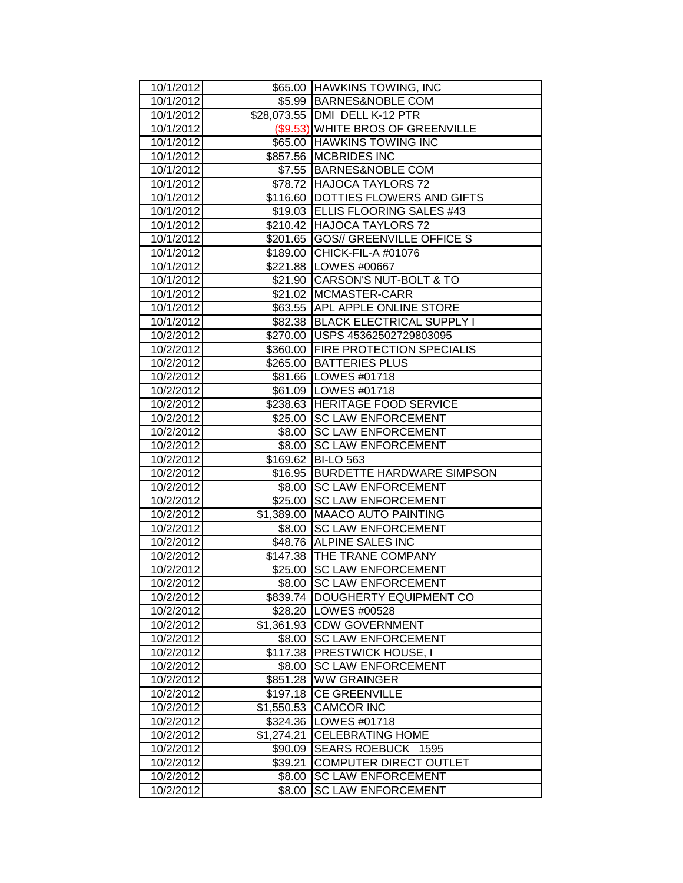| 10/1/2012 | $65.00 | HAWKINS TOWING, INC |
|---|---|---|
| 10/1/2012 | $5.99 | BARNES&NOBLE COM |
| 10/1/2012 | $28,073.55 | DMI DELL K-12 PTR |
| 10/1/2012 | ($9.53) | WHITE BROS OF GREENVILLE |
| 10/1/2012 | $65.00 | HAWKINS TOWING INC |
| 10/1/2012 | $857.56 | MCBRIDES INC |
| 10/1/2012 | $7.55 | BARNES&NOBLE COM |
| 10/1/2012 | $78.72 | HAJOCA TAYLORS 72 |
| 10/1/2012 | $116.60 | DOTTIES FLOWERS AND GIFTS |
| 10/1/2012 | $19.03 | ELLIS FLOORING SALES #43 |
| 10/1/2012 | $210.42 | HAJOCA TAYLORS 72 |
| 10/1/2012 | $201.65 | GOS// GREENVILLE OFFICE S |
| 10/1/2012 | $189.00 | CHICK-FIL-A #01076 |
| 10/1/2012 | $221.88 | LOWES #00667 |
| 10/1/2012 | $21.90 | CARSON'S NUT-BOLT & TO |
| 10/1/2012 | $21.02 | MCMASTER-CARR |
| 10/1/2012 | $63.55 | APL APPLE ONLINE STORE |
| 10/1/2012 | $82.38 | BLACK ELECTRICAL SUPPLY I |
| 10/2/2012 | $270.00 | USPS 45362502729803095 |
| 10/2/2012 | $360.00 | FIRE PROTECTION SPECIALIS |
| 10/2/2012 | $265.00 | BATTERIES PLUS |
| 10/2/2012 | $81.66 | LOWES #01718 |
| 10/2/2012 | $61.09 | LOWES #01718 |
| 10/2/2012 | $238.63 | HERITAGE FOOD SERVICE |
| 10/2/2012 | $25.00 | SC LAW ENFORCEMENT |
| 10/2/2012 | $8.00 | SC LAW ENFORCEMENT |
| 10/2/2012 | $8.00 | SC LAW ENFORCEMENT |
| 10/2/2012 | $169.62 | BI-LO 563 |
| 10/2/2012 | $16.95 | BURDETTE HARDWARE SIMPSON |
| 10/2/2012 | $8.00 | SC LAW ENFORCEMENT |
| 10/2/2012 | $25.00 | SC LAW ENFORCEMENT |
| 10/2/2012 | $1,389.00 | MAACO AUTO PAINTING |
| 10/2/2012 | $8.00 | SC LAW ENFORCEMENT |
| 10/2/2012 | $48.76 | ALPINE SALES INC |
| 10/2/2012 | $147.38 | THE TRANE COMPANY |
| 10/2/2012 | $25.00 | SC LAW ENFORCEMENT |
| 10/2/2012 | $8.00 | SC LAW ENFORCEMENT |
| 10/2/2012 | $839.74 | DOUGHERTY EQUIPMENT CO |
| 10/2/2012 | $28.20 | LOWES #00528 |
| 10/2/2012 | $1,361.93 | CDW GOVERNMENT |
| 10/2/2012 | $8.00 | SC LAW ENFORCEMENT |
| 10/2/2012 | $117.38 | PRESTWICK HOUSE, I |
| 10/2/2012 | $8.00 | SC LAW ENFORCEMENT |
| 10/2/2012 | $851.28 | WW GRAINGER |
| 10/2/2012 | $197.18 | CE GREENVILLE |
| 10/2/2012 | $1,550.53 | CAMCOR INC |
| 10/2/2012 | $324.36 | LOWES #01718 |
| 10/2/2012 | $1,274.21 | CELEBRATING HOME |
| 10/2/2012 | $90.09 | SEARS ROEBUCK 1595 |
| 10/2/2012 | $39.21 | COMPUTER DIRECT OUTLET |
| 10/2/2012 | $8.00 | SC LAW ENFORCEMENT |
| 10/2/2012 | $8.00 | SC LAW ENFORCEMENT |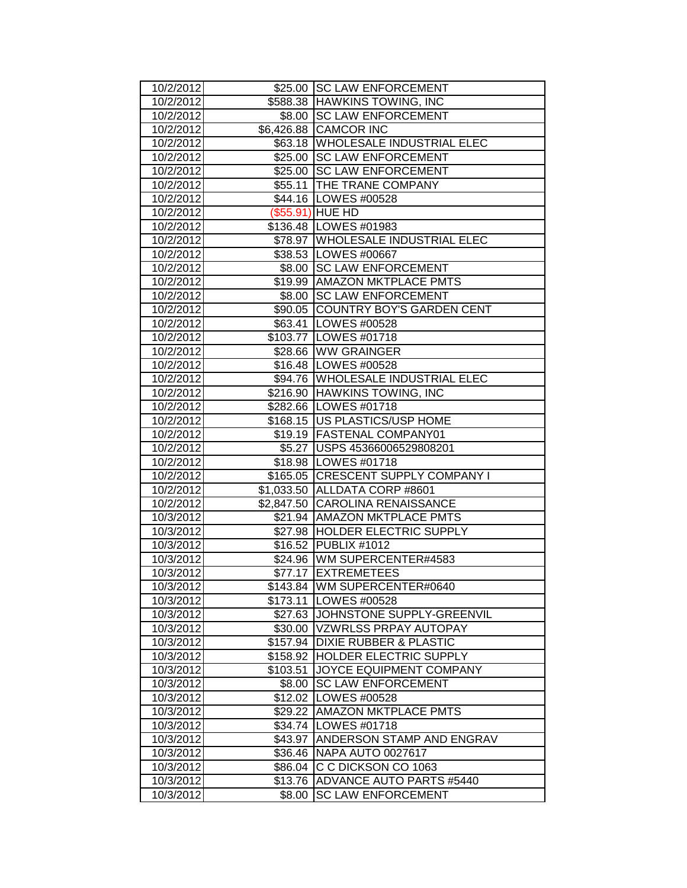| | | |
|---|---|---|
| 10/2/2012 | $25.00 | SC LAW ENFORCEMENT |
| 10/2/2012 | $588.38 | HAWKINS TOWING, INC |
| 10/2/2012 | $8.00 | SC LAW ENFORCEMENT |
| 10/2/2012 | $6,426.88 | CAMCOR INC |
| 10/2/2012 | $63.18 | WHOLESALE INDUSTRIAL ELEC |
| 10/2/2012 | $25.00 | SC LAW ENFORCEMENT |
| 10/2/2012 | $25.00 | SC LAW ENFORCEMENT |
| 10/2/2012 | $55.11 | THE TRANE COMPANY |
| 10/2/2012 | $44.16 | LOWES #00528 |
| 10/2/2012 | ($55.91) | HUE HD |
| 10/2/2012 | $136.48 | LOWES #01983 |
| 10/2/2012 | $78.97 | WHOLESALE INDUSTRIAL ELEC |
| 10/2/2012 | $38.53 | LOWES #00667 |
| 10/2/2012 | $8.00 | SC LAW ENFORCEMENT |
| 10/2/2012 | $19.99 | AMAZON MKTPLACE PMTS |
| 10/2/2012 | $8.00 | SC LAW ENFORCEMENT |
| 10/2/2012 | $90.05 | COUNTRY BOY'S GARDEN CENT |
| 10/2/2012 | $63.41 | LOWES #00528 |
| 10/2/2012 | $103.77 | LOWES #01718 |
| 10/2/2012 | $28.66 | WW GRAINGER |
| 10/2/2012 | $16.48 | LOWES #00528 |
| 10/2/2012 | $94.76 | WHOLESALE INDUSTRIAL ELEC |
| 10/2/2012 | $216.90 | HAWKINS TOWING, INC |
| 10/2/2012 | $282.66 | LOWES #01718 |
| 10/2/2012 | $168.15 | US PLASTICS/USP HOME |
| 10/2/2012 | $19.19 | FASTENAL COMPANY01 |
| 10/2/2012 | $5.27 | USPS 45366006529808201 |
| 10/2/2012 | $18.98 | LOWES #01718 |
| 10/2/2012 | $165.05 | CRESCENT SUPPLY COMPANY I |
| 10/2/2012 | $1,033.50 | ALLDATA CORP #8601 |
| 10/2/2012 | $2,847.50 | CAROLINA RENAISSANCE |
| 10/3/2012 | $21.94 | AMAZON MKTPLACE PMTS |
| 10/3/2012 | $27.98 | HOLDER ELECTRIC SUPPLY |
| 10/3/2012 | $16.52 | PUBLIX #1012 |
| 10/3/2012 | $24.96 | WM SUPERCENTER#4583 |
| 10/3/2012 | $77.17 | EXTREMETEES |
| 10/3/2012 | $143.84 | WM SUPERCENTER#0640 |
| 10/3/2012 | $173.11 | LOWES #00528 |
| 10/3/2012 | $27.63 | JOHNSTONE SUPPLY-GREENVIL |
| 10/3/2012 | $30.00 | VZWRLSS PRPAY AUTOPAY |
| 10/3/2012 | $157.94 | DIXIE RUBBER & PLASTIC |
| 10/3/2012 | $158.92 | HOLDER ELECTRIC SUPPLY |
| 10/3/2012 | $103.51 | JOYCE EQUIPMENT COMPANY |
| 10/3/2012 | $8.00 | SC LAW ENFORCEMENT |
| 10/3/2012 | $12.02 | LOWES #00528 |
| 10/3/2012 | $29.22 | AMAZON MKTPLACE PMTS |
| 10/3/2012 | $34.74 | LOWES #01718 |
| 10/3/2012 | $43.97 | ANDERSON STAMP AND ENGRAV |
| 10/3/2012 | $36.46 | NAPA AUTO 0027617 |
| 10/3/2012 | $86.04 | C C DICKSON CO 1063 |
| 10/3/2012 | $13.76 | ADVANCE AUTO PARTS #5440 |
| 10/3/2012 | $8.00 | SC LAW ENFORCEMENT |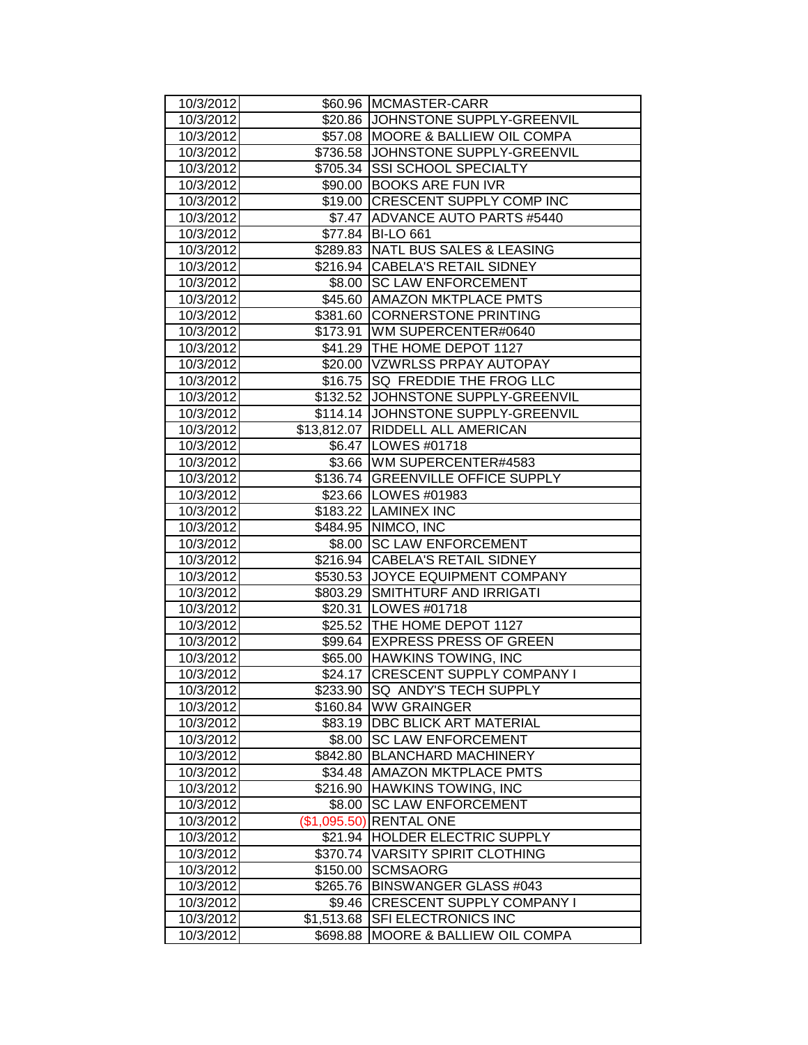| 10/3/2012 | $60.96 | MCMASTER-CARR |
|---|---|---|
| 10/3/2012 | $20.86 | JOHNSTONE SUPPLY-GREENVIL |
| 10/3/2012 | $57.08 | MOORE & BALLIEW OIL COMPA |
| 10/3/2012 | $736.58 | JOHNSTONE SUPPLY-GREENVIL |
| 10/3/2012 | $705.34 | SSI SCHOOL SPECIALTY |
| 10/3/2012 | $90.00 | BOOKS ARE FUN IVR |
| 10/3/2012 | $19.00 | CRESCENT SUPPLY COMP INC |
| 10/3/2012 | $7.47 | ADVANCE AUTO PARTS #5440 |
| 10/3/2012 | $77.84 | BI-LO 661 |
| 10/3/2012 | $289.83 | NATL BUS SALES & LEASING |
| 10/3/2012 | $216.94 | CABELA'S RETAIL SIDNEY |
| 10/3/2012 | $8.00 | SC LAW ENFORCEMENT |
| 10/3/2012 | $45.60 | AMAZON MKTPLACE PMTS |
| 10/3/2012 | $381.60 | CORNERSTONE PRINTING |
| 10/3/2012 | $173.91 | WM SUPERCENTER#0640 |
| 10/3/2012 | $41.29 | THE HOME DEPOT 1127 |
| 10/3/2012 | $20.00 | VZWRLSS PRPAY AUTOPAY |
| 10/3/2012 | $16.75 | SQ FREDDIE THE FROG LLC |
| 10/3/2012 | $132.52 | JOHNSTONE SUPPLY-GREENVIL |
| 10/3/2012 | $114.14 | JOHNSTONE SUPPLY-GREENVIL |
| 10/3/2012 | $13,812.07 | RIDDELL ALL AMERICAN |
| 10/3/2012 | $6.47 | LOWES #01718 |
| 10/3/2012 | $3.66 | WM SUPERCENTER#4583 |
| 10/3/2012 | $136.74 | GREENVILLE OFFICE SUPPLY |
| 10/3/2012 | $23.66 | LOWES #01983 |
| 10/3/2012 | $183.22 | LAMINEX INC |
| 10/3/2012 | $484.95 | NIMCO, INC |
| 10/3/2012 | $8.00 | SC LAW ENFORCEMENT |
| 10/3/2012 | $216.94 | CABELA'S RETAIL SIDNEY |
| 10/3/2012 | $530.53 | JOYCE EQUIPMENT COMPANY |
| 10/3/2012 | $803.29 | SMITHTURF AND IRRIGATI |
| 10/3/2012 | $20.31 | LOWES #01718 |
| 10/3/2012 | $25.52 | THE HOME DEPOT 1127 |
| 10/3/2012 | $99.64 | EXPRESS PRESS OF GREEN |
| 10/3/2012 | $65.00 | HAWKINS TOWING, INC |
| 10/3/2012 | $24.17 | CRESCENT SUPPLY COMPANY I |
| 10/3/2012 | $233.90 | SQ ANDY'S TECH SUPPLY |
| 10/3/2012 | $160.84 | WW GRAINGER |
| 10/3/2012 | $83.19 | DBC BLICK ART MATERIAL |
| 10/3/2012 | $8.00 | SC LAW ENFORCEMENT |
| 10/3/2012 | $842.80 | BLANCHARD MACHINERY |
| 10/3/2012 | $34.48 | AMAZON MKTPLACE PMTS |
| 10/3/2012 | $216.90 | HAWKINS TOWING, INC |
| 10/3/2012 | $8.00 | SC LAW ENFORCEMENT |
| 10/3/2012 | ($1,095.50) | RENTAL ONE |
| 10/3/2012 | $21.94 | HOLDER ELECTRIC SUPPLY |
| 10/3/2012 | $370.74 | VARSITY SPIRIT CLOTHING |
| 10/3/2012 | $150.00 | SCMSAORG |
| 10/3/2012 | $265.76 | BINSWANGER GLASS #043 |
| 10/3/2012 | $9.46 | CRESCENT SUPPLY COMPANY I |
| 10/3/2012 | $1,513.68 | SFI ELECTRONICS INC |
| 10/3/2012 | $698.88 | MOORE & BALLIEW OIL COMPA |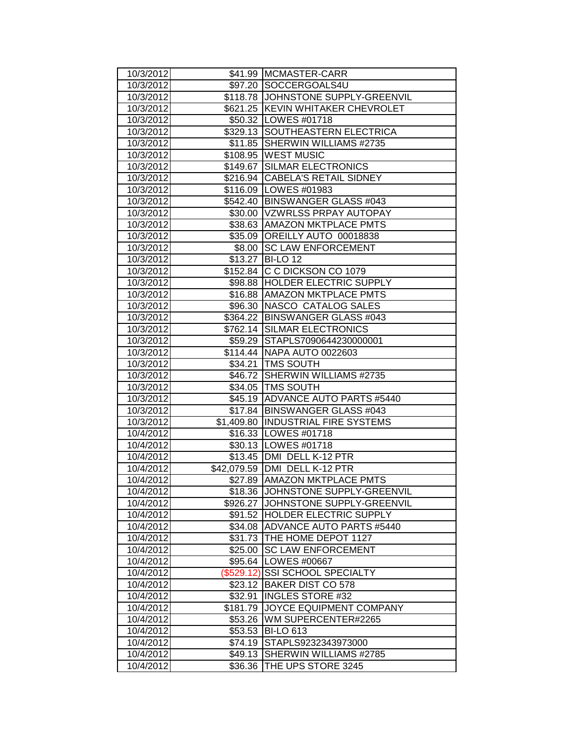| | | |
|---|---|---|
| 10/3/2012 | $41.99 | MCMASTER-CARR |
| 10/3/2012 | $97.20 | SOCCERGOALS4U |
| 10/3/2012 | $118.78 | JOHNSTONE SUPPLY-GREENVIL |
| 10/3/2012 | $621.25 | KEVIN WHITAKER CHEVROLET |
| 10/3/2012 | $50.32 | LOWES #01718 |
| 10/3/2012 | $329.13 | SOUTHEASTERN ELECTRICA |
| 10/3/2012 | $11.85 | SHERWIN WILLIAMS #2735 |
| 10/3/2012 | $108.95 | WEST MUSIC |
| 10/3/2012 | $149.67 | SILMAR ELECTRONICS |
| 10/3/2012 | $216.94 | CABELA'S RETAIL SIDNEY |
| 10/3/2012 | $116.09 | LOWES #01983 |
| 10/3/2012 | $542.40 | BINSWANGER GLASS #043 |
| 10/3/2012 | $30.00 | VZWRLSS PRPAY AUTOPAY |
| 10/3/2012 | $38.63 | AMAZON MKTPLACE PMTS |
| 10/3/2012 | $35.09 | OREILLY AUTO 00018838 |
| 10/3/2012 | $8.00 | SC LAW ENFORCEMENT |
| 10/3/2012 | $13.27 | BI-LO 12 |
| 10/3/2012 | $152.84 | C C DICKSON CO 1079 |
| 10/3/2012 | $98.88 | HOLDER ELECTRIC SUPPLY |
| 10/3/2012 | $16.88 | AMAZON MKTPLACE PMTS |
| 10/3/2012 | $96.30 | NASCO CATALOG SALES |
| 10/3/2012 | $364.22 | BINSWANGER GLASS #043 |
| 10/3/2012 | $762.14 | SILMAR ELECTRONICS |
| 10/3/2012 | $59.29 | STAPLS7090644230000001 |
| 10/3/2012 | $114.44 | NAPA AUTO 0022603 |
| 10/3/2012 | $34.21 | TMS SOUTH |
| 10/3/2012 | $46.72 | SHERWIN WILLIAMS #2735 |
| 10/3/2012 | $34.05 | TMS SOUTH |
| 10/3/2012 | $45.19 | ADVANCE AUTO PARTS #5440 |
| 10/3/2012 | $17.84 | BINSWANGER GLASS #043 |
| 10/3/2012 | $1,409.80 | INDUSTRIAL FIRE SYSTEMS |
| 10/4/2012 | $16.33 | LOWES #01718 |
| 10/4/2012 | $30.13 | LOWES #01718 |
| 10/4/2012 | $13.45 | DMI DELL K-12 PTR |
| 10/4/2012 | $42,079.59 | DMI DELL K-12 PTR |
| 10/4/2012 | $27.89 | AMAZON MKTPLACE PMTS |
| 10/4/2012 | $18.36 | JOHNSTONE SUPPLY-GREENVIL |
| 10/4/2012 | $926.27 | JOHNSTONE SUPPLY-GREENVIL |
| 10/4/2012 | $91.52 | HOLDER ELECTRIC SUPPLY |
| 10/4/2012 | $34.08 | ADVANCE AUTO PARTS #5440 |
| 10/4/2012 | $31.73 | THE HOME DEPOT 1127 |
| 10/4/2012 | $25.00 | SC LAW ENFORCEMENT |
| 10/4/2012 | $95.64 | LOWES #00667 |
| 10/4/2012 | ($529.12) | SSI SCHOOL SPECIALTY |
| 10/4/2012 | $23.12 | BAKER DIST CO 578 |
| 10/4/2012 | $32.91 | INGLES STORE #32 |
| 10/4/2012 | $181.79 | JOYCE EQUIPMENT COMPANY |
| 10/4/2012 | $53.26 | WM SUPERCENTER#2265 |
| 10/4/2012 | $53.53 | BI-LO 613 |
| 10/4/2012 | $74.19 | STAPLS9232343973000 |
| 10/4/2012 | $49.13 | SHERWIN WILLIAMS #2785 |
| 10/4/2012 | $36.36 | THE UPS STORE 3245 |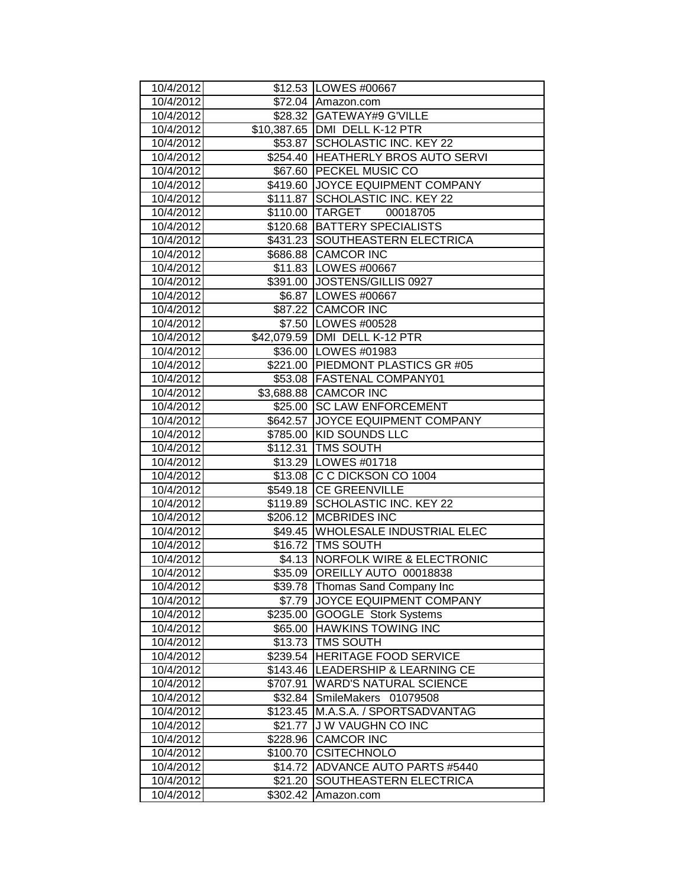| | | |
|---|---|---|
| 10/4/2012 | $12.53 | LOWES #00667 |
| 10/4/2012 | $72.04 | Amazon.com |
| 10/4/2012 | $28.32 | GATEWAY#9 G'VILLE |
| 10/4/2012 | $10,387.65 | DMI DELL K-12 PTR |
| 10/4/2012 | $53.87 | SCHOLASTIC INC. KEY 22 |
| 10/4/2012 | $254.40 | HEATHERLY BROS AUTO SERVI |
| 10/4/2012 | $67.60 | PECKEL MUSIC CO |
| 10/4/2012 | $419.60 | JOYCE EQUIPMENT COMPANY |
| 10/4/2012 | $111.87 | SCHOLASTIC INC. KEY 22 |
| 10/4/2012 | $110.00 | TARGET 00018705 |
| 10/4/2012 | $120.68 | BATTERY SPECIALISTS |
| 10/4/2012 | $431.23 | SOUTHEASTERN ELECTRICA |
| 10/4/2012 | $686.88 | CAMCOR INC |
| 10/4/2012 | $11.83 | LOWES #00667 |
| 10/4/2012 | $391.00 | JOSTENS/GILLIS 0927 |
| 10/4/2012 | $6.87 | LOWES #00667 |
| 10/4/2012 | $87.22 | CAMCOR INC |
| 10/4/2012 | $7.50 | LOWES #00528 |
| 10/4/2012 | $42,079.59 | DMI DELL K-12 PTR |
| 10/4/2012 | $36.00 | LOWES #01983 |
| 10/4/2012 | $221.00 | PIEDMONT PLASTICS GR #05 |
| 10/4/2012 | $53.08 | FASTENAL COMPANY01 |
| 10/4/2012 | $3,688.88 | CAMCOR INC |
| 10/4/2012 | $25.00 | SC LAW ENFORCEMENT |
| 10/4/2012 | $642.57 | JOYCE EQUIPMENT COMPANY |
| 10/4/2012 | $785.00 | KID SOUNDS LLC |
| 10/4/2012 | $112.31 | TMS SOUTH |
| 10/4/2012 | $13.29 | LOWES #01718 |
| 10/4/2012 | $13.08 | C C DICKSON CO 1004 |
| 10/4/2012 | $549.18 | CE GREENVILLE |
| 10/4/2012 | $119.89 | SCHOLASTIC INC. KEY 22 |
| 10/4/2012 | $206.12 | MCBRIDES INC |
| 10/4/2012 | $49.45 | WHOLESALE INDUSTRIAL ELEC |
| 10/4/2012 | $16.72 | TMS SOUTH |
| 10/4/2012 | $4.13 | NORFOLK WIRE & ELECTRONIC |
| 10/4/2012 | $35.09 | OREILLY AUTO 00018838 |
| 10/4/2012 | $39.78 | Thomas Sand Company Inc |
| 10/4/2012 | $7.79 | JOYCE EQUIPMENT COMPANY |
| 10/4/2012 | $235.00 | GOOGLE Stork Systems |
| 10/4/2012 | $65.00 | HAWKINS TOWING INC |
| 10/4/2012 | $13.73 | TMS SOUTH |
| 10/4/2012 | $239.54 | HERITAGE FOOD SERVICE |
| 10/4/2012 | $143.46 | LEADERSHIP & LEARNING CE |
| 10/4/2012 | $707.91 | WARD'S NATURAL SCIENCE |
| 10/4/2012 | $32.84 | SmileMakers 01079508 |
| 10/4/2012 | $123.45 | M.A.S.A. / SPORTSADVANTAG |
| 10/4/2012 | $21.77 | J W VAUGHN CO INC |
| 10/4/2012 | $228.96 | CAMCOR INC |
| 10/4/2012 | $100.70 | CSITECHNOLO |
| 10/4/2012 | $14.72 | ADVANCE AUTO PARTS #5440 |
| 10/4/2012 | $21.20 | SOUTHEASTERN ELECTRICA |
| 10/4/2012 | $302.42 | Amazon.com |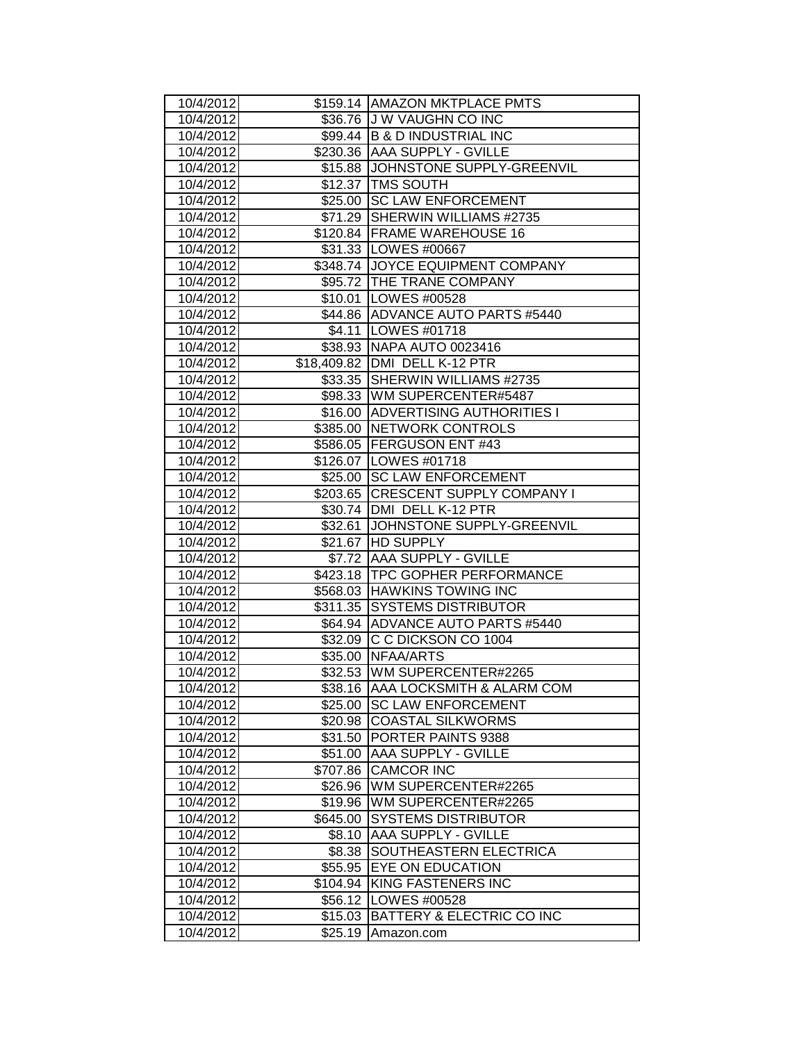| 10/4/2012 | $159.14 | AMAZON MKTPLACE PMTS |
|---|---|---|
| 10/4/2012 | $36.76 | J W VAUGHN CO INC |
| 10/4/2012 | $99.44 | B & D INDUSTRIAL INC |
| 10/4/2012 | $230.36 | AAA SUPPLY - GVILLE |
| 10/4/2012 | $15.88 | JOHNSTONE SUPPLY-GREENVIL |
| 10/4/2012 | $12.37 | TMS SOUTH |
| 10/4/2012 | $25.00 | SC LAW ENFORCEMENT |
| 10/4/2012 | $71.29 | SHERWIN WILLIAMS #2735 |
| 10/4/2012 | $120.84 | FRAME WAREHOUSE 16 |
| 10/4/2012 | $31.33 | LOWES #00667 |
| 10/4/2012 | $348.74 | JOYCE EQUIPMENT COMPANY |
| 10/4/2012 | $95.72 | THE TRANE COMPANY |
| 10/4/2012 | $10.01 | LOWES #00528 |
| 10/4/2012 | $44.86 | ADVANCE AUTO PARTS #5440 |
| 10/4/2012 | $4.11 | LOWES #01718 |
| 10/4/2012 | $38.93 | NAPA AUTO 0023416 |
| 10/4/2012 | $18,409.82 | DMI DELL K-12 PTR |
| 10/4/2012 | $33.35 | SHERWIN WILLIAMS #2735 |
| 10/4/2012 | $98.33 | WM SUPERCENTER#5487 |
| 10/4/2012 | $16.00 | ADVERTISING AUTHORITIES I |
| 10/4/2012 | $385.00 | NETWORK CONTROLS |
| 10/4/2012 | $586.05 | FERGUSON ENT #43 |
| 10/4/2012 | $126.07 | LOWES #01718 |
| 10/4/2012 | $25.00 | SC LAW ENFORCEMENT |
| 10/4/2012 | $203.65 | CRESCENT SUPPLY COMPANY I |
| 10/4/2012 | $30.74 | DMI DELL K-12 PTR |
| 10/4/2012 | $32.61 | JOHNSTONE SUPPLY-GREENVIL |
| 10/4/2012 | $21.67 | HD SUPPLY |
| 10/4/2012 | $7.72 | AAA SUPPLY - GVILLE |
| 10/4/2012 | $423.18 | TPC GOPHER PERFORMANCE |
| 10/4/2012 | $568.03 | HAWKINS TOWING INC |
| 10/4/2012 | $311.35 | SYSTEMS DISTRIBUTOR |
| 10/4/2012 | $64.94 | ADVANCE AUTO PARTS #5440 |
| 10/4/2012 | $32.09 | C C DICKSON CO 1004 |
| 10/4/2012 | $35.00 | NFAA/ARTS |
| 10/4/2012 | $32.53 | WM SUPERCENTER#2265 |
| 10/4/2012 | $38.16 | AAA LOCKSMITH & ALARM COM |
| 10/4/2012 | $25.00 | SC LAW ENFORCEMENT |
| 10/4/2012 | $20.98 | COASTAL SILKWORMS |
| 10/4/2012 | $31.50 | PORTER PAINTS 9388 |
| 10/4/2012 | $51.00 | AAA SUPPLY - GVILLE |
| 10/4/2012 | $707.86 | CAMCOR INC |
| 10/4/2012 | $26.96 | WM SUPERCENTER#2265 |
| 10/4/2012 | $19.96 | WM SUPERCENTER#2265 |
| 10/4/2012 | $645.00 | SYSTEMS DISTRIBUTOR |
| 10/4/2012 | $8.10 | AAA SUPPLY - GVILLE |
| 10/4/2012 | $8.38 | SOUTHEASTERN ELECTRICA |
| 10/4/2012 | $55.95 | EYE ON EDUCATION |
| 10/4/2012 | $104.94 | KING FASTENERS INC |
| 10/4/2012 | $56.12 | LOWES #00528 |
| 10/4/2012 | $15.03 | BATTERY & ELECTRIC CO INC |
| 10/4/2012 | $25.19 | Amazon.com |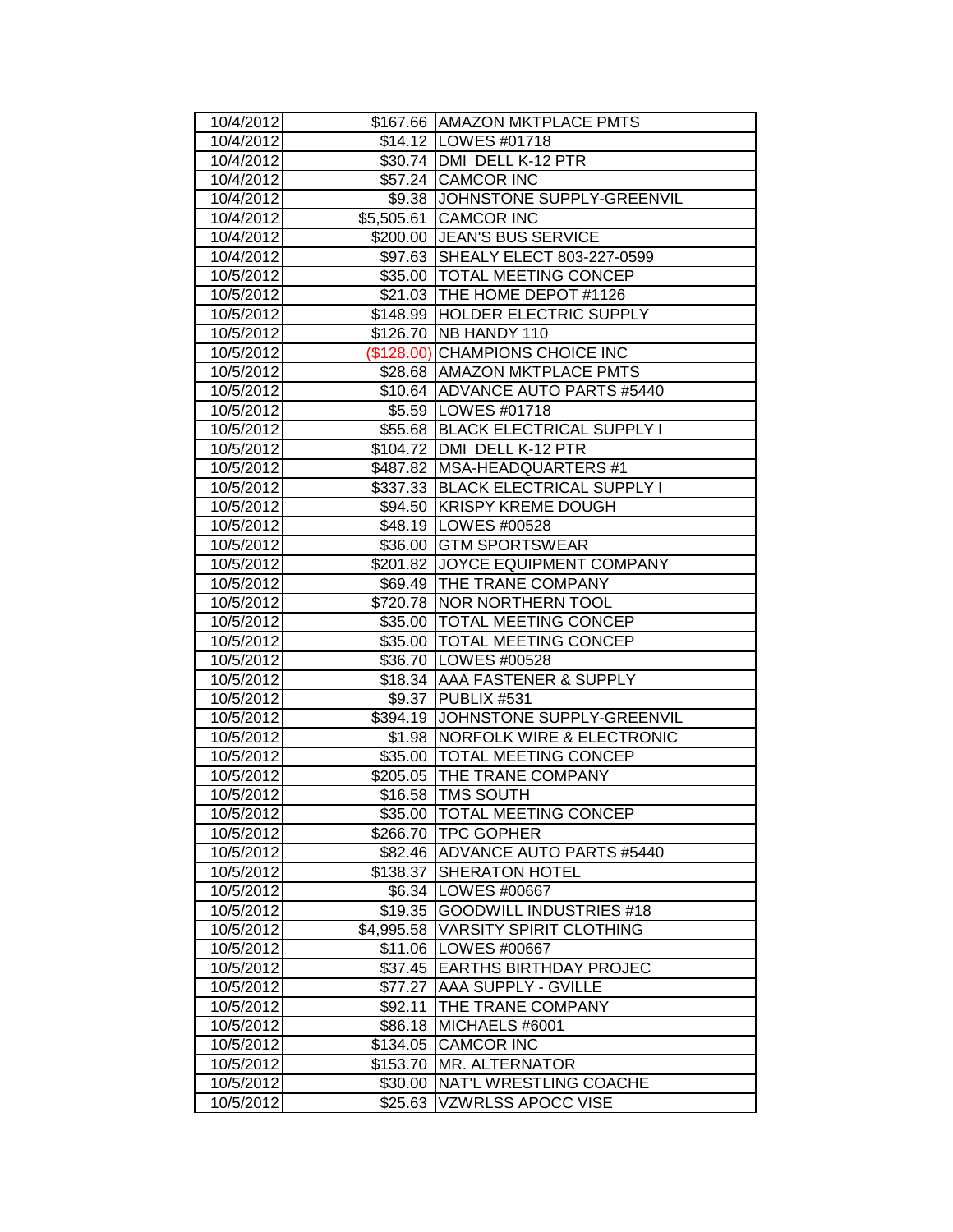| | | |
|---|---|---|
| 10/4/2012 | $167.66 | AMAZON MKTPLACE PMTS |
| 10/4/2012 | $14.12 | LOWES #01718 |
| 10/4/2012 | $30.74 | DMI DELL K-12 PTR |
| 10/4/2012 | $57.24 | CAMCOR INC |
| 10/4/2012 | $9.38 | JOHNSTONE SUPPLY-GREENVIL |
| 10/4/2012 | $5,505.61 | CAMCOR INC |
| 10/4/2012 | $200.00 | JEAN'S BUS SERVICE |
| 10/4/2012 | $97.63 | SHEALY ELECT 803-227-0599 |
| 10/5/2012 | $35.00 | TOTAL MEETING CONCEP |
| 10/5/2012 | $21.03 | THE HOME DEPOT #1126 |
| 10/5/2012 | $148.99 | HOLDER ELECTRIC SUPPLY |
| 10/5/2012 | $126.70 | NB HANDY 110 |
| 10/5/2012 | ($128.00) | CHAMPIONS CHOICE INC |
| 10/5/2012 | $28.68 | AMAZON MKTPLACE PMTS |
| 10/5/2012 | $10.64 | ADVANCE AUTO PARTS #5440 |
| 10/5/2012 | $5.59 | LOWES #01718 |
| 10/5/2012 | $55.68 | BLACK ELECTRICAL SUPPLY I |
| 10/5/2012 | $104.72 | DMI DELL K-12 PTR |
| 10/5/2012 | $487.82 | MSA-HEADQUARTERS #1 |
| 10/5/2012 | $337.33 | BLACK ELECTRICAL SUPPLY I |
| 10/5/2012 | $94.50 | KRISPY KREME DOUGH |
| 10/5/2012 | $48.19 | LOWES #00528 |
| 10/5/2012 | $36.00 | GTM SPORTSWEAR |
| 10/5/2012 | $201.82 | JOYCE EQUIPMENT COMPANY |
| 10/5/2012 | $69.49 | THE TRANE COMPANY |
| 10/5/2012 | $720.78 | NOR NORTHERN TOOL |
| 10/5/2012 | $35.00 | TOTAL MEETING CONCEP |
| 10/5/2012 | $35.00 | TOTAL MEETING CONCEP |
| 10/5/2012 | $36.70 | LOWES #00528 |
| 10/5/2012 | $18.34 | AAA FASTENER & SUPPLY |
| 10/5/2012 | $9.37 | PUBLIX #531 |
| 10/5/2012 | $394.19 | JOHNSTONE SUPPLY-GREENVIL |
| 10/5/2012 | $1.98 | NORFOLK WIRE & ELECTRONIC |
| 10/5/2012 | $35.00 | TOTAL MEETING CONCEP |
| 10/5/2012 | $205.05 | THE TRANE COMPANY |
| 10/5/2012 | $16.58 | TMS SOUTH |
| 10/5/2012 | $35.00 | TOTAL MEETING CONCEP |
| 10/5/2012 | $266.70 | TPC GOPHER |
| 10/5/2012 | $82.46 | ADVANCE AUTO PARTS #5440 |
| 10/5/2012 | $138.37 | SHERATON HOTEL |
| 10/5/2012 | $6.34 | LOWES #00667 |
| 10/5/2012 | $19.35 | GOODWILL INDUSTRIES #18 |
| 10/5/2012 | $4,995.58 | VARSITY SPIRIT CLOTHING |
| 10/5/2012 | $11.06 | LOWES #00667 |
| 10/5/2012 | $37.45 | EARTHS BIRTHDAY PROJEC |
| 10/5/2012 | $77.27 | AAA SUPPLY - GVILLE |
| 10/5/2012 | $92.11 | THE TRANE COMPANY |
| 10/5/2012 | $86.18 | MICHAELS #6001 |
| 10/5/2012 | $134.05 | CAMCOR INC |
| 10/5/2012 | $153.70 | MR. ALTERNATOR |
| 10/5/2012 | $30.00 | NAT'L WRESTLING COACHE |
| 10/5/2012 | $25.63 | VZWRLSS APOCC VISE |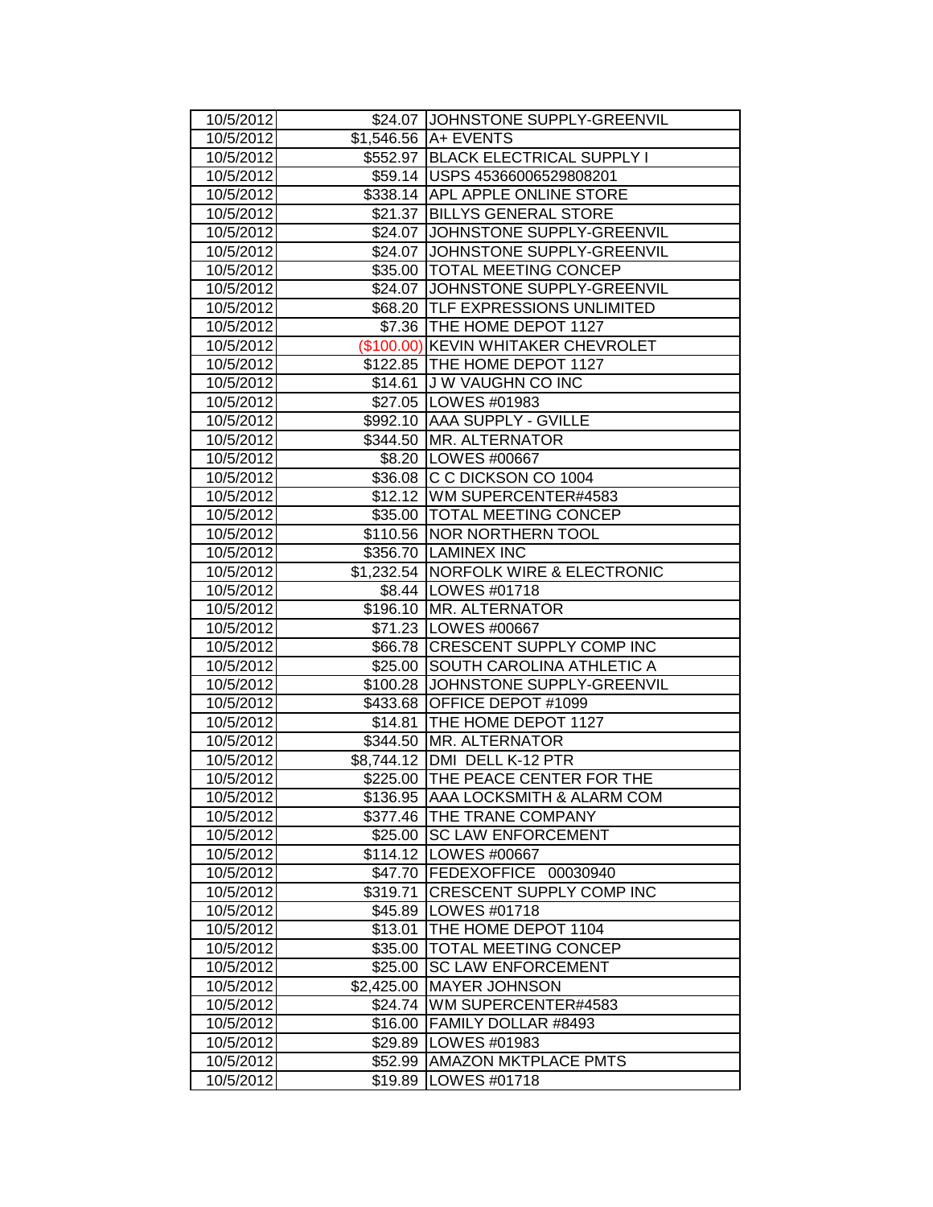| | | |
|---|---|---|
| 10/5/2012 | $24.07 | JOHNSTONE SUPPLY-GREENVIL |
| 10/5/2012 | $1,546.56 | A+ EVENTS |
| 10/5/2012 | $552.97 | BLACK ELECTRICAL SUPPLY I |
| 10/5/2012 | $59.14 | USPS 45366006529808201 |
| 10/5/2012 | $338.14 | APL APPLE ONLINE STORE |
| 10/5/2012 | $21.37 | BILLYS GENERAL STORE |
| 10/5/2012 | $24.07 | JOHNSTONE SUPPLY-GREENVIL |
| 10/5/2012 | $24.07 | JOHNSTONE SUPPLY-GREENVIL |
| 10/5/2012 | $35.00 | TOTAL MEETING CONCEP |
| 10/5/2012 | $24.07 | JOHNSTONE SUPPLY-GREENVIL |
| 10/5/2012 | $68.20 | TLF EXPRESSIONS UNLIMITED |
| 10/5/2012 | $7.36 | THE HOME DEPOT 1127 |
| 10/5/2012 | ($100.00) | KEVIN WHITAKER CHEVROLET |
| 10/5/2012 | $122.85 | THE HOME DEPOT 1127 |
| 10/5/2012 | $14.61 | J W VAUGHN CO INC |
| 10/5/2012 | $27.05 | LOWES #01983 |
| 10/5/2012 | $992.10 | AAA SUPPLY - GVILLE |
| 10/5/2012 | $344.50 | MR. ALTERNATOR |
| 10/5/2012 | $8.20 | LOWES #00667 |
| 10/5/2012 | $36.08 | C C DICKSON CO 1004 |
| 10/5/2012 | $12.12 | WM SUPERCENTER#4583 |
| 10/5/2012 | $35.00 | TOTAL MEETING CONCEP |
| 10/5/2012 | $110.56 | NOR NORTHERN TOOL |
| 10/5/2012 | $356.70 | LAMINEX INC |
| 10/5/2012 | $1,232.54 | NORFOLK WIRE & ELECTRONIC |
| 10/5/2012 | $8.44 | LOWES #01718 |
| 10/5/2012 | $196.10 | MR. ALTERNATOR |
| 10/5/2012 | $71.23 | LOWES #00667 |
| 10/5/2012 | $66.78 | CRESCENT SUPPLY COMP INC |
| 10/5/2012 | $25.00 | SOUTH CAROLINA ATHLETIC A |
| 10/5/2012 | $100.28 | JOHNSTONE SUPPLY-GREENVIL |
| 10/5/2012 | $433.68 | OFFICE DEPOT #1099 |
| 10/5/2012 | $14.81 | THE HOME DEPOT 1127 |
| 10/5/2012 | $344.50 | MR. ALTERNATOR |
| 10/5/2012 | $8,744.12 | DMI DELL K-12 PTR |
| 10/5/2012 | $225.00 | THE PEACE CENTER FOR THE |
| 10/5/2012 | $136.95 | AAA LOCKSMITH & ALARM COM |
| 10/5/2012 | $377.46 | THE TRANE COMPANY |
| 10/5/2012 | $25.00 | SC LAW ENFORCEMENT |
| 10/5/2012 | $114.12 | LOWES #00667 |
| 10/5/2012 | $47.70 | FEDEXOFFICE 00030940 |
| 10/5/2012 | $319.71 | CRESCENT SUPPLY COMP INC |
| 10/5/2012 | $45.89 | LOWES #01718 |
| 10/5/2012 | $13.01 | THE HOME DEPOT 1104 |
| 10/5/2012 | $35.00 | TOTAL MEETING CONCEP |
| 10/5/2012 | $25.00 | SC LAW ENFORCEMENT |
| 10/5/2012 | $2,425.00 | MAYER JOHNSON |
| 10/5/2012 | $24.74 | WM SUPERCENTER#4583 |
| 10/5/2012 | $16.00 | FAMILY DOLLAR #8493 |
| 10/5/2012 | $29.89 | LOWES #01983 |
| 10/5/2012 | $52.99 | AMAZON MKTPLACE PMTS |
| 10/5/2012 | $19.89 | LOWES #01718 |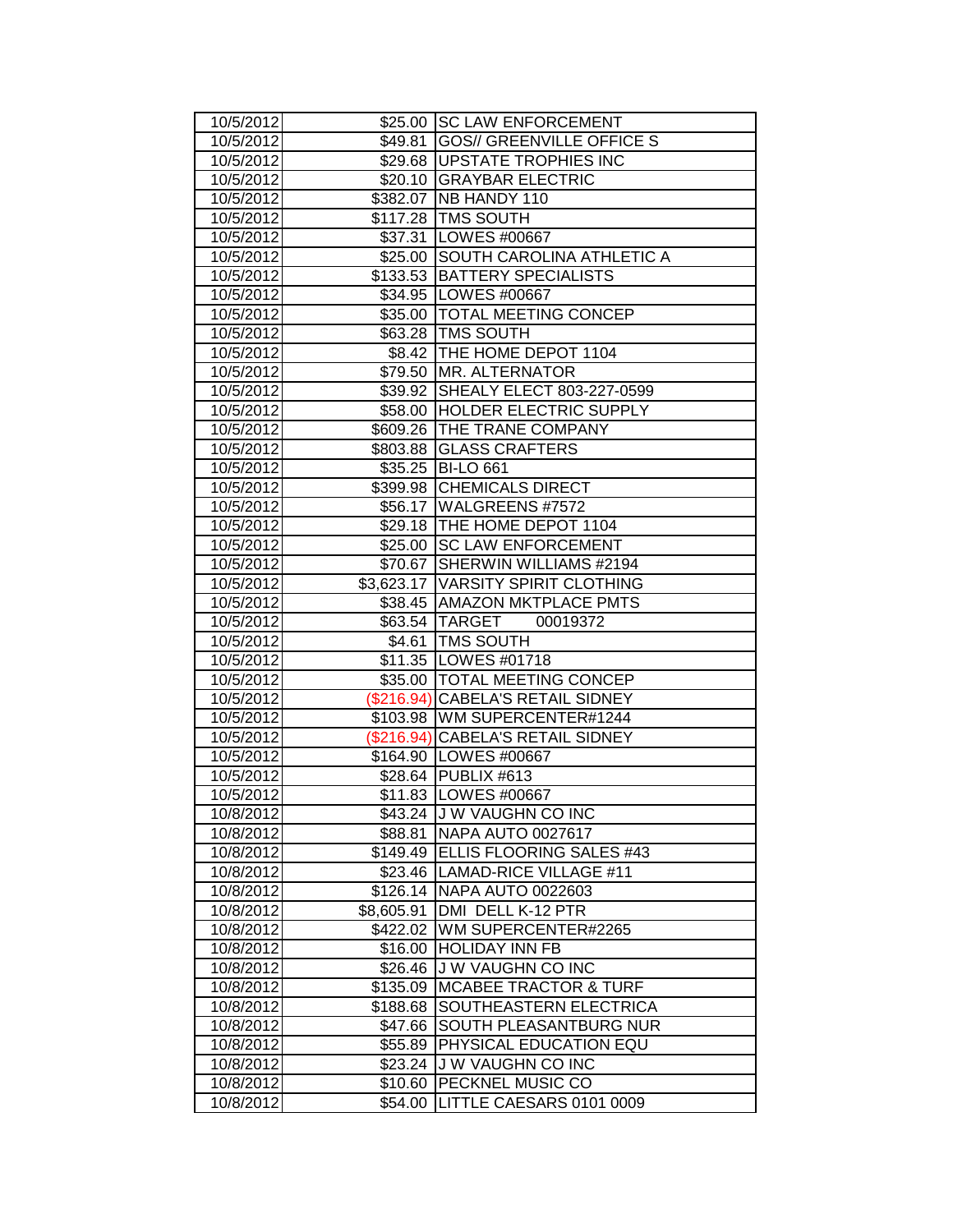| 10/5/2012 | $25.00 | SC LAW ENFORCEMENT |
|---|---|---|
| 10/5/2012 | $49.81 | GOS// GREENVILLE OFFICE S |
| 10/5/2012 | $29.68 | UPSTATE TROPHIES INC |
| 10/5/2012 | $20.10 | GRAYBAR ELECTRIC |
| 10/5/2012 | $382.07 | NB HANDY 110 |
| 10/5/2012 | $117.28 | TMS SOUTH |
| 10/5/2012 | $37.31 | LOWES #00667 |
| 10/5/2012 | $25.00 | SOUTH CAROLINA ATHLETIC A |
| 10/5/2012 | $133.53 | BATTERY SPECIALISTS |
| 10/5/2012 | $34.95 | LOWES #00667 |
| 10/5/2012 | $35.00 | TOTAL MEETING CONCEP |
| 10/5/2012 | $63.28 | TMS SOUTH |
| 10/5/2012 | $8.42 | THE HOME DEPOT 1104 |
| 10/5/2012 | $79.50 | MR. ALTERNATOR |
| 10/5/2012 | $39.92 | SHEALY ELECT 803-227-0599 |
| 10/5/2012 | $58.00 | HOLDER ELECTRIC SUPPLY |
| 10/5/2012 | $609.26 | THE TRANE COMPANY |
| 10/5/2012 | $803.88 | GLASS CRAFTERS |
| 10/5/2012 | $35.25 | BI-LO 661 |
| 10/5/2012 | $399.98 | CHEMICALS DIRECT |
| 10/5/2012 | $56.17 | WALGREENS #7572 |
| 10/5/2012 | $29.18 | THE HOME DEPOT 1104 |
| 10/5/2012 | $25.00 | SC LAW ENFORCEMENT |
| 10/5/2012 | $70.67 | SHERWIN WILLIAMS #2194 |
| 10/5/2012 | $3,623.17 | VARSITY SPIRIT CLOTHING |
| 10/5/2012 | $38.45 | AMAZON MKTPLACE PMTS |
| 10/5/2012 | $63.54 | TARGET 00019372 |
| 10/5/2012 | $4.61 | TMS SOUTH |
| 10/5/2012 | $11.35 | LOWES #01718 |
| 10/5/2012 | $35.00 | TOTAL MEETING CONCEP |
| 10/5/2012 | ($216.94) | CABELA'S RETAIL SIDNEY |
| 10/5/2012 | $103.98 | WM SUPERCENTER#1244 |
| 10/5/2012 | ($216.94) | CABELA'S RETAIL SIDNEY |
| 10/5/2012 | $164.90 | LOWES #00667 |
| 10/5/2012 | $28.64 | PUBLIX #613 |
| 10/5/2012 | $11.83 | LOWES #00667 |
| 10/8/2012 | $43.24 | J W VAUGHN CO INC |
| 10/8/2012 | $88.81 | NAPA AUTO 0027617 |
| 10/8/2012 | $149.49 | ELLIS FLOORING SALES #43 |
| 10/8/2012 | $23.46 | LAMAD-RICE VILLAGE #11 |
| 10/8/2012 | $126.14 | NAPA AUTO 0022603 |
| 10/8/2012 | $8,605.91 | DMI DELL K-12 PTR |
| 10/8/2012 | $422.02 | WM SUPERCENTER#2265 |
| 10/8/2012 | $16.00 | HOLIDAY INN FB |
| 10/8/2012 | $26.46 | J W VAUGHN CO INC |
| 10/8/2012 | $135.09 | MCABEE TRACTOR & TURF |
| 10/8/2012 | $188.68 | SOUTHEASTERN ELECTRICA |
| 10/8/2012 | $47.66 | SOUTH PLEASANTBURG NUR |
| 10/8/2012 | $55.89 | PHYSICAL EDUCATION EQU |
| 10/8/2012 | $23.24 | J W VAUGHN CO INC |
| 10/8/2012 | $10.60 | PECKNEL MUSIC CO |
| 10/8/2012 | $54.00 | LITTLE CAESARS 0101 0009 |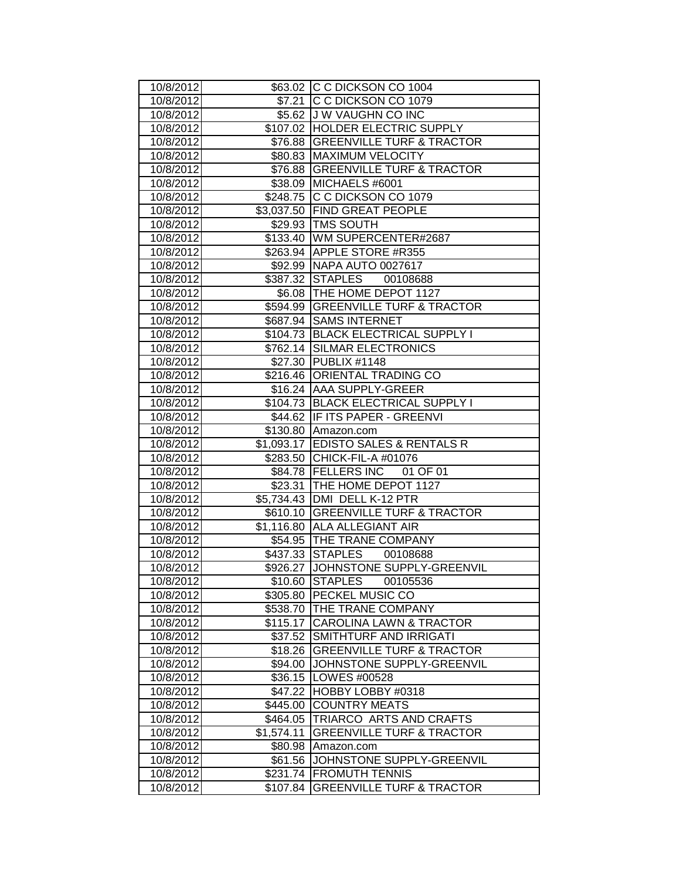| 10/8/2012 | $63.02 | C C DICKSON CO 1004 |
|---|---|---|
| 10/8/2012 | $7.21 | C C DICKSON CO 1079 |
| 10/8/2012 | $5.62 | J W VAUGHN CO INC |
| 10/8/2012 | $107.02 | HOLDER ELECTRIC SUPPLY |
| 10/8/2012 | $76.88 | GREENVILLE TURF & TRACTOR |
| 10/8/2012 | $80.83 | MAXIMUM VELOCITY |
| 10/8/2012 | $76.88 | GREENVILLE TURF & TRACTOR |
| 10/8/2012 | $38.09 | MICHAELS #6001 |
| 10/8/2012 | $248.75 | C C DICKSON CO 1079 |
| 10/8/2012 | $3,037.50 | FIND GREAT PEOPLE |
| 10/8/2012 | $29.93 | TMS SOUTH |
| 10/8/2012 | $133.40 | WM SUPERCENTER#2687 |
| 10/8/2012 | $263.94 | APPLE STORE #R355 |
| 10/8/2012 | $92.99 | NAPA AUTO 0027617 |
| 10/8/2012 | $387.32 | STAPLES 00108688 |
| 10/8/2012 | $6.08 | THE HOME DEPOT 1127 |
| 10/8/2012 | $594.99 | GREENVILLE TURF & TRACTOR |
| 10/8/2012 | $687.94 | SAMS INTERNET |
| 10/8/2012 | $104.73 | BLACK ELECTRICAL SUPPLY I |
| 10/8/2012 | $762.14 | SILMAR ELECTRONICS |
| 10/8/2012 | $27.30 | PUBLIX #1148 |
| 10/8/2012 | $216.46 | ORIENTAL TRADING CO |
| 10/8/2012 | $16.24 | AAA SUPPLY-GREER |
| 10/8/2012 | $104.73 | BLACK ELECTRICAL SUPPLY I |
| 10/8/2012 | $44.62 | IF ITS PAPER - GREENVI |
| 10/8/2012 | $130.80 | Amazon.com |
| 10/8/2012 | $1,093.17 | EDISTO SALES & RENTALS R |
| 10/8/2012 | $283.50 | CHICK-FIL-A #01076 |
| 10/8/2012 | $84.78 | FELLERS INC 01 OF 01 |
| 10/8/2012 | $23.31 | THE HOME DEPOT 1127 |
| 10/8/2012 | $5,734.43 | DMI DELL K-12 PTR |
| 10/8/2012 | $610.10 | GREENVILLE TURF & TRACTOR |
| 10/8/2012 | $1,116.80 | ALA ALLEGIANT AIR |
| 10/8/2012 | $54.95 | THE TRANE COMPANY |
| 10/8/2012 | $437.33 | STAPLES 00108688 |
| 10/8/2012 | $926.27 | JOHNSTONE SUPPLY-GREENVIL |
| 10/8/2012 | $10.60 | STAPLES 00105536 |
| 10/8/2012 | $305.80 | PECKEL MUSIC CO |
| 10/8/2012 | $538.70 | THE TRANE COMPANY |
| 10/8/2012 | $115.17 | CAROLINA LAWN & TRACTOR |
| 10/8/2012 | $37.52 | SMITHTURF AND IRRIGATI |
| 10/8/2012 | $18.26 | GREENVILLE TURF & TRACTOR |
| 10/8/2012 | $94.00 | JOHNSTONE SUPPLY-GREENVIL |
| 10/8/2012 | $36.15 | LOWES #00528 |
| 10/8/2012 | $47.22 | HOBBY LOBBY #0318 |
| 10/8/2012 | $445.00 | COUNTRY MEATS |
| 10/8/2012 | $464.05 | TRIARCO ARTS AND CRAFTS |
| 10/8/2012 | $1,574.11 | GREENVILLE TURF & TRACTOR |
| 10/8/2012 | $80.98 | Amazon.com |
| 10/8/2012 | $61.56 | JOHNSTONE SUPPLY-GREENVIL |
| 10/8/2012 | $231.74 | FROMUTH TENNIS |
| 10/8/2012 | $107.84 | GREENVILLE TURF & TRACTOR |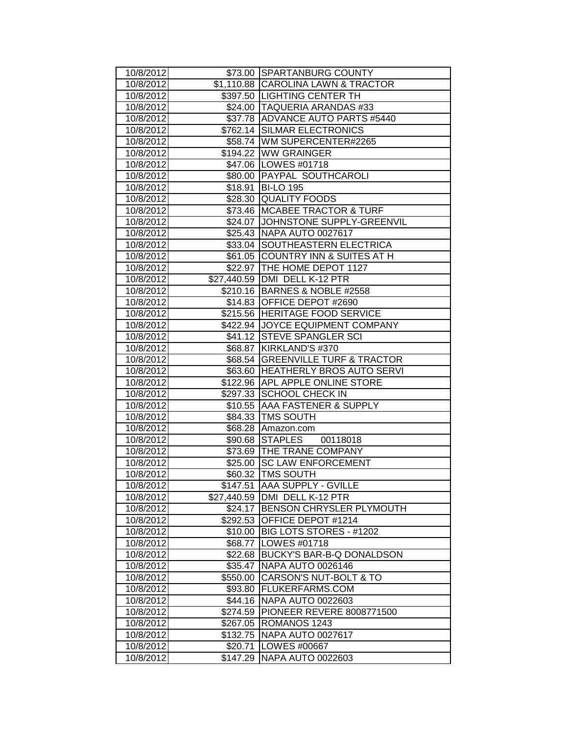| 10/8/2012 | $73.00 | SPARTANBURG COUNTY |
|---|---|---|
| 10/8/2012 | $1,110.88 | CAROLINA LAWN & TRACTOR |
| 10/8/2012 | $397.50 | LIGHTING CENTER TH |
| 10/8/2012 | $24.00 | TAQUERIA ARANDAS #33 |
| 10/8/2012 | $37.78 | ADVANCE AUTO PARTS #5440 |
| 10/8/2012 | $762.14 | SILMAR ELECTRONICS |
| 10/8/2012 | $58.74 | WM SUPERCENTER#2265 |
| 10/8/2012 | $194.22 | WW GRAINGER |
| 10/8/2012 | $47.06 | LOWES #01718 |
| 10/8/2012 | $80.00 | PAYPAL SOUTHCAROLI |
| 10/8/2012 | $18.91 | BI-LO 195 |
| 10/8/2012 | $28.30 | QUALITY FOODS |
| 10/8/2012 | $73.46 | MCABEE TRACTOR & TURF |
| 10/8/2012 | $24.07 | JOHNSTONE SUPPLY-GREENVIL |
| 10/8/2012 | $25.43 | NAPA AUTO 0027617 |
| 10/8/2012 | $33.04 | SOUTHEASTERN ELECTRICA |
| 10/8/2012 | $61.05 | COUNTRY INN & SUITES AT H |
| 10/8/2012 | $22.97 | THE HOME DEPOT 1127 |
| 10/8/2012 | $27,440.59 | DMI DELL K-12 PTR |
| 10/8/2012 | $210.16 | BARNES & NOBLE #2558 |
| 10/8/2012 | $14.83 | OFFICE DEPOT #2690 |
| 10/8/2012 | $215.56 | HERITAGE FOOD SERVICE |
| 10/8/2012 | $422.94 | JOYCE EQUIPMENT COMPANY |
| 10/8/2012 | $41.12 | STEVE SPANGLER SCI |
| 10/8/2012 | $68.87 | KIRKLAND'S #370 |
| 10/8/2012 | $68.54 | GREENVILLE TURF & TRACTOR |
| 10/8/2012 | $63.60 | HEATHERLY BROS AUTO SERVI |
| 10/8/2012 | $122.96 | APL APPLE ONLINE STORE |
| 10/8/2012 | $297.33 | SCHOOL CHECK IN |
| 10/8/2012 | $10.55 | AAA FASTENER & SUPPLY |
| 10/8/2012 | $84.33 | TMS SOUTH |
| 10/8/2012 | $68.28 | Amazon.com |
| 10/8/2012 | $90.68 | STAPLES 00118018 |
| 10/8/2012 | $73.69 | THE TRANE COMPANY |
| 10/8/2012 | $25.00 | SC LAW ENFORCEMENT |
| 10/8/2012 | $60.32 | TMS SOUTH |
| 10/8/2012 | $147.51 | AAA SUPPLY - GVILLE |
| 10/8/2012 | $27,440.59 | DMI DELL K-12 PTR |
| 10/8/2012 | $24.17 | BENSON CHRYSLER PLYMOUTH |
| 10/8/2012 | $292.53 | OFFICE DEPOT #1214 |
| 10/8/2012 | $10.00 | BIG LOTS STORES - #1202 |
| 10/8/2012 | $68.77 | LOWES #01718 |
| 10/8/2012 | $22.68 | BUCKY'S BAR-B-Q DONALDSON |
| 10/8/2012 | $35.47 | NAPA AUTO 0026146 |
| 10/8/2012 | $550.00 | CARSON'S NUT-BOLT & TO |
| 10/8/2012 | $93.80 | FLUKERFARMS.COM |
| 10/8/2012 | $44.16 | NAPA AUTO 0022603 |
| 10/8/2012 | $274.59 | PIONEER REVERE 8008771500 |
| 10/8/2012 | $267.05 | ROMANOS 1243 |
| 10/8/2012 | $132.75 | NAPA AUTO 0027617 |
| 10/8/2012 | $20.71 | LOWES #00667 |
| 10/8/2012 | $147.29 | NAPA AUTO 0022603 |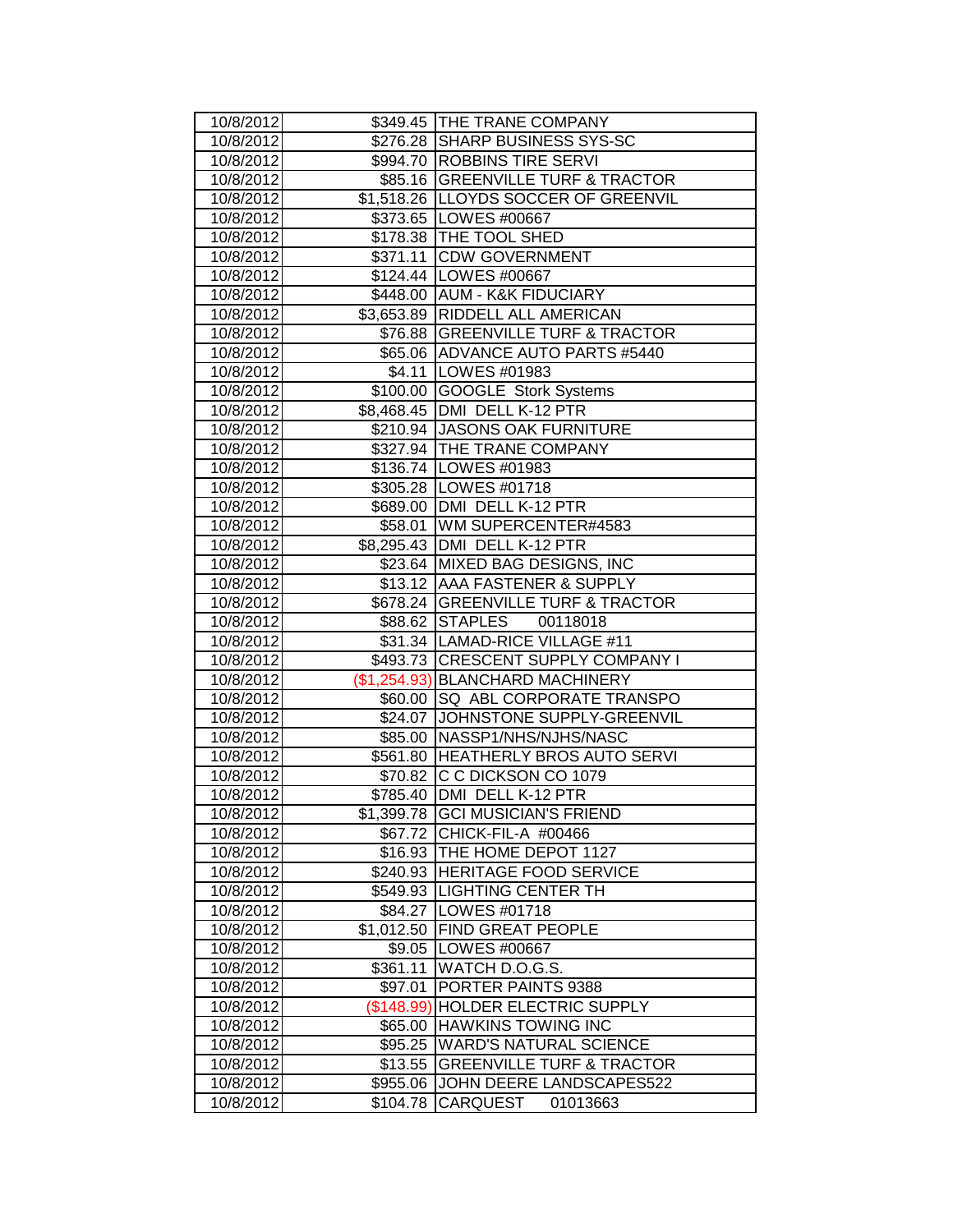| 10/8/2012 | $349.45 | THE TRANE COMPANY |
|---|---|---|
| 10/8/2012 | $276.28 | SHARP BUSINESS SYS-SC |
| 10/8/2012 | $994.70 | ROBBINS TIRE SERVI |
| 10/8/2012 | $85.16 | GREENVILLE TURF & TRACTOR |
| 10/8/2012 | $1,518.26 | LLOYDS SOCCER OF GREENVIL |
| 10/8/2012 | $373.65 | LOWES #00667 |
| 10/8/2012 | $178.38 | THE TOOL SHED |
| 10/8/2012 | $371.11 | CDW GOVERNMENT |
| 10/8/2012 | $124.44 | LOWES #00667 |
| 10/8/2012 | $448.00 | AUM - K&K FIDUCIARY |
| 10/8/2012 | $3,653.89 | RIDDELL ALL AMERICAN |
| 10/8/2012 | $76.88 | GREENVILLE TURF & TRACTOR |
| 10/8/2012 | $65.06 | ADVANCE AUTO PARTS #5440 |
| 10/8/2012 | $4.11 | LOWES #01983 |
| 10/8/2012 | $100.00 | GOOGLE Stork Systems |
| 10/8/2012 | $8,468.45 | DMI DELL K-12 PTR |
| 10/8/2012 | $210.94 | JASONS OAK FURNITURE |
| 10/8/2012 | $327.94 | THE TRANE COMPANY |
| 10/8/2012 | $136.74 | LOWES #01983 |
| 10/8/2012 | $305.28 | LOWES #01718 |
| 10/8/2012 | $689.00 | DMI DELL K-12 PTR |
| 10/8/2012 | $58.01 | WM SUPERCENTER#4583 |
| 10/8/2012 | $8,295.43 | DMI DELL K-12 PTR |
| 10/8/2012 | $23.64 | MIXED BAG DESIGNS, INC |
| 10/8/2012 | $13.12 | AAA FASTENER & SUPPLY |
| 10/8/2012 | $678.24 | GREENVILLE TURF & TRACTOR |
| 10/8/2012 | $88.62 | STAPLES 00118018 |
| 10/8/2012 | $31.34 | LAMAD-RICE VILLAGE #11 |
| 10/8/2012 | $493.73 | CRESCENT SUPPLY COMPANY I |
| 10/8/2012 | ($1,254.93) | BLANCHARD MACHINERY |
| 10/8/2012 | $60.00 | SQ ABL CORPORATE TRANSPO |
| 10/8/2012 | $24.07 | JOHNSTONE SUPPLY-GREENVIL |
| 10/8/2012 | $85.00 | NASSP1/NHS/NJHS/NASC |
| 10/8/2012 | $561.80 | HEATHERLY BROS AUTO SERVI |
| 10/8/2012 | $70.82 | C C DICKSON CO 1079 |
| 10/8/2012 | $785.40 | DMI DELL K-12 PTR |
| 10/8/2012 | $1,399.78 | GCI MUSICIAN'S FRIEND |
| 10/8/2012 | $67.72 | CHICK-FIL-A #00466 |
| 10/8/2012 | $16.93 | THE HOME DEPOT 1127 |
| 10/8/2012 | $240.93 | HERITAGE FOOD SERVICE |
| 10/8/2012 | $549.93 | LIGHTING CENTER TH |
| 10/8/2012 | $84.27 | LOWES #01718 |
| 10/8/2012 | $1,012.50 | FIND GREAT PEOPLE |
| 10/8/2012 | $9.05 | LOWES #00667 |
| 10/8/2012 | $361.11 | WATCH D.O.G.S. |
| 10/8/2012 | $97.01 | PORTER PAINTS 9388 |
| 10/8/2012 | ($148.99) | HOLDER ELECTRIC SUPPLY |
| 10/8/2012 | $65.00 | HAWKINS TOWING INC |
| 10/8/2012 | $95.25 | WARD'S NATURAL SCIENCE |
| 10/8/2012 | $13.55 | GREENVILLE TURF & TRACTOR |
| 10/8/2012 | $955.06 | JOHN DEERE LANDSCAPES522 |
| 10/8/2012 | $104.78 | CARQUEST 01013663 |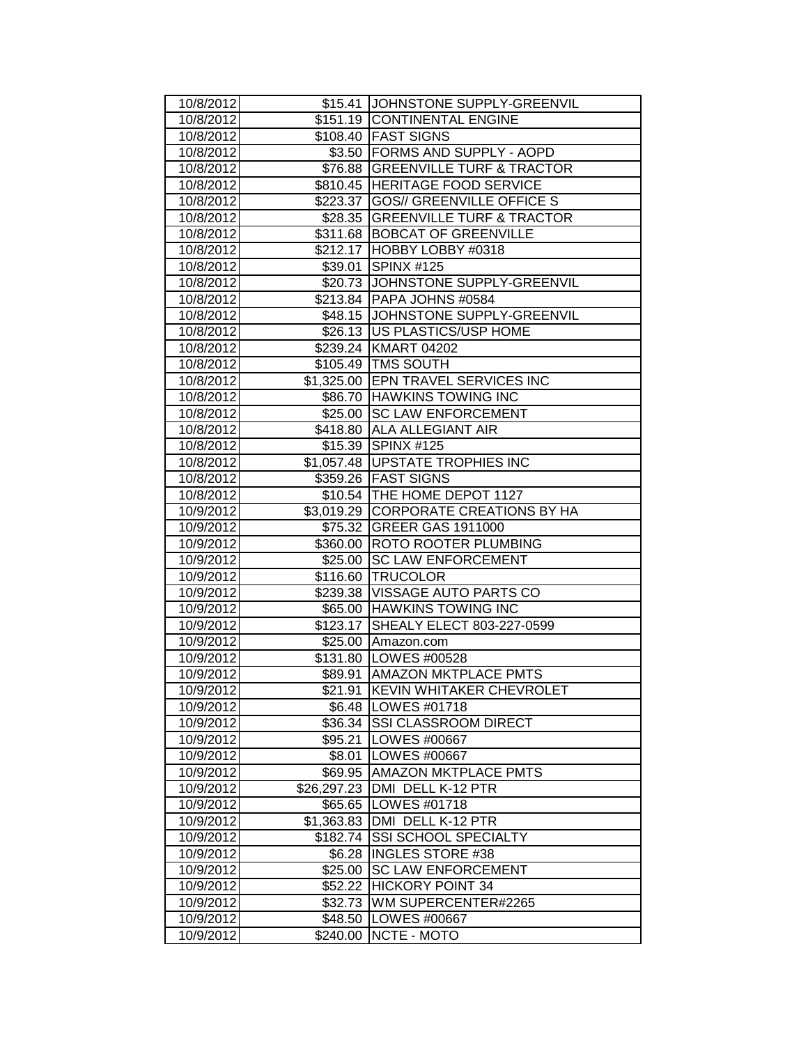| 10/8/2012 | $15.41 | JOHNSTONE SUPPLY-GREENVIL |
|---|---|---|
| 10/8/2012 | $151.19 | CONTINENTAL ENGINE |
| 10/8/2012 | $108.40 | FAST SIGNS |
| 10/8/2012 | $3.50 | FORMS AND SUPPLY - AOPD |
| 10/8/2012 | $76.88 | GREENVILLE TURF & TRACTOR |
| 10/8/2012 | $810.45 | HERITAGE FOOD SERVICE |
| 10/8/2012 | $223.37 | GOS// GREENVILLE OFFICE S |
| 10/8/2012 | $28.35 | GREENVILLE TURF & TRACTOR |
| 10/8/2012 | $311.68 | BOBCAT OF GREENVILLE |
| 10/8/2012 | $212.17 | HOBBY LOBBY #0318 |
| 10/8/2012 | $39.01 | SPINX #125 |
| 10/8/2012 | $20.73 | JOHNSTONE SUPPLY-GREENVIL |
| 10/8/2012 | $213.84 | PAPA JOHNS #0584 |
| 10/8/2012 | $48.15 | JOHNSTONE SUPPLY-GREENVIL |
| 10/8/2012 | $26.13 | US PLASTICS/USP HOME |
| 10/8/2012 | $239.24 | KMART 04202 |
| 10/8/2012 | $105.49 | TMS SOUTH |
| 10/8/2012 | $1,325.00 | EPN TRAVEL SERVICES INC |
| 10/8/2012 | $86.70 | HAWKINS TOWING INC |
| 10/8/2012 | $25.00 | SC LAW ENFORCEMENT |
| 10/8/2012 | $418.80 | ALA ALLEGIANT AIR |
| 10/8/2012 | $15.39 | SPINX #125 |
| 10/8/2012 | $1,057.48 | UPSTATE TROPHIES INC |
| 10/8/2012 | $359.26 | FAST SIGNS |
| 10/8/2012 | $10.54 | THE HOME DEPOT 1127 |
| 10/9/2012 | $3,019.29 | CORPORATE CREATIONS BY HA |
| 10/9/2012 | $75.32 | GREER GAS 1911000 |
| 10/9/2012 | $360.00 | ROTO ROOTER PLUMBING |
| 10/9/2012 | $25.00 | SC LAW ENFORCEMENT |
| 10/9/2012 | $116.60 | TRUCOLOR |
| 10/9/2012 | $239.38 | VISSAGE AUTO PARTS CO |
| 10/9/2012 | $65.00 | HAWKINS TOWING INC |
| 10/9/2012 | $123.17 | SHEALY ELECT 803-227-0599 |
| 10/9/2012 | $25.00 | Amazon.com |
| 10/9/2012 | $131.80 | LOWES #00528 |
| 10/9/2012 | $89.91 | AMAZON MKTPLACE PMTS |
| 10/9/2012 | $21.91 | KEVIN WHITAKER CHEVROLET |
| 10/9/2012 | $6.48 | LOWES #01718 |
| 10/9/2012 | $36.34 | SSI CLASSROOM DIRECT |
| 10/9/2012 | $95.21 | LOWES #00667 |
| 10/9/2012 | $8.01 | LOWES #00667 |
| 10/9/2012 | $69.95 | AMAZON MKTPLACE PMTS |
| 10/9/2012 | $26,297.23 | DMI DELL K-12 PTR |
| 10/9/2012 | $65.65 | LOWES #01718 |
| 10/9/2012 | $1,363.83 | DMI DELL K-12 PTR |
| 10/9/2012 | $182.74 | SSI SCHOOL SPECIALTY |
| 10/9/2012 | $6.28 | INGLES STORE #38 |
| 10/9/2012 | $25.00 | SC LAW ENFORCEMENT |
| 10/9/2012 | $52.22 | HICKORY POINT 34 |
| 10/9/2012 | $32.73 | WM SUPERCENTER#2265 |
| 10/9/2012 | $48.50 | LOWES #00667 |
| 10/9/2012 | $240.00 | NCTE - MOTO |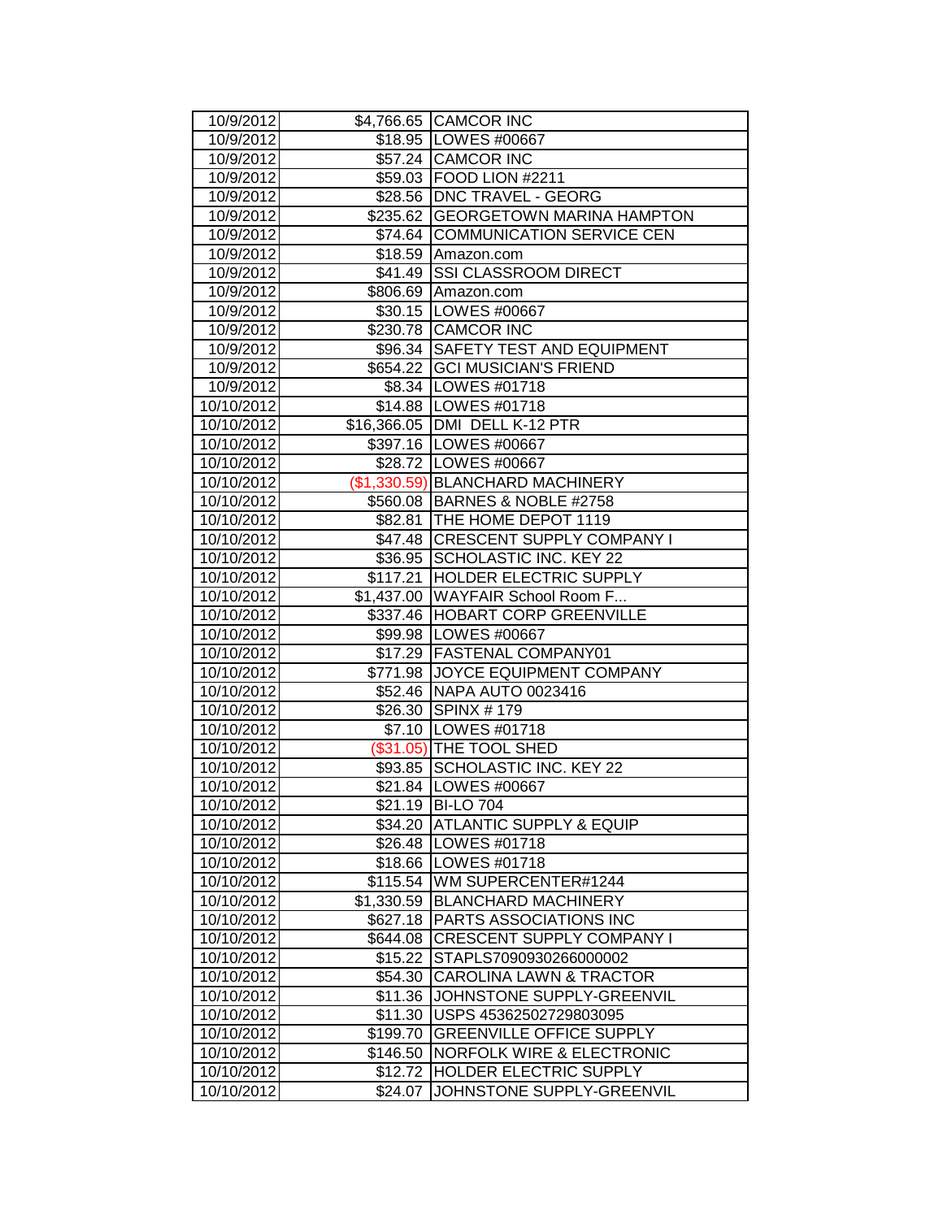| | | |
|---|---|---|
| 10/9/2012 | $4,766.65 | CAMCOR INC |
| 10/9/2012 | $18.95 | LOWES #00667 |
| 10/9/2012 | $57.24 | CAMCOR INC |
| 10/9/2012 | $59.03 | FOOD LION #2211 |
| 10/9/2012 | $28.56 | DNC TRAVEL - GEORG |
| 10/9/2012 | $235.62 | GEORGETOWN MARINA HAMPTON |
| 10/9/2012 | $74.64 | COMMUNICATION SERVICE CEN |
| 10/9/2012 | $18.59 | Amazon.com |
| 10/9/2012 | $41.49 | SSI CLASSROOM DIRECT |
| 10/9/2012 | $806.69 | Amazon.com |
| 10/9/2012 | $30.15 | LOWES #00667 |
| 10/9/2012 | $230.78 | CAMCOR INC |
| 10/9/2012 | $96.34 | SAFETY TEST AND EQUIPMENT |
| 10/9/2012 | $654.22 | GCI MUSICIAN'S FRIEND |
| 10/9/2012 | $8.34 | LOWES #01718 |
| 10/10/2012 | $14.88 | LOWES #01718 |
| 10/10/2012 | $16,366.05 | DMI DELL K-12 PTR |
| 10/10/2012 | $397.16 | LOWES #00667 |
| 10/10/2012 | $28.72 | LOWES #00667 |
| 10/10/2012 | ($1,330.59) | BLANCHARD MACHINERY |
| 10/10/2012 | $560.08 | BARNES & NOBLE #2758 |
| 10/10/2012 | $82.81 | THE HOME DEPOT 1119 |
| 10/10/2012 | $47.48 | CRESCENT SUPPLY COMPANY I |
| 10/10/2012 | $36.95 | SCHOLASTIC INC. KEY 22 |
| 10/10/2012 | $117.21 | HOLDER ELECTRIC SUPPLY |
| 10/10/2012 | $1,437.00 | WAYFAIR School Room F... |
| 10/10/2012 | $337.46 | HOBART CORP GREENVILLE |
| 10/10/2012 | $99.98 | LOWES #00667 |
| 10/10/2012 | $17.29 | FASTENAL COMPANY01 |
| 10/10/2012 | $771.98 | JOYCE EQUIPMENT COMPANY |
| 10/10/2012 | $52.46 | NAPA AUTO 0023416 |
| 10/10/2012 | $26.30 | SPINX # 179 |
| 10/10/2012 | $7.10 | LOWES #01718 |
| 10/10/2012 | ($31.05) | THE TOOL SHED |
| 10/10/2012 | $93.85 | SCHOLASTIC INC. KEY 22 |
| 10/10/2012 | $21.84 | LOWES #00667 |
| 10/10/2012 | $21.19 | BI-LO 704 |
| 10/10/2012 | $34.20 | ATLANTIC SUPPLY & EQUIP |
| 10/10/2012 | $26.48 | LOWES #01718 |
| 10/10/2012 | $18.66 | LOWES #01718 |
| 10/10/2012 | $115.54 | WM SUPERCENTER#1244 |
| 10/10/2012 | $1,330.59 | BLANCHARD MACHINERY |
| 10/10/2012 | $627.18 | PARTS ASSOCIATIONS INC |
| 10/10/2012 | $644.08 | CRESCENT SUPPLY COMPANY I |
| 10/10/2012 | $15.22 | STAPLS7090930266000002 |
| 10/10/2012 | $54.30 | CAROLINA LAWN & TRACTOR |
| 10/10/2012 | $11.36 | JOHNSTONE SUPPLY-GREENVIL |
| 10/10/2012 | $11.30 | USPS 45362502729803095 |
| 10/10/2012 | $199.70 | GREENVILLE OFFICE SUPPLY |
| 10/10/2012 | $146.50 | NORFOLK WIRE & ELECTRONIC |
| 10/10/2012 | $12.72 | HOLDER ELECTRIC SUPPLY |
| 10/10/2012 | $24.07 | JOHNSTONE SUPPLY-GREENVIL |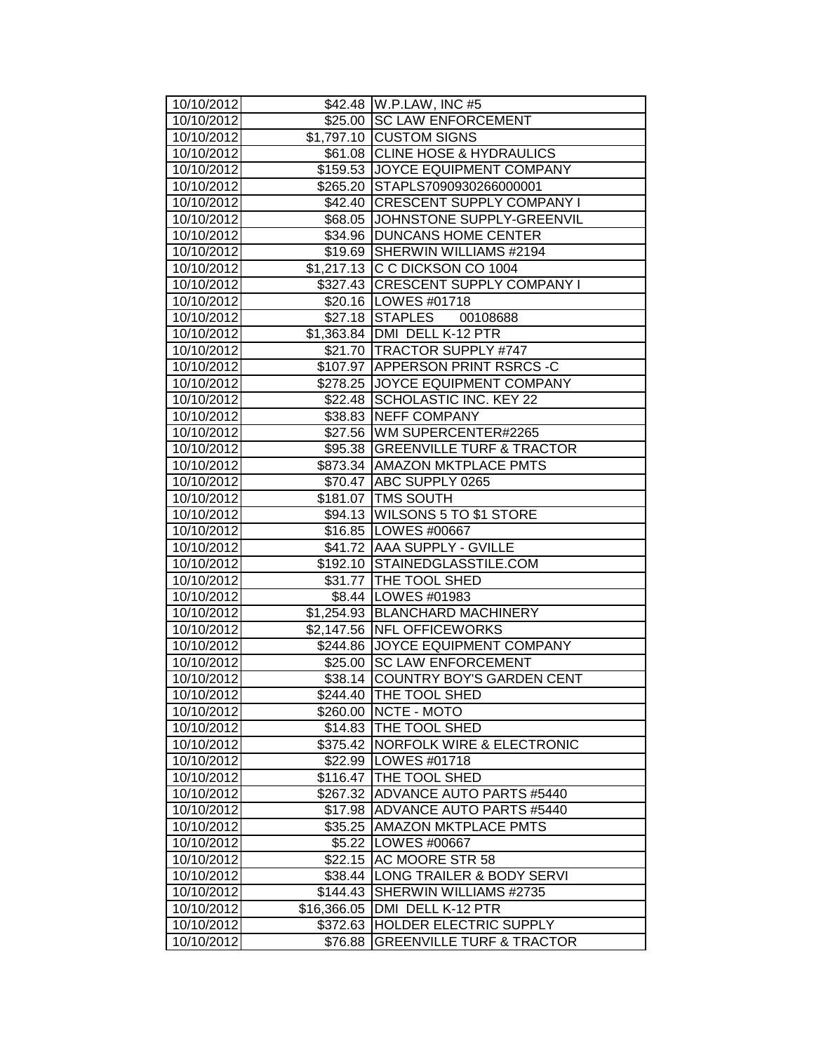| 10/10/2012 | $42.48 | W.P.LAW, INC #5 |
|---|---|---|
| 10/10/2012 | $25.00 | SC LAW ENFORCEMENT |
| 10/10/2012 | $1,797.10 | CUSTOM SIGNS |
| 10/10/2012 | $61.08 | CLINE HOSE & HYDRAULICS |
| 10/10/2012 | $159.53 | JOYCE EQUIPMENT COMPANY |
| 10/10/2012 | $265.20 | STAPLS7090930266000001 |
| 10/10/2012 | $42.40 | CRESCENT SUPPLY COMPANY I |
| 10/10/2012 | $68.05 | JOHNSTONE SUPPLY-GREENVIL |
| 10/10/2012 | $34.96 | DUNCANS HOME CENTER |
| 10/10/2012 | $19.69 | SHERWIN WILLIAMS #2194 |
| 10/10/2012 | $1,217.13 | C C DICKSON CO 1004 |
| 10/10/2012 | $327.43 | CRESCENT SUPPLY COMPANY I |
| 10/10/2012 | $20.16 | LOWES #01718 |
| 10/10/2012 | $27.18 | STAPLES 00108688 |
| 10/10/2012 | $1,363.84 | DMI DELL K-12 PTR |
| 10/10/2012 | $21.70 | TRACTOR SUPPLY #747 |
| 10/10/2012 | $107.97 | APPERSON PRINT RSRCS -C |
| 10/10/2012 | $278.25 | JOYCE EQUIPMENT COMPANY |
| 10/10/2012 | $22.48 | SCHOLASTIC INC. KEY 22 |
| 10/10/2012 | $38.83 | NEFF COMPANY |
| 10/10/2012 | $27.56 | WM SUPERCENTER#2265 |
| 10/10/2012 | $95.38 | GREENVILLE TURF & TRACTOR |
| 10/10/2012 | $873.34 | AMAZON MKTPLACE PMTS |
| 10/10/2012 | $70.47 | ABC SUPPLY 0265 |
| 10/10/2012 | $181.07 | TMS SOUTH |
| 10/10/2012 | $94.13 | WILSONS 5 TO $1 STORE |
| 10/10/2012 | $16.85 | LOWES #00667 |
| 10/10/2012 | $41.72 | AAA SUPPLY - GVILLE |
| 10/10/2012 | $192.10 | STAINEDGLASSTILE.COM |
| 10/10/2012 | $31.77 | THE TOOL SHED |
| 10/10/2012 | $8.44 | LOWES #01983 |
| 10/10/2012 | $1,254.93 | BLANCHARD MACHINERY |
| 10/10/2012 | $2,147.56 | NFL OFFICEWORKS |
| 10/10/2012 | $244.86 | JOYCE EQUIPMENT COMPANY |
| 10/10/2012 | $25.00 | SC LAW ENFORCEMENT |
| 10/10/2012 | $38.14 | COUNTRY BOY'S GARDEN CENT |
| 10/10/2012 | $244.40 | THE TOOL SHED |
| 10/10/2012 | $260.00 | NCTE - MOTO |
| 10/10/2012 | $14.83 | THE TOOL SHED |
| 10/10/2012 | $375.42 | NORFOLK WIRE & ELECTRONIC |
| 10/10/2012 | $22.99 | LOWES #01718 |
| 10/10/2012 | $116.47 | THE TOOL SHED |
| 10/10/2012 | $267.32 | ADVANCE AUTO PARTS #5440 |
| 10/10/2012 | $17.98 | ADVANCE AUTO PARTS #5440 |
| 10/10/2012 | $35.25 | AMAZON MKTPLACE PMTS |
| 10/10/2012 | $5.22 | LOWES #00667 |
| 10/10/2012 | $22.15 | AC MOORE STR 58 |
| 10/10/2012 | $38.44 | LONG TRAILER & BODY SERVI |
| 10/10/2012 | $144.43 | SHERWIN WILLIAMS #2735 |
| 10/10/2012 | $16,366.05 | DMI DELL K-12 PTR |
| 10/10/2012 | $372.63 | HOLDER ELECTRIC SUPPLY |
| 10/10/2012 | $76.88 | GREENVILLE TURF & TRACTOR |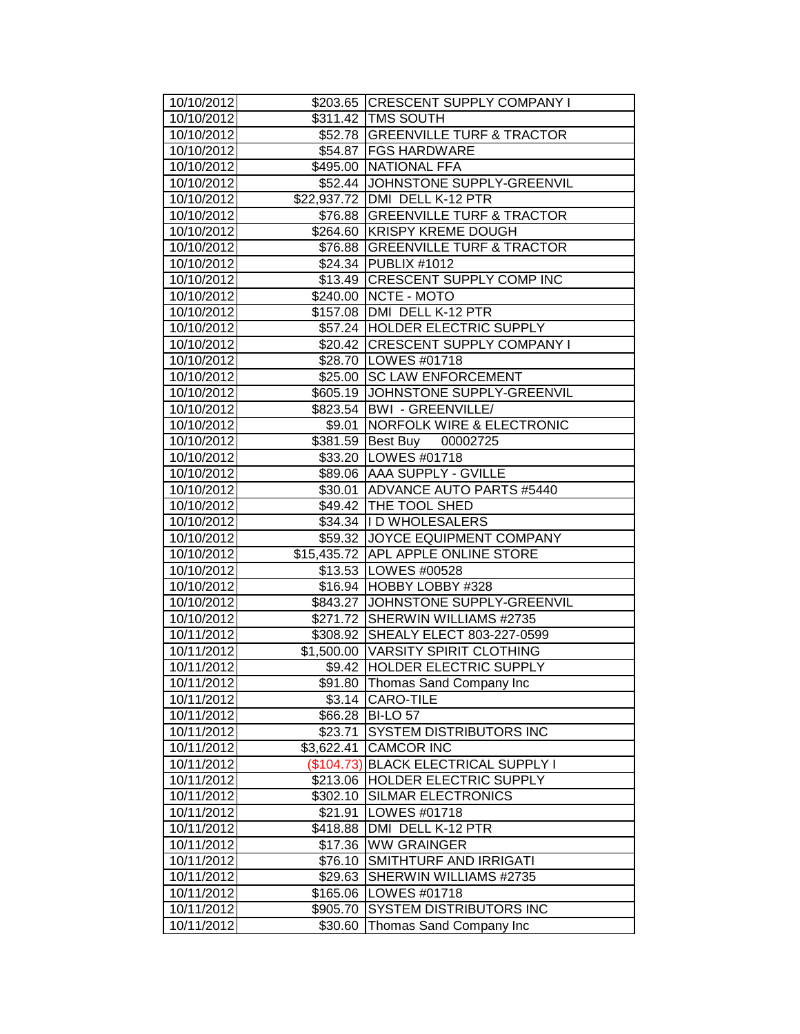| 10/10/2012 | $203.65 | CRESCENT SUPPLY COMPANY I |
|---|---|---|
| 10/10/2012 | $311.42 | TMS SOUTH |
| 10/10/2012 | $52.78 | GREENVILLE TURF & TRACTOR |
| 10/10/2012 | $54.87 | FGS HARDWARE |
| 10/10/2012 | $495.00 | NATIONAL FFA |
| 10/10/2012 | $52.44 | JOHNSTONE SUPPLY-GREENVIL |
| 10/10/2012 | $22,937.72 | DMI DELL K-12 PTR |
| 10/10/2012 | $76.88 | GREENVILLE TURF & TRACTOR |
| 10/10/2012 | $264.60 | KRISPY KREME DOUGH |
| 10/10/2012 | $76.88 | GREENVILLE TURF & TRACTOR |
| 10/10/2012 | $24.34 | PUBLIX #1012 |
| 10/10/2012 | $13.49 | CRESCENT SUPPLY COMP INC |
| 10/10/2012 | $240.00 | NCTE - MOTO |
| 10/10/2012 | $157.08 | DMI DELL K-12 PTR |
| 10/10/2012 | $57.24 | HOLDER ELECTRIC SUPPLY |
| 10/10/2012 | $20.42 | CRESCENT SUPPLY COMPANY I |
| 10/10/2012 | $28.70 | LOWES #01718 |
| 10/10/2012 | $25.00 | SC LAW ENFORCEMENT |
| 10/10/2012 | $605.19 | JOHNSTONE SUPPLY-GREENVIL |
| 10/10/2012 | $823.54 | BWI - GREENVILLE/ |
| 10/10/2012 | $9.01 | NORFOLK WIRE & ELECTRONIC |
| 10/10/2012 | $381.59 | Best Buy 00002725 |
| 10/10/2012 | $33.20 | LOWES #01718 |
| 10/10/2012 | $89.06 | AAA SUPPLY - GVILLE |
| 10/10/2012 | $30.01 | ADVANCE AUTO PARTS #5440 |
| 10/10/2012 | $49.42 | THE TOOL SHED |
| 10/10/2012 | $34.34 | I D WHOLESALERS |
| 10/10/2012 | $59.32 | JOYCE EQUIPMENT COMPANY |
| 10/10/2012 | $15,435.72 | APL APPLE ONLINE STORE |
| 10/10/2012 | $13.53 | LOWES #00528 |
| 10/10/2012 | $16.94 | HOBBY LOBBY #328 |
| 10/10/2012 | $843.27 | JOHNSTONE SUPPLY-GREENVIL |
| 10/10/2012 | $271.72 | SHERWIN WILLIAMS #2735 |
| 10/11/2012 | $308.92 | SHEALY ELECT 803-227-0599 |
| 10/11/2012 | $1,500.00 | VARSITY SPIRIT CLOTHING |
| 10/11/2012 | $9.42 | HOLDER ELECTRIC SUPPLY |
| 10/11/2012 | $91.80 | Thomas Sand Company Inc |
| 10/11/2012 | $3.14 | CARO-TILE |
| 10/11/2012 | $66.28 | BI-LO 57 |
| 10/11/2012 | $23.71 | SYSTEM DISTRIBUTORS INC |
| 10/11/2012 | $3,622.41 | CAMCOR INC |
| 10/11/2012 | ($104.73) | BLACK ELECTRICAL SUPPLY I |
| 10/11/2012 | $213.06 | HOLDER ELECTRIC SUPPLY |
| 10/11/2012 | $302.10 | SILMAR ELECTRONICS |
| 10/11/2012 | $21.91 | LOWES #01718 |
| 10/11/2012 | $418.88 | DMI DELL K-12 PTR |
| 10/11/2012 | $17.36 | WW GRAINGER |
| 10/11/2012 | $76.10 | SMITHTURF AND IRRIGATI |
| 10/11/2012 | $29.63 | SHERWIN WILLIAMS #2735 |
| 10/11/2012 | $165.06 | LOWES #01718 |
| 10/11/2012 | $905.70 | SYSTEM DISTRIBUTORS INC |
| 10/11/2012 | $30.60 | Thomas Sand Company Inc |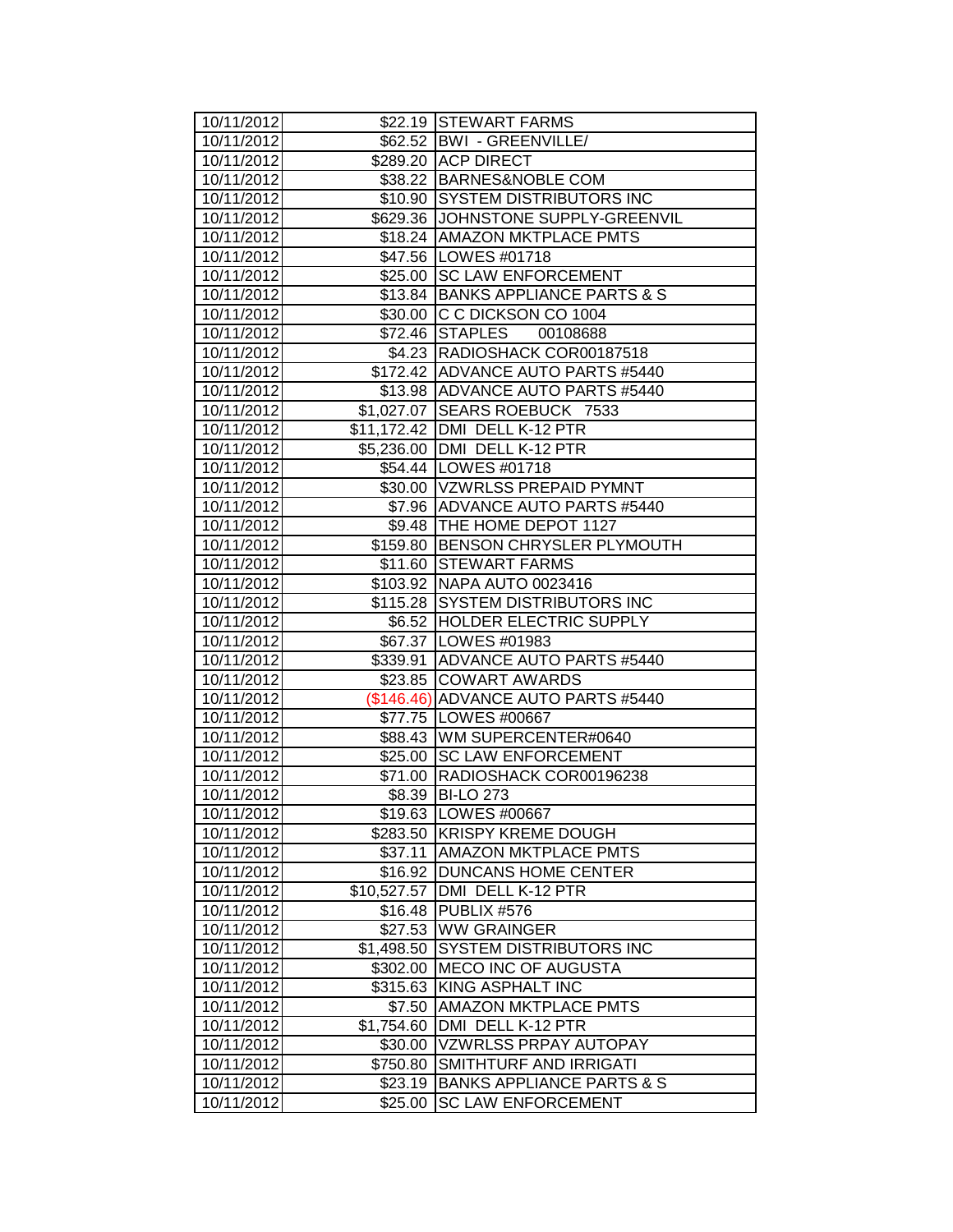| | | |
|---|---|---|
| 10/11/2012 | $22.19 | STEWART FARMS |
| 10/11/2012 | $62.52 | BWI - GREENVILLE/ |
| 10/11/2012 | $289.20 | ACP DIRECT |
| 10/11/2012 | $38.22 | BARNES&NOBLE COM |
| 10/11/2012 | $10.90 | SYSTEM DISTRIBUTORS INC |
| 10/11/2012 | $629.36 | JOHNSTONE SUPPLY-GREENVIL |
| 10/11/2012 | $18.24 | AMAZON MKTPLACE PMTS |
| 10/11/2012 | $47.56 | LOWES #01718 |
| 10/11/2012 | $25.00 | SC LAW ENFORCEMENT |
| 10/11/2012 | $13.84 | BANKS APPLIANCE PARTS & S |
| 10/11/2012 | $30.00 | C C DICKSON CO 1004 |
| 10/11/2012 | $72.46 | STAPLES 00108688 |
| 10/11/2012 | $4.23 | RADIOSHACK COR00187518 |
| 10/11/2012 | $172.42 | ADVANCE AUTO PARTS #5440 |
| 10/11/2012 | $13.98 | ADVANCE AUTO PARTS #5440 |
| 10/11/2012 | $1,027.07 | SEARS ROEBUCK 7533 |
| 10/11/2012 | $11,172.42 | DMI DELL K-12 PTR |
| 10/11/2012 | $5,236.00 | DMI DELL K-12 PTR |
| 10/11/2012 | $54.44 | LOWES #01718 |
| 10/11/2012 | $30.00 | VZWRLSS PREPAID PYMNT |
| 10/11/2012 | $7.96 | ADVANCE AUTO PARTS #5440 |
| 10/11/2012 | $9.48 | THE HOME DEPOT 1127 |
| 10/11/2012 | $159.80 | BENSON CHRYSLER PLYMOUTH |
| 10/11/2012 | $11.60 | STEWART FARMS |
| 10/11/2012 | $103.92 | NAPA AUTO 0023416 |
| 10/11/2012 | $115.28 | SYSTEM DISTRIBUTORS INC |
| 10/11/2012 | $6.52 | HOLDER ELECTRIC SUPPLY |
| 10/11/2012 | $67.37 | LOWES #01983 |
| 10/11/2012 | $339.91 | ADVANCE AUTO PARTS #5440 |
| 10/11/2012 | $23.85 | COWART AWARDS |
| 10/11/2012 | ($146.46) | ADVANCE AUTO PARTS #5440 |
| 10/11/2012 | $77.75 | LOWES #00667 |
| 10/11/2012 | $88.43 | WM SUPERCENTER#0640 |
| 10/11/2012 | $25.00 | SC LAW ENFORCEMENT |
| 10/11/2012 | $71.00 | RADIOSHACK COR00196238 |
| 10/11/2012 | $8.39 | BI-LO 273 |
| 10/11/2012 | $19.63 | LOWES #00667 |
| 10/11/2012 | $283.50 | KRISPY KREME DOUGH |
| 10/11/2012 | $37.11 | AMAZON MKTPLACE PMTS |
| 10/11/2012 | $16.92 | DUNCANS HOME CENTER |
| 10/11/2012 | $10,527.57 | DMI DELL K-12 PTR |
| 10/11/2012 | $16.48 | PUBLIX #576 |
| 10/11/2012 | $27.53 | WW GRAINGER |
| 10/11/2012 | $1,498.50 | SYSTEM DISTRIBUTORS INC |
| 10/11/2012 | $302.00 | MECO INC OF AUGUSTA |
| 10/11/2012 | $315.63 | KING ASPHALT INC |
| 10/11/2012 | $7.50 | AMAZON MKTPLACE PMTS |
| 10/11/2012 | $1,754.60 | DMI DELL K-12 PTR |
| 10/11/2012 | $30.00 | VZWRLSS PRPAY AUTOPAY |
| 10/11/2012 | $750.80 | SMITHTURF AND IRRIGATI |
| 10/11/2012 | $23.19 | BANKS APPLIANCE PARTS & S |
| 10/11/2012 | $25.00 | SC LAW ENFORCEMENT |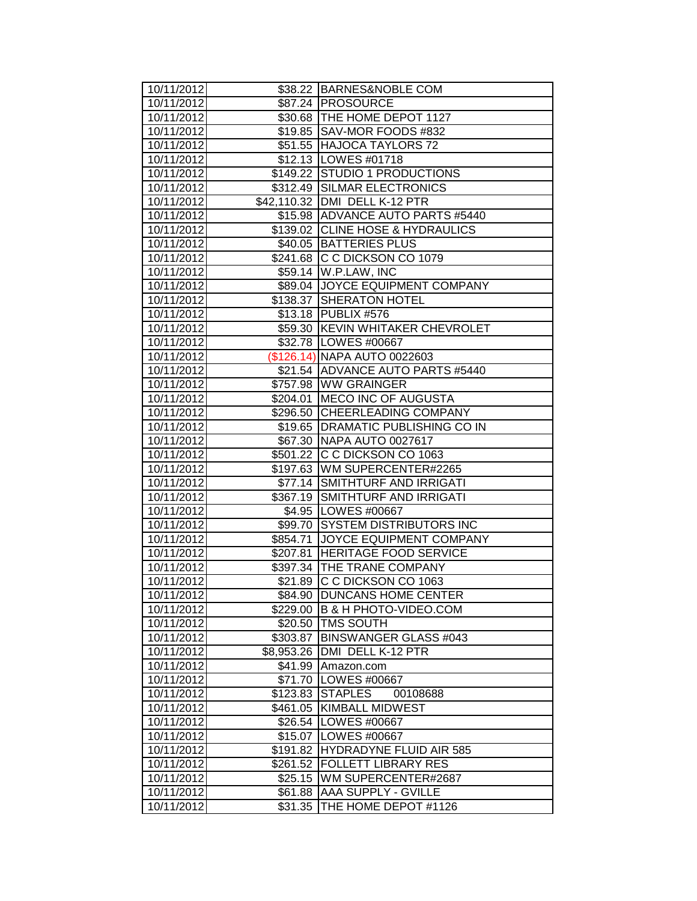| | | |
|---|---|---|
| 10/11/2012 | $38.22 | BARNES&NOBLE COM |
| 10/11/2012 | $87.24 | PROSOURCE |
| 10/11/2012 | $30.68 | THE HOME DEPOT 1127 |
| 10/11/2012 | $19.85 | SAV-MOR FOODS #832 |
| 10/11/2012 | $51.55 | HAJOCA TAYLORS 72 |
| 10/11/2012 | $12.13 | LOWES #01718 |
| 10/11/2012 | $149.22 | STUDIO 1 PRODUCTIONS |
| 10/11/2012 | $312.49 | SILMAR ELECTRONICS |
| 10/11/2012 | $42,110.32 | DMI DELL K-12 PTR |
| 10/11/2012 | $15.98 | ADVANCE AUTO PARTS #5440 |
| 10/11/2012 | $139.02 | CLINE HOSE & HYDRAULICS |
| 10/11/2012 | $40.05 | BATTERIES PLUS |
| 10/11/2012 | $241.68 | C C DICKSON CO 1079 |
| 10/11/2012 | $59.14 | W.P.LAW, INC |
| 10/11/2012 | $89.04 | JOYCE EQUIPMENT COMPANY |
| 10/11/2012 | $138.37 | SHERATON HOTEL |
| 10/11/2012 | $13.18 | PUBLIX #576 |
| 10/11/2012 | $59.30 | KEVIN WHITAKER CHEVROLET |
| 10/11/2012 | $32.78 | LOWES #00667 |
| 10/11/2012 | ($126.14) | NAPA AUTO 0022603 |
| 10/11/2012 | $21.54 | ADVANCE AUTO PARTS #5440 |
| 10/11/2012 | $757.98 | WW GRAINGER |
| 10/11/2012 | $204.01 | MECO INC OF AUGUSTA |
| 10/11/2012 | $296.50 | CHEERLEADING COMPANY |
| 10/11/2012 | $19.65 | DRAMATIC PUBLISHING CO IN |
| 10/11/2012 | $67.30 | NAPA AUTO 0027617 |
| 10/11/2012 | $501.22 | C C DICKSON CO 1063 |
| 10/11/2012 | $197.63 | WM SUPERCENTER#2265 |
| 10/11/2012 | $77.14 | SMITHTURF AND IRRIGATI |
| 10/11/2012 | $367.19 | SMITHTURF AND IRRIGATI |
| 10/11/2012 | $4.95 | LOWES #00667 |
| 10/11/2012 | $99.70 | SYSTEM DISTRIBUTORS INC |
| 10/11/2012 | $854.71 | JOYCE EQUIPMENT COMPANY |
| 10/11/2012 | $207.81 | HERITAGE FOOD SERVICE |
| 10/11/2012 | $397.34 | THE TRANE COMPANY |
| 10/11/2012 | $21.89 | C C DICKSON CO 1063 |
| 10/11/2012 | $84.90 | DUNCANS HOME CENTER |
| 10/11/2012 | $229.00 | B & H PHOTO-VIDEO.COM |
| 10/11/2012 | $20.50 | TMS SOUTH |
| 10/11/2012 | $303.87 | BINSWANGER GLASS #043 |
| 10/11/2012 | $8,953.26 | DMI DELL K-12 PTR |
| 10/11/2012 | $41.99 | Amazon.com |
| 10/11/2012 | $71.70 | LOWES #00667 |
| 10/11/2012 | $123.83 | STAPLES 00108688 |
| 10/11/2012 | $461.05 | KIMBALL MIDWEST |
| 10/11/2012 | $26.54 | LOWES #00667 |
| 10/11/2012 | $15.07 | LOWES #00667 |
| 10/11/2012 | $191.82 | HYDRADYNE FLUID AIR 585 |
| 10/11/2012 | $261.52 | FOLLETT LIBRARY RES |
| 10/11/2012 | $25.15 | WM SUPERCENTER#2687 |
| 10/11/2012 | $61.88 | AAA SUPPLY - GVILLE |
| 10/11/2012 | $31.35 | THE HOME DEPOT #1126 |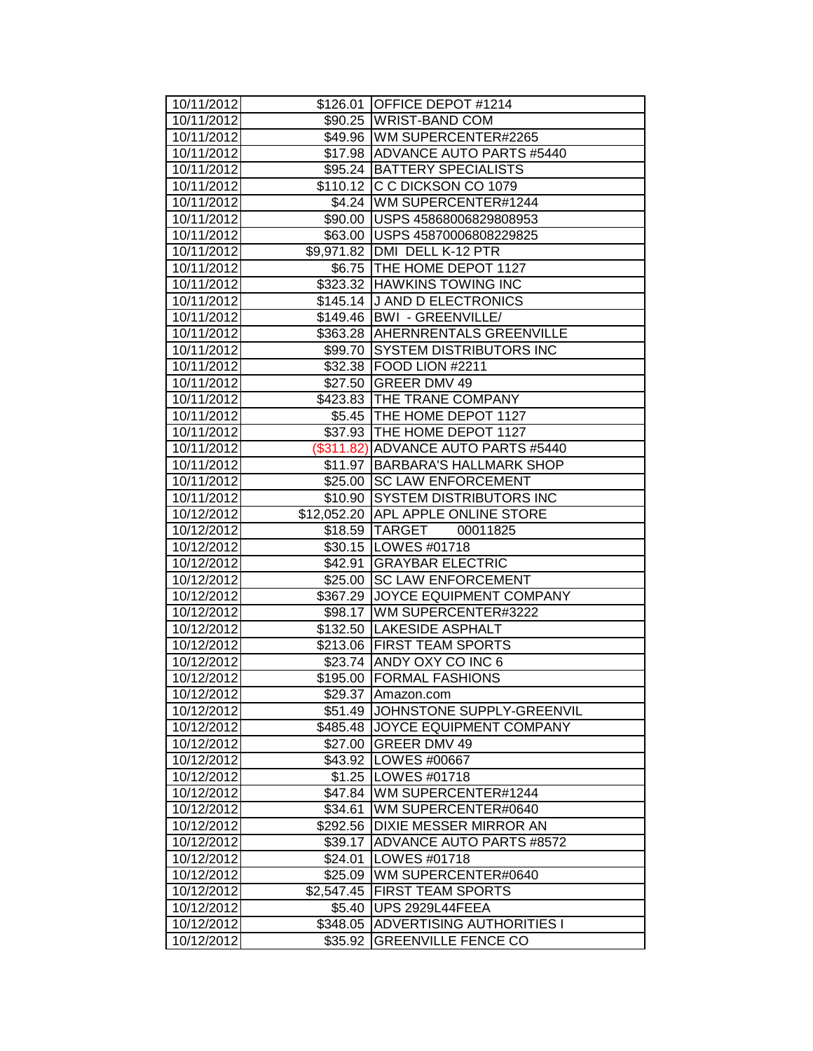| 10/11/2012 | $126.01 | OFFICE DEPOT #1214 |
|---|---|---|
| 10/11/2012 | $90.25 | WRIST-BAND COM |
| 10/11/2012 | $49.96 | WM SUPERCENTER#2265 |
| 10/11/2012 | $17.98 | ADVANCE AUTO PARTS #5440 |
| 10/11/2012 | $95.24 | BATTERY SPECIALISTS |
| 10/11/2012 | $110.12 | C C DICKSON CO 1079 |
| 10/11/2012 | $4.24 | WM SUPERCENTER#1244 |
| 10/11/2012 | $90.00 | USPS 45868006829808953 |
| 10/11/2012 | $63.00 | USPS 45870006808229825 |
| 10/11/2012 | $9,971.82 | DMI DELL K-12 PTR |
| 10/11/2012 | $6.75 | THE HOME DEPOT 1127 |
| 10/11/2012 | $323.32 | HAWKINS TOWING INC |
| 10/11/2012 | $145.14 | J AND D ELECTRONICS |
| 10/11/2012 | $149.46 | BWI - GREENVILLE/ |
| 10/11/2012 | $363.28 | AHERNRENTALS GREENVILLE |
| 10/11/2012 | $99.70 | SYSTEM DISTRIBUTORS INC |
| 10/11/2012 | $32.38 | FOOD LION #2211 |
| 10/11/2012 | $27.50 | GREER DMV 49 |
| 10/11/2012 | $423.83 | THE TRANE COMPANY |
| 10/11/2012 | $5.45 | THE HOME DEPOT 1127 |
| 10/11/2012 | $37.93 | THE HOME DEPOT 1127 |
| 10/11/2012 | ($311.82) | ADVANCE AUTO PARTS #5440 |
| 10/11/2012 | $11.97 | BARBARA'S HALLMARK SHOP |
| 10/11/2012 | $25.00 | SC LAW ENFORCEMENT |
| 10/11/2012 | $10.90 | SYSTEM DISTRIBUTORS INC |
| 10/12/2012 | $12,052.20 | APL APPLE ONLINE STORE |
| 10/12/2012 | $18.59 | TARGET 00011825 |
| 10/12/2012 | $30.15 | LOWES #01718 |
| 10/12/2012 | $42.91 | GRAYBAR ELECTRIC |
| 10/12/2012 | $25.00 | SC LAW ENFORCEMENT |
| 10/12/2012 | $367.29 | JOYCE EQUIPMENT COMPANY |
| 10/12/2012 | $98.17 | WM SUPERCENTER#3222 |
| 10/12/2012 | $132.50 | LAKESIDE ASPHALT |
| 10/12/2012 | $213.06 | FIRST TEAM SPORTS |
| 10/12/2012 | $23.74 | ANDY OXY CO INC 6 |
| 10/12/2012 | $195.00 | FORMAL FASHIONS |
| 10/12/2012 | $29.37 | Amazon.com |
| 10/12/2012 | $51.49 | JOHNSTONE SUPPLY-GREENVIL |
| 10/12/2012 | $485.48 | JOYCE EQUIPMENT COMPANY |
| 10/12/2012 | $27.00 | GREER DMV 49 |
| 10/12/2012 | $43.92 | LOWES #00667 |
| 10/12/2012 | $1.25 | LOWES #01718 |
| 10/12/2012 | $47.84 | WM SUPERCENTER#1244 |
| 10/12/2012 | $34.61 | WM SUPERCENTER#0640 |
| 10/12/2012 | $292.56 | DIXIE MESSER MIRROR AN |
| 10/12/2012 | $39.17 | ADVANCE AUTO PARTS #8572 |
| 10/12/2012 | $24.01 | LOWES #01718 |
| 10/12/2012 | $25.09 | WM SUPERCENTER#0640 |
| 10/12/2012 | $2,547.45 | FIRST TEAM SPORTS |
| 10/12/2012 | $5.40 | UPS 2929L44FEEA |
| 10/12/2012 | $348.05 | ADVERTISING AUTHORITIES I |
| 10/12/2012 | $35.92 | GREENVILLE FENCE CO |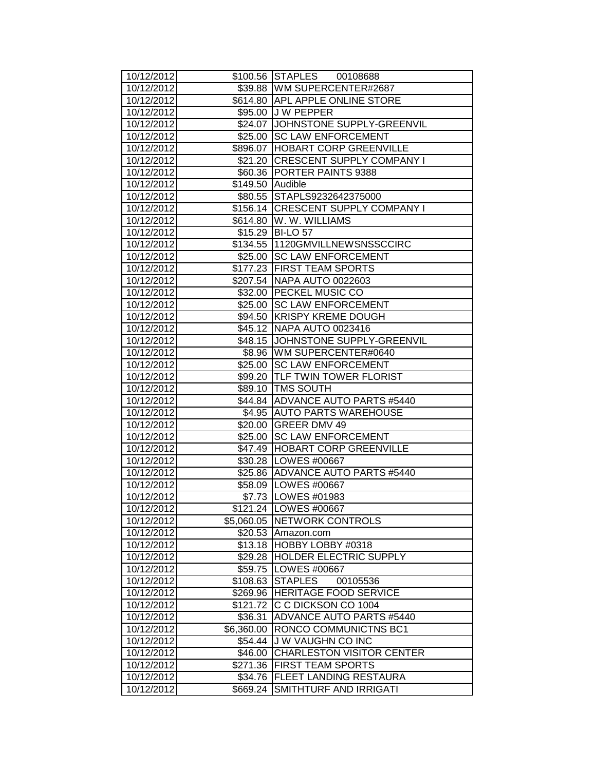| 10/12/2012 | $100.56 | STAPLES 00108688 |
|---|---|---|
| 10/12/2012 | $39.88 | WM SUPERCENTER#2687 |
| 10/12/2012 | $614.80 | APL APPLE ONLINE STORE |
| 10/12/2012 | $95.00 | J W PEPPER |
| 10/12/2012 | $24.07 | JOHNSTONE SUPPLY-GREENVIL |
| 10/12/2012 | $25.00 | SC LAW ENFORCEMENT |
| 10/12/2012 | $896.07 | HOBART CORP GREENVILLE |
| 10/12/2012 | $21.20 | CRESCENT SUPPLY COMPANY I |
| 10/12/2012 | $60.36 | PORTER PAINTS 9388 |
| 10/12/2012 | $149.50 | Audible |
| 10/12/2012 | $80.55 | STAPLS9232642375000 |
| 10/12/2012 | $156.14 | CRESCENT SUPPLY COMPANY I |
| 10/12/2012 | $614.80 | W. W. WILLIAMS |
| 10/12/2012 | $15.29 | BI-LO 57 |
| 10/12/2012 | $134.55 | 1120GMVILLNEWSNSSCCIRC |
| 10/12/2012 | $25.00 | SC LAW ENFORCEMENT |
| 10/12/2012 | $177.23 | FIRST TEAM SPORTS |
| 10/12/2012 | $207.54 | NAPA AUTO 0022603 |
| 10/12/2012 | $32.00 | PECKEL MUSIC CO |
| 10/12/2012 | $25.00 | SC LAW ENFORCEMENT |
| 10/12/2012 | $94.50 | KRISPY KREME DOUGH |
| 10/12/2012 | $45.12 | NAPA AUTO 0023416 |
| 10/12/2012 | $48.15 | JOHNSTONE SUPPLY-GREENVIL |
| 10/12/2012 | $8.96 | WM SUPERCENTER#0640 |
| 10/12/2012 | $25.00 | SC LAW ENFORCEMENT |
| 10/12/2012 | $99.20 | TLF TWIN TOWER FLORIST |
| 10/12/2012 | $89.10 | TMS SOUTH |
| 10/12/2012 | $44.84 | ADVANCE AUTO PARTS #5440 |
| 10/12/2012 | $4.95 | AUTO PARTS WAREHOUSE |
| 10/12/2012 | $20.00 | GREER DMV 49 |
| 10/12/2012 | $25.00 | SC LAW ENFORCEMENT |
| 10/12/2012 | $47.49 | HOBART CORP GREENVILLE |
| 10/12/2012 | $30.28 | LOWES #00667 |
| 10/12/2012 | $25.86 | ADVANCE AUTO PARTS #5440 |
| 10/12/2012 | $58.09 | LOWES #00667 |
| 10/12/2012 | $7.73 | LOWES #01983 |
| 10/12/2012 | $121.24 | LOWES #00667 |
| 10/12/2012 | $5,060.05 | NETWORK CONTROLS |
| 10/12/2012 | $20.53 | Amazon.com |
| 10/12/2012 | $13.18 | HOBBY LOBBY #0318 |
| 10/12/2012 | $29.28 | HOLDER ELECTRIC SUPPLY |
| 10/12/2012 | $59.75 | LOWES #00667 |
| 10/12/2012 | $108.63 | STAPLES 00105536 |
| 10/12/2012 | $269.96 | HERITAGE FOOD SERVICE |
| 10/12/2012 | $121.72 | C C DICKSON CO 1004 |
| 10/12/2012 | $36.31 | ADVANCE AUTO PARTS #5440 |
| 10/12/2012 | $6,360.00 | RONCO COMMUNICTNS BC1 |
| 10/12/2012 | $54.44 | J W VAUGHN CO INC |
| 10/12/2012 | $46.00 | CHARLESTON VISITOR CENTER |
| 10/12/2012 | $271.36 | FIRST TEAM SPORTS |
| 10/12/2012 | $34.76 | FLEET LANDING RESTAURA |
| 10/12/2012 | $669.24 | SMITHTURF AND IRRIGATI |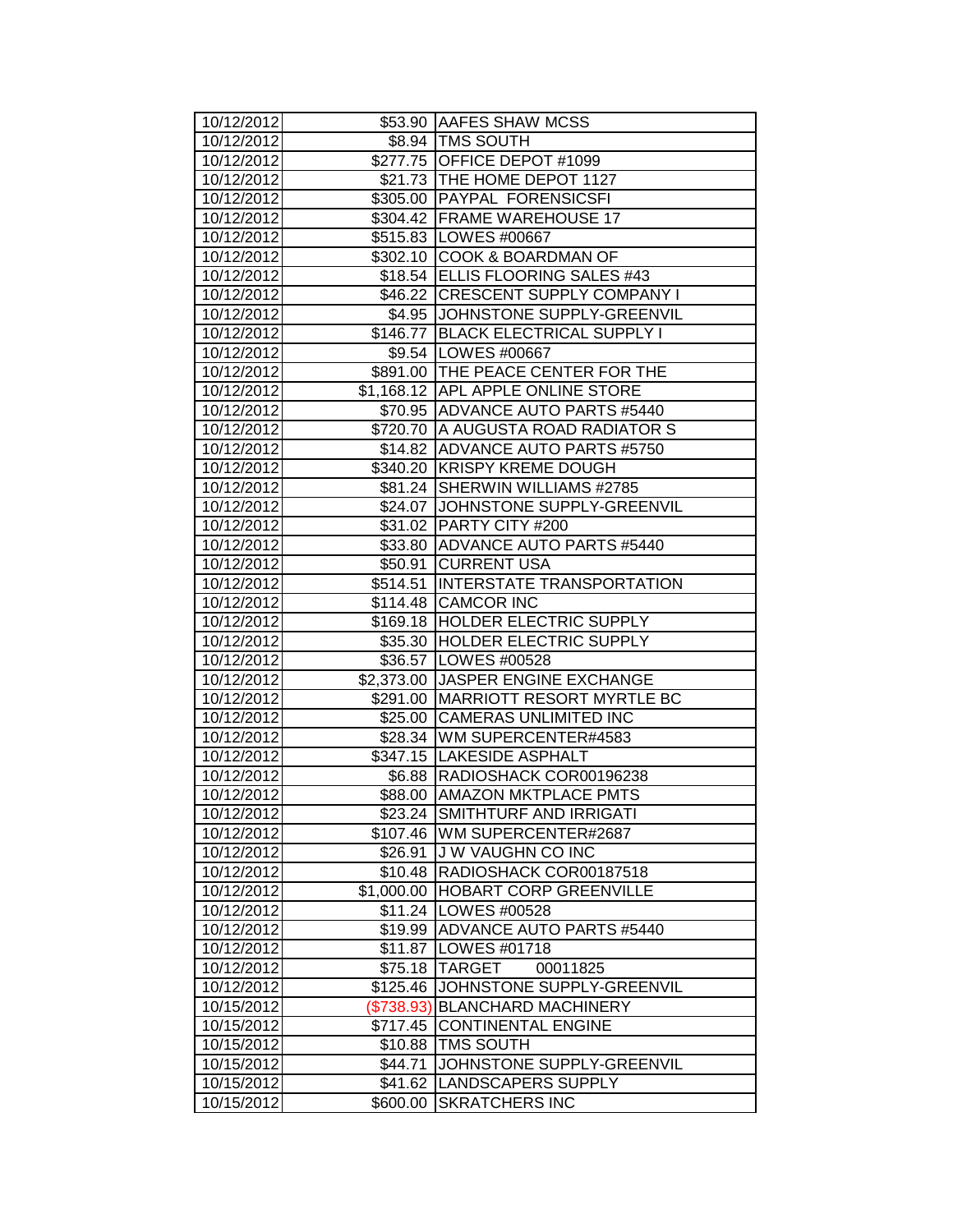| | | |
|---|---|---|
| 10/12/2012 | $53.90 | AAFES SHAW MCSS |
| 10/12/2012 | $8.94 | TMS SOUTH |
| 10/12/2012 | $277.75 | OFFICE DEPOT #1099 |
| 10/12/2012 | $21.73 | THE HOME DEPOT 1127 |
| 10/12/2012 | $305.00 | PAYPAL FORENSICSFI |
| 10/12/2012 | $304.42 | FRAME WAREHOUSE 17 |
| 10/12/2012 | $515.83 | LOWES #00667 |
| 10/12/2012 | $302.10 | COOK & BOARDMAN OF |
| 10/12/2012 | $18.54 | ELLIS FLOORING SALES #43 |
| 10/12/2012 | $46.22 | CRESCENT SUPPLY COMPANY I |
| 10/12/2012 | $4.95 | JOHNSTONE SUPPLY-GREENVIL |
| 10/12/2012 | $146.77 | BLACK ELECTRICAL SUPPLY I |
| 10/12/2012 | $9.54 | LOWES #00667 |
| 10/12/2012 | $891.00 | THE PEACE CENTER FOR THE |
| 10/12/2012 | $1,168.12 | APL APPLE ONLINE STORE |
| 10/12/2012 | $70.95 | ADVANCE AUTO PARTS #5440 |
| 10/12/2012 | $720.70 | A AUGUSTA ROAD RADIATOR S |
| 10/12/2012 | $14.82 | ADVANCE AUTO PARTS #5750 |
| 10/12/2012 | $340.20 | KRISPY KREME DOUGH |
| 10/12/2012 | $81.24 | SHERWIN WILLIAMS #2785 |
| 10/12/2012 | $24.07 | JOHNSTONE SUPPLY-GREENVIL |
| 10/12/2012 | $31.02 | PARTY CITY #200 |
| 10/12/2012 | $33.80 | ADVANCE AUTO PARTS #5440 |
| 10/12/2012 | $50.91 | CURRENT USA |
| 10/12/2012 | $514.51 | INTERSTATE TRANSPORTATION |
| 10/12/2012 | $114.48 | CAMCOR INC |
| 10/12/2012 | $169.18 | HOLDER ELECTRIC SUPPLY |
| 10/12/2012 | $35.30 | HOLDER ELECTRIC SUPPLY |
| 10/12/2012 | $36.57 | LOWES #00528 |
| 10/12/2012 | $2,373.00 | JASPER ENGINE EXCHANGE |
| 10/12/2012 | $291.00 | MARRIOTT RESORT MYRTLE BC |
| 10/12/2012 | $25.00 | CAMERAS UNLIMITED INC |
| 10/12/2012 | $28.34 | WM SUPERCENTER#4583 |
| 10/12/2012 | $347.15 | LAKESIDE ASPHALT |
| 10/12/2012 | $6.88 | RADIOSHACK COR00196238 |
| 10/12/2012 | $88.00 | AMAZON MKTPLACE PMTS |
| 10/12/2012 | $23.24 | SMITHTURF AND IRRIGATI |
| 10/12/2012 | $107.46 | WM SUPERCENTER#2687 |
| 10/12/2012 | $26.91 | J W VAUGHN CO INC |
| 10/12/2012 | $10.48 | RADIOSHACK COR00187518 |
| 10/12/2012 | $1,000.00 | HOBART CORP GREENVILLE |
| 10/12/2012 | $11.24 | LOWES #00528 |
| 10/12/2012 | $19.99 | ADVANCE AUTO PARTS #5440 |
| 10/12/2012 | $11.87 | LOWES #01718 |
| 10/12/2012 | $75.18 | TARGET 00011825 |
| 10/12/2012 | $125.46 | JOHNSTONE SUPPLY-GREENVIL |
| 10/15/2012 | ($738.93) | BLANCHARD MACHINERY |
| 10/15/2012 | $717.45 | CONTINENTAL ENGINE |
| 10/15/2012 | $10.88 | TMS SOUTH |
| 10/15/2012 | $44.71 | JOHNSTONE SUPPLY-GREENVIL |
| 10/15/2012 | $41.62 | LANDSCAPERS SUPPLY |
| 10/15/2012 | $600.00 | SKRATCHERS INC |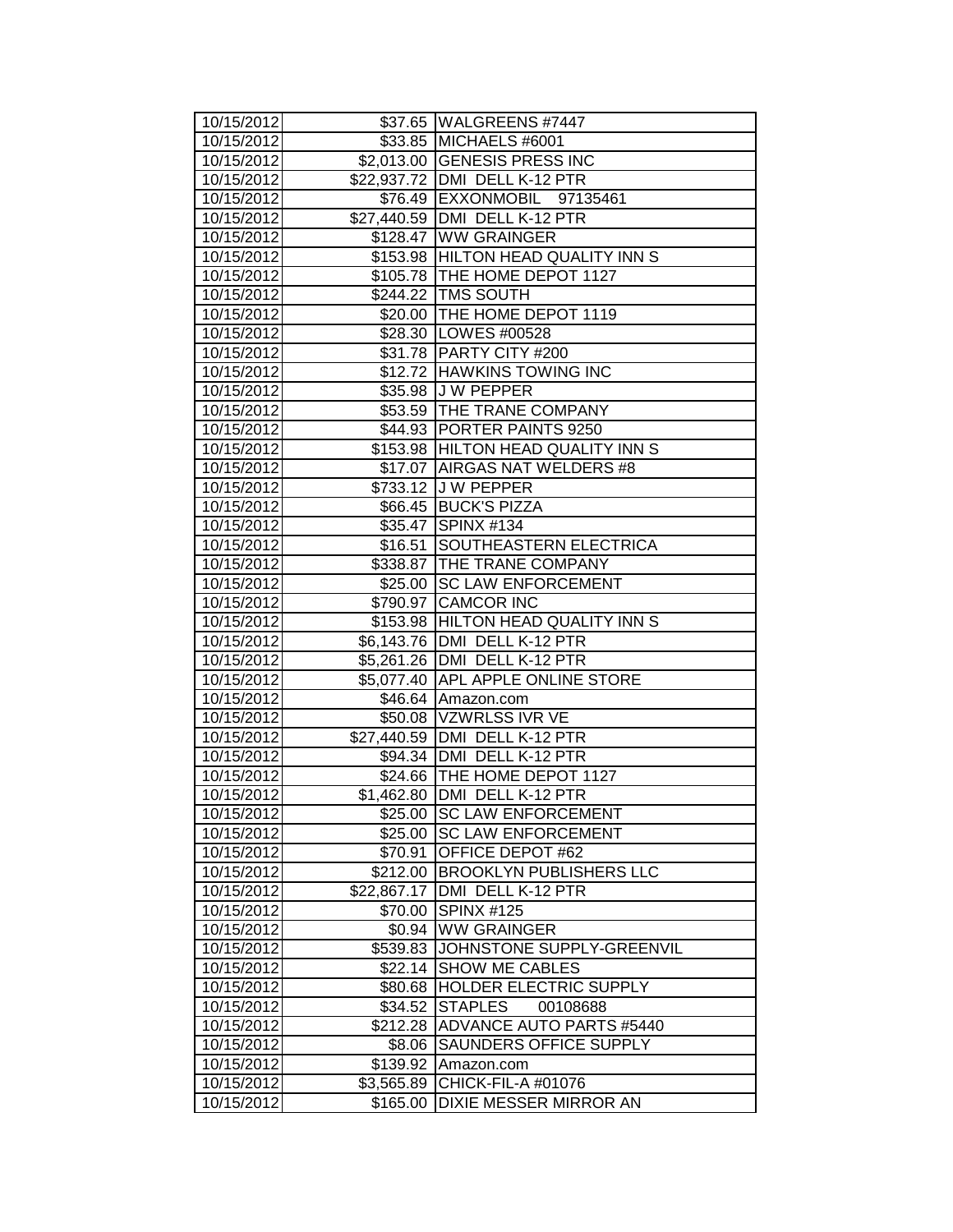| 10/15/2012 | $37.65 | WALGREENS #7447 |
|---|---|---|
| 10/15/2012 | $33.85 | MICHAELS #6001 |
| 10/15/2012 | $2,013.00 | GENESIS PRESS INC |
| 10/15/2012 | $22,937.72 | DMI DELL K-12 PTR |
| 10/15/2012 | $76.49 | EXXONMOBIL 97135461 |
| 10/15/2012 | $27,440.59 | DMI DELL K-12 PTR |
| 10/15/2012 | $128.47 | WW GRAINGER |
| 10/15/2012 | $153.98 | HILTON HEAD QUALITY INN S |
| 10/15/2012 | $105.78 | THE HOME DEPOT 1127 |
| 10/15/2012 | $244.22 | TMS SOUTH |
| 10/15/2012 | $20.00 | THE HOME DEPOT 1119 |
| 10/15/2012 | $28.30 | LOWES #00528 |
| 10/15/2012 | $31.78 | PARTY CITY #200 |
| 10/15/2012 | $12.72 | HAWKINS TOWING INC |
| 10/15/2012 | $35.98 | J W PEPPER |
| 10/15/2012 | $53.59 | THE TRANE COMPANY |
| 10/15/2012 | $44.93 | PORTER PAINTS 9250 |
| 10/15/2012 | $153.98 | HILTON HEAD QUALITY INN S |
| 10/15/2012 | $17.07 | AIRGAS NAT WELDERS #8 |
| 10/15/2012 | $733.12 | J W PEPPER |
| 10/15/2012 | $66.45 | BUCK'S PIZZA |
| 10/15/2012 | $35.47 | SPINX #134 |
| 10/15/2012 | $16.51 | SOUTHEASTERN ELECTRICA |
| 10/15/2012 | $338.87 | THE TRANE COMPANY |
| 10/15/2012 | $25.00 | SC LAW ENFORCEMENT |
| 10/15/2012 | $790.97 | CAMCOR INC |
| 10/15/2012 | $153.98 | HILTON HEAD QUALITY INN S |
| 10/15/2012 | $6,143.76 | DMI DELL K-12 PTR |
| 10/15/2012 | $5,261.26 | DMI DELL K-12 PTR |
| 10/15/2012 | $5,077.40 | APL APPLE ONLINE STORE |
| 10/15/2012 | $46.64 | Amazon.com |
| 10/15/2012 | $50.08 | VZWRLSS IVR VE |
| 10/15/2012 | $27,440.59 | DMI DELL K-12 PTR |
| 10/15/2012 | $94.34 | DMI DELL K-12 PTR |
| 10/15/2012 | $24.66 | THE HOME DEPOT 1127 |
| 10/15/2012 | $1,462.80 | DMI DELL K-12 PTR |
| 10/15/2012 | $25.00 | SC LAW ENFORCEMENT |
| 10/15/2012 | $25.00 | SC LAW ENFORCEMENT |
| 10/15/2012 | $70.91 | OFFICE DEPOT #62 |
| 10/15/2012 | $212.00 | BROOKLYN PUBLISHERS LLC |
| 10/15/2012 | $22,867.17 | DMI DELL K-12 PTR |
| 10/15/2012 | $70.00 | SPINX #125 |
| 10/15/2012 | $0.94 | WW GRAINGER |
| 10/15/2012 | $539.83 | JOHNSTONE SUPPLY-GREENVIL |
| 10/15/2012 | $22.14 | SHOW ME CABLES |
| 10/15/2012 | $80.68 | HOLDER ELECTRIC SUPPLY |
| 10/15/2012 | $34.52 | STAPLES 00108688 |
| 10/15/2012 | $212.28 | ADVANCE AUTO PARTS #5440 |
| 10/15/2012 | $8.06 | SAUNDERS OFFICE SUPPLY |
| 10/15/2012 | $139.92 | Amazon.com |
| 10/15/2012 | $3,565.89 | CHICK-FIL-A #01076 |
| 10/15/2012 | $165.00 | DIXIE MESSER MIRROR AN |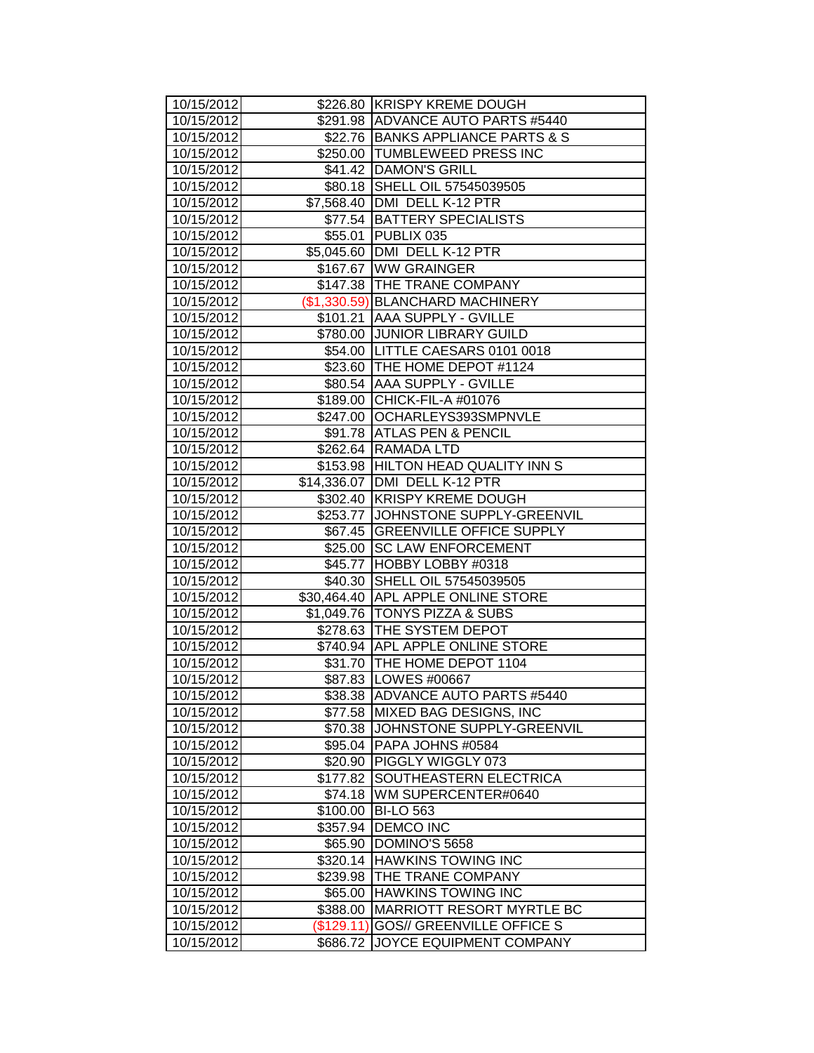| 10/15/2012 | $226.80 | KRISPY KREME DOUGH |
|---|---|---|
| 10/15/2012 | $291.98 | ADVANCE AUTO PARTS #5440 |
| 10/15/2012 | $22.76 | BANKS APPLIANCE PARTS & S |
| 10/15/2012 | $250.00 | TUMBLEWEED PRESS INC |
| 10/15/2012 | $41.42 | DAMON'S GRILL |
| 10/15/2012 | $80.18 | SHELL OIL 57545039505 |
| 10/15/2012 | $7,568.40 | DMI DELL K-12 PTR |
| 10/15/2012 | $77.54 | BATTERY SPECIALISTS |
| 10/15/2012 | $55.01 | PUBLIX 035 |
| 10/15/2012 | $5,045.60 | DMI DELL K-12 PTR |
| 10/15/2012 | $167.67 | WW GRAINGER |
| 10/15/2012 | $147.38 | THE TRANE COMPANY |
| 10/15/2012 | ($1,330.59) | BLANCHARD MACHINERY |
| 10/15/2012 | $101.21 | AAA SUPPLY - GVILLE |
| 10/15/2012 | $780.00 | JUNIOR LIBRARY GUILD |
| 10/15/2012 | $54.00 | LITTLE CAESARS 0101 0018 |
| 10/15/2012 | $23.60 | THE HOME DEPOT #1124 |
| 10/15/2012 | $80.54 | AAA SUPPLY - GVILLE |
| 10/15/2012 | $189.00 | CHICK-FIL-A #01076 |
| 10/15/2012 | $247.00 | OCHARLEYS393SMPNVLE |
| 10/15/2012 | $91.78 | ATLAS PEN & PENCIL |
| 10/15/2012 | $262.64 | RAMADA LTD |
| 10/15/2012 | $153.98 | HILTON HEAD QUALITY INN S |
| 10/15/2012 | $14,336.07 | DMI DELL K-12 PTR |
| 10/15/2012 | $302.40 | KRISPY KREME DOUGH |
| 10/15/2012 | $253.77 | JOHNSTONE SUPPLY-GREENVIL |
| 10/15/2012 | $67.45 | GREENVILLE OFFICE SUPPLY |
| 10/15/2012 | $25.00 | SC LAW ENFORCEMENT |
| 10/15/2012 | $45.77 | HOBBY LOBBY #0318 |
| 10/15/2012 | $40.30 | SHELL OIL 57545039505 |
| 10/15/2012 | $30,464.40 | APL APPLE ONLINE STORE |
| 10/15/2012 | $1,049.76 | TONYS PIZZA & SUBS |
| 10/15/2012 | $278.63 | THE SYSTEM DEPOT |
| 10/15/2012 | $740.94 | APL APPLE ONLINE STORE |
| 10/15/2012 | $31.70 | THE HOME DEPOT 1104 |
| 10/15/2012 | $87.83 | LOWES #00667 |
| 10/15/2012 | $38.38 | ADVANCE AUTO PARTS #5440 |
| 10/15/2012 | $77.58 | MIXED BAG DESIGNS, INC |
| 10/15/2012 | $70.38 | JOHNSTONE SUPPLY-GREENVIL |
| 10/15/2012 | $95.04 | PAPA JOHNS #0584 |
| 10/15/2012 | $20.90 | PIGGLY WIGGLY 073 |
| 10/15/2012 | $177.82 | SOUTHEASTERN ELECTRICA |
| 10/15/2012 | $74.18 | WM SUPERCENTER#0640 |
| 10/15/2012 | $100.00 | BI-LO 563 |
| 10/15/2012 | $357.94 | DEMCO INC |
| 10/15/2012 | $65.90 | DOMINO'S 5658 |
| 10/15/2012 | $320.14 | HAWKINS TOWING INC |
| 10/15/2012 | $239.98 | THE TRANE COMPANY |
| 10/15/2012 | $65.00 | HAWKINS TOWING INC |
| 10/15/2012 | $388.00 | MARRIOTT RESORT MYRTLE BC |
| 10/15/2012 | ($129.11) | GOS// GREENVILLE OFFICE S |
| 10/15/2012 | $686.72 | JOYCE EQUIPMENT COMPANY |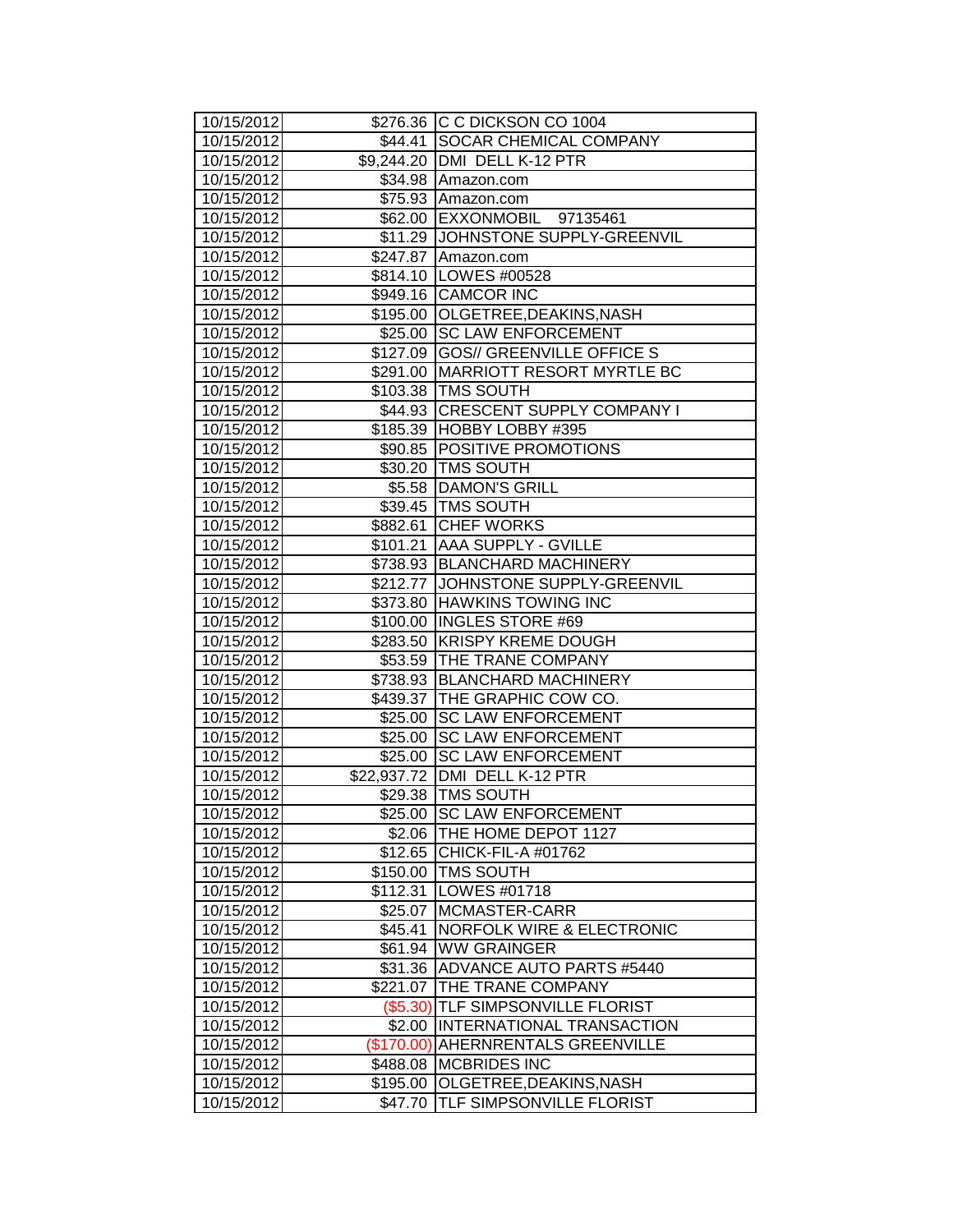| | | |
|---|---|---|
| 10/15/2012 | $276.36 | C C DICKSON CO 1004 |
| 10/15/2012 | $44.41 | SOCAR CHEMICAL COMPANY |
| 10/15/2012 | $9,244.20 | DMI DELL K-12 PTR |
| 10/15/2012 | $34.98 | Amazon.com |
| 10/15/2012 | $75.93 | Amazon.com |
| 10/15/2012 | $62.00 | EXXONMOBIL 97135461 |
| 10/15/2012 | $11.29 | JOHNSTONE SUPPLY-GREENVIL |
| 10/15/2012 | $247.87 | Amazon.com |
| 10/15/2012 | $814.10 | LOWES #00528 |
| 10/15/2012 | $949.16 | CAMCOR INC |
| 10/15/2012 | $195.00 | OLGETREE,DEAKINS,NASH |
| 10/15/2012 | $25.00 | SC LAW ENFORCEMENT |
| 10/15/2012 | $127.09 | GOS// GREENVILLE OFFICE S |
| 10/15/2012 | $291.00 | MARRIOTT RESORT MYRTLE BC |
| 10/15/2012 | $103.38 | TMS SOUTH |
| 10/15/2012 | $44.93 | CRESCENT SUPPLY COMPANY I |
| 10/15/2012 | $185.39 | HOBBY LOBBY #395 |
| 10/15/2012 | $90.85 | POSITIVE PROMOTIONS |
| 10/15/2012 | $30.20 | TMS SOUTH |
| 10/15/2012 | $5.58 | DAMON'S GRILL |
| 10/15/2012 | $39.45 | TMS SOUTH |
| 10/15/2012 | $882.61 | CHEF WORKS |
| 10/15/2012 | $101.21 | AAA SUPPLY - GVILLE |
| 10/15/2012 | $738.93 | BLANCHARD MACHINERY |
| 10/15/2012 | $212.77 | JOHNSTONE SUPPLY-GREENVIL |
| 10/15/2012 | $373.80 | HAWKINS TOWING INC |
| 10/15/2012 | $100.00 | INGLES STORE #69 |
| 10/15/2012 | $283.50 | KRISPY KREME DOUGH |
| 10/15/2012 | $53.59 | THE TRANE COMPANY |
| 10/15/2012 | $738.93 | BLANCHARD MACHINERY |
| 10/15/2012 | $439.37 | THE GRAPHIC COW CO. |
| 10/15/2012 | $25.00 | SC LAW ENFORCEMENT |
| 10/15/2012 | $25.00 | SC LAW ENFORCEMENT |
| 10/15/2012 | $25.00 | SC LAW ENFORCEMENT |
| 10/15/2012 | $22,937.72 | DMI DELL K-12 PTR |
| 10/15/2012 | $29.38 | TMS SOUTH |
| 10/15/2012 | $25.00 | SC LAW ENFORCEMENT |
| 10/15/2012 | $2.06 | THE HOME DEPOT 1127 |
| 10/15/2012 | $12.65 | CHICK-FIL-A #01762 |
| 10/15/2012 | $150.00 | TMS SOUTH |
| 10/15/2012 | $112.31 | LOWES #01718 |
| 10/15/2012 | $25.07 | MCMASTER-CARR |
| 10/15/2012 | $45.41 | NORFOLK WIRE & ELECTRONIC |
| 10/15/2012 | $61.94 | WW GRAINGER |
| 10/15/2012 | $31.36 | ADVANCE AUTO PARTS #5440 |
| 10/15/2012 | $221.07 | THE TRANE COMPANY |
| 10/15/2012 | ($5.30) | TLF SIMPSONVILLE FLORIST |
| 10/15/2012 | $2.00 | INTERNATIONAL TRANSACTION |
| 10/15/2012 | ($170.00) | AHERNRENTALS GREENVILLE |
| 10/15/2012 | $488.08 | MCBRIDES INC |
| 10/15/2012 | $195.00 | OLGETREE,DEAKINS,NASH |
| 10/15/2012 | $47.70 | TLF SIMPSONVILLE FLORIST |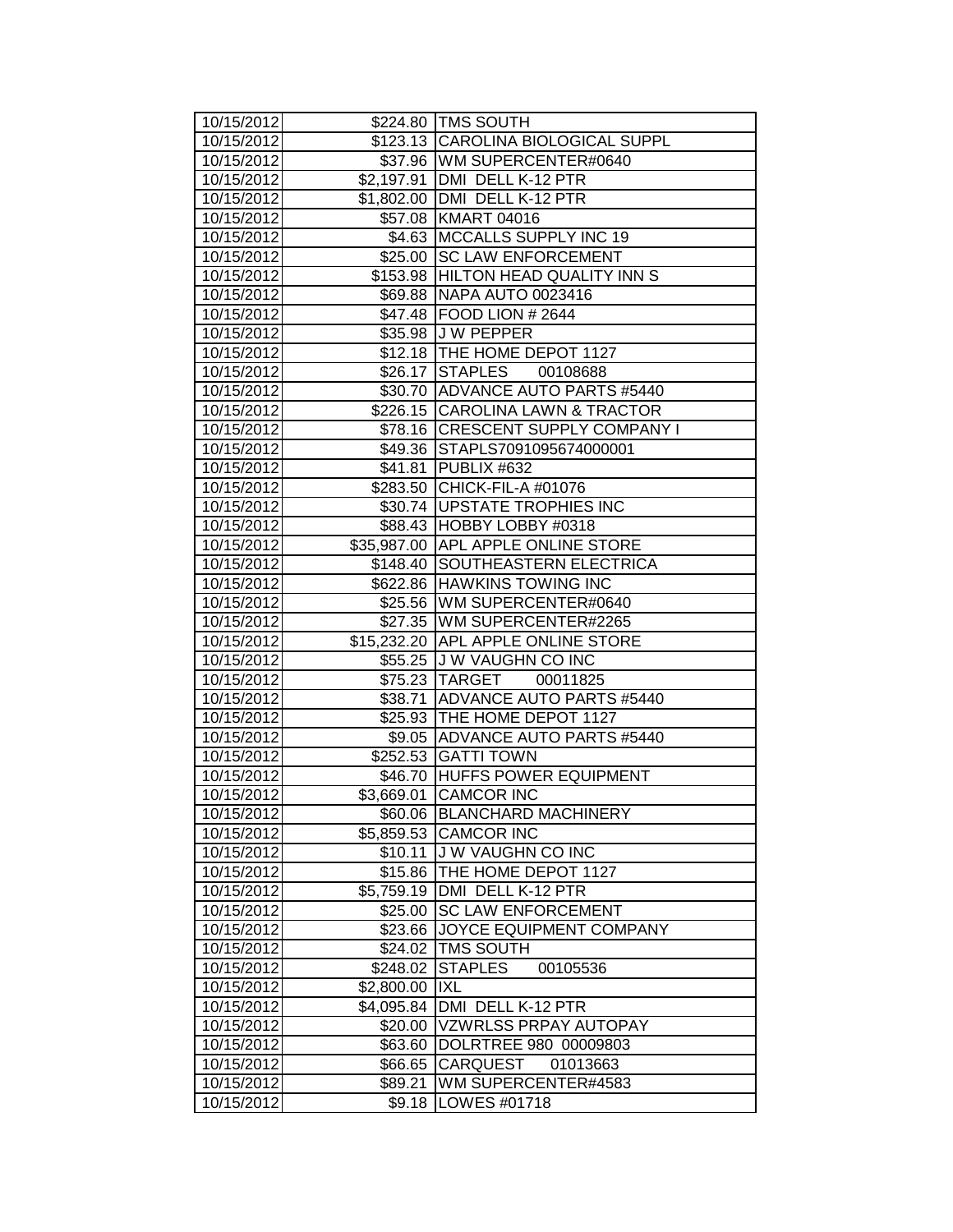| 10/15/2012 | $224.80 | TMS SOUTH |
|---|---|---|
| 10/15/2012 | $123.13 | CAROLINA BIOLOGICAL SUPPL |
| 10/15/2012 | $37.96 | WM SUPERCENTER#0640 |
| 10/15/2012 | $2,197.91 | DMI DELL K-12 PTR |
| 10/15/2012 | $1,802.00 | DMI DELL K-12 PTR |
| 10/15/2012 | $57.08 | KMART 04016 |
| 10/15/2012 | $4.63 | MCCALLS SUPPLY INC 19 |
| 10/15/2012 | $25.00 | SC LAW ENFORCEMENT |
| 10/15/2012 | $153.98 | HILTON HEAD QUALITY INN S |
| 10/15/2012 | $69.88 | NAPA AUTO 0023416 |
| 10/15/2012 | $47.48 | FOOD LION # 2644 |
| 10/15/2012 | $35.98 | J W PEPPER |
| 10/15/2012 | $12.18 | THE HOME DEPOT 1127 |
| 10/15/2012 | $26.17 | STAPLES 00108688 |
| 10/15/2012 | $30.70 | ADVANCE AUTO PARTS #5440 |
| 10/15/2012 | $226.15 | CAROLINA LAWN & TRACTOR |
| 10/15/2012 | $78.16 | CRESCENT SUPPLY COMPANY I |
| 10/15/2012 | $49.36 | STAPLS7091095674000001 |
| 10/15/2012 | $41.81 | PUBLIX #632 |
| 10/15/2012 | $283.50 | CHICK-FIL-A #01076 |
| 10/15/2012 | $30.74 | UPSTATE TROPHIES INC |
| 10/15/2012 | $88.43 | HOBBY LOBBY #0318 |
| 10/15/2012 | $35,987.00 | APL APPLE ONLINE STORE |
| 10/15/2012 | $148.40 | SOUTHEASTERN ELECTRICA |
| 10/15/2012 | $622.86 | HAWKINS TOWING INC |
| 10/15/2012 | $25.56 | WM SUPERCENTER#0640 |
| 10/15/2012 | $27.35 | WM SUPERCENTER#2265 |
| 10/15/2012 | $15,232.20 | APL APPLE ONLINE STORE |
| 10/15/2012 | $55.25 | J W VAUGHN CO INC |
| 10/15/2012 | $75.23 | TARGET 00011825 |
| 10/15/2012 | $38.71 | ADVANCE AUTO PARTS #5440 |
| 10/15/2012 | $25.93 | THE HOME DEPOT 1127 |
| 10/15/2012 | $9.05 | ADVANCE AUTO PARTS #5440 |
| 10/15/2012 | $252.53 | GATTI TOWN |
| 10/15/2012 | $46.70 | HUFFS POWER EQUIPMENT |
| 10/15/2012 | $3,669.01 | CAMCOR INC |
| 10/15/2012 | $60.06 | BLANCHARD MACHINERY |
| 10/15/2012 | $5,859.53 | CAMCOR INC |
| 10/15/2012 | $10.11 | J W VAUGHN CO INC |
| 10/15/2012 | $15.86 | THE HOME DEPOT 1127 |
| 10/15/2012 | $5,759.19 | DMI DELL K-12 PTR |
| 10/15/2012 | $25.00 | SC LAW ENFORCEMENT |
| 10/15/2012 | $23.66 | JOYCE EQUIPMENT COMPANY |
| 10/15/2012 | $24.02 | TMS SOUTH |
| 10/15/2012 | $248.02 | STAPLES 00105536 |
| 10/15/2012 | $2,800.00 | IXL |
| 10/15/2012 | $4,095.84 | DMI DELL K-12 PTR |
| 10/15/2012 | $20.00 | VZWRLSS PRPAY AUTOPAY |
| 10/15/2012 | $63.60 | DOLRTREE 980 00009803 |
| 10/15/2012 | $66.65 | CARQUEST 01013663 |
| 10/15/2012 | $89.21 | WM SUPERCENTER#4583 |
| 10/15/2012 | $9.18 | LOWES #01718 |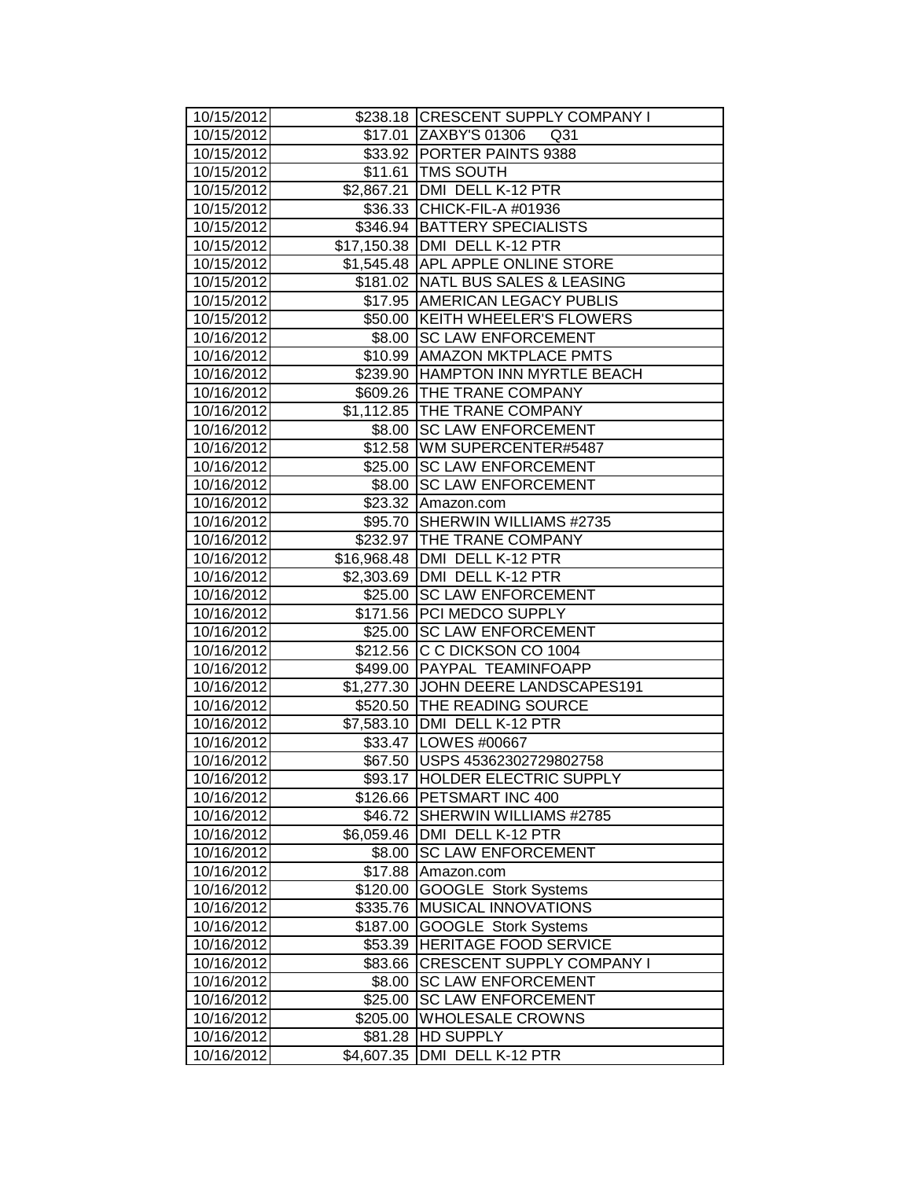| 10/15/2012 | $238.18 | CRESCENT SUPPLY COMPANY I |
|---|---|---|
| 10/15/2012 | $17.01 | ZAXBY'S 01306 Q31 |
| 10/15/2012 | $33.92 | PORTER PAINTS 9388 |
| 10/15/2012 | $11.61 | TMS SOUTH |
| 10/15/2012 | $2,867.21 | DMI DELL K-12 PTR |
| 10/15/2012 | $36.33 | CHICK-FIL-A #01936 |
| 10/15/2012 | $346.94 | BATTERY SPECIALISTS |
| 10/15/2012 | $17,150.38 | DMI DELL K-12 PTR |
| 10/15/2012 | $1,545.48 | APL APPLE ONLINE STORE |
| 10/15/2012 | $181.02 | NATL BUS SALES & LEASING |
| 10/15/2012 | $17.95 | AMERICAN LEGACY PUBLIS |
| 10/15/2012 | $50.00 | KEITH WHEELER'S FLOWERS |
| 10/16/2012 | $8.00 | SC LAW ENFORCEMENT |
| 10/16/2012 | $10.99 | AMAZON MKTPLACE PMTS |
| 10/16/2012 | $239.90 | HAMPTON INN MYRTLE BEACH |
| 10/16/2012 | $609.26 | THE TRANE COMPANY |
| 10/16/2012 | $1,112.85 | THE TRANE COMPANY |
| 10/16/2012 | $8.00 | SC LAW ENFORCEMENT |
| 10/16/2012 | $12.58 | WM SUPERCENTER#5487 |
| 10/16/2012 | $25.00 | SC LAW ENFORCEMENT |
| 10/16/2012 | $8.00 | SC LAW ENFORCEMENT |
| 10/16/2012 | $23.32 | Amazon.com |
| 10/16/2012 | $95.70 | SHERWIN WILLIAMS #2735 |
| 10/16/2012 | $232.97 | THE TRANE COMPANY |
| 10/16/2012 | $16,968.48 | DMI DELL K-12 PTR |
| 10/16/2012 | $2,303.69 | DMI DELL K-12 PTR |
| 10/16/2012 | $25.00 | SC LAW ENFORCEMENT |
| 10/16/2012 | $171.56 | PCI MEDCO SUPPLY |
| 10/16/2012 | $25.00 | SC LAW ENFORCEMENT |
| 10/16/2012 | $212.56 | C C DICKSON CO 1004 |
| 10/16/2012 | $499.00 | PAYPAL TEAMINFOAPP |
| 10/16/2012 | $1,277.30 | JOHN DEERE LANDSCAPES191 |
| 10/16/2012 | $520.50 | THE READING SOURCE |
| 10/16/2012 | $7,583.10 | DMI DELL K-12 PTR |
| 10/16/2012 | $33.47 | LOWES #00667 |
| 10/16/2012 | $67.50 | USPS 45362302729802758 |
| 10/16/2012 | $93.17 | HOLDER ELECTRIC SUPPLY |
| 10/16/2012 | $126.66 | PETSMART INC 400 |
| 10/16/2012 | $46.72 | SHERWIN WILLIAMS #2785 |
| 10/16/2012 | $6,059.46 | DMI DELL K-12 PTR |
| 10/16/2012 | $8.00 | SC LAW ENFORCEMENT |
| 10/16/2012 | $17.88 | Amazon.com |
| 10/16/2012 | $120.00 | GOOGLE Stork Systems |
| 10/16/2012 | $335.76 | MUSICAL INNOVATIONS |
| 10/16/2012 | $187.00 | GOOGLE Stork Systems |
| 10/16/2012 | $53.39 | HERITAGE FOOD SERVICE |
| 10/16/2012 | $83.66 | CRESCENT SUPPLY COMPANY I |
| 10/16/2012 | $8.00 | SC LAW ENFORCEMENT |
| 10/16/2012 | $25.00 | SC LAW ENFORCEMENT |
| 10/16/2012 | $205.00 | WHOLESALE CROWNS |
| 10/16/2012 | $81.28 | HD SUPPLY |
| 10/16/2012 | $4,607.35 | DMI DELL K-12 PTR |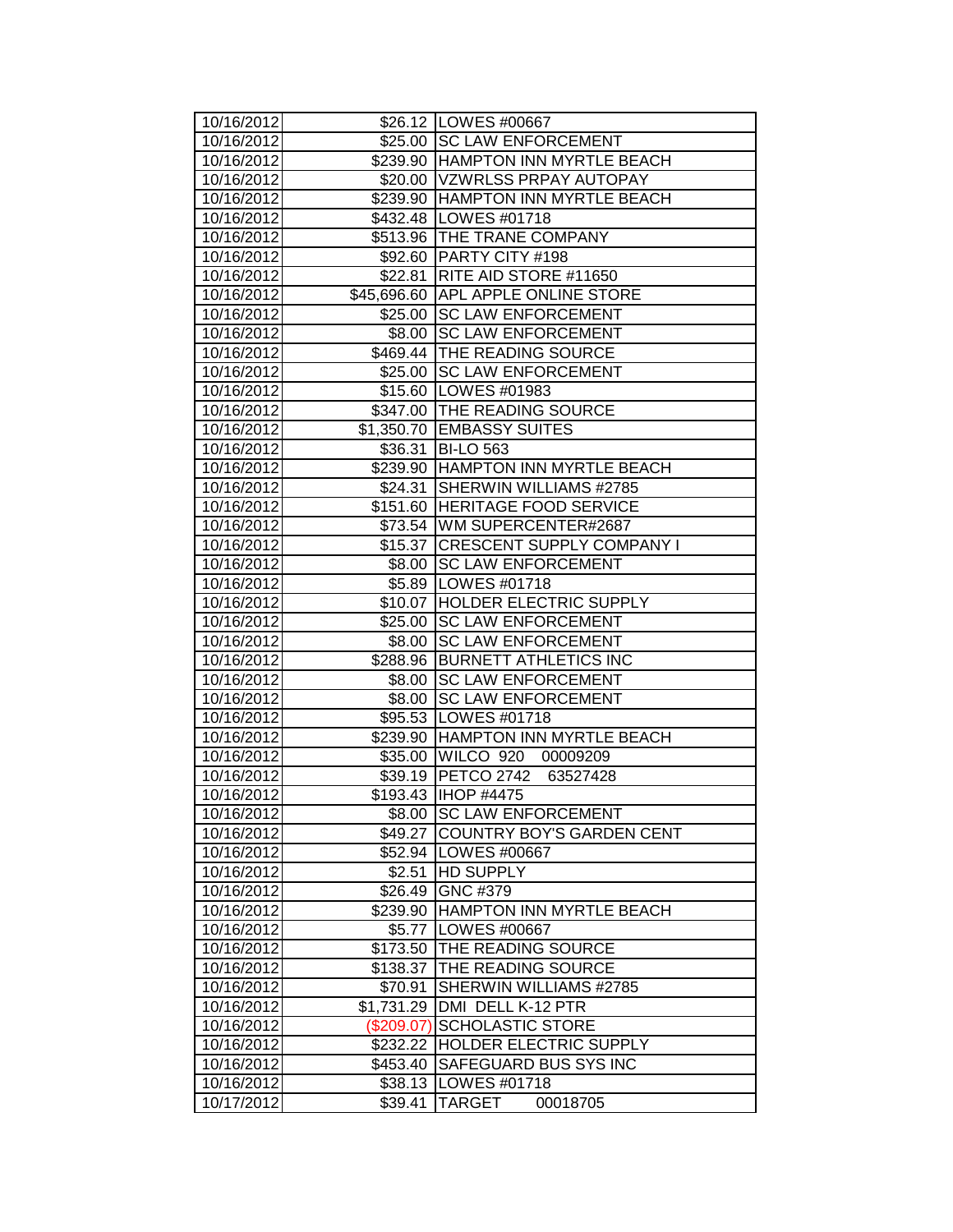| 10/16/2012 | $26.12 | LOWES #00667 |
|---|---|---|
| 10/16/2012 | $25.00 | SC LAW ENFORCEMENT |
| 10/16/2012 | $239.90 | HAMPTON INN MYRTLE BEACH |
| 10/16/2012 | $20.00 | VZWRLSS PRPAY AUTOPAY |
| 10/16/2012 | $239.90 | HAMPTON INN MYRTLE BEACH |
| 10/16/2012 | $432.48 | LOWES #01718 |
| 10/16/2012 | $513.96 | THE TRANE COMPANY |
| 10/16/2012 | $92.60 | PARTY CITY #198 |
| 10/16/2012 | $22.81 | RITE AID STORE #11650 |
| 10/16/2012 | $45,696.60 | APL APPLE ONLINE STORE |
| 10/16/2012 | $25.00 | SC LAW ENFORCEMENT |
| 10/16/2012 | $8.00 | SC LAW ENFORCEMENT |
| 10/16/2012 | $469.44 | THE READING SOURCE |
| 10/16/2012 | $25.00 | SC LAW ENFORCEMENT |
| 10/16/2012 | $15.60 | LOWES #01983 |
| 10/16/2012 | $347.00 | THE READING SOURCE |
| 10/16/2012 | $1,350.70 | EMBASSY SUITES |
| 10/16/2012 | $36.31 | BI-LO 563 |
| 10/16/2012 | $239.90 | HAMPTON INN MYRTLE BEACH |
| 10/16/2012 | $24.31 | SHERWIN WILLIAMS #2785 |
| 10/16/2012 | $151.60 | HERITAGE FOOD SERVICE |
| 10/16/2012 | $73.54 | WM SUPERCENTER#2687 |
| 10/16/2012 | $15.37 | CRESCENT SUPPLY COMPANY I |
| 10/16/2012 | $8.00 | SC LAW ENFORCEMENT |
| 10/16/2012 | $5.89 | LOWES #01718 |
| 10/16/2012 | $10.07 | HOLDER ELECTRIC SUPPLY |
| 10/16/2012 | $25.00 | SC LAW ENFORCEMENT |
| 10/16/2012 | $8.00 | SC LAW ENFORCEMENT |
| 10/16/2012 | $288.96 | BURNETT ATHLETICS INC |
| 10/16/2012 | $8.00 | SC LAW ENFORCEMENT |
| 10/16/2012 | $8.00 | SC LAW ENFORCEMENT |
| 10/16/2012 | $95.53 | LOWES #01718 |
| 10/16/2012 | $239.90 | HAMPTON INN MYRTLE BEACH |
| 10/16/2012 | $35.00 | WILCO 920 00009209 |
| 10/16/2012 | $39.19 | PETCO 2742 63527428 |
| 10/16/2012 | $193.43 | IHOP #4475 |
| 10/16/2012 | $8.00 | SC LAW ENFORCEMENT |
| 10/16/2012 | $49.27 | COUNTRY BOY'S GARDEN CENT |
| 10/16/2012 | $52.94 | LOWES #00667 |
| 10/16/2012 | $2.51 | HD SUPPLY |
| 10/16/2012 | $26.49 | GNC #379 |
| 10/16/2012 | $239.90 | HAMPTON INN MYRTLE BEACH |
| 10/16/2012 | $5.77 | LOWES #00667 |
| 10/16/2012 | $173.50 | THE READING SOURCE |
| 10/16/2012 | $138.37 | THE READING SOURCE |
| 10/16/2012 | $70.91 | SHERWIN WILLIAMS #2785 |
| 10/16/2012 | $1,731.29 | DMI DELL K-12 PTR |
| 10/16/2012 | ($209.07) | SCHOLASTIC STORE |
| 10/16/2012 | $232.22 | HOLDER ELECTRIC SUPPLY |
| 10/16/2012 | $453.40 | SAFEGUARD BUS SYS INC |
| 10/16/2012 | $38.13 | LOWES #01718 |
| 10/17/2012 | $39.41 | TARGET 00018705 |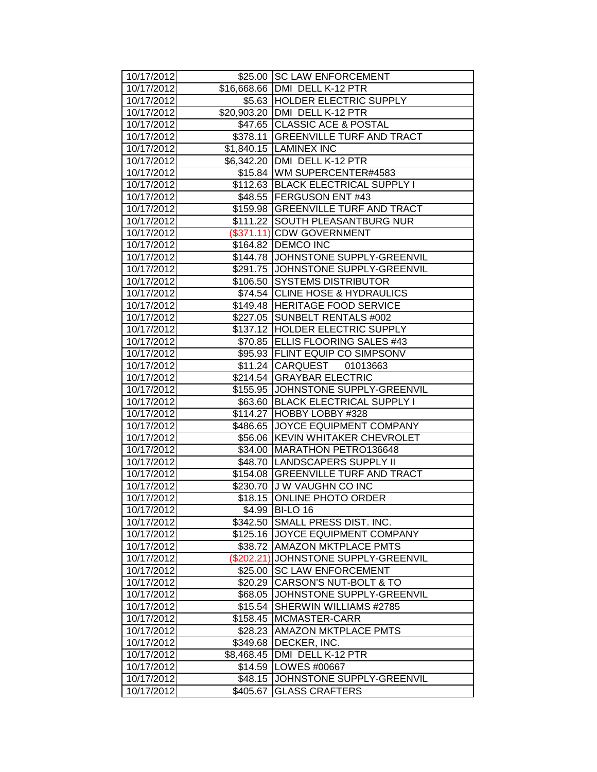| | | |
|---|---|---|
| 10/17/2012 | $25.00 | SC LAW ENFORCEMENT |
| 10/17/2012 | $16,668.66 | DMI DELL K-12 PTR |
| 10/17/2012 | $5.63 | HOLDER ELECTRIC SUPPLY |
| 10/17/2012 | $20,903.20 | DMI DELL K-12 PTR |
| 10/17/2012 | $47.65 | CLASSIC ACE & POSTAL |
| 10/17/2012 | $378.11 | GREENVILLE TURF AND TRACT |
| 10/17/2012 | $1,840.15 | LAMINEX INC |
| 10/17/2012 | $6,342.20 | DMI DELL K-12 PTR |
| 10/17/2012 | $15.84 | WM SUPERCENTER#4583 |
| 10/17/2012 | $112.63 | BLACK ELECTRICAL SUPPLY I |
| 10/17/2012 | $48.55 | FERGUSON ENT #43 |
| 10/17/2012 | $159.98 | GREENVILLE TURF AND TRACT |
| 10/17/2012 | $111.22 | SOUTH PLEASANTBURG NUR |
| 10/17/2012 | ($371.11) | CDW GOVERNMENT |
| 10/17/2012 | $164.82 | DEMCO INC |
| 10/17/2012 | $144.78 | JOHNSTONE SUPPLY-GREENVIL |
| 10/17/2012 | $291.75 | JOHNSTONE SUPPLY-GREENVIL |
| 10/17/2012 | $106.50 | SYSTEMS DISTRIBUTOR |
| 10/17/2012 | $74.54 | CLINE HOSE & HYDRAULICS |
| 10/17/2012 | $149.48 | HERITAGE FOOD SERVICE |
| 10/17/2012 | $227.05 | SUNBELT RENTALS #002 |
| 10/17/2012 | $137.12 | HOLDER ELECTRIC SUPPLY |
| 10/17/2012 | $70.85 | ELLIS FLOORING SALES #43 |
| 10/17/2012 | $95.93 | FLINT EQUIP CO SIMPSONV |
| 10/17/2012 | $11.24 | CARQUEST 01013663 |
| 10/17/2012 | $214.54 | GRAYBAR ELECTRIC |
| 10/17/2012 | $155.95 | JOHNSTONE SUPPLY-GREENVIL |
| 10/17/2012 | $63.60 | BLACK ELECTRICAL SUPPLY I |
| 10/17/2012 | $114.27 | HOBBY LOBBY #328 |
| 10/17/2012 | $486.65 | JOYCE EQUIPMENT COMPANY |
| 10/17/2012 | $56.06 | KEVIN WHITAKER CHEVROLET |
| 10/17/2012 | $34.00 | MARATHON PETRO136648 |
| 10/17/2012 | $48.70 | LANDSCAPERS SUPPLY II |
| 10/17/2012 | $154.08 | GREENVILLE TURF AND TRACT |
| 10/17/2012 | $230.70 | J W VAUGHN CO INC |
| 10/17/2012 | $18.15 | ONLINE PHOTO ORDER |
| 10/17/2012 | $4.99 | BI-LO 16 |
| 10/17/2012 | $342.50 | SMALL PRESS DIST. INC. |
| 10/17/2012 | $125.16 | JOYCE EQUIPMENT COMPANY |
| 10/17/2012 | $38.72 | AMAZON MKTPLACE PMTS |
| 10/17/2012 | ($202.21) | JOHNSTONE SUPPLY-GREENVIL |
| 10/17/2012 | $25.00 | SC LAW ENFORCEMENT |
| 10/17/2012 | $20.29 | CARSON'S NUT-BOLT & TO |
| 10/17/2012 | $68.05 | JOHNSTONE SUPPLY-GREENVIL |
| 10/17/2012 | $15.54 | SHERWIN WILLIAMS #2785 |
| 10/17/2012 | $158.45 | MCMASTER-CARR |
| 10/17/2012 | $28.23 | AMAZON MKTPLACE PMTS |
| 10/17/2012 | $349.68 | DECKER, INC. |
| 10/17/2012 | $8,468.45 | DMI DELL K-12 PTR |
| 10/17/2012 | $14.59 | LOWES #00667 |
| 10/17/2012 | $48.15 | JOHNSTONE SUPPLY-GREENVIL |
| 10/17/2012 | $405.67 | GLASS CRAFTERS |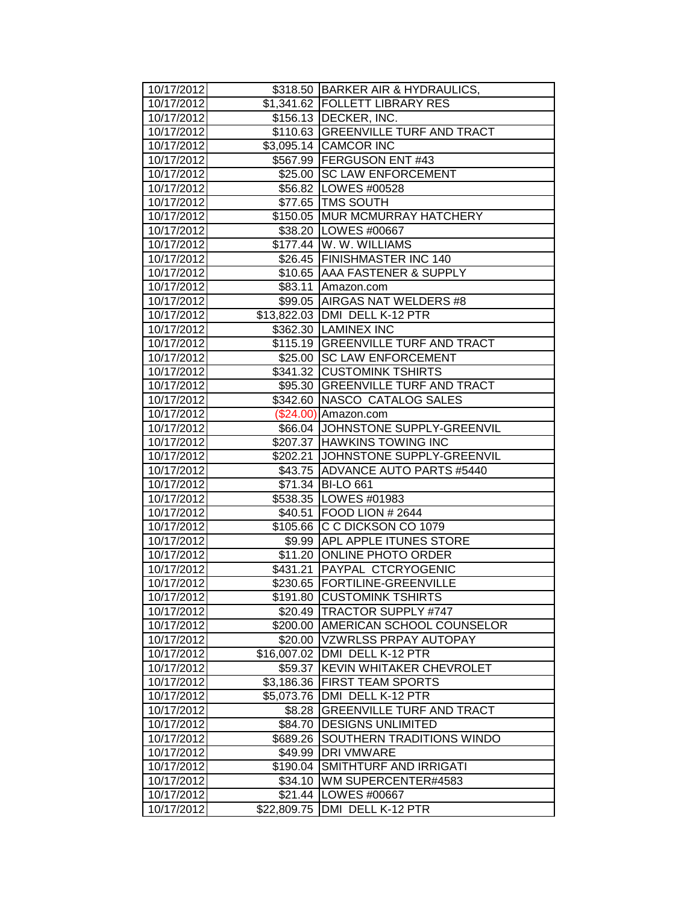| 10/17/2012 | $318.50 | BARKER AIR & HYDRAULICS, |
|---|---|---|
| 10/17/2012 | $1,341.62 | FOLLETT LIBRARY RES |
| 10/17/2012 | $156.13 | DECKER, INC. |
| 10/17/2012 | $110.63 | GREENVILLE TURF AND TRACT |
| 10/17/2012 | $3,095.14 | CAMCOR INC |
| 10/17/2012 | $567.99 | FERGUSON ENT #43 |
| 10/17/2012 | $25.00 | SC LAW ENFORCEMENT |
| 10/17/2012 | $56.82 | LOWES #00528 |
| 10/17/2012 | $77.65 | TMS SOUTH |
| 10/17/2012 | $150.05 | MUR MCMURRAY HATCHERY |
| 10/17/2012 | $38.20 | LOWES #00667 |
| 10/17/2012 | $177.44 | W. W. WILLIAMS |
| 10/17/2012 | $26.45 | FINISHMASTER INC 140 |
| 10/17/2012 | $10.65 | AAA FASTENER & SUPPLY |
| 10/17/2012 | $83.11 | Amazon.com |
| 10/17/2012 | $99.05 | AIRGAS NAT WELDERS #8 |
| 10/17/2012 | $13,822.03 | DMI DELL K-12 PTR |
| 10/17/2012 | $362.30 | LAMINEX INC |
| 10/17/2012 | $115.19 | GREENVILLE TURF AND TRACT |
| 10/17/2012 | $25.00 | SC LAW ENFORCEMENT |
| 10/17/2012 | $341.32 | CUSTOMINK TSHIRTS |
| 10/17/2012 | $95.30 | GREENVILLE TURF AND TRACT |
| 10/17/2012 | $342.60 | NASCO CATALOG SALES |
| 10/17/2012 | ($24.00) | Amazon.com |
| 10/17/2012 | $66.04 | JOHNSTONE SUPPLY-GREENVIL |
| 10/17/2012 | $207.37 | HAWKINS TOWING INC |
| 10/17/2012 | $202.21 | JOHNSTONE SUPPLY-GREENVIL |
| 10/17/2012 | $43.75 | ADVANCE AUTO PARTS #5440 |
| 10/17/2012 | $71.34 | BI-LO 661 |
| 10/17/2012 | $538.35 | LOWES #01983 |
| 10/17/2012 | $40.51 | FOOD LION # 2644 |
| 10/17/2012 | $105.66 | C C DICKSON CO 1079 |
| 10/17/2012 | $9.99 | APL APPLE ITUNES STORE |
| 10/17/2012 | $11.20 | ONLINE PHOTO ORDER |
| 10/17/2012 | $431.21 | PAYPAL CTCRYOGENIC |
| 10/17/2012 | $230.65 | FORTILINE-GREENVILLE |
| 10/17/2012 | $191.80 | CUSTOMINK TSHIRTS |
| 10/17/2012 | $20.49 | TRACTOR SUPPLY #747 |
| 10/17/2012 | $200.00 | AMERICAN SCHOOL COUNSELOR |
| 10/17/2012 | $20.00 | VZWRLSS PRPAY AUTOPAY |
| 10/17/2012 | $16,007.02 | DMI DELL K-12 PTR |
| 10/17/2012 | $59.37 | KEVIN WHITAKER CHEVROLET |
| 10/17/2012 | $3,186.36 | FIRST TEAM SPORTS |
| 10/17/2012 | $5,073.76 | DMI DELL K-12 PTR |
| 10/17/2012 | $8.28 | GREENVILLE TURF AND TRACT |
| 10/17/2012 | $84.70 | DESIGNS UNLIMITED |
| 10/17/2012 | $689.26 | SOUTHERN TRADITIONS WINDO |
| 10/17/2012 | $49.99 | DRI VMWARE |
| 10/17/2012 | $190.04 | SMITHTURF AND IRRIGATI |
| 10/17/2012 | $34.10 | WM SUPERCENTER#4583 |
| 10/17/2012 | $21.44 | LOWES #00667 |
| 10/17/2012 | $22,809.75 | DMI DELL K-12 PTR |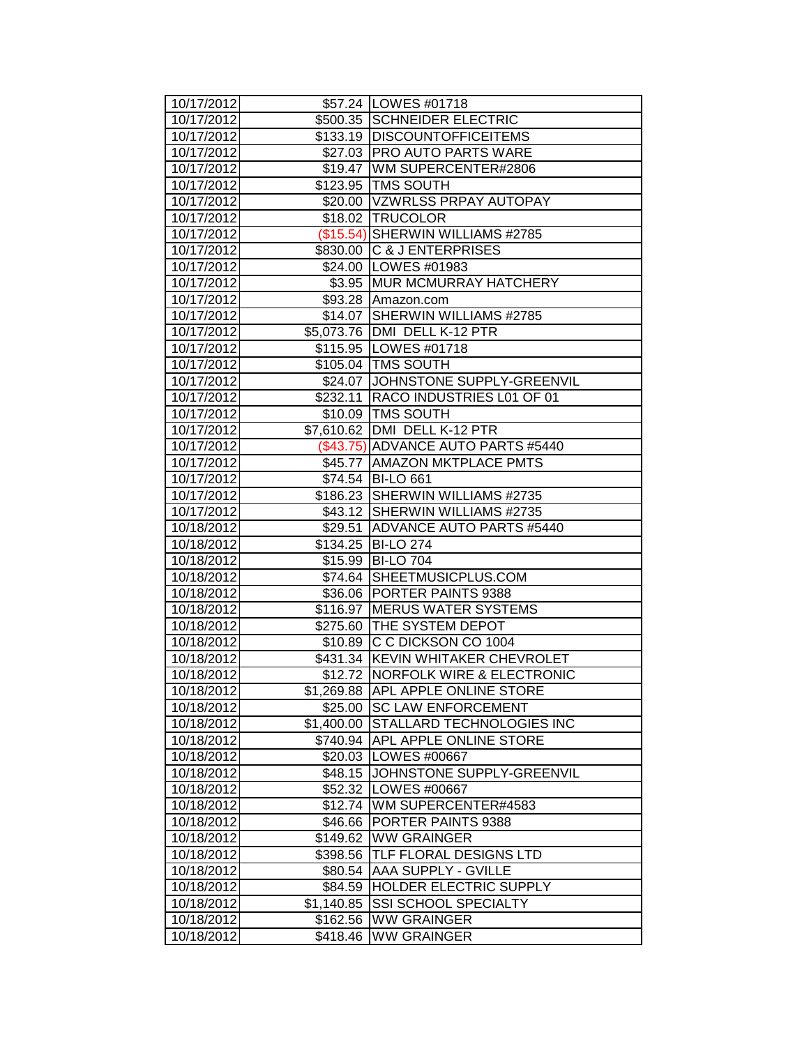| | | |
|---|---|---|
| 10/17/2012 | $57.24 | LOWES #01718 |
| 10/17/2012 | $500.35 | SCHNEIDER ELECTRIC |
| 10/17/2012 | $133.19 | DISCOUNTOFFICEITEMS |
| 10/17/2012 | $27.03 | PRO AUTO PARTS WARE |
| 10/17/2012 | $19.47 | WM SUPERCENTER#2806 |
| 10/17/2012 | $123.95 | TMS SOUTH |
| 10/17/2012 | $20.00 | VZWRLSS PRPAY AUTOPAY |
| 10/17/2012 | $18.02 | TRUCOLOR |
| 10/17/2012 | ($15.54) | SHERWIN WILLIAMS #2785 |
| 10/17/2012 | $830.00 | C & J ENTERPRISES |
| 10/17/2012 | $24.00 | LOWES #01983 |
| 10/17/2012 | $3.95 | MUR MCMURRAY HATCHERY |
| 10/17/2012 | $93.28 | Amazon.com |
| 10/17/2012 | $14.07 | SHERWIN WILLIAMS #2785 |
| 10/17/2012 | $5,073.76 | DMI DELL K-12 PTR |
| 10/17/2012 | $115.95 | LOWES #01718 |
| 10/17/2012 | $105.04 | TMS SOUTH |
| 10/17/2012 | $24.07 | JOHNSTONE SUPPLY-GREENVIL |
| 10/17/2012 | $232.11 | RACO INDUSTRIES L01 OF 01 |
| 10/17/2012 | $10.09 | TMS SOUTH |
| 10/17/2012 | $7,610.62 | DMI DELL K-12 PTR |
| 10/17/2012 | ($43.75) | ADVANCE AUTO PARTS #5440 |
| 10/17/2012 | $45.77 | AMAZON MKTPLACE PMTS |
| 10/17/2012 | $74.54 | BI-LO 661 |
| 10/17/2012 | $186.23 | SHERWIN WILLIAMS #2735 |
| 10/17/2012 | $43.12 | SHERWIN WILLIAMS #2735 |
| 10/18/2012 | $29.51 | ADVANCE AUTO PARTS #5440 |
| 10/18/2012 | $134.25 | BI-LO 274 |
| 10/18/2012 | $15.99 | BI-LO 704 |
| 10/18/2012 | $74.64 | SHEETMUSICPLUS.COM |
| 10/18/2012 | $36.06 | PORTER PAINTS 9388 |
| 10/18/2012 | $116.97 | MERUS WATER SYSTEMS |
| 10/18/2012 | $275.60 | THE SYSTEM DEPOT |
| 10/18/2012 | $10.89 | C C DICKSON CO 1004 |
| 10/18/2012 | $431.34 | KEVIN WHITAKER CHEVROLET |
| 10/18/2012 | $12.72 | NORFOLK WIRE & ELECTRONIC |
| 10/18/2012 | $1,269.88 | APL APPLE ONLINE STORE |
| 10/18/2012 | $25.00 | SC LAW ENFORCEMENT |
| 10/18/2012 | $1,400.00 | STALLARD TECHNOLOGIES INC |
| 10/18/2012 | $740.94 | APL APPLE ONLINE STORE |
| 10/18/2012 | $20.03 | LOWES #00667 |
| 10/18/2012 | $48.15 | JOHNSTONE SUPPLY-GREENVIL |
| 10/18/2012 | $52.32 | LOWES #00667 |
| 10/18/2012 | $12.74 | WM SUPERCENTER#4583 |
| 10/18/2012 | $46.66 | PORTER PAINTS 9388 |
| 10/18/2012 | $149.62 | WW GRAINGER |
| 10/18/2012 | $398.56 | TLF FLORAL DESIGNS LTD |
| 10/18/2012 | $80.54 | AAA SUPPLY - GVILLE |
| 10/18/2012 | $84.59 | HOLDER ELECTRIC SUPPLY |
| 10/18/2012 | $1,140.85 | SSI SCHOOL SPECIALTY |
| 10/18/2012 | $162.56 | WW GRAINGER |
| 10/18/2012 | $418.46 | WW GRAINGER |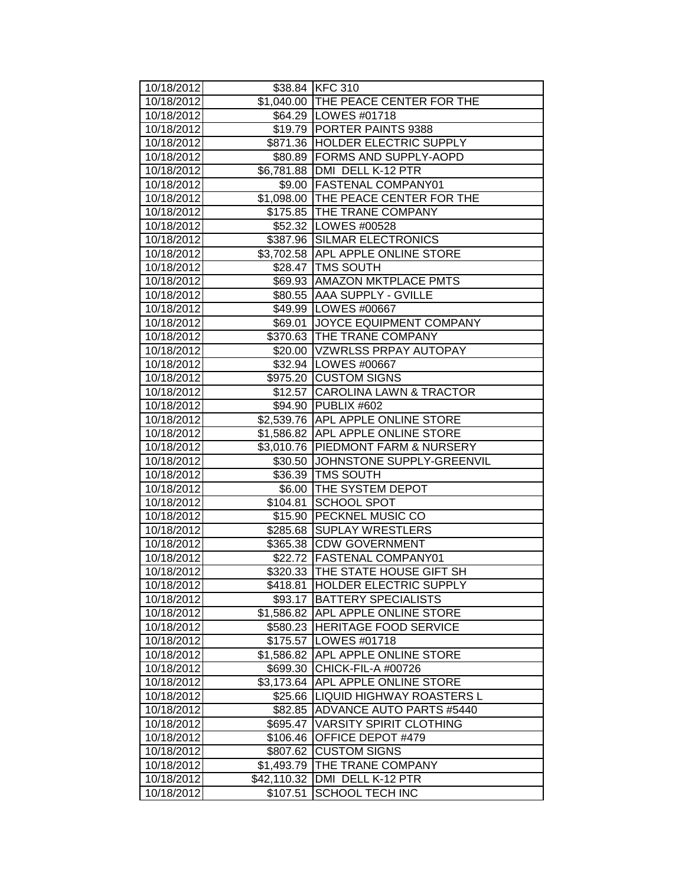| | | |
|---|---|---|
| 10/18/2012 | $38.84 | KFC 310 |
| 10/18/2012 | $1,040.00 | THE PEACE CENTER FOR THE |
| 10/18/2012 | $64.29 | LOWES #01718 |
| 10/18/2012 | $19.79 | PORTER PAINTS 9388 |
| 10/18/2012 | $871.36 | HOLDER ELECTRIC SUPPLY |
| 10/18/2012 | $80.89 | FORMS AND SUPPLY-AOPD |
| 10/18/2012 | $6,781.88 | DMI DELL K-12 PTR |
| 10/18/2012 | $9.00 | FASTENAL COMPANY01 |
| 10/18/2012 | $1,098.00 | THE PEACE CENTER FOR THE |
| 10/18/2012 | $175.85 | THE TRANE COMPANY |
| 10/18/2012 | $52.32 | LOWES #00528 |
| 10/18/2012 | $387.96 | SILMAR ELECTRONICS |
| 10/18/2012 | $3,702.58 | APL APPLE ONLINE STORE |
| 10/18/2012 | $28.47 | TMS SOUTH |
| 10/18/2012 | $69.93 | AMAZON MKTPLACE PMTS |
| 10/18/2012 | $80.55 | AAA SUPPLY - GVILLE |
| 10/18/2012 | $49.99 | LOWES #00667 |
| 10/18/2012 | $69.01 | JOYCE EQUIPMENT COMPANY |
| 10/18/2012 | $370.63 | THE TRANE COMPANY |
| 10/18/2012 | $20.00 | VZWRLSS PRPAY AUTOPAY |
| 10/18/2012 | $32.94 | LOWES #00667 |
| 10/18/2012 | $975.20 | CUSTOM SIGNS |
| 10/18/2012 | $12.57 | CAROLINA LAWN & TRACTOR |
| 10/18/2012 | $94.90 | PUBLIX #602 |
| 10/18/2012 | $2,539.76 | APL APPLE ONLINE STORE |
| 10/18/2012 | $1,586.82 | APL APPLE ONLINE STORE |
| 10/18/2012 | $3,010.76 | PIEDMONT FARM & NURSERY |
| 10/18/2012 | $30.50 | JOHNSTONE SUPPLY-GREENVIL |
| 10/18/2012 | $36.39 | TMS SOUTH |
| 10/18/2012 | $6.00 | THE SYSTEM DEPOT |
| 10/18/2012 | $104.81 | SCHOOL SPOT |
| 10/18/2012 | $15.90 | PECKNEL MUSIC CO |
| 10/18/2012 | $285.68 | SUPLAY WRESTLERS |
| 10/18/2012 | $365.38 | CDW GOVERNMENT |
| 10/18/2012 | $22.72 | FASTENAL COMPANY01 |
| 10/18/2012 | $320.33 | THE STATE HOUSE GIFT SH |
| 10/18/2012 | $418.81 | HOLDER ELECTRIC SUPPLY |
| 10/18/2012 | $93.17 | BATTERY SPECIALISTS |
| 10/18/2012 | $1,586.82 | APL APPLE ONLINE STORE |
| 10/18/2012 | $580.23 | HERITAGE FOOD SERVICE |
| 10/18/2012 | $175.57 | LOWES #01718 |
| 10/18/2012 | $1,586.82 | APL APPLE ONLINE STORE |
| 10/18/2012 | $699.30 | CHICK-FIL-A #00726 |
| 10/18/2012 | $3,173.64 | APL APPLE ONLINE STORE |
| 10/18/2012 | $25.66 | LIQUID HIGHWAY ROASTERS L |
| 10/18/2012 | $82.85 | ADVANCE AUTO PARTS #5440 |
| 10/18/2012 | $695.47 | VARSITY SPIRIT CLOTHING |
| 10/18/2012 | $106.46 | OFFICE DEPOT #479 |
| 10/18/2012 | $807.62 | CUSTOM SIGNS |
| 10/18/2012 | $1,493.79 | THE TRANE COMPANY |
| 10/18/2012 | $42,110.32 | DMI DELL K-12 PTR |
| 10/18/2012 | $107.51 | SCHOOL TECH INC |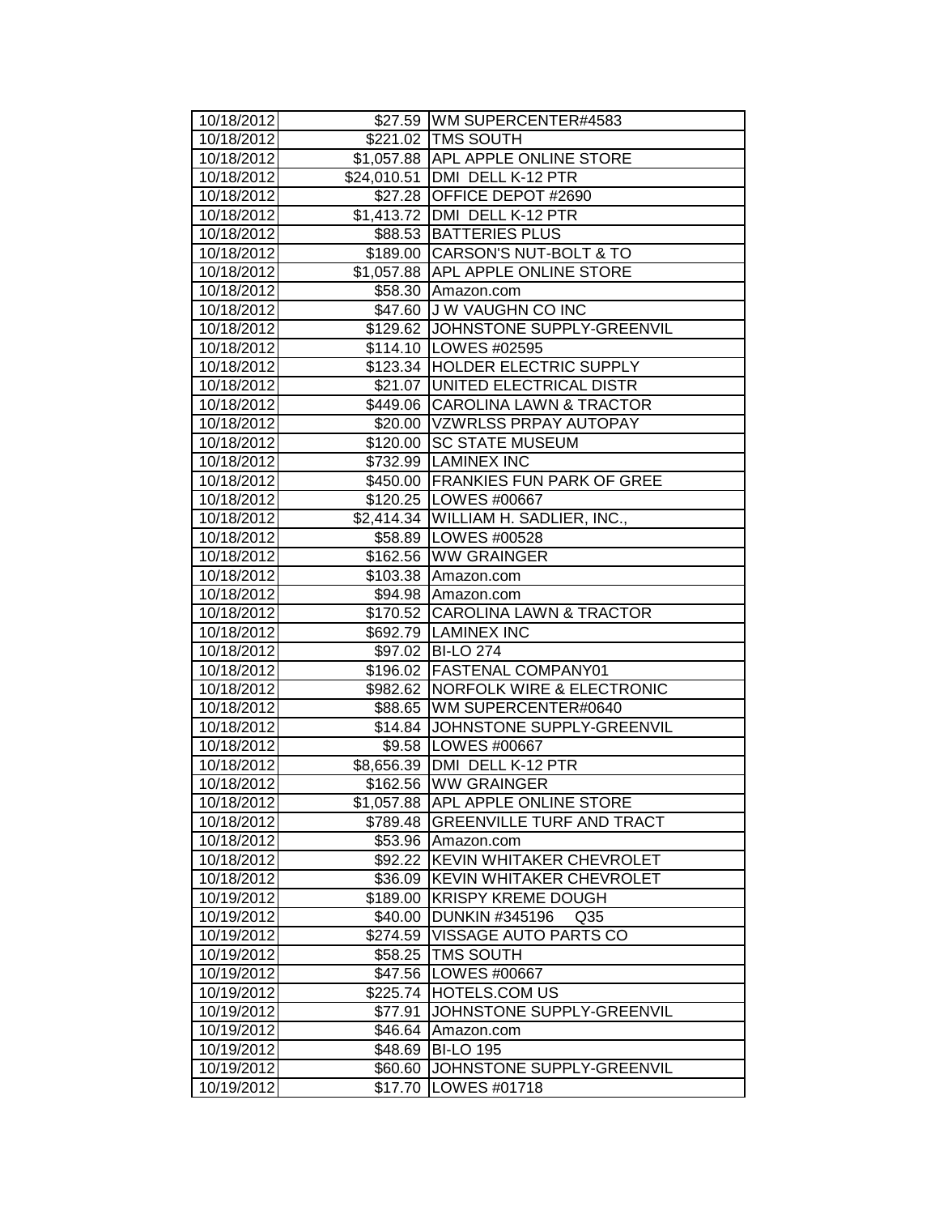| | | |
|---|---|---|
| 10/18/2012 | $27.59 | WM SUPERCENTER#4583 |
| 10/18/2012 | $221.02 | TMS SOUTH |
| 10/18/2012 | $1,057.88 | APL APPLE ONLINE STORE |
| 10/18/2012 | $24,010.51 | DMI DELL K-12 PTR |
| 10/18/2012 | $27.28 | OFFICE DEPOT #2690 |
| 10/18/2012 | $1,413.72 | DMI DELL K-12 PTR |
| 10/18/2012 | $88.53 | BATTERIES PLUS |
| 10/18/2012 | $189.00 | CARSON'S NUT-BOLT & TO |
| 10/18/2012 | $1,057.88 | APL APPLE ONLINE STORE |
| 10/18/2012 | $58.30 | Amazon.com |
| 10/18/2012 | $47.60 | J W VAUGHN CO INC |
| 10/18/2012 | $129.62 | JOHNSTONE SUPPLY-GREENVIL |
| 10/18/2012 | $114.10 | LOWES #02595 |
| 10/18/2012 | $123.34 | HOLDER ELECTRIC SUPPLY |
| 10/18/2012 | $21.07 | UNITED ELECTRICAL DISTR |
| 10/18/2012 | $449.06 | CAROLINA LAWN & TRACTOR |
| 10/18/2012 | $20.00 | VZWRLSS PRPAY AUTOPAY |
| 10/18/2012 | $120.00 | SC STATE MUSEUM |
| 10/18/2012 | $732.99 | LAMINEX INC |
| 10/18/2012 | $450.00 | FRANKIES FUN PARK OF GREE |
| 10/18/2012 | $120.25 | LOWES #00667 |
| 10/18/2012 | $2,414.34 | WILLIAM H. SADLIER, INC., |
| 10/18/2012 | $58.89 | LOWES #00528 |
| 10/18/2012 | $162.56 | WW GRAINGER |
| 10/18/2012 | $103.38 | Amazon.com |
| 10/18/2012 | $94.98 | Amazon.com |
| 10/18/2012 | $170.52 | CAROLINA LAWN & TRACTOR |
| 10/18/2012 | $692.79 | LAMINEX INC |
| 10/18/2012 | $97.02 | BI-LO 274 |
| 10/18/2012 | $196.02 | FASTENAL COMPANY01 |
| 10/18/2012 | $982.62 | NORFOLK WIRE & ELECTRONIC |
| 10/18/2012 | $88.65 | WM SUPERCENTER#0640 |
| 10/18/2012 | $14.84 | JOHNSTONE SUPPLY-GREENVIL |
| 10/18/2012 | $9.58 | LOWES #00667 |
| 10/18/2012 | $8,656.39 | DMI DELL K-12 PTR |
| 10/18/2012 | $162.56 | WW GRAINGER |
| 10/18/2012 | $1,057.88 | APL APPLE ONLINE STORE |
| 10/18/2012 | $789.48 | GREENVILLE TURF AND TRACT |
| 10/18/2012 | $53.96 | Amazon.com |
| 10/18/2012 | $92.22 | KEVIN WHITAKER CHEVROLET |
| 10/18/2012 | $36.09 | KEVIN WHITAKER CHEVROLET |
| 10/19/2012 | $189.00 | KRISPY KREME DOUGH |
| 10/19/2012 | $40.00 | DUNKIN #345196 Q35 |
| 10/19/2012 | $274.59 | VISSAGE AUTO PARTS CO |
| 10/19/2012 | $58.25 | TMS SOUTH |
| 10/19/2012 | $47.56 | LOWES #00667 |
| 10/19/2012 | $225.74 | HOTELS.COM US |
| 10/19/2012 | $77.91 | JOHNSTONE SUPPLY-GREENVIL |
| 10/19/2012 | $46.64 | Amazon.com |
| 10/19/2012 | $48.69 | BI-LO 195 |
| 10/19/2012 | $60.60 | JOHNSTONE SUPPLY-GREENVIL |
| 10/19/2012 | $17.70 | LOWES #01718 |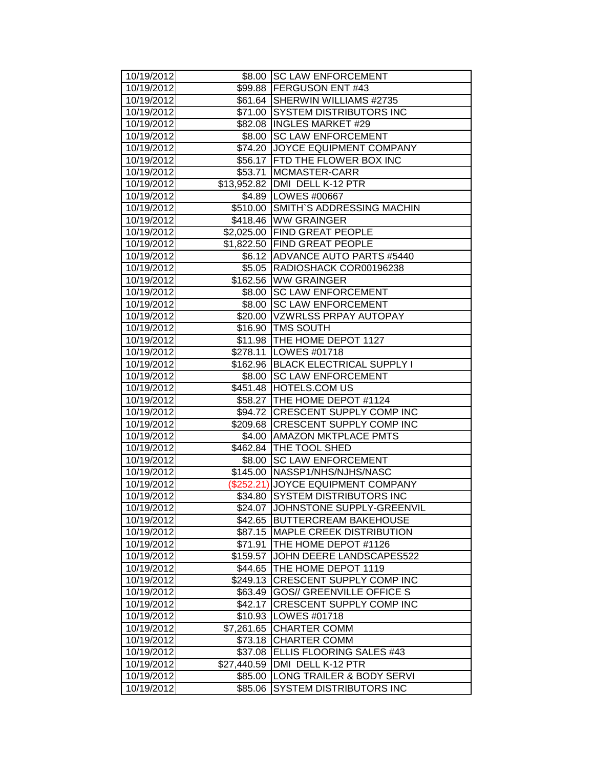| | | |
|---|---|---|
| 10/19/2012 | $8.00 | SC LAW ENFORCEMENT |
| 10/19/2012 | $99.88 | FERGUSON ENT #43 |
| 10/19/2012 | $61.64 | SHERWIN WILLIAMS #2735 |
| 10/19/2012 | $71.00 | SYSTEM DISTRIBUTORS INC |
| 10/19/2012 | $82.08 | INGLES MARKET #29 |
| 10/19/2012 | $8.00 | SC LAW ENFORCEMENT |
| 10/19/2012 | $74.20 | JOYCE EQUIPMENT COMPANY |
| 10/19/2012 | $56.17 | FTD THE FLOWER BOX INC |
| 10/19/2012 | $53.71 | MCMASTER-CARR |
| 10/19/2012 | $13,952.82 | DMI DELL K-12 PTR |
| 10/19/2012 | $4.89 | LOWES #00667 |
| 10/19/2012 | $510.00 | SMITH`S ADDRESSING MACHIN |
| 10/19/2012 | $418.46 | WW GRAINGER |
| 10/19/2012 | $2,025.00 | FIND GREAT PEOPLE |
| 10/19/2012 | $1,822.50 | FIND GREAT PEOPLE |
| 10/19/2012 | $6.12 | ADVANCE AUTO PARTS #5440 |
| 10/19/2012 | $5.05 | RADIOSHACK COR00196238 |
| 10/19/2012 | $162.56 | WW GRAINGER |
| 10/19/2012 | $8.00 | SC LAW ENFORCEMENT |
| 10/19/2012 | $8.00 | SC LAW ENFORCEMENT |
| 10/19/2012 | $20.00 | VZWRLSS PRPAY AUTOPAY |
| 10/19/2012 | $16.90 | TMS SOUTH |
| 10/19/2012 | $11.98 | THE HOME DEPOT 1127 |
| 10/19/2012 | $278.11 | LOWES #01718 |
| 10/19/2012 | $162.96 | BLACK ELECTRICAL SUPPLY I |
| 10/19/2012 | $8.00 | SC LAW ENFORCEMENT |
| 10/19/2012 | $451.48 | HOTELS.COM US |
| 10/19/2012 | $58.27 | THE HOME DEPOT #1124 |
| 10/19/2012 | $94.72 | CRESCENT SUPPLY COMP INC |
| 10/19/2012 | $209.68 | CRESCENT SUPPLY COMP INC |
| 10/19/2012 | $4.00 | AMAZON MKTPLACE PMTS |
| 10/19/2012 | $462.84 | THE TOOL SHED |
| 10/19/2012 | $8.00 | SC LAW ENFORCEMENT |
| 10/19/2012 | $145.00 | NASSP1/NHS/NJHS/NASC |
| 10/19/2012 | ($252.21) | JOYCE EQUIPMENT COMPANY |
| 10/19/2012 | $34.80 | SYSTEM DISTRIBUTORS INC |
| 10/19/2012 | $24.07 | JOHNSTONE SUPPLY-GREENVIL |
| 10/19/2012 | $42.65 | BUTTERCREAM BAKEHOUSE |
| 10/19/2012 | $87.15 | MAPLE CREEK DISTRIBUTION |
| 10/19/2012 | $71.91 | THE HOME DEPOT #1126 |
| 10/19/2012 | $159.57 | JOHN DEERE LANDSCAPES522 |
| 10/19/2012 | $44.65 | THE HOME DEPOT 1119 |
| 10/19/2012 | $249.13 | CRESCENT SUPPLY COMP INC |
| 10/19/2012 | $63.49 | GOS// GREENVILLE OFFICE S |
| 10/19/2012 | $42.17 | CRESCENT SUPPLY COMP INC |
| 10/19/2012 | $10.93 | LOWES #01718 |
| 10/19/2012 | $7,261.65 | CHARTER COMM |
| 10/19/2012 | $73.18 | CHARTER COMM |
| 10/19/2012 | $37.08 | ELLIS FLOORING SALES #43 |
| 10/19/2012 | $27,440.59 | DMI DELL K-12 PTR |
| 10/19/2012 | $85.00 | LONG TRAILER & BODY SERVI |
| 10/19/2012 | $85.06 | SYSTEM DISTRIBUTORS INC |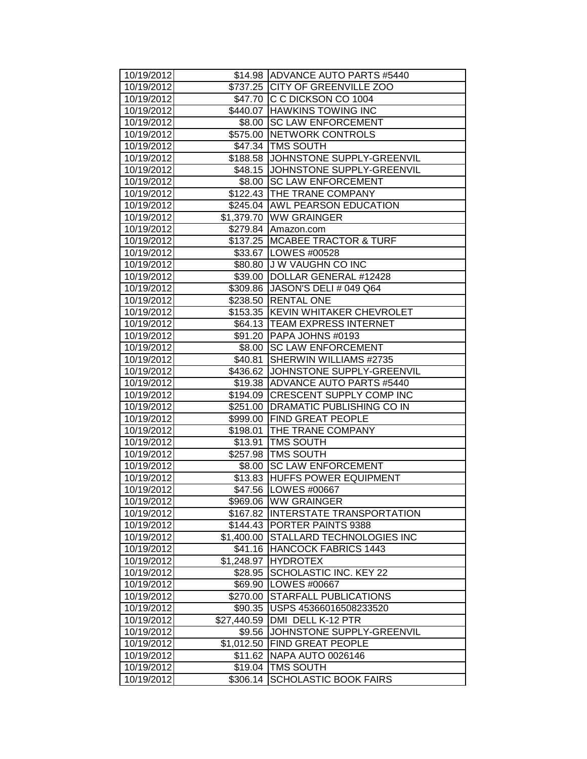| 10/19/2012 | $14.98 | ADVANCE AUTO PARTS #5440 |
|---|---|---|
| 10/19/2012 | $737.25 | CITY OF GREENVILLE ZOO |
| 10/19/2012 | $47.70 | C C DICKSON CO 1004 |
| 10/19/2012 | $440.07 | HAWKINS TOWING INC |
| 10/19/2012 | $8.00 | SC LAW ENFORCEMENT |
| 10/19/2012 | $575.00 | NETWORK CONTROLS |
| 10/19/2012 | $47.34 | TMS SOUTH |
| 10/19/2012 | $188.58 | JOHNSTONE SUPPLY-GREENVIL |
| 10/19/2012 | $48.15 | JOHNSTONE SUPPLY-GREENVIL |
| 10/19/2012 | $8.00 | SC LAW ENFORCEMENT |
| 10/19/2012 | $122.43 | THE TRANE COMPANY |
| 10/19/2012 | $245.04 | AWL PEARSON EDUCATION |
| 10/19/2012 | $1,379.70 | WW GRAINGER |
| 10/19/2012 | $279.84 | Amazon.com |
| 10/19/2012 | $137.25 | MCABEE TRACTOR & TURF |
| 10/19/2012 | $33.67 | LOWES #00528 |
| 10/19/2012 | $80.80 | J W VAUGHN CO INC |
| 10/19/2012 | $39.00 | DOLLAR GENERAL #12428 |
| 10/19/2012 | $309.86 | JASON'S DELI # 049 Q64 |
| 10/19/2012 | $238.50 | RENTAL ONE |
| 10/19/2012 | $153.35 | KEVIN WHITAKER CHEVROLET |
| 10/19/2012 | $64.13 | TEAM EXPRESS INTERNET |
| 10/19/2012 | $91.20 | PAPA JOHNS #0193 |
| 10/19/2012 | $8.00 | SC LAW ENFORCEMENT |
| 10/19/2012 | $40.81 | SHERWIN WILLIAMS #2735 |
| 10/19/2012 | $436.62 | JOHNSTONE SUPPLY-GREENVIL |
| 10/19/2012 | $19.38 | ADVANCE AUTO PARTS #5440 |
| 10/19/2012 | $194.09 | CRESCENT SUPPLY COMP INC |
| 10/19/2012 | $251.00 | DRAMATIC PUBLISHING CO IN |
| 10/19/2012 | $999.00 | FIND GREAT PEOPLE |
| 10/19/2012 | $198.01 | THE TRANE COMPANY |
| 10/19/2012 | $13.91 | TMS SOUTH |
| 10/19/2012 | $257.98 | TMS SOUTH |
| 10/19/2012 | $8.00 | SC LAW ENFORCEMENT |
| 10/19/2012 | $13.83 | HUFFS POWER EQUIPMENT |
| 10/19/2012 | $47.56 | LOWES #00667 |
| 10/19/2012 | $969.06 | WW GRAINGER |
| 10/19/2012 | $167.82 | INTERSTATE TRANSPORTATION |
| 10/19/2012 | $144.43 | PORTER PAINTS 9388 |
| 10/19/2012 | $1,400.00 | STALLARD TECHNOLOGIES INC |
| 10/19/2012 | $41.16 | HANCOCK FABRICS 1443 |
| 10/19/2012 | $1,248.97 | HYDROTEX |
| 10/19/2012 | $28.95 | SCHOLASTIC INC. KEY 22 |
| 10/19/2012 | $69.90 | LOWES #00667 |
| 10/19/2012 | $270.00 | STARFALL PUBLICATIONS |
| 10/19/2012 | $90.35 | USPS 45366016508233520 |
| 10/19/2012 | $27,440.59 | DMI DELL K-12 PTR |
| 10/19/2012 | $9.56 | JOHNSTONE SUPPLY-GREENVIL |
| 10/19/2012 | $1,012.50 | FIND GREAT PEOPLE |
| 10/19/2012 | $11.62 | NAPA AUTO 0026146 |
| 10/19/2012 | $19.04 | TMS SOUTH |
| 10/19/2012 | $306.14 | SCHOLASTIC BOOK FAIRS |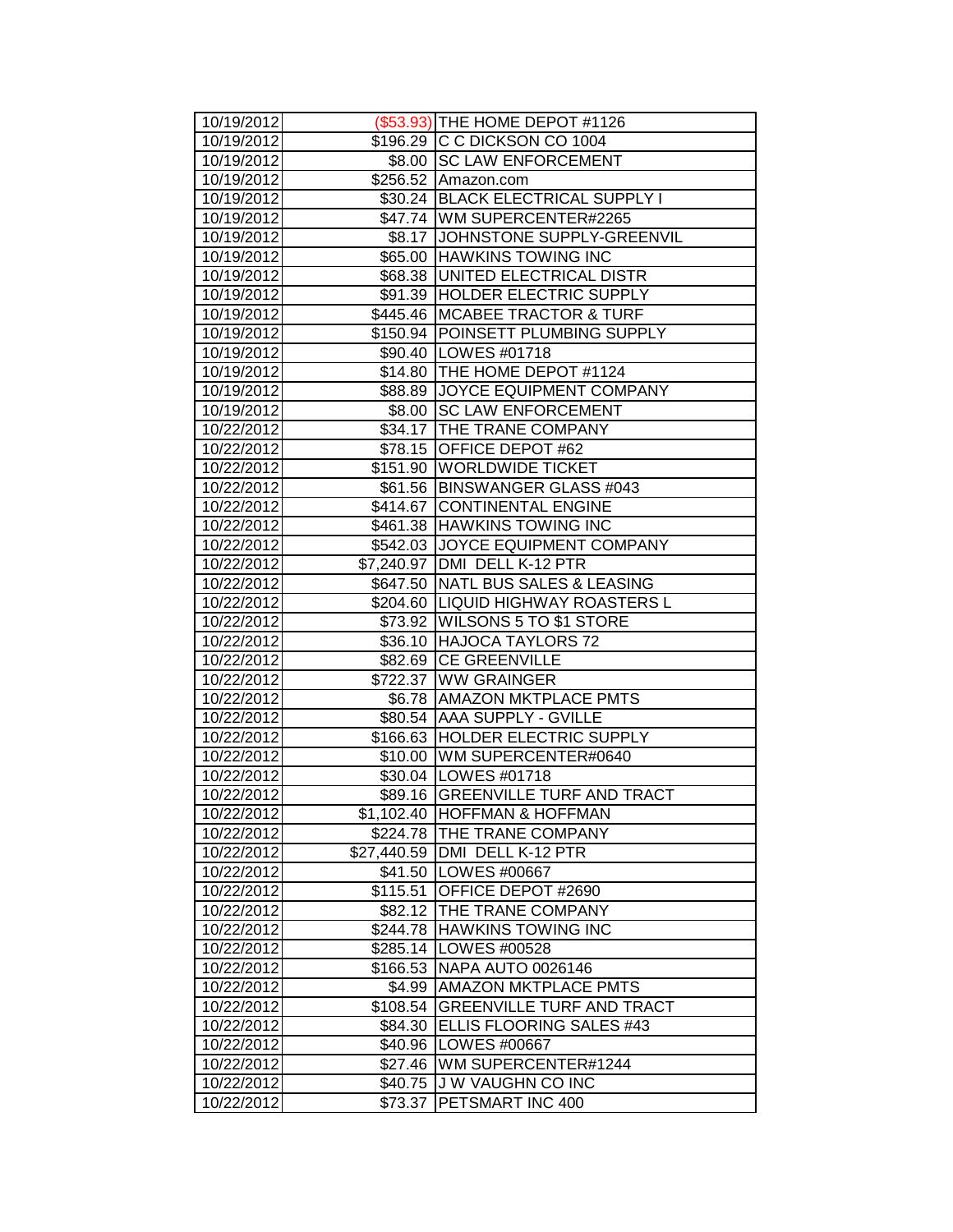| | | |
|---|---|---|
| 10/19/2012 | ($53.93) | THE HOME DEPOT #1126 |
| 10/19/2012 | $196.29 | C C DICKSON CO 1004 |
| 10/19/2012 | $8.00 | SC LAW ENFORCEMENT |
| 10/19/2012 | $256.52 | Amazon.com |
| 10/19/2012 | $30.24 | BLACK ELECTRICAL SUPPLY I |
| 10/19/2012 | $47.74 | WM SUPERCENTER#2265 |
| 10/19/2012 | $8.17 | JOHNSTONE SUPPLY-GREENVIL |
| 10/19/2012 | $65.00 | HAWKINS TOWING INC |
| 10/19/2012 | $68.38 | UNITED ELECTRICAL DISTR |
| 10/19/2012 | $91.39 | HOLDER ELECTRIC SUPPLY |
| 10/19/2012 | $445.46 | MCABEE TRACTOR & TURF |
| 10/19/2012 | $150.94 | POINSETT PLUMBING SUPPLY |
| 10/19/2012 | $90.40 | LOWES #01718 |
| 10/19/2012 | $14.80 | THE HOME DEPOT #1124 |
| 10/19/2012 | $88.89 | JOYCE EQUIPMENT COMPANY |
| 10/19/2012 | $8.00 | SC LAW ENFORCEMENT |
| 10/22/2012 | $34.17 | THE TRANE COMPANY |
| 10/22/2012 | $78.15 | OFFICE DEPOT #62 |
| 10/22/2012 | $151.90 | WORLDWIDE TICKET |
| 10/22/2012 | $61.56 | BINSWANGER GLASS #043 |
| 10/22/2012 | $414.67 | CONTINENTAL ENGINE |
| 10/22/2012 | $461.38 | HAWKINS TOWING INC |
| 10/22/2012 | $542.03 | JOYCE EQUIPMENT COMPANY |
| 10/22/2012 | $7,240.97 | DMI DELL K-12 PTR |
| 10/22/2012 | $647.50 | NATL BUS SALES & LEASING |
| 10/22/2012 | $204.60 | LIQUID HIGHWAY ROASTERS L |
| 10/22/2012 | $73.92 | WILSONS 5 TO $1 STORE |
| 10/22/2012 | $36.10 | HAJOCA TAYLORS 72 |
| 10/22/2012 | $82.69 | CE GREENVILLE |
| 10/22/2012 | $722.37 | WW GRAINGER |
| 10/22/2012 | $6.78 | AMAZON MKTPLACE PMTS |
| 10/22/2012 | $80.54 | AAA SUPPLY - GVILLE |
| 10/22/2012 | $166.63 | HOLDER ELECTRIC SUPPLY |
| 10/22/2012 | $10.00 | WM SUPERCENTER#0640 |
| 10/22/2012 | $30.04 | LOWES #01718 |
| 10/22/2012 | $89.16 | GREENVILLE TURF AND TRACT |
| 10/22/2012 | $1,102.40 | HOFFMAN & HOFFMAN |
| 10/22/2012 | $224.78 | THE TRANE COMPANY |
| 10/22/2012 | $27,440.59 | DMI DELL K-12 PTR |
| 10/22/2012 | $41.50 | LOWES #00667 |
| 10/22/2012 | $115.51 | OFFICE DEPOT #2690 |
| 10/22/2012 | $82.12 | THE TRANE COMPANY |
| 10/22/2012 | $244.78 | HAWKINS TOWING INC |
| 10/22/2012 | $285.14 | LOWES #00528 |
| 10/22/2012 | $166.53 | NAPA AUTO 0026146 |
| 10/22/2012 | $4.99 | AMAZON MKTPLACE PMTS |
| 10/22/2012 | $108.54 | GREENVILLE TURF AND TRACT |
| 10/22/2012 | $84.30 | ELLIS FLOORING SALES #43 |
| 10/22/2012 | $40.96 | LOWES #00667 |
| 10/22/2012 | $27.46 | WM SUPERCENTER#1244 |
| 10/22/2012 | $40.75 | J W VAUGHN CO INC |
| 10/22/2012 | $73.37 | PETSMART INC 400 |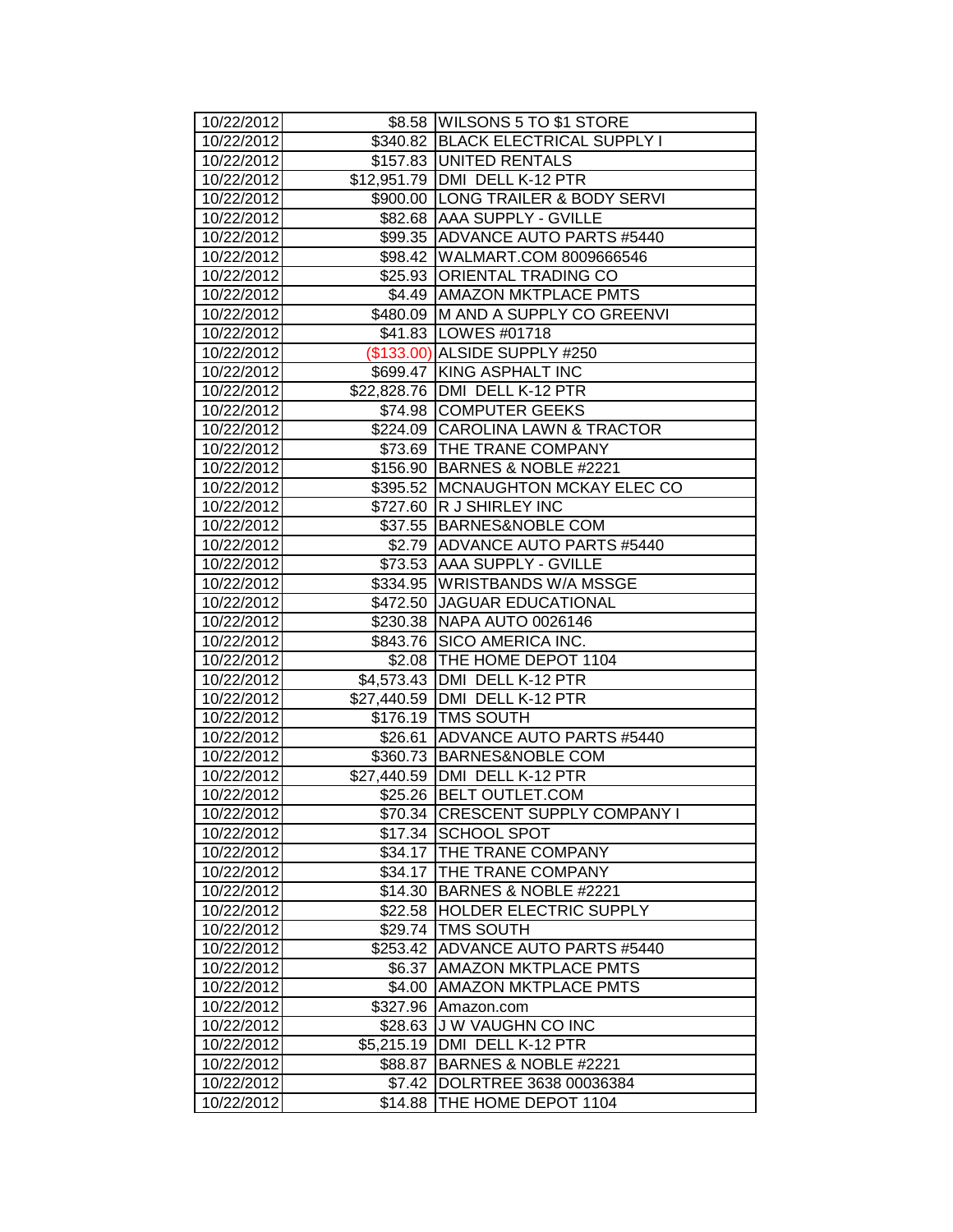| | | |
|---|---|---|
| 10/22/2012 | $8.58 | WILSONS 5 TO $1 STORE |
| 10/22/2012 | $340.82 | BLACK ELECTRICAL SUPPLY I |
| 10/22/2012 | $157.83 | UNITED RENTALS |
| 10/22/2012 | $12,951.79 | DMI DELL K-12 PTR |
| 10/22/2012 | $900.00 | LONG TRAILER & BODY SERVI |
| 10/22/2012 | $82.68 | AAA SUPPLY - GVILLE |
| 10/22/2012 | $99.35 | ADVANCE AUTO PARTS #5440 |
| 10/22/2012 | $98.42 | WALMART.COM 8009666546 |
| 10/22/2012 | $25.93 | ORIENTAL TRADING CO |
| 10/22/2012 | $4.49 | AMAZON MKTPLACE PMTS |
| 10/22/2012 | $480.09 | M AND A SUPPLY CO GREENVI |
| 10/22/2012 | $41.83 | LOWES #01718 |
| 10/22/2012 | ($133.00) | ALSIDE SUPPLY #250 |
| 10/22/2012 | $699.47 | KING ASPHALT INC |
| 10/22/2012 | $22,828.76 | DMI DELL K-12 PTR |
| 10/22/2012 | $74.98 | COMPUTER GEEKS |
| 10/22/2012 | $224.09 | CAROLINA LAWN & TRACTOR |
| 10/22/2012 | $73.69 | THE TRANE COMPANY |
| 10/22/2012 | $156.90 | BARNES & NOBLE #2221 |
| 10/22/2012 | $395.52 | MCNAUGHTON MCKAY ELEC CO |
| 10/22/2012 | $727.60 | R J SHIRLEY INC |
| 10/22/2012 | $37.55 | BARNES&NOBLE COM |
| 10/22/2012 | $2.79 | ADVANCE AUTO PARTS #5440 |
| 10/22/2012 | $73.53 | AAA SUPPLY - GVILLE |
| 10/22/2012 | $334.95 | WRISTBANDS W/A MSSGE |
| 10/22/2012 | $472.50 | JAGUAR EDUCATIONAL |
| 10/22/2012 | $230.38 | NAPA AUTO 0026146 |
| 10/22/2012 | $843.76 | SICO AMERICA INC. |
| 10/22/2012 | $2.08 | THE HOME DEPOT 1104 |
| 10/22/2012 | $4,573.43 | DMI DELL K-12 PTR |
| 10/22/2012 | $27,440.59 | DMI DELL K-12 PTR |
| 10/22/2012 | $176.19 | TMS SOUTH |
| 10/22/2012 | $26.61 | ADVANCE AUTO PARTS #5440 |
| 10/22/2012 | $360.73 | BARNES&NOBLE COM |
| 10/22/2012 | $27,440.59 | DMI DELL K-12 PTR |
| 10/22/2012 | $25.26 | BELT OUTLET.COM |
| 10/22/2012 | $70.34 | CRESCENT SUPPLY COMPANY I |
| 10/22/2012 | $17.34 | SCHOOL SPOT |
| 10/22/2012 | $34.17 | THE TRANE COMPANY |
| 10/22/2012 | $34.17 | THE TRANE COMPANY |
| 10/22/2012 | $14.30 | BARNES & NOBLE #2221 |
| 10/22/2012 | $22.58 | HOLDER ELECTRIC SUPPLY |
| 10/22/2012 | $29.74 | TMS SOUTH |
| 10/22/2012 | $253.42 | ADVANCE AUTO PARTS #5440 |
| 10/22/2012 | $6.37 | AMAZON MKTPLACE PMTS |
| 10/22/2012 | $4.00 | AMAZON MKTPLACE PMTS |
| 10/22/2012 | $327.96 | Amazon.com |
| 10/22/2012 | $28.63 | J W VAUGHN CO INC |
| 10/22/2012 | $5,215.19 | DMI DELL K-12 PTR |
| 10/22/2012 | $88.87 | BARNES & NOBLE #2221 |
| 10/22/2012 | $7.42 | DOLRTREE 3638 00036384 |
| 10/22/2012 | $14.88 | THE HOME DEPOT 1104 |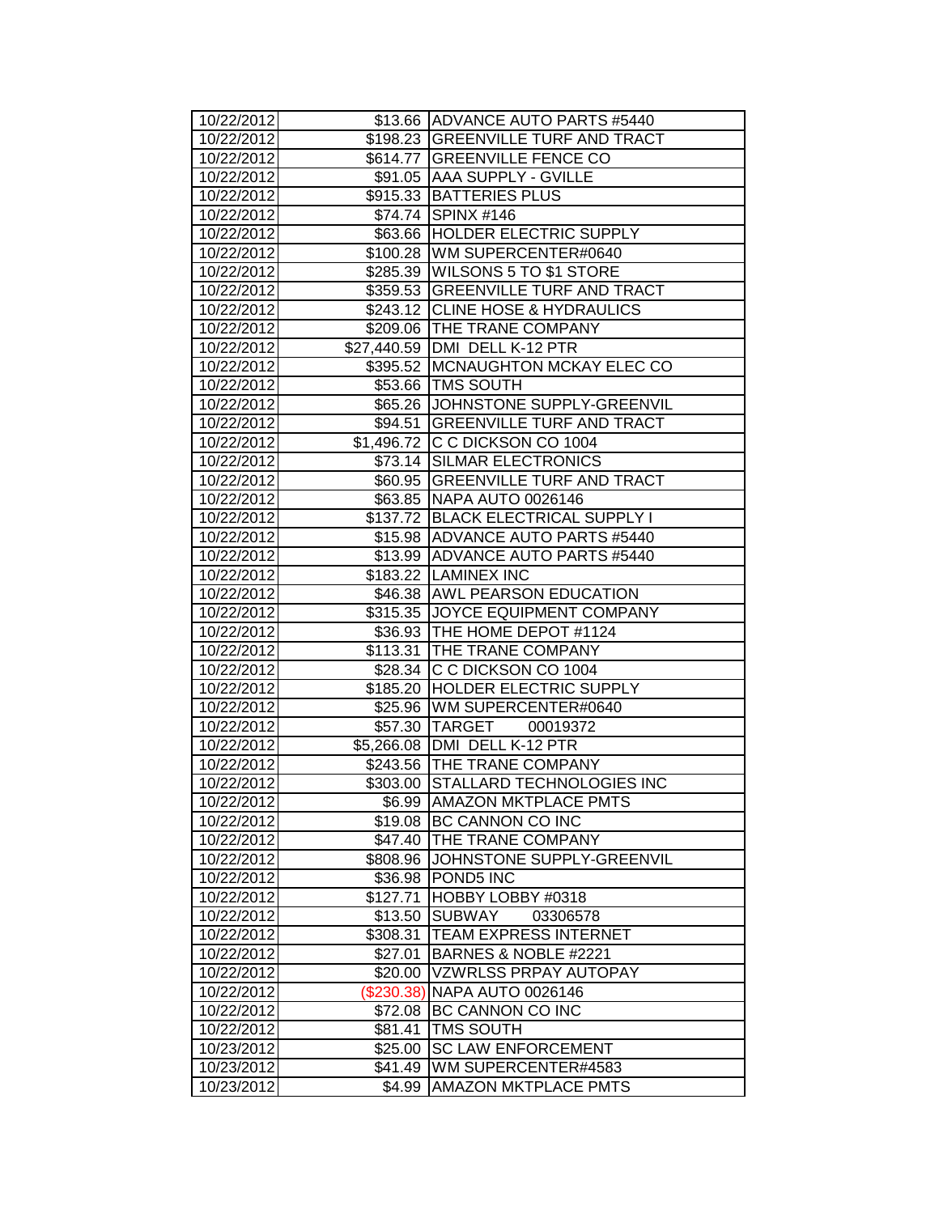| 10/22/2012 | $13.66 | ADVANCE AUTO PARTS #5440 |
|---|---|---|
| 10/22/2012 | $198.23 | GREENVILLE TURF AND TRACT |
| 10/22/2012 | $614.77 | GREENVILLE FENCE CO |
| 10/22/2012 | $91.05 | AAA SUPPLY - GVILLE |
| 10/22/2012 | $915.33 | BATTERIES PLUS |
| 10/22/2012 | $74.74 | SPINX #146 |
| 10/22/2012 | $63.66 | HOLDER ELECTRIC SUPPLY |
| 10/22/2012 | $100.28 | WM SUPERCENTER#0640 |
| 10/22/2012 | $285.39 | WILSONS 5 TO $1 STORE |
| 10/22/2012 | $359.53 | GREENVILLE TURF AND TRACT |
| 10/22/2012 | $243.12 | CLINE HOSE & HYDRAULICS |
| 10/22/2012 | $209.06 | THE TRANE COMPANY |
| 10/22/2012 | $27,440.59 | DMI DELL K-12 PTR |
| 10/22/2012 | $395.52 | MCNAUGHTON MCKAY ELEC CO |
| 10/22/2012 | $53.66 | TMS SOUTH |
| 10/22/2012 | $65.26 | JOHNSTONE SUPPLY-GREENVIL |
| 10/22/2012 | $94.51 | GREENVILLE TURF AND TRACT |
| 10/22/2012 | $1,496.72 | C C DICKSON CO 1004 |
| 10/22/2012 | $73.14 | SILMAR ELECTRONICS |
| 10/22/2012 | $60.95 | GREENVILLE TURF AND TRACT |
| 10/22/2012 | $63.85 | NAPA AUTO 0026146 |
| 10/22/2012 | $137.72 | BLACK ELECTRICAL SUPPLY I |
| 10/22/2012 | $15.98 | ADVANCE AUTO PARTS #5440 |
| 10/22/2012 | $13.99 | ADVANCE AUTO PARTS #5440 |
| 10/22/2012 | $183.22 | LAMINEX INC |
| 10/22/2012 | $46.38 | AWL PEARSON EDUCATION |
| 10/22/2012 | $315.35 | JOYCE EQUIPMENT COMPANY |
| 10/22/2012 | $36.93 | THE HOME DEPOT #1124 |
| 10/22/2012 | $113.31 | THE TRANE COMPANY |
| 10/22/2012 | $28.34 | C C DICKSON CO 1004 |
| 10/22/2012 | $185.20 | HOLDER ELECTRIC SUPPLY |
| 10/22/2012 | $25.96 | WM SUPERCENTER#0640 |
| 10/22/2012 | $57.30 | TARGET 00019372 |
| 10/22/2012 | $5,266.08 | DMI DELL K-12 PTR |
| 10/22/2012 | $243.56 | THE TRANE COMPANY |
| 10/22/2012 | $303.00 | STALLARD TECHNOLOGIES INC |
| 10/22/2012 | $6.99 | AMAZON MKTPLACE PMTS |
| 10/22/2012 | $19.08 | BC CANNON CO INC |
| 10/22/2012 | $47.40 | THE TRANE COMPANY |
| 10/22/2012 | $808.96 | JOHNSTONE SUPPLY-GREENVIL |
| 10/22/2012 | $36.98 | POND5 INC |
| 10/22/2012 | $127.71 | HOBBY LOBBY #0318 |
| 10/22/2012 | $13.50 | SUBWAY 03306578 |
| 10/22/2012 | $308.31 | TEAM EXPRESS INTERNET |
| 10/22/2012 | $27.01 | BARNES & NOBLE #2221 |
| 10/22/2012 | $20.00 | VZWRLSS PRPAY AUTOPAY |
| 10/22/2012 | ($230.38) | NAPA AUTO 0026146 |
| 10/22/2012 | $72.08 | BC CANNON CO INC |
| 10/22/2012 | $81.41 | TMS SOUTH |
| 10/23/2012 | $25.00 | SC LAW ENFORCEMENT |
| 10/23/2012 | $41.49 | WM SUPERCENTER#4583 |
| 10/23/2012 | $4.99 | AMAZON MKTPLACE PMTS |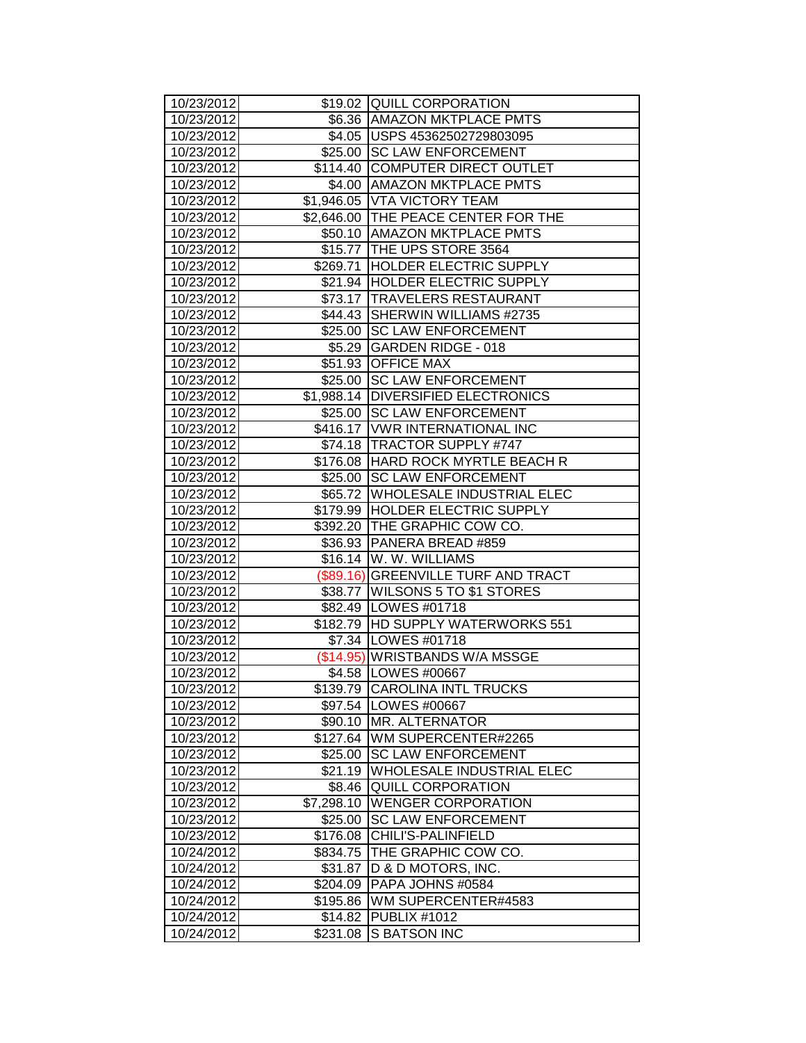| | | |
|---|---|---|
| 10/23/2012 | $19.02 | QUILL CORPORATION |
| 10/23/2012 | $6.36 | AMAZON MKTPLACE PMTS |
| 10/23/2012 | $4.05 | USPS 45362502729803095 |
| 10/23/2012 | $25.00 | SC LAW ENFORCEMENT |
| 10/23/2012 | $114.40 | COMPUTER DIRECT OUTLET |
| 10/23/2012 | $4.00 | AMAZON MKTPLACE PMTS |
| 10/23/2012 | $1,946.05 | VTA VICTORY TEAM |
| 10/23/2012 | $2,646.00 | THE PEACE CENTER FOR THE |
| 10/23/2012 | $50.10 | AMAZON MKTPLACE PMTS |
| 10/23/2012 | $15.77 | THE UPS STORE 3564 |
| 10/23/2012 | $269.71 | HOLDER ELECTRIC SUPPLY |
| 10/23/2012 | $21.94 | HOLDER ELECTRIC SUPPLY |
| 10/23/2012 | $73.17 | TRAVELERS RESTAURANT |
| 10/23/2012 | $44.43 | SHERWIN WILLIAMS #2735 |
| 10/23/2012 | $25.00 | SC LAW ENFORCEMENT |
| 10/23/2012 | $5.29 | GARDEN RIDGE - 018 |
| 10/23/2012 | $51.93 | OFFICE MAX |
| 10/23/2012 | $25.00 | SC LAW ENFORCEMENT |
| 10/23/2012 | $1,988.14 | DIVERSIFIED ELECTRONICS |
| 10/23/2012 | $25.00 | SC LAW ENFORCEMENT |
| 10/23/2012 | $416.17 | VWR INTERNATIONAL INC |
| 10/23/2012 | $74.18 | TRACTOR SUPPLY #747 |
| 10/23/2012 | $176.08 | HARD ROCK MYRTLE BEACH R |
| 10/23/2012 | $25.00 | SC LAW ENFORCEMENT |
| 10/23/2012 | $65.72 | WHOLESALE INDUSTRIAL ELEC |
| 10/23/2012 | $179.99 | HOLDER ELECTRIC SUPPLY |
| 10/23/2012 | $392.20 | THE GRAPHIC COW CO. |
| 10/23/2012 | $36.93 | PANERA BREAD #859 |
| 10/23/2012 | $16.14 | W. W. WILLIAMS |
| 10/23/2012 | ($89.16) | GREENVILLE TURF AND TRACT |
| 10/23/2012 | $38.77 | WILSONS 5 TO $1 STORES |
| 10/23/2012 | $82.49 | LOWES #01718 |
| 10/23/2012 | $182.79 | HD SUPPLY WATERWORKS 551 |
| 10/23/2012 | $7.34 | LOWES #01718 |
| 10/23/2012 | ($14.95) | WRISTBANDS W/A MSSGE |
| 10/23/2012 | $4.58 | LOWES #00667 |
| 10/23/2012 | $139.79 | CAROLINA INTL TRUCKS |
| 10/23/2012 | $97.54 | LOWES #00667 |
| 10/23/2012 | $90.10 | MR. ALTERNATOR |
| 10/23/2012 | $127.64 | WM SUPERCENTER#2265 |
| 10/23/2012 | $25.00 | SC LAW ENFORCEMENT |
| 10/23/2012 | $21.19 | WHOLESALE INDUSTRIAL ELEC |
| 10/23/2012 | $8.46 | QUILL CORPORATION |
| 10/23/2012 | $7,298.10 | WENGER CORPORATION |
| 10/23/2012 | $25.00 | SC LAW ENFORCEMENT |
| 10/23/2012 | $176.08 | CHILI'S-PALINFIELD |
| 10/24/2012 | $834.75 | THE GRAPHIC COW CO. |
| 10/24/2012 | $31.87 | D & D MOTORS, INC. |
| 10/24/2012 | $204.09 | PAPA JOHNS #0584 |
| 10/24/2012 | $195.86 | WM SUPERCENTER#4583 |
| 10/24/2012 | $14.82 | PUBLIX #1012 |
| 10/24/2012 | $231.08 | S BATSON INC |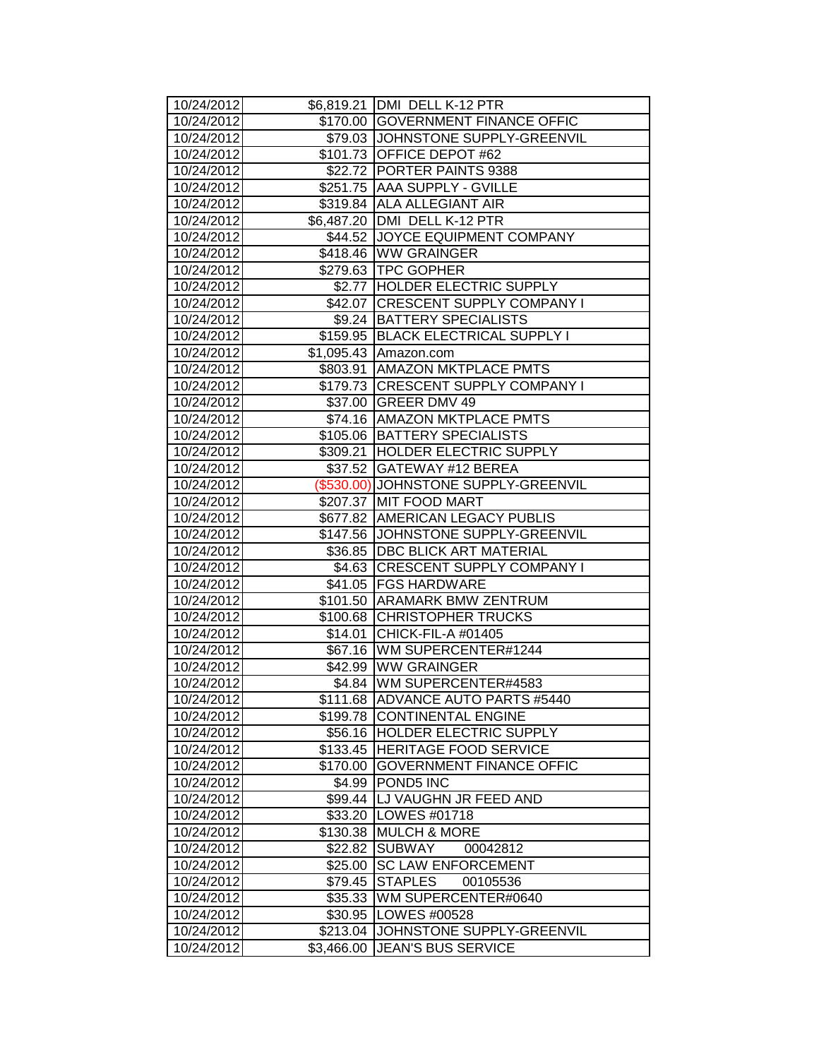| | | |
|---|---|---|
| 10/24/2012 | $6,819.21 | DMI DELL K-12 PTR |
| 10/24/2012 | $170.00 | GOVERNMENT FINANCE OFFIC |
| 10/24/2012 | $79.03 | JOHNSTONE SUPPLY-GREENVIL |
| 10/24/2012 | $101.73 | OFFICE DEPOT #62 |
| 10/24/2012 | $22.72 | PORTER PAINTS 9388 |
| 10/24/2012 | $251.75 | AAA SUPPLY - GVILLE |
| 10/24/2012 | $319.84 | ALA ALLEGIANT AIR |
| 10/24/2012 | $6,487.20 | DMI DELL K-12 PTR |
| 10/24/2012 | $44.52 | JOYCE EQUIPMENT COMPANY |
| 10/24/2012 | $418.46 | WW GRAINGER |
| 10/24/2012 | $279.63 | TPC GOPHER |
| 10/24/2012 | $2.77 | HOLDER ELECTRIC SUPPLY |
| 10/24/2012 | $42.07 | CRESCENT SUPPLY COMPANY I |
| 10/24/2012 | $9.24 | BATTERY SPECIALISTS |
| 10/24/2012 | $159.95 | BLACK ELECTRICAL SUPPLY I |
| 10/24/2012 | $1,095.43 | Amazon.com |
| 10/24/2012 | $803.91 | AMAZON MKTPLACE PMTS |
| 10/24/2012 | $179.73 | CRESCENT SUPPLY COMPANY I |
| 10/24/2012 | $37.00 | GREER DMV 49 |
| 10/24/2012 | $74.16 | AMAZON MKTPLACE PMTS |
| 10/24/2012 | $105.06 | BATTERY SPECIALISTS |
| 10/24/2012 | $309.21 | HOLDER ELECTRIC SUPPLY |
| 10/24/2012 | $37.52 | GATEWAY #12 BEREA |
| 10/24/2012 | ($530.00) | JOHNSTONE SUPPLY-GREENVIL |
| 10/24/2012 | $207.37 | MIT FOOD MART |
| 10/24/2012 | $677.82 | AMERICAN LEGACY PUBLIS |
| 10/24/2012 | $147.56 | JOHNSTONE SUPPLY-GREENVIL |
| 10/24/2012 | $36.85 | DBC BLICK ART MATERIAL |
| 10/24/2012 | $4.63 | CRESCENT SUPPLY COMPANY I |
| 10/24/2012 | $41.05 | FGS HARDWARE |
| 10/24/2012 | $101.50 | ARAMARK BMW ZENTRUM |
| 10/24/2012 | $100.68 | CHRISTOPHER TRUCKS |
| 10/24/2012 | $14.01 | CHICK-FIL-A #01405 |
| 10/24/2012 | $67.16 | WM SUPERCENTER#1244 |
| 10/24/2012 | $42.99 | WW GRAINGER |
| 10/24/2012 | $4.84 | WM SUPERCENTER#4583 |
| 10/24/2012 | $111.68 | ADVANCE AUTO PARTS #5440 |
| 10/24/2012 | $199.78 | CONTINENTAL ENGINE |
| 10/24/2012 | $56.16 | HOLDER ELECTRIC SUPPLY |
| 10/24/2012 | $133.45 | HERITAGE FOOD SERVICE |
| 10/24/2012 | $170.00 | GOVERNMENT FINANCE OFFIC |
| 10/24/2012 | $4.99 | POND5 INC |
| 10/24/2012 | $99.44 | LJ VAUGHN JR FEED AND |
| 10/24/2012 | $33.20 | LOWES #01718 |
| 10/24/2012 | $130.38 | MULCH & MORE |
| 10/24/2012 | $22.82 | SUBWAY 00042812 |
| 10/24/2012 | $25.00 | SC LAW ENFORCEMENT |
| 10/24/2012 | $79.45 | STAPLES 00105536 |
| 10/24/2012 | $35.33 | WM SUPERCENTER#0640 |
| 10/24/2012 | $30.95 | LOWES #00528 |
| 10/24/2012 | $213.04 | JOHNSTONE SUPPLY-GREENVIL |
| 10/24/2012 | $3,466.00 | JEAN'S BUS SERVICE |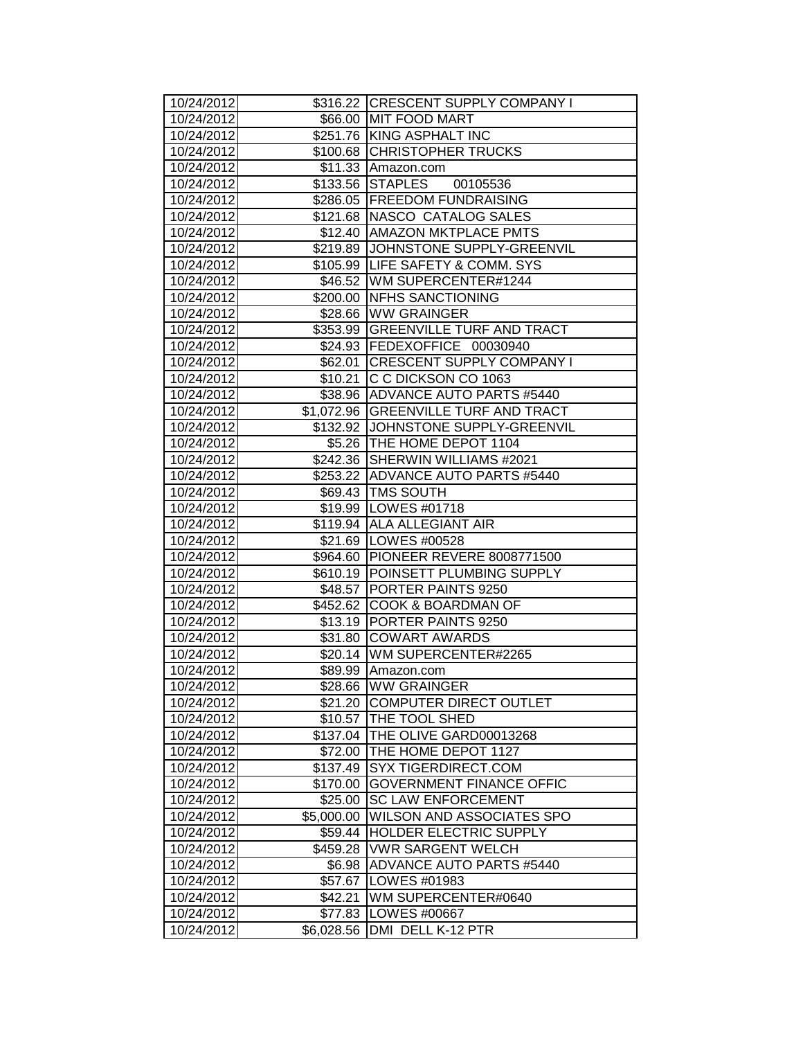| | | |
|---|---|---|
| 10/24/2012 | $316.22 | CRESCENT SUPPLY COMPANY I |
| 10/24/2012 | $66.00 | MIT FOOD MART |
| 10/24/2012 | $251.76 | KING ASPHALT INC |
| 10/24/2012 | $100.68 | CHRISTOPHER TRUCKS |
| 10/24/2012 | $11.33 | Amazon.com |
| 10/24/2012 | $133.56 | STAPLES 00105536 |
| 10/24/2012 | $286.05 | FREEDOM FUNDRAISING |
| 10/24/2012 | $121.68 | NASCO CATALOG SALES |
| 10/24/2012 | $12.40 | AMAZON MKTPLACE PMTS |
| 10/24/2012 | $219.89 | JOHNSTONE SUPPLY-GREENVIL |
| 10/24/2012 | $105.99 | LIFE SAFETY & COMM. SYS |
| 10/24/2012 | $46.52 | WM SUPERCENTER#1244 |
| 10/24/2012 | $200.00 | NFHS SANCTIONING |
| 10/24/2012 | $28.66 | WW GRAINGER |
| 10/24/2012 | $353.99 | GREENVILLE TURF AND TRACT |
| 10/24/2012 | $24.93 | FEDEXOFFICE 00030940 |
| 10/24/2012 | $62.01 | CRESCENT SUPPLY COMPANY I |
| 10/24/2012 | $10.21 | C C DICKSON CO 1063 |
| 10/24/2012 | $38.96 | ADVANCE AUTO PARTS #5440 |
| 10/24/2012 | $1,072.96 | GREENVILLE TURF AND TRACT |
| 10/24/2012 | $132.92 | JOHNSTONE SUPPLY-GREENVIL |
| 10/24/2012 | $5.26 | THE HOME DEPOT 1104 |
| 10/24/2012 | $242.36 | SHERWIN WILLIAMS #2021 |
| 10/24/2012 | $253.22 | ADVANCE AUTO PARTS #5440 |
| 10/24/2012 | $69.43 | TMS SOUTH |
| 10/24/2012 | $19.99 | LOWES #01718 |
| 10/24/2012 | $119.94 | ALA ALLEGIANT AIR |
| 10/24/2012 | $21.69 | LOWES #00528 |
| 10/24/2012 | $964.60 | PIONEER REVERE 8008771500 |
| 10/24/2012 | $610.19 | POINSETT PLUMBING SUPPLY |
| 10/24/2012 | $48.57 | PORTER PAINTS 9250 |
| 10/24/2012 | $452.62 | COOK & BOARDMAN OF |
| 10/24/2012 | $13.19 | PORTER PAINTS 9250 |
| 10/24/2012 | $31.80 | COWART AWARDS |
| 10/24/2012 | $20.14 | WM SUPERCENTER#2265 |
| 10/24/2012 | $89.99 | Amazon.com |
| 10/24/2012 | $28.66 | WW GRAINGER |
| 10/24/2012 | $21.20 | COMPUTER DIRECT OUTLET |
| 10/24/2012 | $10.57 | THE TOOL SHED |
| 10/24/2012 | $137.04 | THE OLIVE GARD00013268 |
| 10/24/2012 | $72.00 | THE HOME DEPOT 1127 |
| 10/24/2012 | $137.49 | SYX TIGERDIRECT.COM |
| 10/24/2012 | $170.00 | GOVERNMENT FINANCE OFFIC |
| 10/24/2012 | $25.00 | SC LAW ENFORCEMENT |
| 10/24/2012 | $5,000.00 | WILSON AND ASSOCIATES SPO |
| 10/24/2012 | $59.44 | HOLDER ELECTRIC SUPPLY |
| 10/24/2012 | $459.28 | VWR SARGENT WELCH |
| 10/24/2012 | $6.98 | ADVANCE AUTO PARTS #5440 |
| 10/24/2012 | $57.67 | LOWES #01983 |
| 10/24/2012 | $42.21 | WM SUPERCENTER#0640 |
| 10/24/2012 | $77.83 | LOWES #00667 |
| 10/24/2012 | $6,028.56 | DMI DELL K-12 PTR |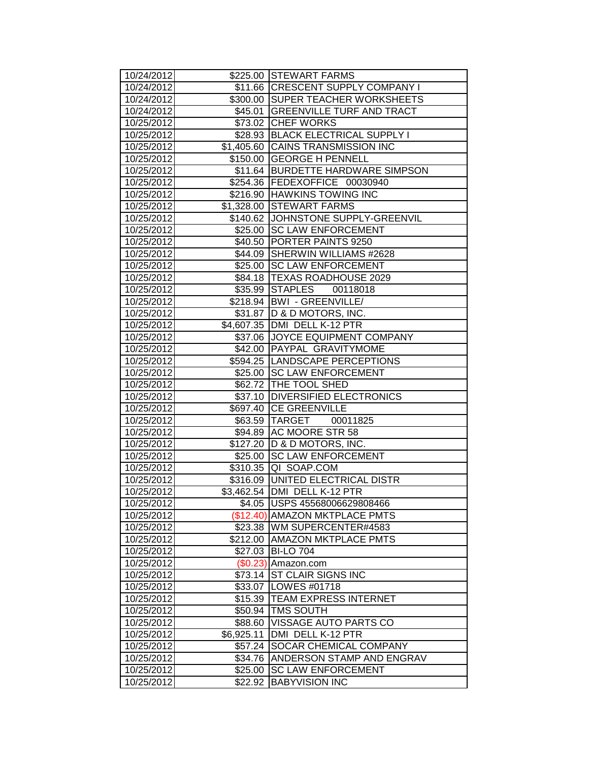| | | |
|---|---|---|
| 10/24/2012 | $225.00 | STEWART FARMS |
| 10/24/2012 | $11.66 | CRESCENT SUPPLY COMPANY I |
| 10/24/2012 | $300.00 | SUPER TEACHER WORKSHEETS |
| 10/24/2012 | $45.01 | GREENVILLE TURF AND TRACT |
| 10/25/2012 | $73.02 | CHEF WORKS |
| 10/25/2012 | $28.93 | BLACK ELECTRICAL SUPPLY I |
| 10/25/2012 | $1,405.60 | CAINS TRANSMISSION INC |
| 10/25/2012 | $150.00 | GEORGE H PENNELL |
| 10/25/2012 | $11.64 | BURDETTE HARDWARE SIMPSON |
| 10/25/2012 | $254.36 | FEDEXOFFICE 00030940 |
| 10/25/2012 | $216.90 | HAWKINS TOWING INC |
| 10/25/2012 | $1,328.00 | STEWART FARMS |
| 10/25/2012 | $140.62 | JOHNSTONE SUPPLY-GREENVIL |
| 10/25/2012 | $25.00 | SC LAW ENFORCEMENT |
| 10/25/2012 | $40.50 | PORTER PAINTS 9250 |
| 10/25/2012 | $44.09 | SHERWIN WILLIAMS #2628 |
| 10/25/2012 | $25.00 | SC LAW ENFORCEMENT |
| 10/25/2012 | $84.18 | TEXAS ROADHOUSE 2029 |
| 10/25/2012 | $35.99 | STAPLES 00118018 |
| 10/25/2012 | $218.94 | BWI - GREENVILLE/ |
| 10/25/2012 | $31.87 | D & D MOTORS, INC. |
| 10/25/2012 | $4,607.35 | DMI DELL K-12 PTR |
| 10/25/2012 | $37.06 | JOYCE EQUIPMENT COMPANY |
| 10/25/2012 | $42.00 | PAYPAL GRAVITYMOME |
| 10/25/2012 | $594.25 | LANDSCAPE PERCEPTIONS |
| 10/25/2012 | $25.00 | SC LAW ENFORCEMENT |
| 10/25/2012 | $62.72 | THE TOOL SHED |
| 10/25/2012 | $37.10 | DIVERSIFIED ELECTRONICS |
| 10/25/2012 | $697.40 | CE GREENVILLE |
| 10/25/2012 | $63.59 | TARGET 00011825 |
| 10/25/2012 | $94.89 | AC MOORE STR 58 |
| 10/25/2012 | $127.20 | D & D MOTORS, INC. |
| 10/25/2012 | $25.00 | SC LAW ENFORCEMENT |
| 10/25/2012 | $310.35 | QI SOAP.COM |
| 10/25/2012 | $316.09 | UNITED ELECTRICAL DISTR |
| 10/25/2012 | $3,462.54 | DMI DELL K-12 PTR |
| 10/25/2012 | $4.05 | USPS 45568006629808466 |
| 10/25/2012 | ($12.40) | AMAZON MKTPLACE PMTS |
| 10/25/2012 | $23.38 | WM SUPERCENTER#4583 |
| 10/25/2012 | $212.00 | AMAZON MKTPLACE PMTS |
| 10/25/2012 | $27.03 | BI-LO 704 |
| 10/25/2012 | ($0.23) | Amazon.com |
| 10/25/2012 | $73.14 | ST CLAIR SIGNS INC |
| 10/25/2012 | $33.07 | LOWES #01718 |
| 10/25/2012 | $15.39 | TEAM EXPRESS INTERNET |
| 10/25/2012 | $50.94 | TMS SOUTH |
| 10/25/2012 | $88.60 | VISSAGE AUTO PARTS CO |
| 10/25/2012 | $6,925.11 | DMI DELL K-12 PTR |
| 10/25/2012 | $57.24 | SOCAR CHEMICAL COMPANY |
| 10/25/2012 | $34.76 | ANDERSON STAMP AND ENGRAV |
| 10/25/2012 | $25.00 | SC LAW ENFORCEMENT |
| 10/25/2012 | $22.92 | BABYVISION INC |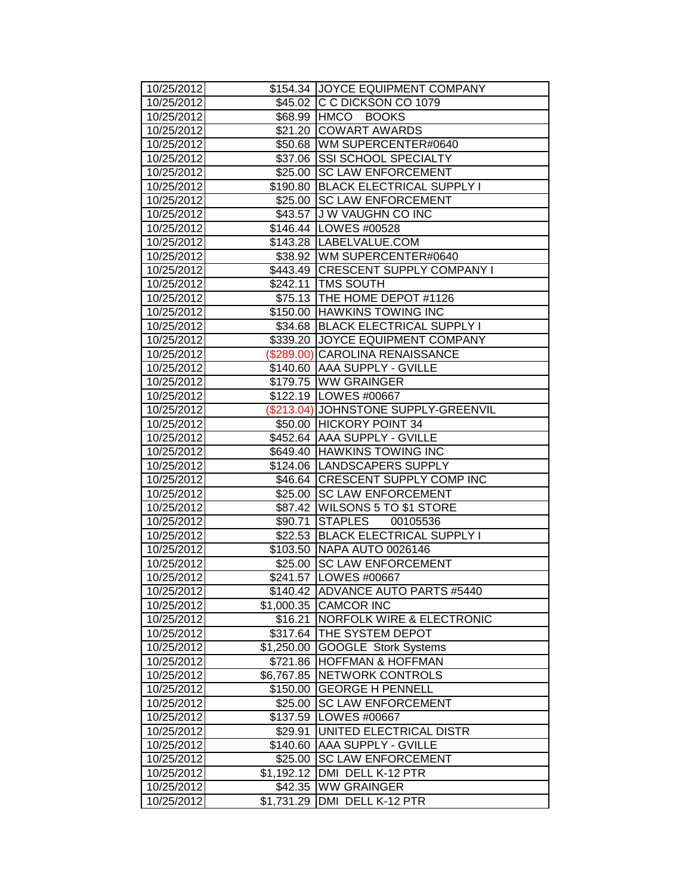| 10/25/2012 | $154.34 | JOYCE EQUIPMENT COMPANY |
|---|---|---|
| 10/25/2012 | $45.02 | C C DICKSON CO 1079 |
| 10/25/2012 | $68.99 | HMCO BOOKS |
| 10/25/2012 | $21.20 | COWART AWARDS |
| 10/25/2012 | $50.68 | WM SUPERCENTER#0640 |
| 10/25/2012 | $37.06 | SSI SCHOOL SPECIALTY |
| 10/25/2012 | $25.00 | SC LAW ENFORCEMENT |
| 10/25/2012 | $190.80 | BLACK ELECTRICAL SUPPLY I |
| 10/25/2012 | $25.00 | SC LAW ENFORCEMENT |
| 10/25/2012 | $43.57 | J W VAUGHN CO INC |
| 10/25/2012 | $146.44 | LOWES #00528 |
| 10/25/2012 | $143.28 | LABELVALUE.COM |
| 10/25/2012 | $38.92 | WM SUPERCENTER#0640 |
| 10/25/2012 | $443.49 | CRESCENT SUPPLY COMPANY I |
| 10/25/2012 | $242.11 | TMS SOUTH |
| 10/25/2012 | $75.13 | THE HOME DEPOT #1126 |
| 10/25/2012 | $150.00 | HAWKINS TOWING INC |
| 10/25/2012 | $34.68 | BLACK ELECTRICAL SUPPLY I |
| 10/25/2012 | $339.20 | JOYCE EQUIPMENT COMPANY |
| 10/25/2012 | ($289.00) | CAROLINA RENAISSANCE |
| 10/25/2012 | $140.60 | AAA SUPPLY - GVILLE |
| 10/25/2012 | $179.75 | WW GRAINGER |
| 10/25/2012 | $122.19 | LOWES #00667 |
| 10/25/2012 | ($213.04) | JOHNSTONE SUPPLY-GREENVIL |
| 10/25/2012 | $50.00 | HICKORY POINT 34 |
| 10/25/2012 | $452.64 | AAA SUPPLY - GVILLE |
| 10/25/2012 | $649.40 | HAWKINS TOWING INC |
| 10/25/2012 | $124.06 | LANDSCAPERS SUPPLY |
| 10/25/2012 | $46.64 | CRESCENT SUPPLY COMP INC |
| 10/25/2012 | $25.00 | SC LAW ENFORCEMENT |
| 10/25/2012 | $87.42 | WILSONS 5 TO $1 STORE |
| 10/25/2012 | $90.71 | STAPLES 00105536 |
| 10/25/2012 | $22.53 | BLACK ELECTRICAL SUPPLY I |
| 10/25/2012 | $103.50 | NAPA AUTO 0026146 |
| 10/25/2012 | $25.00 | SC LAW ENFORCEMENT |
| 10/25/2012 | $241.57 | LOWES #00667 |
| 10/25/2012 | $140.42 | ADVANCE AUTO PARTS #5440 |
| 10/25/2012 | $1,000.35 | CAMCOR INC |
| 10/25/2012 | $16.21 | NORFOLK WIRE & ELECTRONIC |
| 10/25/2012 | $317.64 | THE SYSTEM DEPOT |
| 10/25/2012 | $1,250.00 | GOOGLE Stork Systems |
| 10/25/2012 | $721.86 | HOFFMAN & HOFFMAN |
| 10/25/2012 | $6,767.85 | NETWORK CONTROLS |
| 10/25/2012 | $150.00 | GEORGE H PENNELL |
| 10/25/2012 | $25.00 | SC LAW ENFORCEMENT |
| 10/25/2012 | $137.59 | LOWES #00667 |
| 10/25/2012 | $29.91 | UNITED ELECTRICAL DISTR |
| 10/25/2012 | $140.60 | AAA SUPPLY - GVILLE |
| 10/25/2012 | $25.00 | SC LAW ENFORCEMENT |
| 10/25/2012 | $1,192.12 | DMI DELL K-12 PTR |
| 10/25/2012 | $42.35 | WW GRAINGER |
| 10/25/2012 | $1,731.29 | DMI DELL K-12 PTR |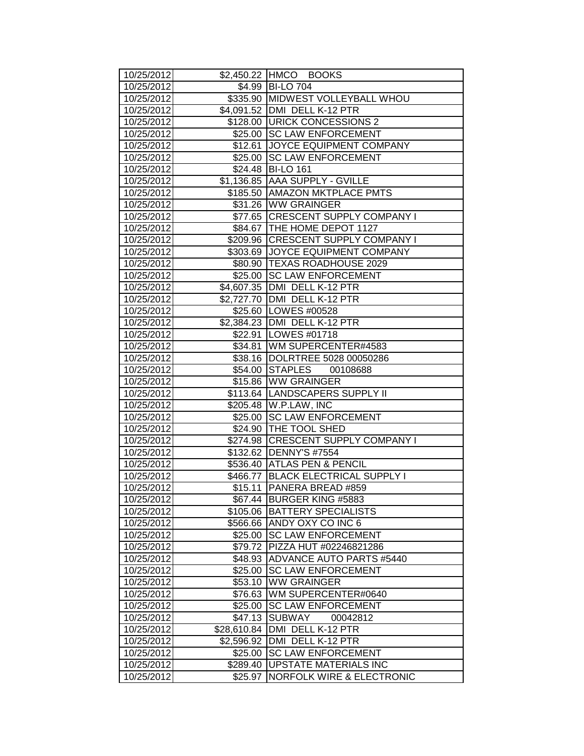| 10/25/2012 | $2,450.22 | HMCO BOOKS |
|---|---|---|
| 10/25/2012 | $4.99 | BI-LO 704 |
| 10/25/2012 | $335.90 | MIDWEST VOLLEYBALL WHOU |
| 10/25/2012 | $4,091.52 | DMI DELL K-12 PTR |
| 10/25/2012 | $128.00 | URICK CONCESSIONS 2 |
| 10/25/2012 | $25.00 | SC LAW ENFORCEMENT |
| 10/25/2012 | $12.61 | JOYCE EQUIPMENT COMPANY |
| 10/25/2012 | $25.00 | SC LAW ENFORCEMENT |
| 10/25/2012 | $24.48 | BI-LO 161 |
| 10/25/2012 | $1,136.85 | AAA SUPPLY - GVILLE |
| 10/25/2012 | $185.50 | AMAZON MKTPLACE PMTS |
| 10/25/2012 | $31.26 | WW GRAINGER |
| 10/25/2012 | $77.65 | CRESCENT SUPPLY COMPANY I |
| 10/25/2012 | $84.67 | THE HOME DEPOT 1127 |
| 10/25/2012 | $209.96 | CRESCENT SUPPLY COMPANY I |
| 10/25/2012 | $303.69 | JOYCE EQUIPMENT COMPANY |
| 10/25/2012 | $80.90 | TEXAS ROADHOUSE 2029 |
| 10/25/2012 | $25.00 | SC LAW ENFORCEMENT |
| 10/25/2012 | $4,607.35 | DMI DELL K-12 PTR |
| 10/25/2012 | $2,727.70 | DMI DELL K-12 PTR |
| 10/25/2012 | $25.60 | LOWES #00528 |
| 10/25/2012 | $2,384.23 | DMI DELL K-12 PTR |
| 10/25/2012 | $22.91 | LOWES #01718 |
| 10/25/2012 | $34.81 | WM SUPERCENTER#4583 |
| 10/25/2012 | $38.16 | DOLRTREE 5028 00050286 |
| 10/25/2012 | $54.00 | STAPLES 00108688 |
| 10/25/2012 | $15.86 | WW GRAINGER |
| 10/25/2012 | $113.64 | LANDSCAPERS SUPPLY II |
| 10/25/2012 | $205.48 | W.P.LAW, INC |
| 10/25/2012 | $25.00 | SC LAW ENFORCEMENT |
| 10/25/2012 | $24.90 | THE TOOL SHED |
| 10/25/2012 | $274.98 | CRESCENT SUPPLY COMPANY I |
| 10/25/2012 | $132.62 | DENNY'S #7554 |
| 10/25/2012 | $536.40 | ATLAS PEN & PENCIL |
| 10/25/2012 | $466.77 | BLACK ELECTRICAL SUPPLY I |
| 10/25/2012 | $15.11 | PANERA BREAD #859 |
| 10/25/2012 | $67.44 | BURGER KING #5883 |
| 10/25/2012 | $105.06 | BATTERY SPECIALISTS |
| 10/25/2012 | $566.66 | ANDY OXY CO INC 6 |
| 10/25/2012 | $25.00 | SC LAW ENFORCEMENT |
| 10/25/2012 | $79.72 | PIZZA HUT #02246821286 |
| 10/25/2012 | $48.93 | ADVANCE AUTO PARTS #5440 |
| 10/25/2012 | $25.00 | SC LAW ENFORCEMENT |
| 10/25/2012 | $53.10 | WW GRAINGER |
| 10/25/2012 | $76.63 | WM SUPERCENTER#0640 |
| 10/25/2012 | $25.00 | SC LAW ENFORCEMENT |
| 10/25/2012 | $47.13 | SUBWAY 00042812 |
| 10/25/2012 | $28,610.84 | DMI DELL K-12 PTR |
| 10/25/2012 | $2,596.92 | DMI DELL K-12 PTR |
| 10/25/2012 | $25.00 | SC LAW ENFORCEMENT |
| 10/25/2012 | $289.40 | UPSTATE MATERIALS INC |
| 10/25/2012 | $25.97 | NORFOLK WIRE & ELECTRONIC |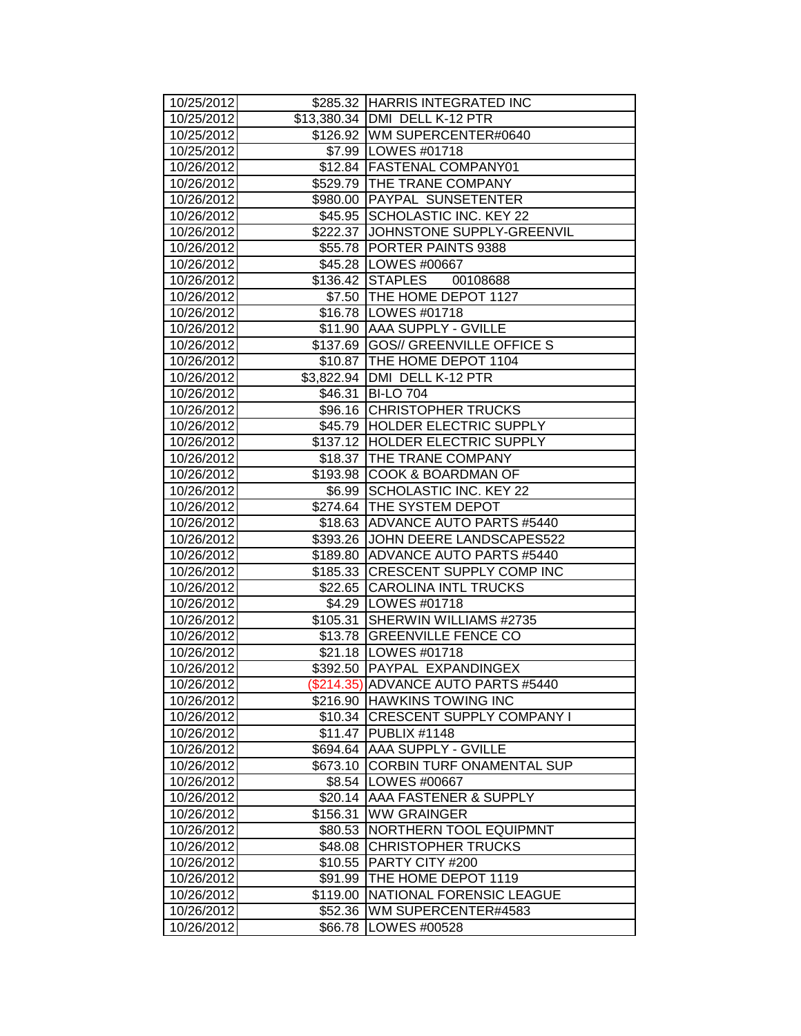| | | |
|---|---|---|
| 10/25/2012 | $285.32 | HARRIS INTEGRATED INC |
| 10/25/2012 | $13,380.34 | DMI DELL K-12 PTR |
| 10/25/2012 | $126.92 | WM SUPERCENTER#0640 |
| 10/25/2012 | $7.99 | LOWES #01718 |
| 10/26/2012 | $12.84 | FASTENAL COMPANY01 |
| 10/26/2012 | $529.79 | THE TRANE COMPANY |
| 10/26/2012 | $980.00 | PAYPAL SUNSETENTER |
| 10/26/2012 | $45.95 | SCHOLASTIC INC. KEY 22 |
| 10/26/2012 | $222.37 | JOHNSTONE SUPPLY-GREENVIL |
| 10/26/2012 | $55.78 | PORTER PAINTS 9388 |
| 10/26/2012 | $45.28 | LOWES #00667 |
| 10/26/2012 | $136.42 | STAPLES 00108688 |
| 10/26/2012 | $7.50 | THE HOME DEPOT 1127 |
| 10/26/2012 | $16.78 | LOWES #01718 |
| 10/26/2012 | $11.90 | AAA SUPPLY - GVILLE |
| 10/26/2012 | $137.69 | GOS// GREENVILLE OFFICE S |
| 10/26/2012 | $10.87 | THE HOME DEPOT 1104 |
| 10/26/2012 | $3,822.94 | DMI DELL K-12 PTR |
| 10/26/2012 | $46.31 | BI-LO 704 |
| 10/26/2012 | $96.16 | CHRISTOPHER TRUCKS |
| 10/26/2012 | $45.79 | HOLDER ELECTRIC SUPPLY |
| 10/26/2012 | $137.12 | HOLDER ELECTRIC SUPPLY |
| 10/26/2012 | $18.37 | THE TRANE COMPANY |
| 10/26/2012 | $193.98 | COOK & BOARDMAN OF |
| 10/26/2012 | $6.99 | SCHOLASTIC INC. KEY 22 |
| 10/26/2012 | $274.64 | THE SYSTEM DEPOT |
| 10/26/2012 | $18.63 | ADVANCE AUTO PARTS #5440 |
| 10/26/2012 | $393.26 | JOHN DEERE LANDSCAPES522 |
| 10/26/2012 | $189.80 | ADVANCE AUTO PARTS #5440 |
| 10/26/2012 | $185.33 | CRESCENT SUPPLY COMP INC |
| 10/26/2012 | $22.65 | CAROLINA INTL TRUCKS |
| 10/26/2012 | $4.29 | LOWES #01718 |
| 10/26/2012 | $105.31 | SHERWIN WILLIAMS #2735 |
| 10/26/2012 | $13.78 | GREENVILLE FENCE CO |
| 10/26/2012 | $21.18 | LOWES #01718 |
| 10/26/2012 | $392.50 | PAYPAL EXPANDINGEX |
| 10/26/2012 | ($214.35) | ADVANCE AUTO PARTS #5440 |
| 10/26/2012 | $216.90 | HAWKINS TOWING INC |
| 10/26/2012 | $10.34 | CRESCENT SUPPLY COMPANY I |
| 10/26/2012 | $11.47 | PUBLIX #1148 |
| 10/26/2012 | $694.64 | AAA SUPPLY - GVILLE |
| 10/26/2012 | $673.10 | CORBIN TURF ONAMENTAL SUP |
| 10/26/2012 | $8.54 | LOWES #00667 |
| 10/26/2012 | $20.14 | AAA FASTENER & SUPPLY |
| 10/26/2012 | $156.31 | WW GRAINGER |
| 10/26/2012 | $80.53 | NORTHERN TOOL EQUIPMNT |
| 10/26/2012 | $48.08 | CHRISTOPHER TRUCKS |
| 10/26/2012 | $10.55 | PARTY CITY #200 |
| 10/26/2012 | $91.99 | THE HOME DEPOT 1119 |
| 10/26/2012 | $119.00 | NATIONAL FORENSIC LEAGUE |
| 10/26/2012 | $52.36 | WM SUPERCENTER#4583 |
| 10/26/2012 | $66.78 | LOWES #00528 |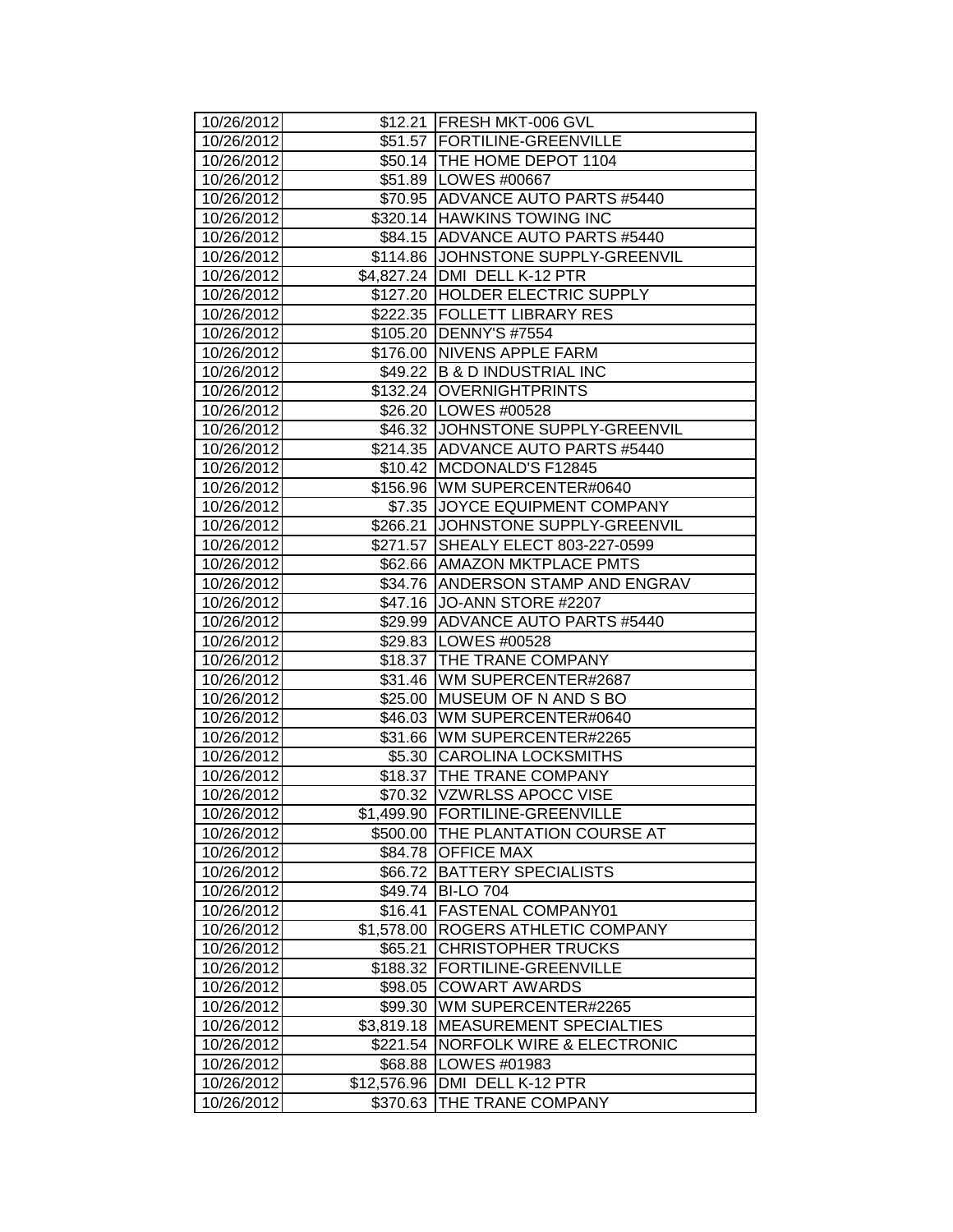| 10/26/2012 | $12.21 | FRESH MKT-006 GVL |
|---|---|---|
| 10/26/2012 | $51.57 | FORTILINE-GREENVILLE |
| 10/26/2012 | $50.14 | THE HOME DEPOT 1104 |
| 10/26/2012 | $51.89 | LOWES #00667 |
| 10/26/2012 | $70.95 | ADVANCE AUTO PARTS #5440 |
| 10/26/2012 | $320.14 | HAWKINS TOWING INC |
| 10/26/2012 | $84.15 | ADVANCE AUTO PARTS #5440 |
| 10/26/2012 | $114.86 | JOHNSTONE SUPPLY-GREENVIL |
| 10/26/2012 | $4,827.24 | DMI DELL K-12 PTR |
| 10/26/2012 | $127.20 | HOLDER ELECTRIC SUPPLY |
| 10/26/2012 | $222.35 | FOLLETT LIBRARY RES |
| 10/26/2012 | $105.20 | DENNY'S #7554 |
| 10/26/2012 | $176.00 | NIVENS APPLE FARM |
| 10/26/2012 | $49.22 | B & D INDUSTRIAL INC |
| 10/26/2012 | $132.24 | OVERNIGHTPRINTS |
| 10/26/2012 | $26.20 | LOWES #00528 |
| 10/26/2012 | $46.32 | JOHNSTONE SUPPLY-GREENVIL |
| 10/26/2012 | $214.35 | ADVANCE AUTO PARTS #5440 |
| 10/26/2012 | $10.42 | MCDONALD'S F12845 |
| 10/26/2012 | $156.96 | WM SUPERCENTER#0640 |
| 10/26/2012 | $7.35 | JOYCE EQUIPMENT COMPANY |
| 10/26/2012 | $266.21 | JOHNSTONE SUPPLY-GREENVIL |
| 10/26/2012 | $271.57 | SHEALY ELECT 803-227-0599 |
| 10/26/2012 | $62.66 | AMAZON MKTPLACE PMTS |
| 10/26/2012 | $34.76 | ANDERSON STAMP AND ENGRAV |
| 10/26/2012 | $47.16 | JO-ANN STORE #2207 |
| 10/26/2012 | $29.99 | ADVANCE AUTO PARTS #5440 |
| 10/26/2012 | $29.83 | LOWES #00528 |
| 10/26/2012 | $18.37 | THE TRANE COMPANY |
| 10/26/2012 | $31.46 | WM SUPERCENTER#2687 |
| 10/26/2012 | $25.00 | MUSEUM OF N AND S BO |
| 10/26/2012 | $46.03 | WM SUPERCENTER#0640 |
| 10/26/2012 | $31.66 | WM SUPERCENTER#2265 |
| 10/26/2012 | $5.30 | CAROLINA LOCKSMITHS |
| 10/26/2012 | $18.37 | THE TRANE COMPANY |
| 10/26/2012 | $70.32 | VZWRLSS APOCC VISE |
| 10/26/2012 | $1,499.90 | FORTILINE-GREENVILLE |
| 10/26/2012 | $500.00 | THE PLANTATION COURSE AT |
| 10/26/2012 | $84.78 | OFFICE MAX |
| 10/26/2012 | $66.72 | BATTERY SPECIALISTS |
| 10/26/2012 | $49.74 | BI-LO 704 |
| 10/26/2012 | $16.41 | FASTENAL COMPANY01 |
| 10/26/2012 | $1,578.00 | ROGERS ATHLETIC COMPANY |
| 10/26/2012 | $65.21 | CHRISTOPHER TRUCKS |
| 10/26/2012 | $188.32 | FORTILINE-GREENVILLE |
| 10/26/2012 | $98.05 | COWART AWARDS |
| 10/26/2012 | $99.30 | WM SUPERCENTER#2265 |
| 10/26/2012 | $3,819.18 | MEASUREMENT SPECIALTIES |
| 10/26/2012 | $221.54 | NORFOLK WIRE & ELECTRONIC |
| 10/26/2012 | $68.88 | LOWES #01983 |
| 10/26/2012 | $12,576.96 | DMI DELL K-12 PTR |
| 10/26/2012 | $370.63 | THE TRANE COMPANY |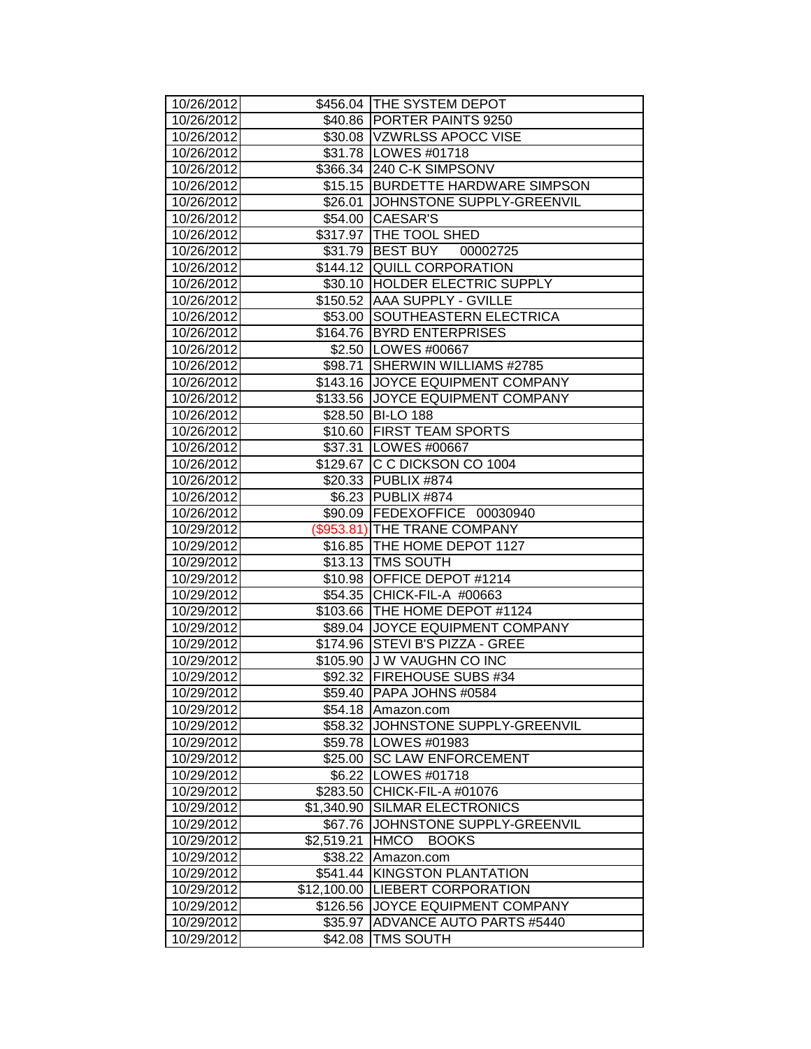| | | |
|---|---|---|
| 10/26/2012 | $456.04 | THE SYSTEM DEPOT |
| 10/26/2012 | $40.86 | PORTER PAINTS 9250 |
| 10/26/2012 | $30.08 | VZWRLSS APOCC VISE |
| 10/26/2012 | $31.78 | LOWES #01718 |
| 10/26/2012 | $366.34 | 240 C-K SIMPSONV |
| 10/26/2012 | $15.15 | BURDETTE HARDWARE SIMPSON |
| 10/26/2012 | $26.01 | JOHNSTONE SUPPLY-GREENVIL |
| 10/26/2012 | $54.00 | CAESAR'S |
| 10/26/2012 | $317.97 | THE TOOL SHED |
| 10/26/2012 | $31.79 | BEST BUY 00002725 |
| 10/26/2012 | $144.12 | QUILL CORPORATION |
| 10/26/2012 | $30.10 | HOLDER ELECTRIC SUPPLY |
| 10/26/2012 | $150.52 | AAA SUPPLY - GVILLE |
| 10/26/2012 | $53.00 | SOUTHEASTERN ELECTRICA |
| 10/26/2012 | $164.76 | BYRD ENTERPRISES |
| 10/26/2012 | $2.50 | LOWES #00667 |
| 10/26/2012 | $98.71 | SHERWIN WILLIAMS #2785 |
| 10/26/2012 | $143.16 | JOYCE EQUIPMENT COMPANY |
| 10/26/2012 | $133.56 | JOYCE EQUIPMENT COMPANY |
| 10/26/2012 | $28.50 | BI-LO 188 |
| 10/26/2012 | $10.60 | FIRST TEAM SPORTS |
| 10/26/2012 | $37.31 | LOWES #00667 |
| 10/26/2012 | $129.67 | C C DICKSON CO 1004 |
| 10/26/2012 | $20.33 | PUBLIX #874 |
| 10/26/2012 | $6.23 | PUBLIX #874 |
| 10/26/2012 | $90.09 | FEDEXOFFICE 00030940 |
| 10/29/2012 | ($953.81) | THE TRANE COMPANY |
| 10/29/2012 | $16.85 | THE HOME DEPOT 1127 |
| 10/29/2012 | $13.13 | TMS SOUTH |
| 10/29/2012 | $10.98 | OFFICE DEPOT #1214 |
| 10/29/2012 | $54.35 | CHICK-FIL-A #00663 |
| 10/29/2012 | $103.66 | THE HOME DEPOT #1124 |
| 10/29/2012 | $89.04 | JOYCE EQUIPMENT COMPANY |
| 10/29/2012 | $174.96 | STEVI B'S PIZZA - GREE |
| 10/29/2012 | $105.90 | J W VAUGHN CO INC |
| 10/29/2012 | $92.32 | FIREHOUSE SUBS #34 |
| 10/29/2012 | $59.40 | PAPA JOHNS #0584 |
| 10/29/2012 | $54.18 | Amazon.com |
| 10/29/2012 | $58.32 | JOHNSTONE SUPPLY-GREENVIL |
| 10/29/2012 | $59.78 | LOWES #01983 |
| 10/29/2012 | $25.00 | SC LAW ENFORCEMENT |
| 10/29/2012 | $6.22 | LOWES #01718 |
| 10/29/2012 | $283.50 | CHICK-FIL-A #01076 |
| 10/29/2012 | $1,340.90 | SILMAR ELECTRONICS |
| 10/29/2012 | $67.76 | JOHNSTONE SUPPLY-GREENVIL |
| 10/29/2012 | $2,519.21 | HMCO BOOKS |
| 10/29/2012 | $38.22 | Amazon.com |
| 10/29/2012 | $541.44 | KINGSTON PLANTATION |
| 10/29/2012 | $12,100.00 | LIEBERT CORPORATION |
| 10/29/2012 | $126.56 | JOYCE EQUIPMENT COMPANY |
| 10/29/2012 | $35.97 | ADVANCE AUTO PARTS #5440 |
| 10/29/2012 | $42.08 | TMS SOUTH |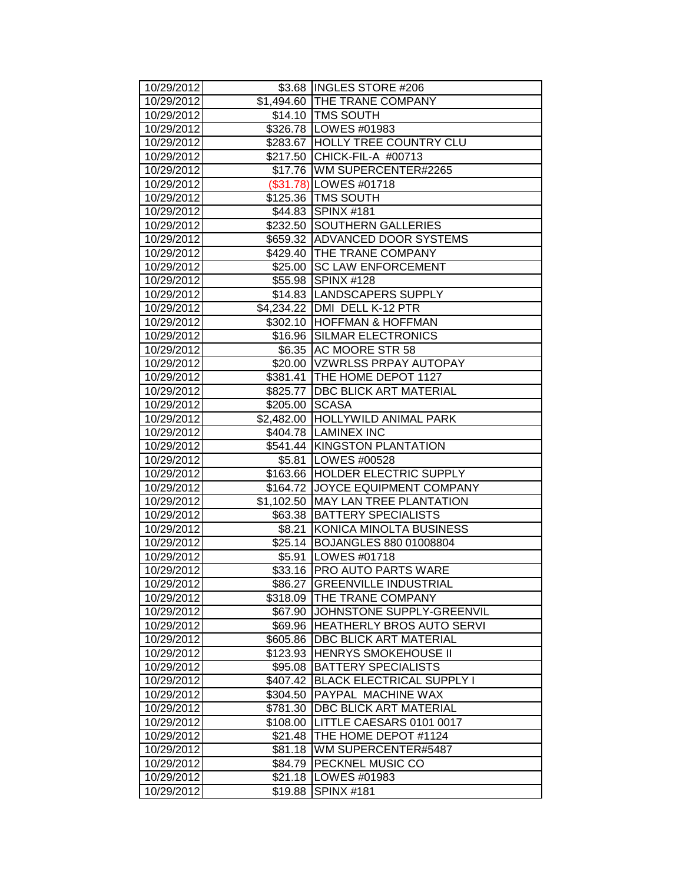| | | |
|---|---|---|
| 10/29/2012 | $3.68 | INGLES STORE #206 |
| 10/29/2012 | $1,494.60 | THE TRANE COMPANY |
| 10/29/2012 | $14.10 | TMS SOUTH |
| 10/29/2012 | $326.78 | LOWES #01983 |
| 10/29/2012 | $283.67 | HOLLY TREE COUNTRY CLU |
| 10/29/2012 | $217.50 | CHICK-FIL-A #00713 |
| 10/29/2012 | $17.76 | WM SUPERCENTER#2265 |
| 10/29/2012 | ($31.78) | LOWES #01718 |
| 10/29/2012 | $125.36 | TMS SOUTH |
| 10/29/2012 | $44.83 | SPINX #181 |
| 10/29/2012 | $232.50 | SOUTHERN GALLERIES |
| 10/29/2012 | $659.32 | ADVANCED DOOR SYSTEMS |
| 10/29/2012 | $429.40 | THE TRANE COMPANY |
| 10/29/2012 | $25.00 | SC LAW ENFORCEMENT |
| 10/29/2012 | $55.98 | SPINX #128 |
| 10/29/2012 | $14.83 | LANDSCAPERS SUPPLY |
| 10/29/2012 | $4,234.22 | DMI DELL K-12 PTR |
| 10/29/2012 | $302.10 | HOFFMAN & HOFFMAN |
| 10/29/2012 | $16.96 | SILMAR ELECTRONICS |
| 10/29/2012 | $6.35 | AC MOORE STR 58 |
| 10/29/2012 | $20.00 | VZWRLSS PRPAY AUTOPAY |
| 10/29/2012 | $381.41 | THE HOME DEPOT 1127 |
| 10/29/2012 | $825.77 | DBC BLICK ART MATERIAL |
| 10/29/2012 | $205.00 | SCASA |
| 10/29/2012 | $2,482.00 | HOLLYWILD ANIMAL PARK |
| 10/29/2012 | $404.78 | LAMINEX INC |
| 10/29/2012 | $541.44 | KINGSTON PLANTATION |
| 10/29/2012 | $5.81 | LOWES #00528 |
| 10/29/2012 | $163.66 | HOLDER ELECTRIC SUPPLY |
| 10/29/2012 | $164.72 | JOYCE EQUIPMENT COMPANY |
| 10/29/2012 | $1,102.50 | MAY LAN TREE PLANTATION |
| 10/29/2012 | $63.38 | BATTERY SPECIALISTS |
| 10/29/2012 | $8.21 | KONICA MINOLTA BUSINESS |
| 10/29/2012 | $25.14 | BOJANGLES 880 01008804 |
| 10/29/2012 | $5.91 | LOWES #01718 |
| 10/29/2012 | $33.16 | PRO AUTO PARTS WARE |
| 10/29/2012 | $86.27 | GREENVILLE INDUSTRIAL |
| 10/29/2012 | $318.09 | THE TRANE COMPANY |
| 10/29/2012 | $67.90 | JOHNSTONE SUPPLY-GREENVIL |
| 10/29/2012 | $69.96 | HEATHERLY BROS AUTO SERVI |
| 10/29/2012 | $605.86 | DBC BLICK ART MATERIAL |
| 10/29/2012 | $123.93 | HENRYS SMOKEHOUSE II |
| 10/29/2012 | $95.08 | BATTERY SPECIALISTS |
| 10/29/2012 | $407.42 | BLACK ELECTRICAL SUPPLY I |
| 10/29/2012 | $304.50 | PAYPAL MACHINE WAX |
| 10/29/2012 | $781.30 | DBC BLICK ART MATERIAL |
| 10/29/2012 | $108.00 | LITTLE CAESARS 0101 0017 |
| 10/29/2012 | $21.48 | THE HOME DEPOT #1124 |
| 10/29/2012 | $81.18 | WM SUPERCENTER#5487 |
| 10/29/2012 | $84.79 | PECKNEL MUSIC CO |
| 10/29/2012 | $21.18 | LOWES #01983 |
| 10/29/2012 | $19.88 | SPINX #181 |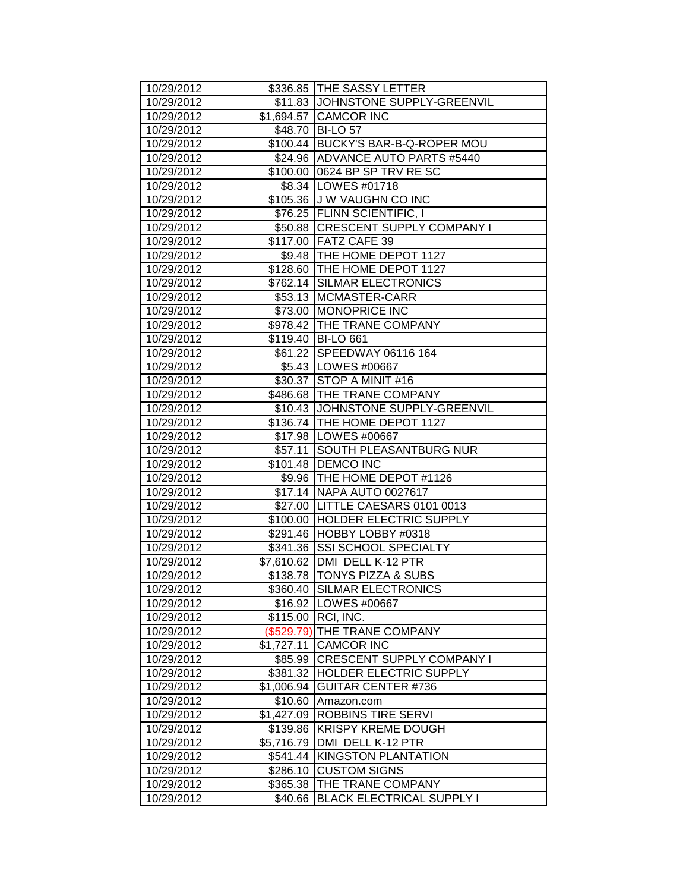| | | |
|---|---|---|
| 10/29/2012 | $336.85 | THE SASSY LETTER |
| 10/29/2012 | $11.83 | JOHNSTONE SUPPLY-GREENVIL |
| 10/29/2012 | $1,694.57 | CAMCOR INC |
| 10/29/2012 | $48.70 | BI-LO 57 |
| 10/29/2012 | $100.44 | BUCKY'S BAR-B-Q-ROPER MOU |
| 10/29/2012 | $24.96 | ADVANCE AUTO PARTS #5440 |
| 10/29/2012 | $100.00 | 0624 BP SP TRV RE SC |
| 10/29/2012 | $8.34 | LOWES #01718 |
| 10/29/2012 | $105.36 | J W VAUGHN CO INC |
| 10/29/2012 | $76.25 | FLINN SCIENTIFIC, I |
| 10/29/2012 | $50.88 | CRESCENT SUPPLY COMPANY I |
| 10/29/2012 | $117.00 | FATZ CAFE 39 |
| 10/29/2012 | $9.48 | THE HOME DEPOT 1127 |
| 10/29/2012 | $128.60 | THE HOME DEPOT 1127 |
| 10/29/2012 | $762.14 | SILMAR ELECTRONICS |
| 10/29/2012 | $53.13 | MCMASTER-CARR |
| 10/29/2012 | $73.00 | MONOPRICE INC |
| 10/29/2012 | $978.42 | THE TRANE COMPANY |
| 10/29/2012 | $119.40 | BI-LO 661 |
| 10/29/2012 | $61.22 | SPEEDWAY 06116 164 |
| 10/29/2012 | $5.43 | LOWES #00667 |
| 10/29/2012 | $30.37 | STOP A MINIT #16 |
| 10/29/2012 | $486.68 | THE TRANE COMPANY |
| 10/29/2012 | $10.43 | JOHNSTONE SUPPLY-GREENVIL |
| 10/29/2012 | $136.74 | THE HOME DEPOT 1127 |
| 10/29/2012 | $17.98 | LOWES #00667 |
| 10/29/2012 | $57.11 | SOUTH PLEASANTBURG NUR |
| 10/29/2012 | $101.48 | DEMCO INC |
| 10/29/2012 | $9.96 | THE HOME DEPOT #1126 |
| 10/29/2012 | $17.14 | NAPA AUTO 0027617 |
| 10/29/2012 | $27.00 | LITTLE CAESARS 0101 0013 |
| 10/29/2012 | $100.00 | HOLDER ELECTRIC SUPPLY |
| 10/29/2012 | $291.46 | HOBBY LOBBY #0318 |
| 10/29/2012 | $341.36 | SSI SCHOOL SPECIALTY |
| 10/29/2012 | $7,610.62 | DMI DELL K-12 PTR |
| 10/29/2012 | $138.78 | TONYS PIZZA & SUBS |
| 10/29/2012 | $360.40 | SILMAR ELECTRONICS |
| 10/29/2012 | $16.92 | LOWES #00667 |
| 10/29/2012 | $115.00 | RCI, INC. |
| 10/29/2012 | ($529.79) | THE TRANE COMPANY |
| 10/29/2012 | $1,727.11 | CAMCOR INC |
| 10/29/2012 | $85.99 | CRESCENT SUPPLY COMPANY I |
| 10/29/2012 | $381.32 | HOLDER ELECTRIC SUPPLY |
| 10/29/2012 | $1,006.94 | GUITAR CENTER #736 |
| 10/29/2012 | $10.60 | Amazon.com |
| 10/29/2012 | $1,427.09 | ROBBINS TIRE SERVI |
| 10/29/2012 | $139.86 | KRISPY KREME DOUGH |
| 10/29/2012 | $5,716.79 | DMI DELL K-12 PTR |
| 10/29/2012 | $541.44 | KINGSTON PLANTATION |
| 10/29/2012 | $286.10 | CUSTOM SIGNS |
| 10/29/2012 | $365.38 | THE TRANE COMPANY |
| 10/29/2012 | $40.66 | BLACK ELECTRICAL SUPPLY I |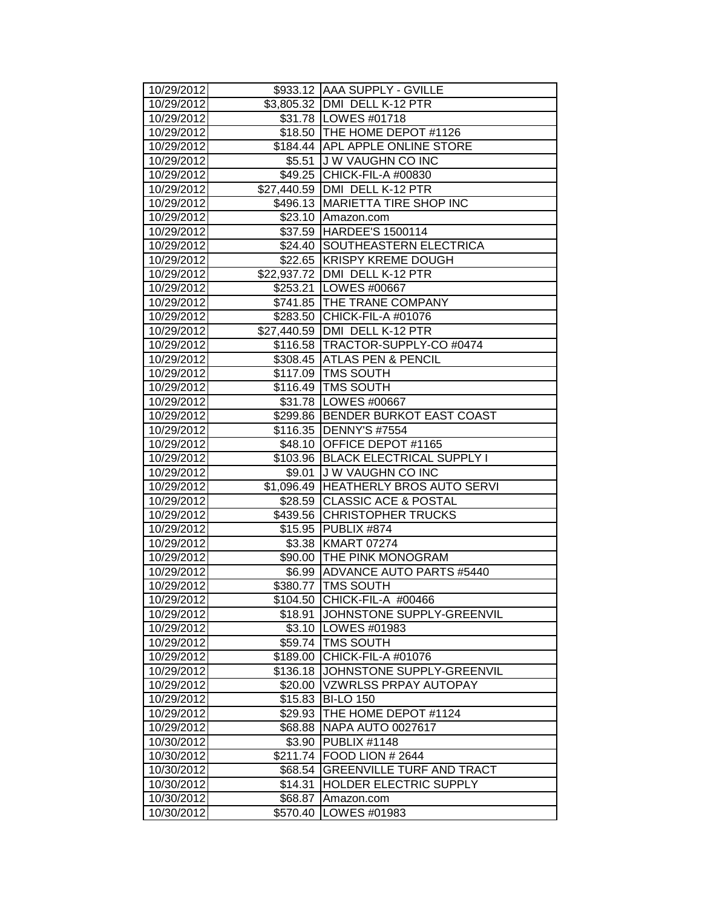| 10/29/2012 | $933.12 | AAA SUPPLY - GVILLE |
|---|---|---|
| 10/29/2012 | $3,805.32 | DMI DELL K-12 PTR |
| 10/29/2012 | $31.78 | LOWES #01718 |
| 10/29/2012 | $18.50 | THE HOME DEPOT #1126 |
| 10/29/2012 | $184.44 | APL APPLE ONLINE STORE |
| 10/29/2012 | $5.51 | J W VAUGHN CO INC |
| 10/29/2012 | $49.25 | CHICK-FIL-A #00830 |
| 10/29/2012 | $27,440.59 | DMI DELL K-12 PTR |
| 10/29/2012 | $496.13 | MARIETTA TIRE SHOP INC |
| 10/29/2012 | $23.10 | Amazon.com |
| 10/29/2012 | $37.59 | HARDEE'S 1500114 |
| 10/29/2012 | $24.40 | SOUTHEASTERN ELECTRICA |
| 10/29/2012 | $22.65 | KRISPY KREME DOUGH |
| 10/29/2012 | $22,937.72 | DMI DELL K-12 PTR |
| 10/29/2012 | $253.21 | LOWES #00667 |
| 10/29/2012 | $741.85 | THE TRANE COMPANY |
| 10/29/2012 | $283.50 | CHICK-FIL-A #01076 |
| 10/29/2012 | $27,440.59 | DMI DELL K-12 PTR |
| 10/29/2012 | $116.58 | TRACTOR-SUPPLY-CO #0474 |
| 10/29/2012 | $308.45 | ATLAS PEN & PENCIL |
| 10/29/2012 | $117.09 | TMS SOUTH |
| 10/29/2012 | $116.49 | TMS SOUTH |
| 10/29/2012 | $31.78 | LOWES #00667 |
| 10/29/2012 | $299.86 | BENDER BURKOT EAST COAST |
| 10/29/2012 | $116.35 | DENNY'S #7554 |
| 10/29/2012 | $48.10 | OFFICE DEPOT #1165 |
| 10/29/2012 | $103.96 | BLACK ELECTRICAL SUPPLY I |
| 10/29/2012 | $9.01 | J W VAUGHN CO INC |
| 10/29/2012 | $1,096.49 | HEATHERLY BROS AUTO SERVI |
| 10/29/2012 | $28.59 | CLASSIC ACE & POSTAL |
| 10/29/2012 | $439.56 | CHRISTOPHER TRUCKS |
| 10/29/2012 | $15.95 | PUBLIX #874 |
| 10/29/2012 | $3.38 | KMART 07274 |
| 10/29/2012 | $90.00 | THE PINK MONOGRAM |
| 10/29/2012 | $6.99 | ADVANCE AUTO PARTS #5440 |
| 10/29/2012 | $380.77 | TMS SOUTH |
| 10/29/2012 | $104.50 | CHICK-FIL-A #00466 |
| 10/29/2012 | $18.91 | JOHNSTONE SUPPLY-GREENVIL |
| 10/29/2012 | $3.10 | LOWES #01983 |
| 10/29/2012 | $59.74 | TMS SOUTH |
| 10/29/2012 | $189.00 | CHICK-FIL-A #01076 |
| 10/29/2012 | $136.18 | JOHNSTONE SUPPLY-GREENVIL |
| 10/29/2012 | $20.00 | VZWRLSS PRPAY AUTOPAY |
| 10/29/2012 | $15.83 | BI-LO 150 |
| 10/29/2012 | $29.93 | THE HOME DEPOT #1124 |
| 10/29/2012 | $68.88 | NAPA AUTO 0027617 |
| 10/30/2012 | $3.90 | PUBLIX #1148 |
| 10/30/2012 | $211.74 | FOOD LION # 2644 |
| 10/30/2012 | $68.54 | GREENVILLE TURF AND TRACT |
| 10/30/2012 | $14.31 | HOLDER ELECTRIC SUPPLY |
| 10/30/2012 | $68.87 | Amazon.com |
| 10/30/2012 | $570.40 | LOWES #01983 |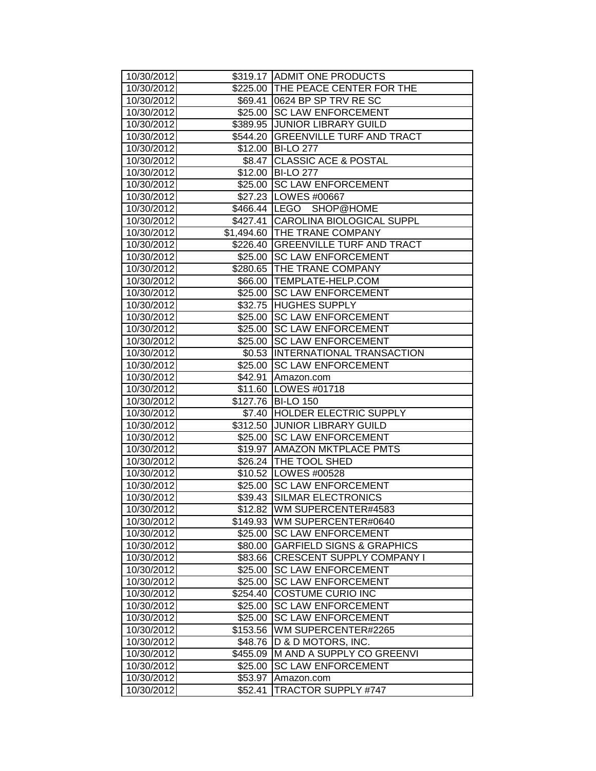| 10/30/2012 | $319.17 | ADMIT ONE PRODUCTS |
|---|---|---|
| 10/30/2012 | $225.00 | THE PEACE CENTER FOR THE |
| 10/30/2012 | $69.41 | 0624 BP SP TRV RE SC |
| 10/30/2012 | $25.00 | SC LAW ENFORCEMENT |
| 10/30/2012 | $389.95 | JUNIOR LIBRARY GUILD |
| 10/30/2012 | $544.20 | GREENVILLE TURF AND TRACT |
| 10/30/2012 | $12.00 | BI-LO 277 |
| 10/30/2012 | $8.47 | CLASSIC ACE & POSTAL |
| 10/30/2012 | $12.00 | BI-LO 277 |
| 10/30/2012 | $25.00 | SC LAW ENFORCEMENT |
| 10/30/2012 | $27.23 | LOWES #00667 |
| 10/30/2012 | $466.44 | LEGO SHOP@HOME |
| 10/30/2012 | $427.41 | CAROLINA BIOLOGICAL SUPPL |
| 10/30/2012 | $1,494.60 | THE TRANE COMPANY |
| 10/30/2012 | $226.40 | GREENVILLE TURF AND TRACT |
| 10/30/2012 | $25.00 | SC LAW ENFORCEMENT |
| 10/30/2012 | $280.65 | THE TRANE COMPANY |
| 10/30/2012 | $66.00 | TEMPLATE-HELP.COM |
| 10/30/2012 | $25.00 | SC LAW ENFORCEMENT |
| 10/30/2012 | $32.75 | HUGHES SUPPLY |
| 10/30/2012 | $25.00 | SC LAW ENFORCEMENT |
| 10/30/2012 | $25.00 | SC LAW ENFORCEMENT |
| 10/30/2012 | $25.00 | SC LAW ENFORCEMENT |
| 10/30/2012 | $0.53 | INTERNATIONAL TRANSACTION |
| 10/30/2012 | $25.00 | SC LAW ENFORCEMENT |
| 10/30/2012 | $42.91 | Amazon.com |
| 10/30/2012 | $11.60 | LOWES #01718 |
| 10/30/2012 | $127.76 | BI-LO 150 |
| 10/30/2012 | $7.40 | HOLDER ELECTRIC SUPPLY |
| 10/30/2012 | $312.50 | JUNIOR LIBRARY GUILD |
| 10/30/2012 | $25.00 | SC LAW ENFORCEMENT |
| 10/30/2012 | $19.97 | AMAZON MKTPLACE PMTS |
| 10/30/2012 | $26.24 | THE TOOL SHED |
| 10/30/2012 | $10.52 | LOWES #00528 |
| 10/30/2012 | $25.00 | SC LAW ENFORCEMENT |
| 10/30/2012 | $39.43 | SILMAR ELECTRONICS |
| 10/30/2012 | $12.82 | WM SUPERCENTER#4583 |
| 10/30/2012 | $149.93 | WM SUPERCENTER#0640 |
| 10/30/2012 | $25.00 | SC LAW ENFORCEMENT |
| 10/30/2012 | $80.00 | GARFIELD SIGNS & GRAPHICS |
| 10/30/2012 | $83.66 | CRESCENT SUPPLY COMPANY I |
| 10/30/2012 | $25.00 | SC LAW ENFORCEMENT |
| 10/30/2012 | $25.00 | SC LAW ENFORCEMENT |
| 10/30/2012 | $254.40 | COSTUME CURIO INC |
| 10/30/2012 | $25.00 | SC LAW ENFORCEMENT |
| 10/30/2012 | $25.00 | SC LAW ENFORCEMENT |
| 10/30/2012 | $153.56 | WM SUPERCENTER#2265 |
| 10/30/2012 | $48.76 | D & D MOTORS, INC. |
| 10/30/2012 | $455.09 | M AND A SUPPLY CO GREENVI |
| 10/30/2012 | $25.00 | SC LAW ENFORCEMENT |
| 10/30/2012 | $53.97 | Amazon.com |
| 10/30/2012 | $52.41 | TRACTOR SUPPLY #747 |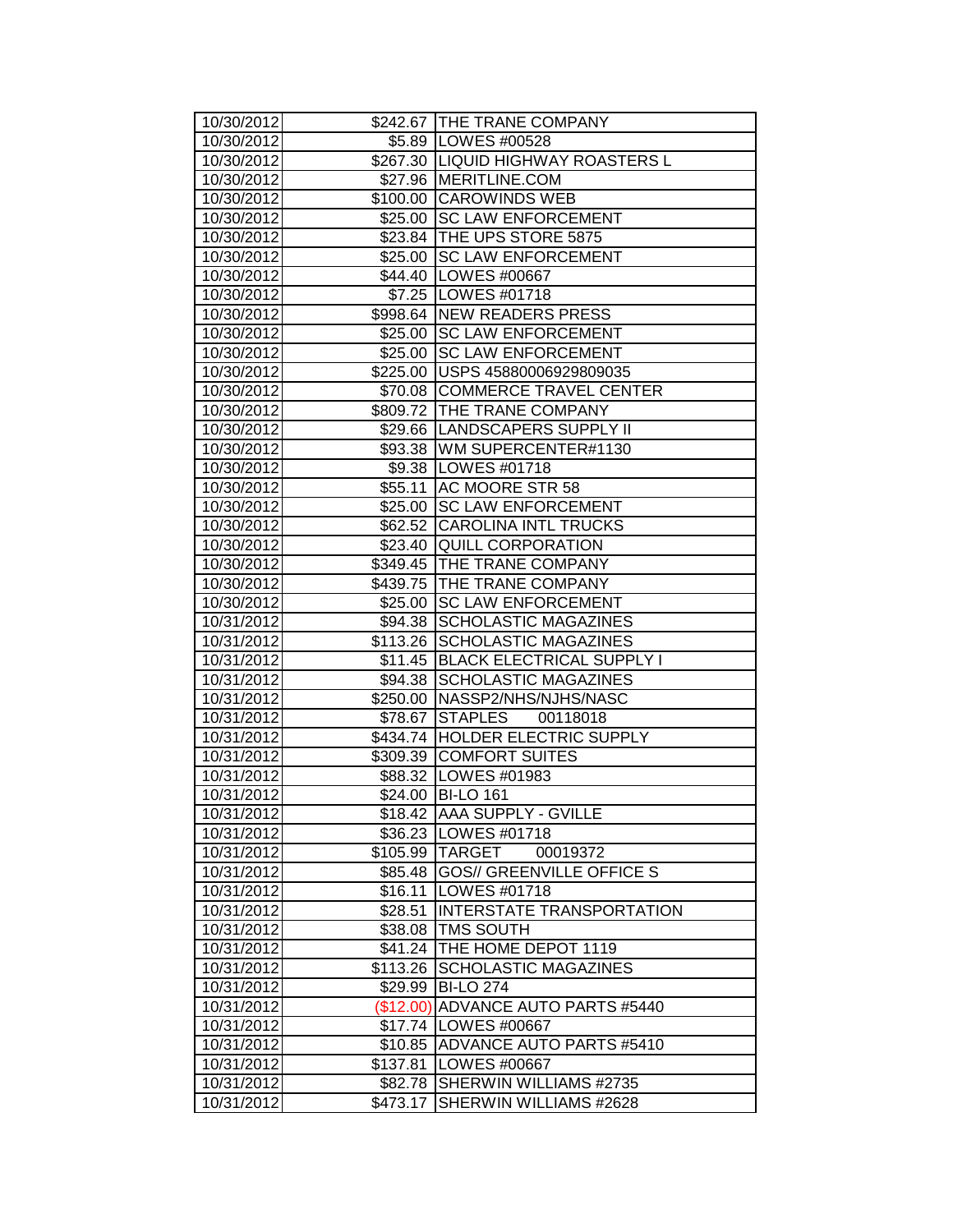| | | |
|---|---|---|
| 10/30/2012 | $242.67 | THE TRANE COMPANY |
| 10/30/2012 | $5.89 | LOWES #00528 |
| 10/30/2012 | $267.30 | LIQUID HIGHWAY ROASTERS L |
| 10/30/2012 | $27.96 | MERITLINE.COM |
| 10/30/2012 | $100.00 | CAROWINDS WEB |
| 10/30/2012 | $25.00 | SC LAW ENFORCEMENT |
| 10/30/2012 | $23.84 | THE UPS STORE 5875 |
| 10/30/2012 | $25.00 | SC LAW ENFORCEMENT |
| 10/30/2012 | $44.40 | LOWES #00667 |
| 10/30/2012 | $7.25 | LOWES #01718 |
| 10/30/2012 | $998.64 | NEW READERS PRESS |
| 10/30/2012 | $25.00 | SC LAW ENFORCEMENT |
| 10/30/2012 | $25.00 | SC LAW ENFORCEMENT |
| 10/30/2012 | $225.00 | USPS 45880006929809035 |
| 10/30/2012 | $70.08 | COMMERCE TRAVEL CENTER |
| 10/30/2012 | $809.72 | THE TRANE COMPANY |
| 10/30/2012 | $29.66 | LANDSCAPERS SUPPLY II |
| 10/30/2012 | $93.38 | WM SUPERCENTER#1130 |
| 10/30/2012 | $9.38 | LOWES #01718 |
| 10/30/2012 | $55.11 | AC MOORE STR 58 |
| 10/30/2012 | $25.00 | SC LAW ENFORCEMENT |
| 10/30/2012 | $62.52 | CAROLINA INTL TRUCKS |
| 10/30/2012 | $23.40 | QUILL CORPORATION |
| 10/30/2012 | $349.45 | THE TRANE COMPANY |
| 10/30/2012 | $439.75 | THE TRANE COMPANY |
| 10/30/2012 | $25.00 | SC LAW ENFORCEMENT |
| 10/31/2012 | $94.38 | SCHOLASTIC MAGAZINES |
| 10/31/2012 | $113.26 | SCHOLASTIC MAGAZINES |
| 10/31/2012 | $11.45 | BLACK ELECTRICAL SUPPLY I |
| 10/31/2012 | $94.38 | SCHOLASTIC MAGAZINES |
| 10/31/2012 | $250.00 | NASSP2/NHS/NJHS/NASC |
| 10/31/2012 | $78.67 | STAPLES 00118018 |
| 10/31/2012 | $434.74 | HOLDER ELECTRIC SUPPLY |
| 10/31/2012 | $309.39 | COMFORT SUITES |
| 10/31/2012 | $88.32 | LOWES #01983 |
| 10/31/2012 | $24.00 | BI-LO 161 |
| 10/31/2012 | $18.42 | AAA SUPPLY - GVILLE |
| 10/31/2012 | $36.23 | LOWES #01718 |
| 10/31/2012 | $105.99 | TARGET 00019372 |
| 10/31/2012 | $85.48 | GOS// GREENVILLE OFFICE S |
| 10/31/2012 | $16.11 | LOWES #01718 |
| 10/31/2012 | $28.51 | INTERSTATE TRANSPORTATION |
| 10/31/2012 | $38.08 | TMS SOUTH |
| 10/31/2012 | $41.24 | THE HOME DEPOT 1119 |
| 10/31/2012 | $113.26 | SCHOLASTIC MAGAZINES |
| 10/31/2012 | $29.99 | BI-LO 274 |
| 10/31/2012 | ($12.00) | ADVANCE AUTO PARTS #5440 |
| 10/31/2012 | $17.74 | LOWES #00667 |
| 10/31/2012 | $10.85 | ADVANCE AUTO PARTS #5410 |
| 10/31/2012 | $137.81 | LOWES #00667 |
| 10/31/2012 | $82.78 | SHERWIN WILLIAMS #2735 |
| 10/31/2012 | $473.17 | SHERWIN WILLIAMS #2628 |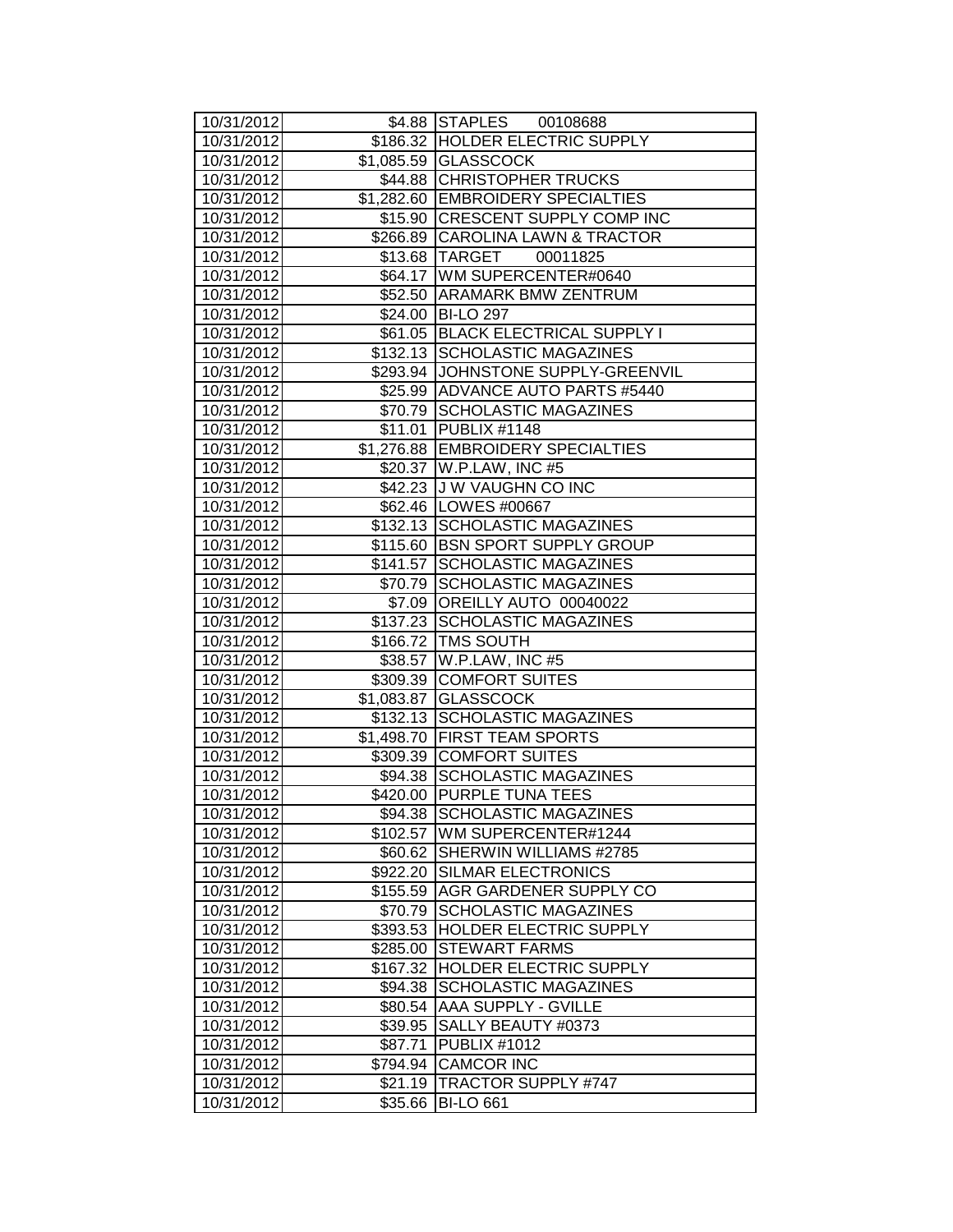| | | |
|---|---|---|
| 10/31/2012 | $4.88 | STAPLES 00108688 |
| 10/31/2012 | $186.32 | HOLDER ELECTRIC SUPPLY |
| 10/31/2012 | $1,085.59 | GLASSCOCK |
| 10/31/2012 | $44.88 | CHRISTOPHER TRUCKS |
| 10/31/2012 | $1,282.60 | EMBROIDERY SPECIALTIES |
| 10/31/2012 | $15.90 | CRESCENT SUPPLY COMP INC |
| 10/31/2012 | $266.89 | CAROLINA LAWN & TRACTOR |
| 10/31/2012 | $13.68 | TARGET 00011825 |
| 10/31/2012 | $64.17 | WM SUPERCENTER#0640 |
| 10/31/2012 | $52.50 | ARAMARK BMW ZENTRUM |
| 10/31/2012 | $24.00 | BI-LO 297 |
| 10/31/2012 | $61.05 | BLACK ELECTRICAL SUPPLY I |
| 10/31/2012 | $132.13 | SCHOLASTIC MAGAZINES |
| 10/31/2012 | $293.94 | JOHNSTONE SUPPLY-GREENVIL |
| 10/31/2012 | $25.99 | ADVANCE AUTO PARTS #5440 |
| 10/31/2012 | $70.79 | SCHOLASTIC MAGAZINES |
| 10/31/2012 | $11.01 | PUBLIX #1148 |
| 10/31/2012 | $1,276.88 | EMBROIDERY SPECIALTIES |
| 10/31/2012 | $20.37 | W.P.LAW, INC #5 |
| 10/31/2012 | $42.23 | J W VAUGHN CO INC |
| 10/31/2012 | $62.46 | LOWES #00667 |
| 10/31/2012 | $132.13 | SCHOLASTIC MAGAZINES |
| 10/31/2012 | $115.60 | BSN SPORT SUPPLY GROUP |
| 10/31/2012 | $141.57 | SCHOLASTIC MAGAZINES |
| 10/31/2012 | $70.79 | SCHOLASTIC MAGAZINES |
| 10/31/2012 | $7.09 | OREILLY AUTO 00040022 |
| 10/31/2012 | $137.23 | SCHOLASTIC MAGAZINES |
| 10/31/2012 | $166.72 | TMS SOUTH |
| 10/31/2012 | $38.57 | W.P.LAW, INC #5 |
| 10/31/2012 | $309.39 | COMFORT SUITES |
| 10/31/2012 | $1,083.87 | GLASSCOCK |
| 10/31/2012 | $132.13 | SCHOLASTIC MAGAZINES |
| 10/31/2012 | $1,498.70 | FIRST TEAM SPORTS |
| 10/31/2012 | $309.39 | COMFORT SUITES |
| 10/31/2012 | $94.38 | SCHOLASTIC MAGAZINES |
| 10/31/2012 | $420.00 | PURPLE TUNA TEES |
| 10/31/2012 | $94.38 | SCHOLASTIC MAGAZINES |
| 10/31/2012 | $102.57 | WM SUPERCENTER#1244 |
| 10/31/2012 | $60.62 | SHERWIN WILLIAMS #2785 |
| 10/31/2012 | $922.20 | SILMAR ELECTRONICS |
| 10/31/2012 | $155.59 | AGR GARDENER SUPPLY CO |
| 10/31/2012 | $70.79 | SCHOLASTIC MAGAZINES |
| 10/31/2012 | $393.53 | HOLDER ELECTRIC SUPPLY |
| 10/31/2012 | $285.00 | STEWART FARMS |
| 10/31/2012 | $167.32 | HOLDER ELECTRIC SUPPLY |
| 10/31/2012 | $94.38 | SCHOLASTIC MAGAZINES |
| 10/31/2012 | $80.54 | AAA SUPPLY - GVILLE |
| 10/31/2012 | $39.95 | SALLY BEAUTY #0373 |
| 10/31/2012 | $87.71 | PUBLIX #1012 |
| 10/31/2012 | $794.94 | CAMCOR INC |
| 10/31/2012 | $21.19 | TRACTOR SUPPLY #747 |
| 10/31/2012 | $35.66 | BI-LO 661 |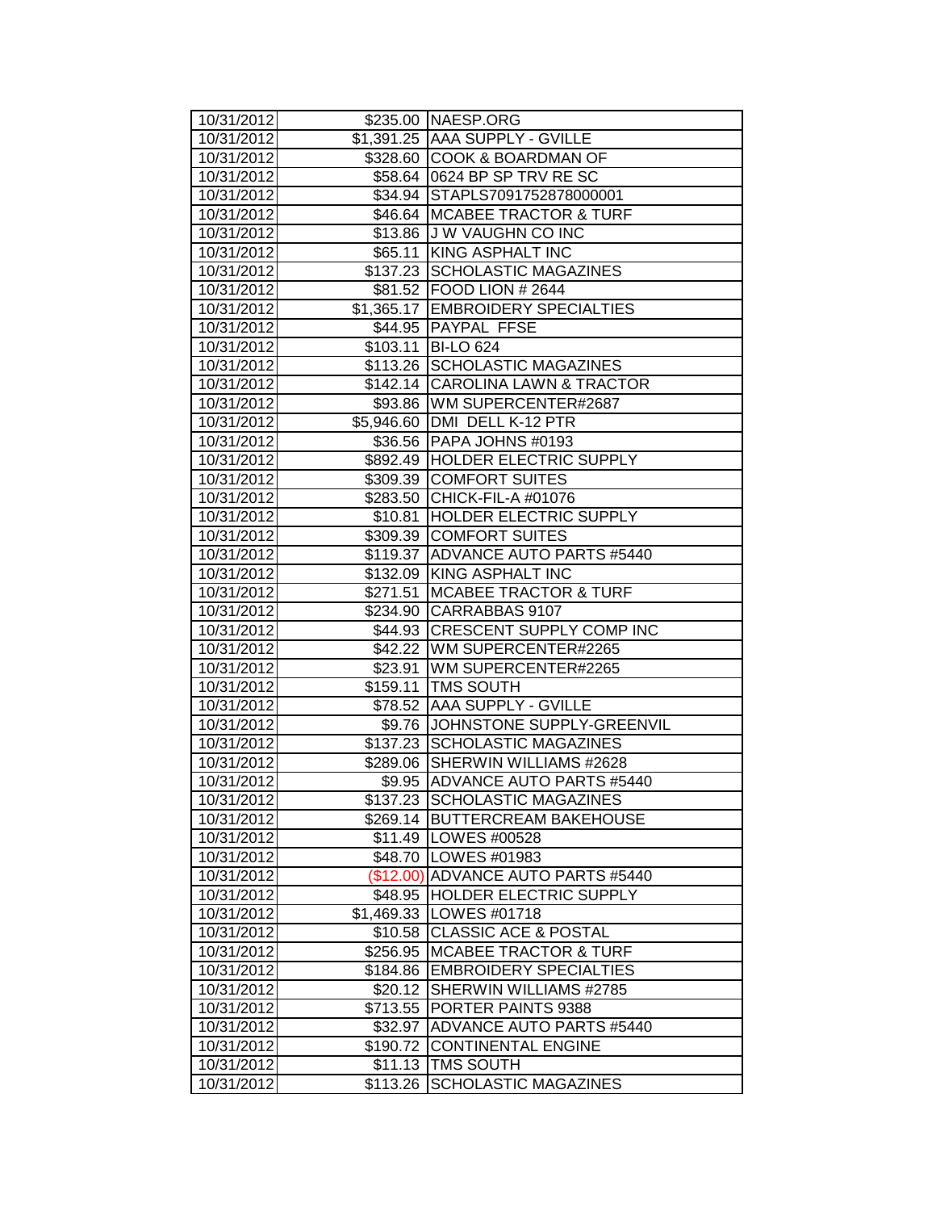| 10/31/2012 | $235.00 | NAESP.ORG |
|---|---|---|
| 10/31/2012 | $1,391.25 | AAA SUPPLY - GVILLE |
| 10/31/2012 | $328.60 | COOK & BOARDMAN OF |
| 10/31/2012 | $58.64 | 0624 BP SP TRV RE SC |
| 10/31/2012 | $34.94 | STAPLS7091752878000001 |
| 10/31/2012 | $46.64 | MCABEE TRACTOR & TURF |
| 10/31/2012 | $13.86 | J W VAUGHN CO INC |
| 10/31/2012 | $65.11 | KING ASPHALT INC |
| 10/31/2012 | $137.23 | SCHOLASTIC MAGAZINES |
| 10/31/2012 | $81.52 | FOOD LION # 2644 |
| 10/31/2012 | $1,365.17 | EMBROIDERY SPECIALTIES |
| 10/31/2012 | $44.95 | PAYPAL FFSE |
| 10/31/2012 | $103.11 | BI-LO 624 |
| 10/31/2012 | $113.26 | SCHOLASTIC MAGAZINES |
| 10/31/2012 | $142.14 | CAROLINA LAWN & TRACTOR |
| 10/31/2012 | $93.86 | WM SUPERCENTER#2687 |
| 10/31/2012 | $5,946.60 | DMI DELL K-12 PTR |
| 10/31/2012 | $36.56 | PAPA JOHNS #0193 |
| 10/31/2012 | $892.49 | HOLDER ELECTRIC SUPPLY |
| 10/31/2012 | $309.39 | COMFORT SUITES |
| 10/31/2012 | $283.50 | CHICK-FIL-A #01076 |
| 10/31/2012 | $10.81 | HOLDER ELECTRIC SUPPLY |
| 10/31/2012 | $309.39 | COMFORT SUITES |
| 10/31/2012 | $119.37 | ADVANCE AUTO PARTS #5440 |
| 10/31/2012 | $132.09 | KING ASPHALT INC |
| 10/31/2012 | $271.51 | MCABEE TRACTOR & TURF |
| 10/31/2012 | $234.90 | CARRABBAS 9107 |
| 10/31/2012 | $44.93 | CRESCENT SUPPLY COMP INC |
| 10/31/2012 | $42.22 | WM SUPERCENTER#2265 |
| 10/31/2012 | $23.91 | WM SUPERCENTER#2265 |
| 10/31/2012 | $159.11 | TMS SOUTH |
| 10/31/2012 | $78.52 | AAA SUPPLY - GVILLE |
| 10/31/2012 | $9.76 | JOHNSTONE SUPPLY-GREENVIL |
| 10/31/2012 | $137.23 | SCHOLASTIC MAGAZINES |
| 10/31/2012 | $289.06 | SHERWIN WILLIAMS #2628 |
| 10/31/2012 | $9.95 | ADVANCE AUTO PARTS #5440 |
| 10/31/2012 | $137.23 | SCHOLASTIC MAGAZINES |
| 10/31/2012 | $269.14 | BUTTERCREAM BAKEHOUSE |
| 10/31/2012 | $11.49 | LOWES #00528 |
| 10/31/2012 | $48.70 | LOWES #01983 |
| 10/31/2012 | ($12.00) | ADVANCE AUTO PARTS #5440 |
| 10/31/2012 | $48.95 | HOLDER ELECTRIC SUPPLY |
| 10/31/2012 | $1,469.33 | LOWES #01718 |
| 10/31/2012 | $10.58 | CLASSIC ACE & POSTAL |
| 10/31/2012 | $256.95 | MCABEE TRACTOR & TURF |
| 10/31/2012 | $184.86 | EMBROIDERY SPECIALTIES |
| 10/31/2012 | $20.12 | SHERWIN WILLIAMS #2785 |
| 10/31/2012 | $713.55 | PORTER PAINTS 9388 |
| 10/31/2012 | $32.97 | ADVANCE AUTO PARTS #5440 |
| 10/31/2012 | $190.72 | CONTINENTAL ENGINE |
| 10/31/2012 | $11.13 | TMS SOUTH |
| 10/31/2012 | $113.26 | SCHOLASTIC MAGAZINES |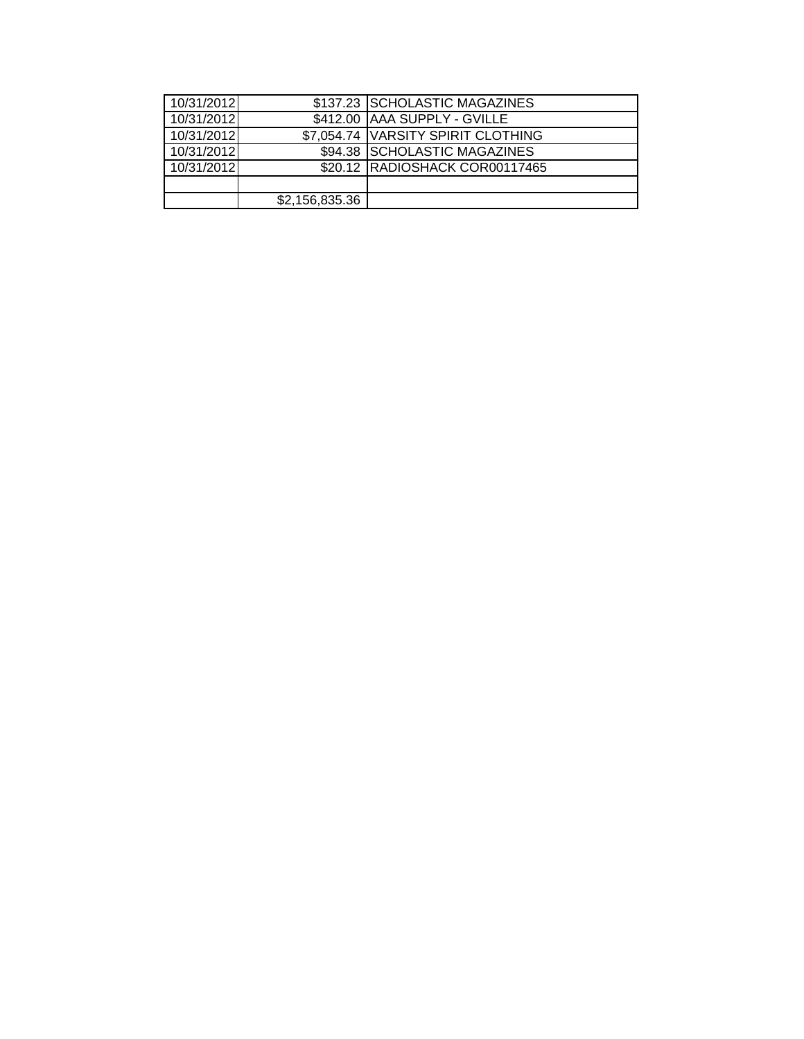| | | |
|---|---|---|
| 10/31/2012 | $137.23 | SCHOLASTIC MAGAZINES |
| 10/31/2012 | $412.00 | AAA SUPPLY - GVILLE |
| 10/31/2012 | $7,054.74 | VARSITY SPIRIT CLOTHING |
| 10/31/2012 | $94.38 | SCHOLASTIC MAGAZINES |
| 10/31/2012 | $20.12 | RADIOSHACK COR00117465 |
| | | |
| | $2,156,835.36 | |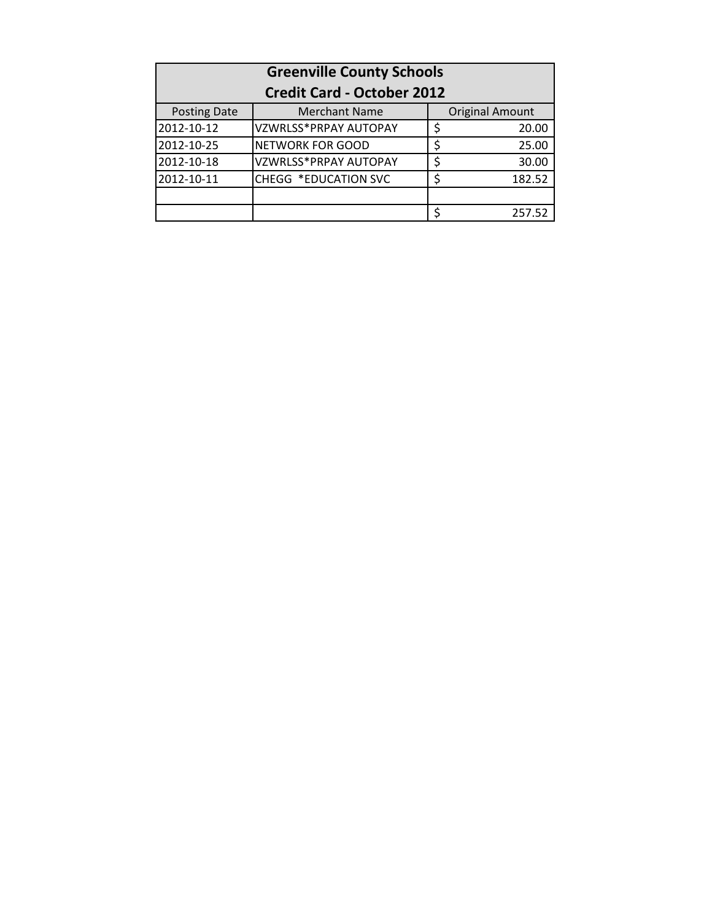| Greenville County Schools<br>Credit Card - October 2012 | | |
|---|---|---|
| Posting Date | Merchant Name | Original Amount |
| 2012-10-12 | VZWRLSS*PRPAY AUTOPAY | $ 20.00 |
| 2012-10-25 | NETWORK FOR GOOD | $ 25.00 |
| 2012-10-18 | VZWRLSS*PRPAY AUTOPAY | $ 30.00 |
| 2012-10-11 | CHEGG *EDUCATION SVC | $ 182.52 |
| | | |
| | | $ 257.52 |